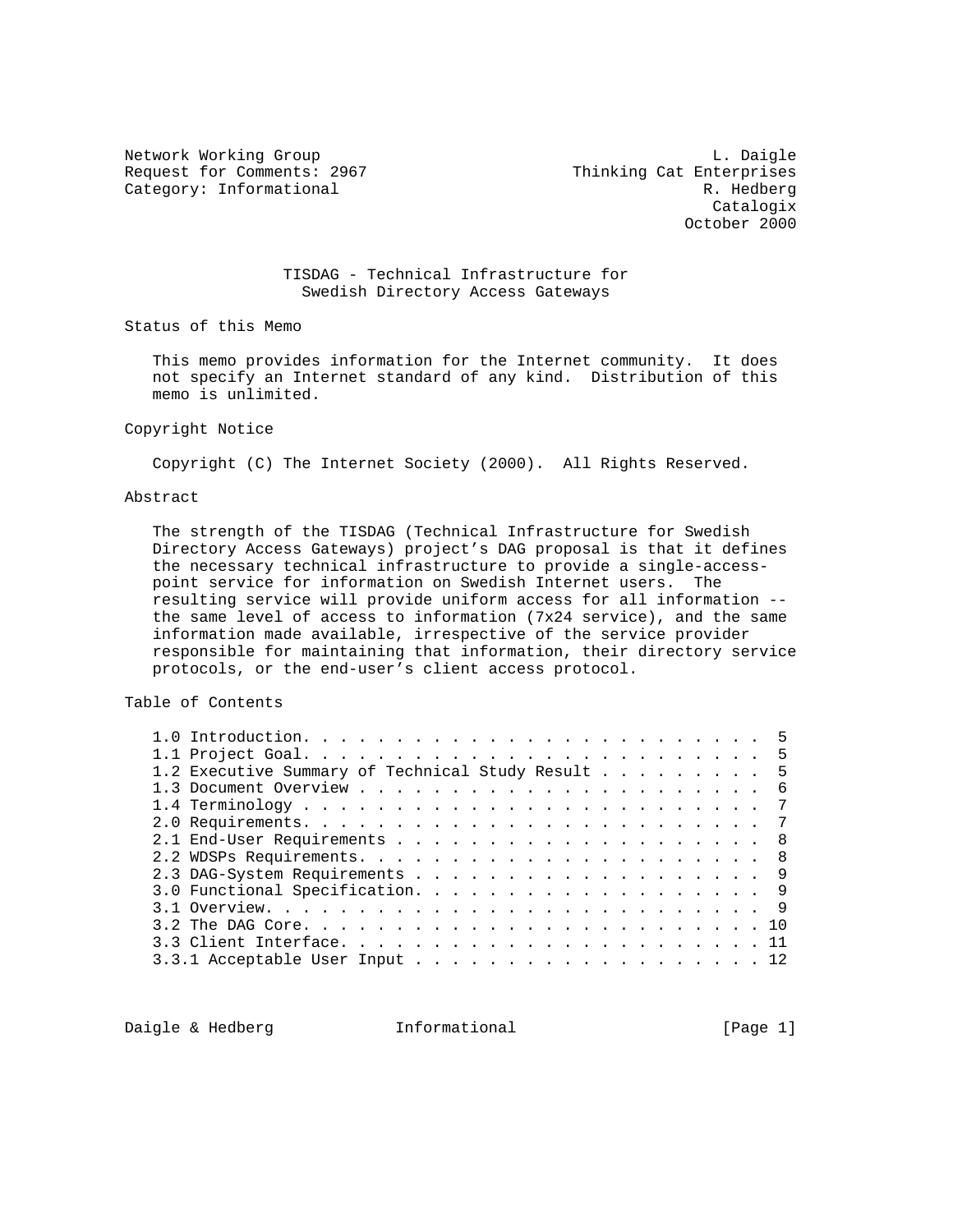Network Working Group L. Daigle
Request for Comments: 2967 Thinking Cat Enterprises
Category: Informational R. Hedberg
Catalogix
October 2000

# TISDAG - Technical Infrastructure for Swedish Directory Access Gateways

## Status of this Memo

This memo provides information for the Internet community. It does not specify an Internet standard of any kind. Distribution of this memo is unlimited.

## Copyright Notice

Copyright (C) The Internet Society (2000). All Rights Reserved.

## Abstract

The strength of the TISDAG (Technical Infrastructure for Swedish Directory Access Gateways) project's DAG proposal is that it defines the necessary technical infrastructure to provide a single-access-point service for information on Swedish Internet users. The resulting service will provide uniform access for all information -- the same level of access to information (7x24 service), and the same information made available, irrespective of the service provider responsible for maintaining that information, their directory service protocols, or the end-user's client access protocol.

## Table of Contents

```
1.0 Introduction. . . . . . . . . . . . . . . . . . . . . . . . .  5
1.1 Project Goal. . . . . . . . . . . . . . . . . . . . . . . . .  5
1.2 Executive Summary of Technical Study Result . . . . . . . . .  5
1.3 Document Overview . . . . . . . . . . . . . . . . . . . . . .  6
1.4 Terminology . . . . . . . . . . . . . . . . . . . . . . . . .  7
2.0 Requirements. . . . . . . . . . . . . . . . . . . . . . . . .  7
2.1 End-User Requirements . . . . . . . . . . . . . . . . . . . .  8
2.2 WDSPs Requirements. . . . . . . . . . . . . . . . . . . . . .  8
2.3 DAG-System Requirements . . . . . . . . . . . . . . . . . . .  9
3.0 Functional Specification. . . . . . . . . . . . . . . . . . .  9
3.1 Overview. . . . . . . . . . . . . . . . . . . . . . . . . . .  9
3.2 The DAG Core. . . . . . . . . . . . . . . . . . . . . . . . . 10
3.3 Client Interface. . . . . . . . . . . . . . . . . . . . . . . 11
3.3.1 Acceptable User Input . . . . . . . . . . . . . . . . . . . 12
```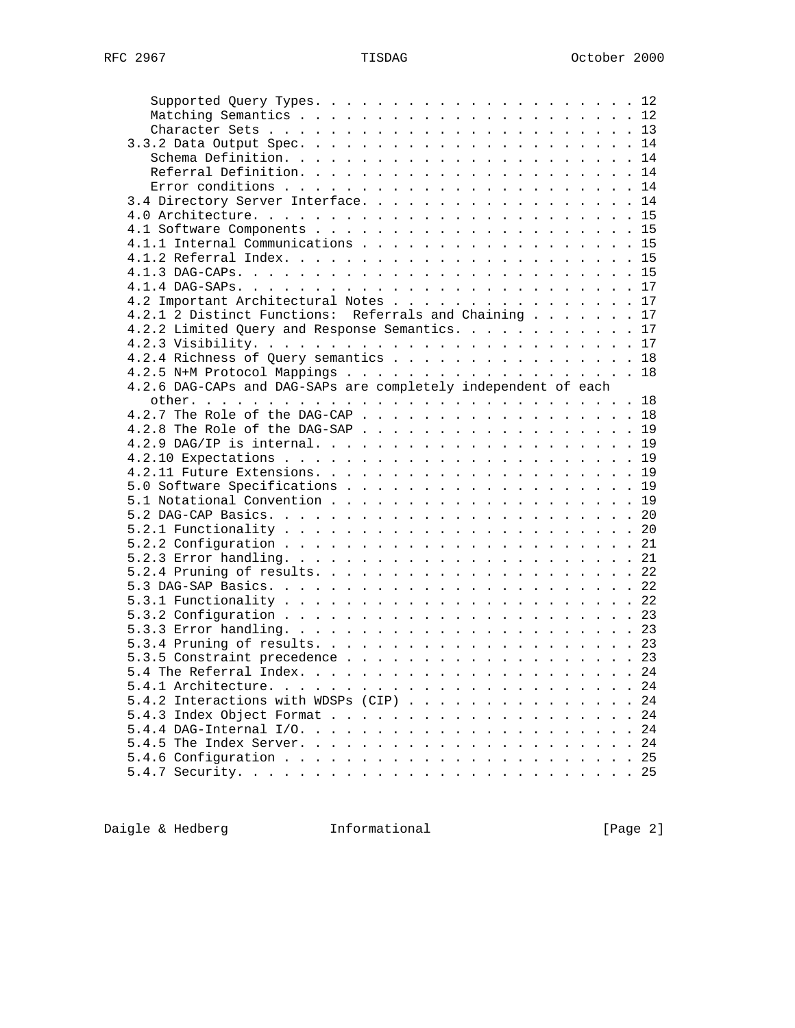```
      Supported Query Types. . . . . . . . . . . . . . . . . . . . . . 12
      Matching Semantics . . . . . . . . . . . . . . . . . . . . . . . 12
      Character Sets . . . . . . . . . . . . . . . . . . . . . . . . . 13
   3.3.2 Data Output Spec. . . . . . . . . . . . . . . . . . . . . . . 14
      Schema Definition. . . . . . . . . . . . . . . . . . . . . . . . 14
      Referral Definition. . . . . . . . . . . . . . . . . . . . . . . 14
      Error conditions . . . . . . . . . . . . . . . . . . . . . . . . 14
   3.4 Directory Server Interface. . . . . . . . . . . . . . . . . . . 14
   4.0 Architecture. . . . . . . . . . . . . . . . . . . . . . . . . . 15
   4.1 Software Components . . . . . . . . . . . . . . . . . . . . . . 15
   4.1.1 Internal Communications . . . . . . . . . . . . . . . . . . . 15
   4.1.2 Referral Index. . . . . . . . . . . . . . . . . . . . . . . . 15
   4.1.3 DAG-CAPs. . . . . . . . . . . . . . . . . . . . . . . . . . . 15
   4.1.4 DAG-SAPs. . . . . . . . . . . . . . . . . . . . . . . . . . . 17
   4.2 Important Architectural Notes . . . . . . . . . . . . . . . . . 17
   4.2.1 2 Distinct Functions:  Referrals and Chaining . . . . . . . . 17
   4.2.2 Limited Query and Response Semantics. . . . . . . . . . . . . 17
   4.2.3 Visibility. . . . . . . . . . . . . . . . . . . . . . . . . . 17
   4.2.4 Richness of Query semantics . . . . . . . . . . . . . . . . . 18
   4.2.5 N+M Protocol Mappings . . . . . . . . . . . . . . . . . . . . 18
   4.2.6 DAG-CAPs and DAG-SAPs are completely independent of each
      other. . . . . . . . . . . . . . . . . . . . . . . . . . . . . . 18
   4.2.7 The Role of the DAG-CAP . . . . . . . . . . . . . . . . . . . 18
   4.2.8 The Role of the DAG-SAP . . . . . . . . . . . . . . . . . . . 19
   4.2.9 DAG/IP is internal. . . . . . . . . . . . . . . . . . . . . . 19
   4.2.10 Expectations . . . . . . . . . . . . . . . . . . . . . . . . 19
   4.2.11 Future Extensions. . . . . . . . . . . . . . . . . . . . . . 19
   5.0 Software Specifications . . . . . . . . . . . . . . . . . . . . 19
   5.1 Notational Convention . . . . . . . . . . . . . . . . . . . . . 19
   5.2 DAG-CAP Basics. . . . . . . . . . . . . . . . . . . . . . . . . 20
   5.2.1 Functionality . . . . . . . . . . . . . . . . . . . . . . . . 20
   5.2.2 Configuration . . . . . . . . . . . . . . . . . . . . . . . . 21
   5.2.3 Error handling. . . . . . . . . . . . . . . . . . . . . . . . 21
   5.2.4 Pruning of results. . . . . . . . . . . . . . . . . . . . . . 22
   5.3 DAG-SAP Basics. . . . . . . . . . . . . . . . . . . . . . . . . 22
   5.3.1 Functionality . . . . . . . . . . . . . . . . . . . . . . . . 22
   5.3.2 Configuration . . . . . . . . . . . . . . . . . . . . . . . . 23
   5.3.3 Error handling. . . . . . . . . . . . . . . . . . . . . . . . 23
   5.3.4 Pruning of results. . . . . . . . . . . . . . . . . . . . . . 23
   5.3.5 Constraint precedence . . . . . . . . . . . . . . . . . . . . 23
   5.4 The Referral Index. . . . . . . . . . . . . . . . . . . . . . . 24
   5.4.1 Architecture. . . . . . . . . . . . . . . . . . . . . . . . . 24
   5.4.2 Interactions with WDSPs (CIP) . . . . . . . . . . . . . . . . 24
   5.4.3 Index Object Format . . . . . . . . . . . . . . . . . . . . . 24
   5.4.4 DAG-Internal I/O. . . . . . . . . . . . . . . . . . . . . . . 24
   5.4.5 The Index Server. . . . . . . . . . . . . . . . . . . . . . . 24
   5.4.6 Configuration . . . . . . . . . . . . . . . . . . . . . . . . 25
   5.4.7 Security. . . . . . . . . . . . . . . . . . . . . . . . . . . 25
```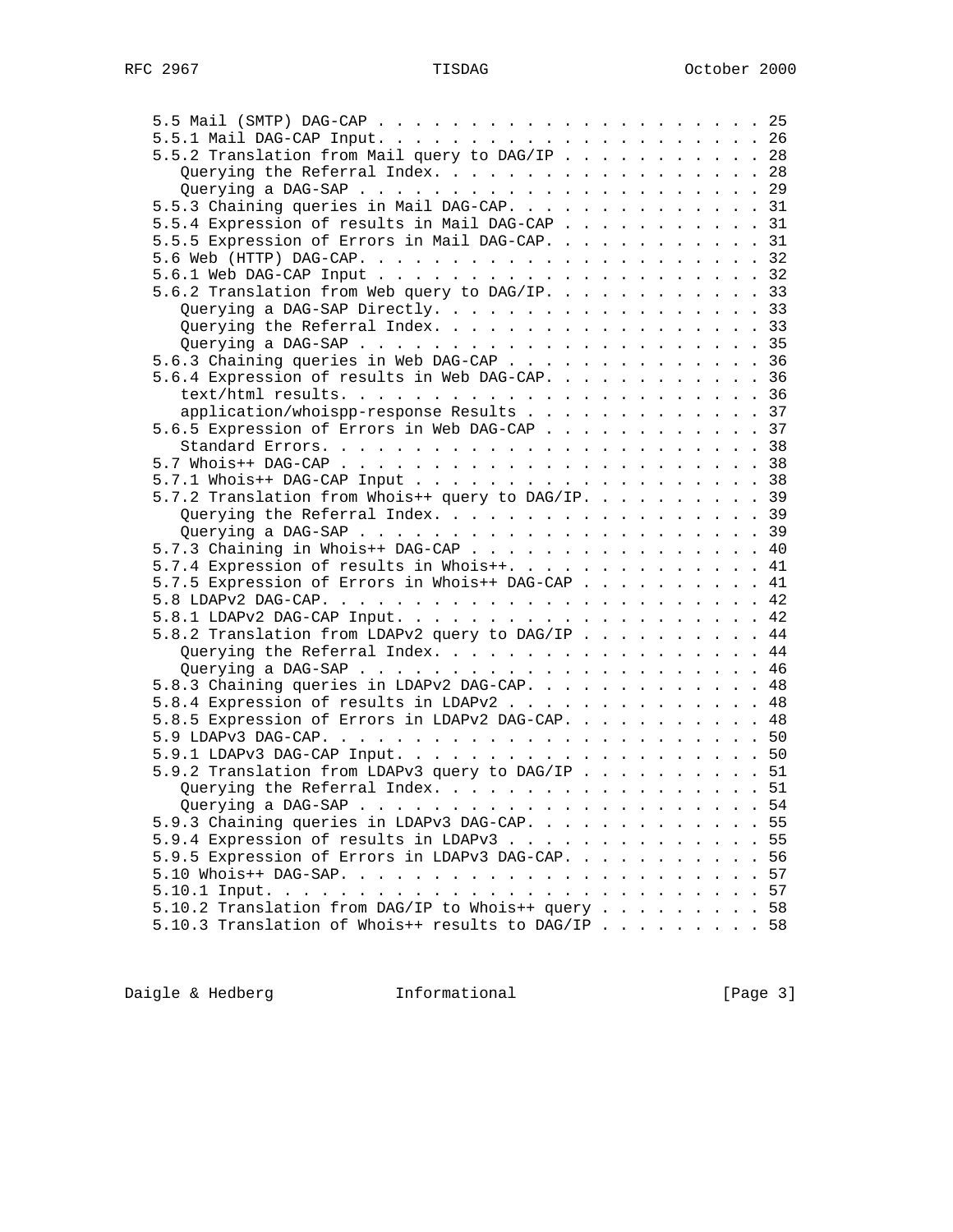```
   5.5 Mail (SMTP) DAG-CAP . . . . . . . . . . . . . . . . . . . . . . 25
   5.5.1 Mail DAG-CAP Input. . . . . . . . . . . . . . . . . . . . . . 26
   5.5.2 Translation from Mail query to DAG/IP . . . . . . . . . . . . 28
      Querying the Referral Index. . . . . . . . . . . . . . . . . . . 28
      Querying a DAG-SAP . . . . . . . . . . . . . . . . . . . . . . . 29
   5.5.3 Chaining queries in Mail DAG-CAP. . . . . . . . . . . . . . . 31
   5.5.4 Expression of results in Mail DAG-CAP . . . . . . . . . . . . 31
   5.5.5 Expression of Errors in Mail DAG-CAP. . . . . . . . . . . . . 31
   5.6 Web (HTTP) DAG-CAP. . . . . . . . . . . . . . . . . . . . . . . 32
   5.6.1 Web DAG-CAP Input . . . . . . . . . . . . . . . . . . . . . . 32
   5.6.2 Translation from Web query to DAG/IP. . . . . . . . . . . . . 33
      Querying a DAG-SAP Directly. . . . . . . . . . . . . . . . . . . 33
      Querying the Referral Index. . . . . . . . . . . . . . . . . . . 33
      Querying a DAG-SAP . . . . . . . . . . . . . . . . . . . . . . . 35
   5.6.3 Chaining queries in Web DAG-CAP . . . . . . . . . . . . . . . 36
   5.6.4 Expression of results in Web DAG-CAP. . . . . . . . . . . . . 36
      text/html results. . . . . . . . . . . . . . . . . . . . . . . . 36
      application/whoispp-response Results . . . . . . . . . . . . . . 37
   5.6.5 Expression of Errors in Web DAG-CAP . . . . . . . . . . . . . 37
      Standard Errors. . . . . . . . . . . . . . . . . . . . . . . . . 38
   5.7 Whois++ DAG-CAP . . . . . . . . . . . . . . . . . . . . . . . . 38
   5.7.1 Whois++ DAG-CAP Input . . . . . . . . . . . . . . . . . . . . 38
   5.7.2 Translation from Whois++ query to DAG/IP. . . . . . . . . . . 39
      Querying the Referral Index. . . . . . . . . . . . . . . . . . . 39
      Querying a DAG-SAP . . . . . . . . . . . . . . . . . . . . . . . 39
   5.7.3 Chaining in Whois++ DAG-CAP . . . . . . . . . . . . . . . . . 40
   5.7.4 Expression of results in Whois++. . . . . . . . . . . . . . . 41
   5.7.5 Expression of Errors in Whois++ DAG-CAP . . . . . . . . . . . 41
   5.8 LDAPv2 DAG-CAP. . . . . . . . . . . . . . . . . . . . . . . . . 42
   5.8.1 LDAPv2 DAG-CAP Input. . . . . . . . . . . . . . . . . . . . . 42
   5.8.2 Translation from LDAPv2 query to DAG/IP . . . . . . . . . . . 44
      Querying the Referral Index. . . . . . . . . . . . . . . . . . . 44
      Querying a DAG-SAP . . . . . . . . . . . . . . . . . . . . . . . 46
   5.8.3 Chaining queries in LDAPv2 DAG-CAP. . . . . . . . . . . . . . 48
   5.8.4 Expression of results in LDAPv2 . . . . . . . . . . . . . . . 48
   5.8.5 Expression of Errors in LDAPv2 DAG-CAP. . . . . . . . . . . . 48
   5.9 LDAPv3 DAG-CAP. . . . . . . . . . . . . . . . . . . . . . . . . 50
   5.9.1 LDAPv3 DAG-CAP Input. . . . . . . . . . . . . . . . . . . . . 50
   5.9.2 Translation from LDAPv3 query to DAG/IP . . . . . . . . . . . 51
      Querying the Referral Index. . . . . . . . . . . . . . . . . . . 51
      Querying a DAG-SAP . . . . . . . . . . . . . . . . . . . . . . . 54
   5.9.3 Chaining queries in LDAPv3 DAG-CAP. . . . . . . . . . . . . . 55
   5.9.4 Expression of results in LDAPv3 . . . . . . . . . . . . . . . 55
   5.9.5 Expression of Errors in LDAPv3 DAG-CAP. . . . . . . . . . . . 56
   5.10 Whois++ DAG-SAP. . . . . . . . . . . . . . . . . . . . . . . . 57
   5.10.1 Input. . . . . . . . . . . . . . . . . . . . . . . . . . . . 57
   5.10.2 Translation from DAG/IP to Whois++ query . . . . . . . . . . 58
   5.10.3 Translation of Whois++ results to DAG/IP . . . . . . . . . . 58
```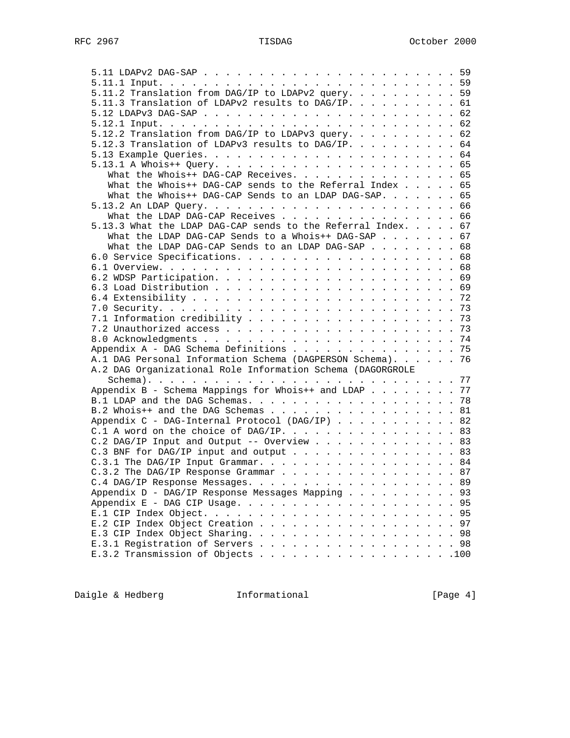```
   5.11 LDAPv2 DAG-SAP . . . . . . . . . . . . . . . . . . . . . . . . 59
   5.11.1 Input. . . . . . . . . . . . . . . . . . . . . . . . . . . . 59
   5.11.2 Translation from DAG/IP to LDAPv2 query. . . . . . . . . . . 59
   5.11.3 Translation of LDAPv2 results to DAG/IP. . . . . . . . . . . 61
   5.12 LDAPv3 DAG-SAP . . . . . . . . . . . . . . . . . . . . . . . . 62
   5.12.1 Input. . . . . . . . . . . . . . . . . . . . . . . . . . . . 62
   5.12.2 Translation from DAG/IP to LDAPv3 query. . . . . . . . . . . 62
   5.12.3 Translation of LDAPv3 results to DAG/IP. . . . . . . . . . . 64
   5.13 Example Queries. . . . . . . . . . . . . . . . . . . . . . . . 64
   5.13.1 A Whois++ Query. . . . . . . . . . . . . . . . . . . . . . . 65
      What the Whois++ DAG-CAP Receives. . . . . . . . . . . . . . . . 65
      What the Whois++ DAG-CAP sends to the Referral Index . . . . . . 65
      What the Whois++ DAG-CAP Sends to an LDAP DAG-SAP. . . . . . . . 65
   5.13.2 An LDAP Query. . . . . . . . . . . . . . . . . . . . . . . . 66
      What the LDAP DAG-CAP Receives . . . . . . . . . . . . . . . . . 66
   5.13.3 What the LDAP DAG-CAP sends to the Referral Index. . . . . . 67
      What the LDAP DAG-CAP Sends to a Whois++ DAG-SAP . . . . . . . . 67
      What the LDAP DAG-CAP Sends to an LDAP DAG-SAP . . . . . . . . . 68
   6.0 Service Specifications. . . . . . . . . . . . . . . . . . . . . 68
   6.1 Overview. . . . . . . . . . . . . . . . . . . . . . . . . . . . 68
   6.2 WDSP Participation. . . . . . . . . . . . . . . . . . . . . . . 69
   6.3 Load Distribution . . . . . . . . . . . . . . . . . . . . . . . 69
   6.4 Extensibility . . . . . . . . . . . . . . . . . . . . . . . . . 72
   7.0 Security. . . . . . . . . . . . . . . . . . . . . . . . . . . . 73
   7.1 Information credibility . . . . . . . . . . . . . . . . . . . . 73
   7.2 Unauthorized access . . . . . . . . . . . . . . . . . . . . . . 73
   8.0 Acknowledgments . . . . . . . . . . . . . . . . . . . . . . . . 74
   Appendix A - DAG Schema Definitions . . . . . . . . . . . . . . . . 75
   A.1 DAG Personal Information Schema (DAGPERSON Schema). . . . . . . 76
   A.2 DAG Organizational Role Information Schema (DAGORGROLE
      Schema). . . . . . . . . . . . . . . . . . . . . . . . . . . . . 77
   Appendix B - Schema Mappings for Whois++ and LDAP . . . . . . . . . 77
   B.1 LDAP and the DAG Schemas. . . . . . . . . . . . . . . . . . . . 78
   B.2 Whois++ and the DAG Schemas . . . . . . . . . . . . . . . . . . 81
   Appendix C - DAG-Internal Protocol (DAG/IP) . . . . . . . . . . . . 82
   C.1 A word on the choice of DAG/IP. . . . . . . . . . . . . . . . . 83
   C.2 DAG/IP Input and Output -- Overview . . . . . . . . . . . . . . 83
   C.3 BNF for DAG/IP input and output . . . . . . . . . . . . . . . . 83
   C.3.1 The DAG/IP Input Grammar. . . . . . . . . . . . . . . . . . . 84
   C.3.2 The DAG/IP Response Grammar . . . . . . . . . . . . . . . . . 87
   C.4 DAG/IP Response Messages. . . . . . . . . . . . . . . . . . . . 89
   Appendix D - DAG/IP Response Messages Mapping . . . . . . . . . . . 93
   Appendix E - DAG CIP Usage. . . . . . . . . . . . . . . . . . . . . 95
   E.1 CIP Index Object. . . . . . . . . . . . . . . . . . . . . . . . 95
   E.2 CIP Index Object Creation . . . . . . . . . . . . . . . . . . . 97
   E.3 CIP Index Object Sharing. . . . . . . . . . . . . . . . . . . . 98
   E.3.1 Registration of Servers . . . . . . . . . . . . . . . . . . . 98
   E.3.2 Transmission of Objects . . . . . . . . . . . . . . . . . . .100
```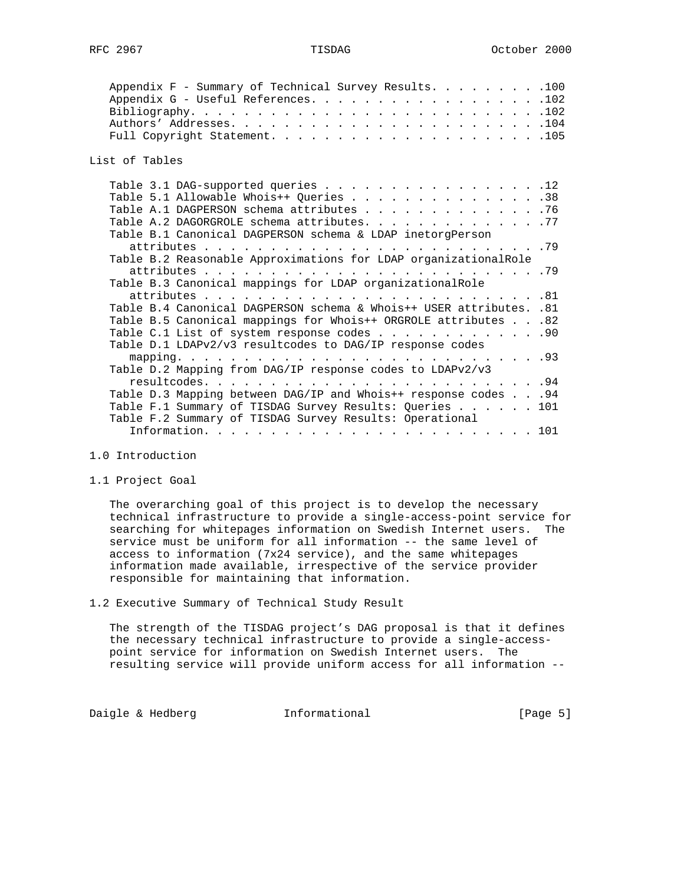Appendix F - Summary of Technical Survey Results. . . . . . . . .100
Appendix G - Useful References. . . . . . . . . . . . . . . . . .102
Bibliography. . . . . . . . . . . . . . . . . . . . . . . . . . .102
Authors' Addresses. . . . . . . . . . . . . . . . . . . . . . . .104
Full Copyright Statement. . . . . . . . . . . . . . . . . . . . .105

List of Tables

Table 3.1 DAG-supported queries . . . . . . . . . . . . . . . . .12
Table 5.1 Allowable Whois++ Queries . . . . . . . . . . . . . . .38
Table A.1 DAGPERSON schema attributes . . . . . . . . . . . . . .76
Table A.2 DAGORGROLE schema attributes. . . . . . . . . . . . . .77
Table B.1 Canonical DAGPERSON schema & LDAP inetorgPerson attributes . . . . . . . . . . . . . . . . . . . . . . . . .79
Table B.2 Reasonable Approximations for LDAP organizationalRole attributes . . . . . . . . . . . . . . . . . . . . . . . . .79
Table B.3 Canonical mappings for LDAP organizationalRole attributes . . . . . . . . . . . . . . . . . . . . . . . . .81
Table B.4 Canonical DAGPERSON schema & Whois++ USER attributes. .81
Table B.5 Canonical mappings for Whois++ ORGROLE attributes . . .82
Table C.1 List of system response codes . . . . . . . . . . . . .90
Table D.1 LDAPv2/v3 resultcodes to DAG/IP response codes mapping. . . . . . . . . . . . . . . . . . . . . . . . . . .93
Table D.2 Mapping from DAG/IP response codes to LDAPv2/v3 resultcodes. . . . . . . . . . . . . . . . . . . . . . . . .94
Table D.3 Mapping between DAG/IP and Whois++ response codes . . .94
Table F.1 Summary of TISDAG Survey Results: Queries . . . . . . 101
Table F.2 Summary of TISDAG Survey Results: Operational Information. . . . . . . . . . . . . . . . . . . . . . . . 101

# 1.0 Introduction

## 1.1 Project Goal

The overarching goal of this project is to develop the necessary technical infrastructure to provide a single-access-point service for searching for whitepages information on Swedish Internet users. The service must be uniform for all information -- the same level of access to information (7x24 service), and the same whitepages information made available, irrespective of the service provider responsible for maintaining that information.

## 1.2 Executive Summary of Technical Study Result

The strength of the TISDAG project's DAG proposal is that it defines the necessary technical infrastructure to provide a single-access-point service for information on Swedish Internet users. The resulting service will provide uniform access for all information --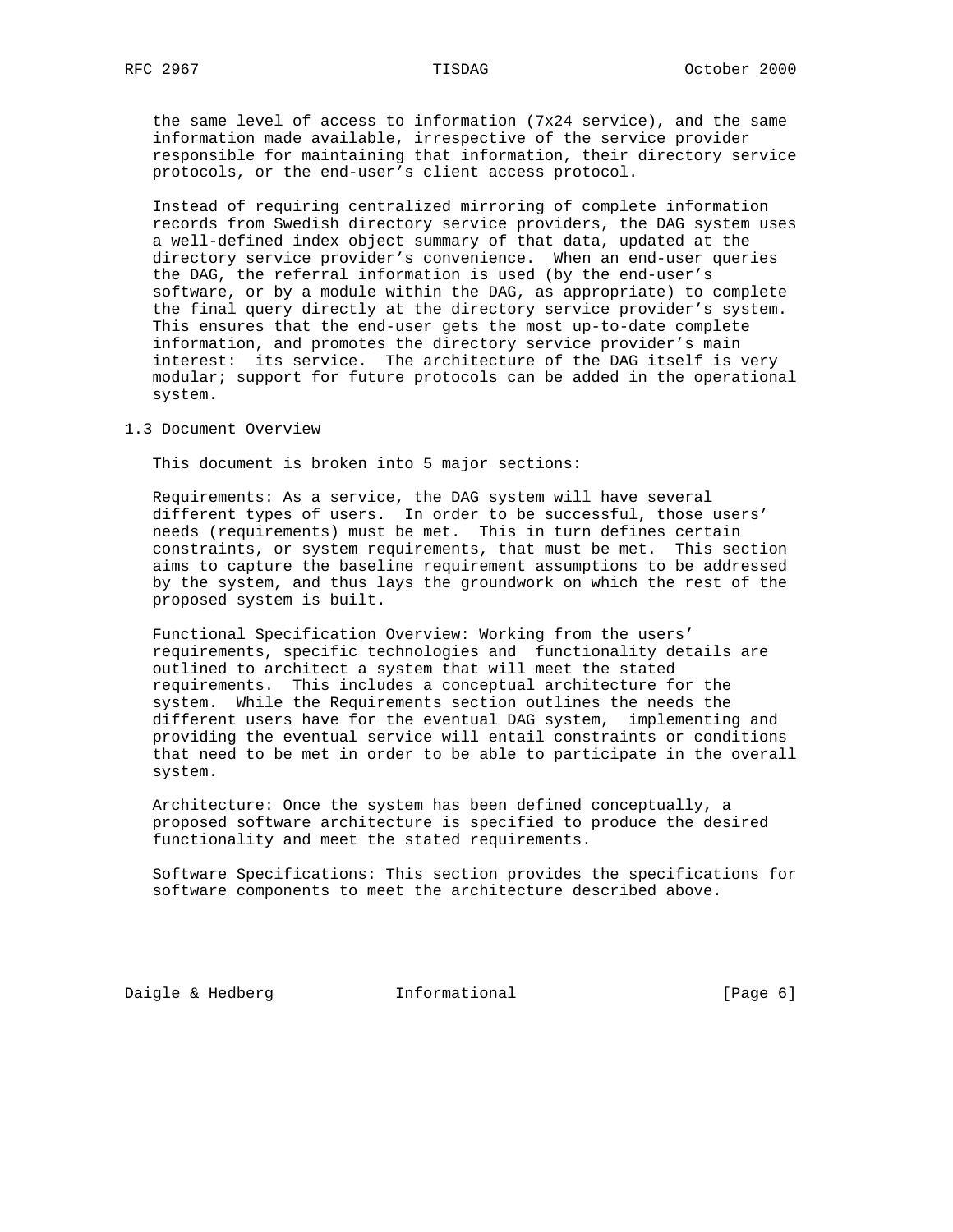the same level of access to information (7x24 service), and the same information made available, irrespective of the service provider responsible for maintaining that information, their directory service protocols, or the end-user's client access protocol.

Instead of requiring centralized mirroring of complete information records from Swedish directory service providers, the DAG system uses a well-defined index object summary of that data, updated at the directory service provider's convenience. When an end-user queries the DAG, the referral information is used (by the end-user's software, or by a module within the DAG, as appropriate) to complete the final query directly at the directory service provider's system. This ensures that the end-user gets the most up-to-date complete information, and promotes the directory service provider's main interest: its service. The architecture of the DAG itself is very modular; support for future protocols can be added in the operational system.

## 1.3 Document Overview

This document is broken into 5 major sections:

Requirements: As a service, the DAG system will have several different types of users. In order to be successful, those users' needs (requirements) must be met. This in turn defines certain constraints, or system requirements, that must be met. This section aims to capture the baseline requirement assumptions to be addressed by the system, and thus lays the groundwork on which the rest of the proposed system is built.

Functional Specification Overview: Working from the users' requirements, specific technologies and functionality details are outlined to architect a system that will meet the stated requirements. This includes a conceptual architecture for the system. While the Requirements section outlines the needs the different users have for the eventual DAG system, implementing and providing the eventual service will entail constraints or conditions that need to be met in order to be able to participate in the overall system.

Architecture: Once the system has been defined conceptually, a proposed software architecture is specified to produce the desired functionality and meet the stated requirements.

Software Specifications: This section provides the specifications for software components to meet the architecture described above.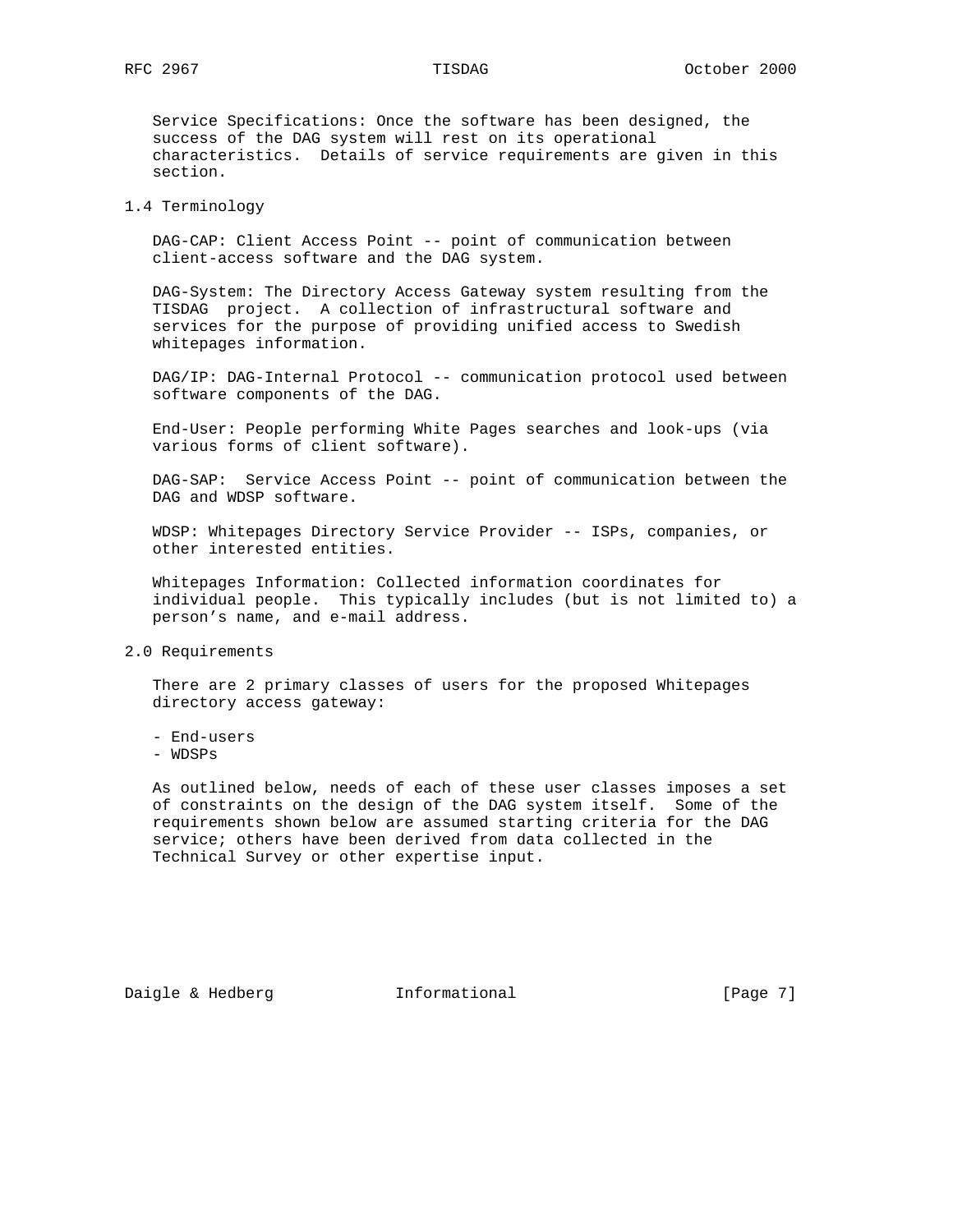Service Specifications: Once the software has been designed, the success of the DAG system will rest on its operational characteristics. Details of service requirements are given in this section.

## 1.4 Terminology

DAG-CAP: Client Access Point -- point of communication between client-access software and the DAG system.

DAG-System: The Directory Access Gateway system resulting from the TISDAG project. A collection of infrastructural software and services for the purpose of providing unified access to Swedish whitepages information.

DAG/IP: DAG-Internal Protocol -- communication protocol used between software components of the DAG.

End-User: People performing White Pages searches and look-ups (via various forms of client software).

DAG-SAP: Service Access Point -- point of communication between the DAG and WDSP software.

WDSP: Whitepages Directory Service Provider -- ISPs, companies, or other interested entities.

Whitepages Information: Collected information coordinates for individual people. This typically includes (but is not limited to) a person’s name, and e-mail address.

# 2.0 Requirements

There are 2 primary classes of users for the proposed Whitepages directory access gateway:

- End-users
- WDSPs

As outlined below, needs of each of these user classes imposes a set of constraints on the design of the DAG system itself. Some of the requirements shown below are assumed starting criteria for the DAG service; others have been derived from data collected in the Technical Survey or other expertise input.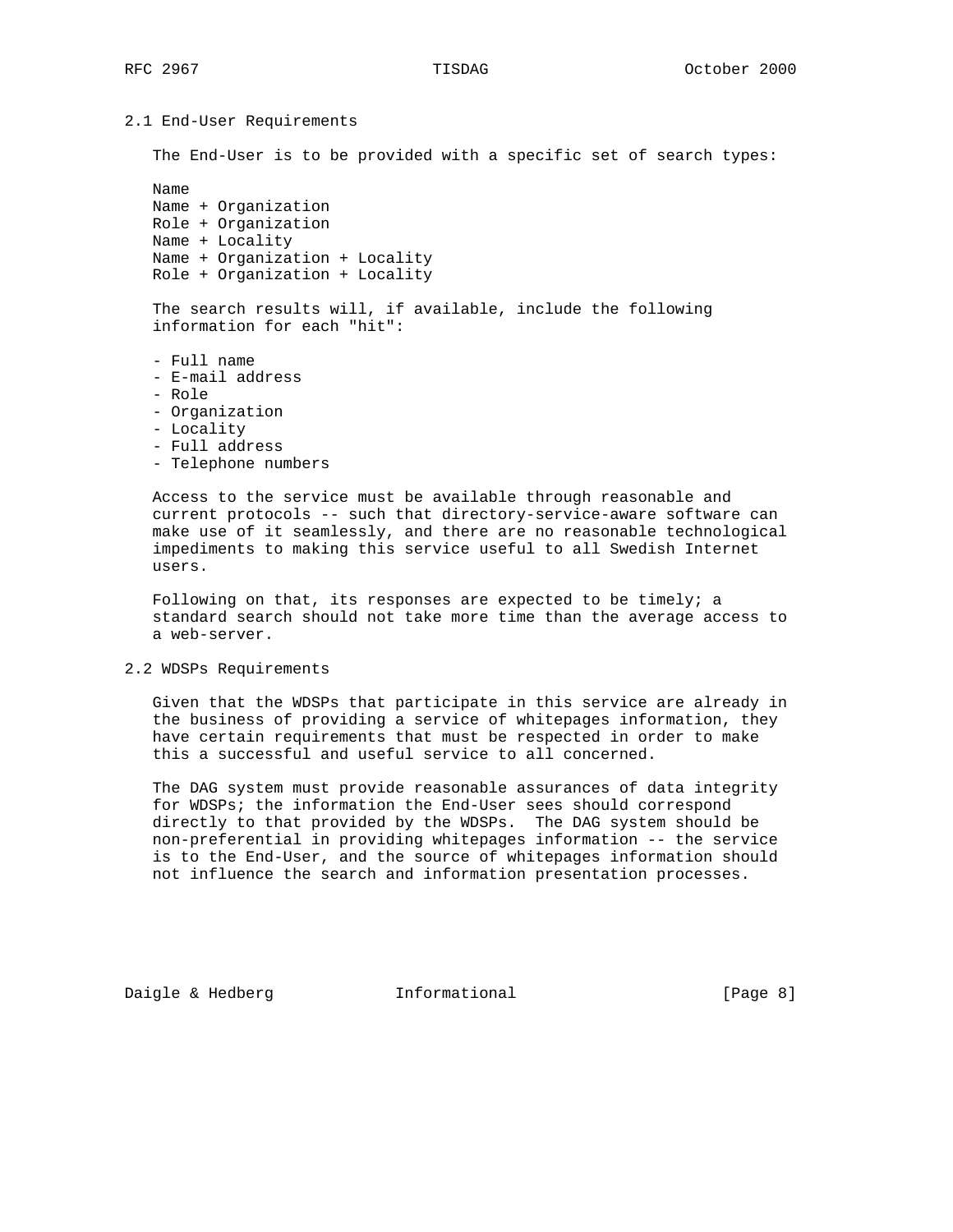### 2.1 End-User Requirements

The End-User is to be provided with a specific set of search types:

Name
Name + Organization
Role + Organization
Name + Locality
Name + Organization + Locality
Role + Organization + Locality

The search results will, if available, include the following information for each "hit":

- Full name
- E-mail address
- Role
- Organization
- Locality
- Full address
- Telephone numbers

Access to the service must be available through reasonable and current protocols -- such that directory-service-aware software can make use of it seamlessly, and there are no reasonable technological impediments to making this service useful to all Swedish Internet users.

Following on that, its responses are expected to be timely; a standard search should not take more time than the average access to a web-server.

### 2.2 WDSPs Requirements

Given that the WDSPs that participate in this service are already in the business of providing a service of whitepages information, they have certain requirements that must be respected in order to make this a successful and useful service to all concerned.

The DAG system must provide reasonable assurances of data integrity for WDSPs; the information the End-User sees should correspond directly to that provided by the WDSPs. The DAG system should be non-preferential in providing whitepages information -- the service is to the End-User, and the source of whitepages information should not influence the search and information presentation processes.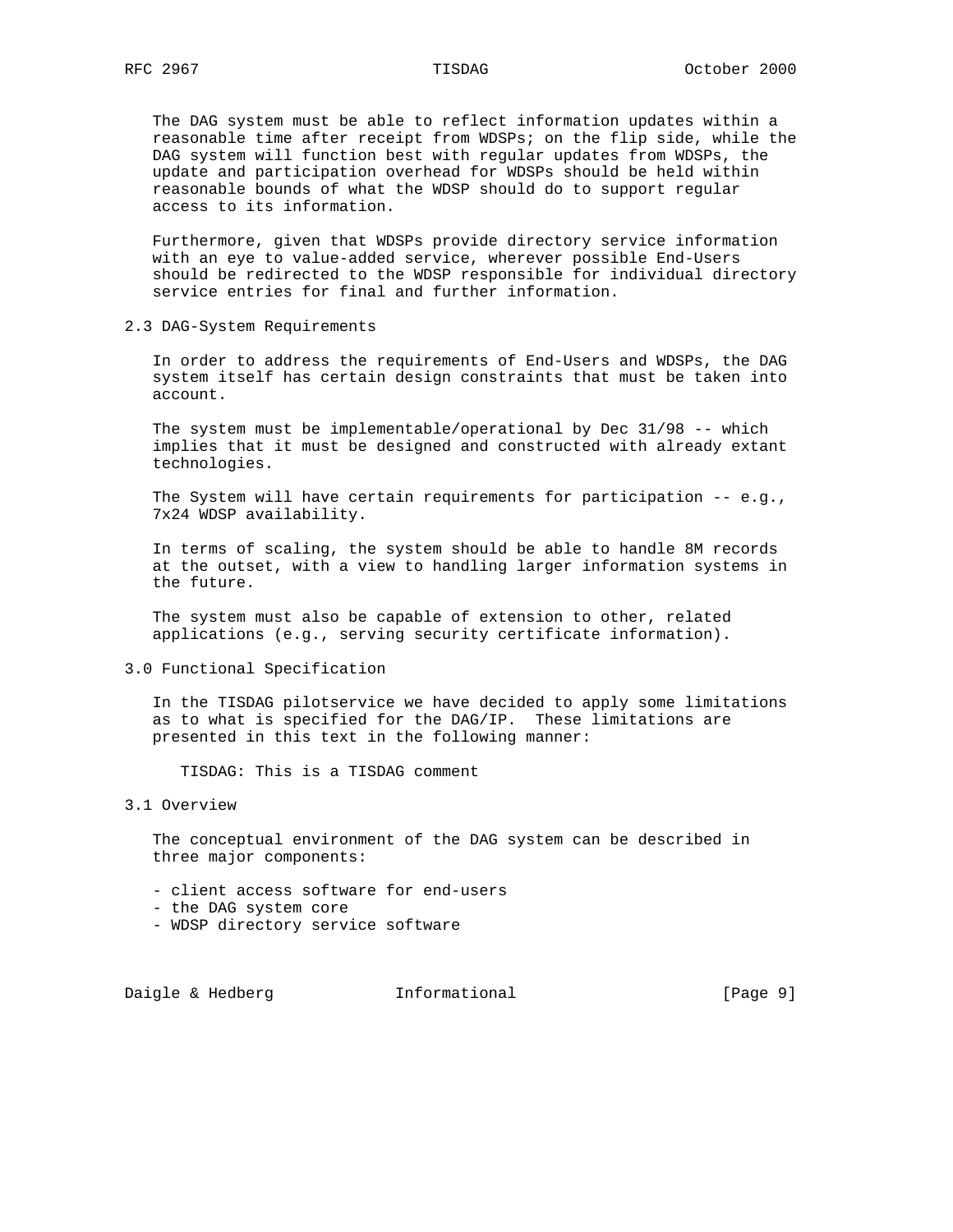The DAG system must be able to reflect information updates within a reasonable time after receipt from WDSPs; on the flip side, while the DAG system will function best with regular updates from WDSPs, the update and participation overhead for WDSPs should be held within reasonable bounds of what the WDSP should do to support regular access to its information.

Furthermore, given that WDSPs provide directory service information with an eye to value-added service, wherever possible End-Users should be redirected to the WDSP responsible for individual directory service entries for final and further information.

## 2.3 DAG-System Requirements

In order to address the requirements of End-Users and WDSPs, the DAG system itself has certain design constraints that must be taken into account.

The system must be implementable/operational by Dec 31/98 -- which implies that it must be designed and constructed with already extant technologies.

The System will have certain requirements for participation -- e.g., 7x24 WDSP availability.

In terms of scaling, the system should be able to handle 8M records at the outset, with a view to handling larger information systems in the future.

The system must also be capable of extension to other, related applications (e.g., serving security certificate information).

# 3.0 Functional Specification

In the TISDAG pilotservice we have decided to apply some limitations as to what is specified for the DAG/IP. These limitations are presented in this text in the following manner:

> TISDAG: This is a TISDAG comment

## 3.1 Overview

The conceptual environment of the DAG system can be described in three major components:

- client access software for end-users
- the DAG system core
- WDSP directory service software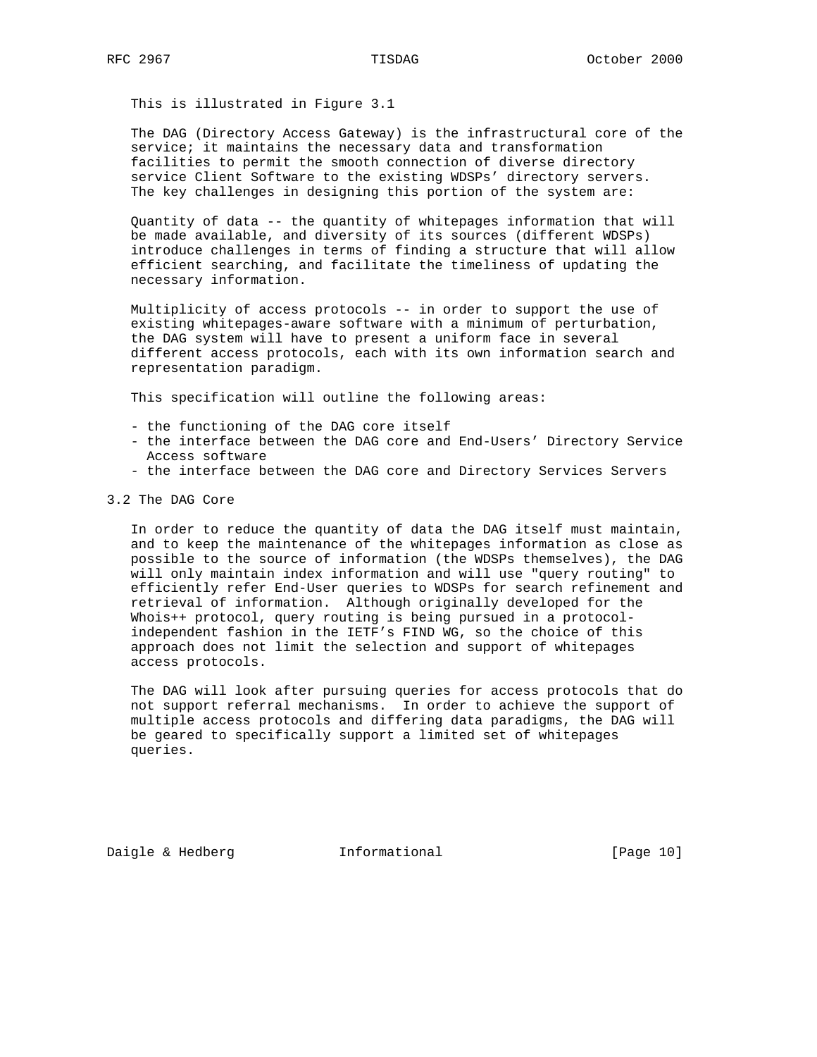This is illustrated in Figure 3.1

The DAG (Directory Access Gateway) is the infrastructural core of the service; it maintains the necessary data and transformation facilities to permit the smooth connection of diverse directory service Client Software to the existing WDSPs' directory servers. The key challenges in designing this portion of the system are:

Quantity of data -- the quantity of whitepages information that will be made available, and diversity of its sources (different WDSPs) introduce challenges in terms of finding a structure that will allow efficient searching, and facilitate the timeliness of updating the necessary information.

Multiplicity of access protocols -- in order to support the use of existing whitepages-aware software with a minimum of perturbation, the DAG system will have to present a uniform face in several different access protocols, each with its own information search and representation paradigm.

This specification will outline the following areas:

- the functioning of the DAG core itself
- the interface between the DAG core and End-Users' Directory Service Access software
- the interface between the DAG core and Directory Services Servers

## 3.2 The DAG Core

In order to reduce the quantity of data the DAG itself must maintain, and to keep the maintenance of the whitepages information as close as possible to the source of information (the WDSPs themselves), the DAG will only maintain index information and will use "query routing" to efficiently refer End-User queries to WDSPs for search refinement and retrieval of information. Although originally developed for the Whois++ protocol, query routing is being pursued in a protocol-independent fashion in the IETF's FIND WG, so the choice of this approach does not limit the selection and support of whitepages access protocols.

The DAG will look after pursuing queries for access protocols that do not support referral mechanisms. In order to achieve the support of multiple access protocols and differing data paradigms, the DAG will be geared to specifically support a limited set of whitepages queries.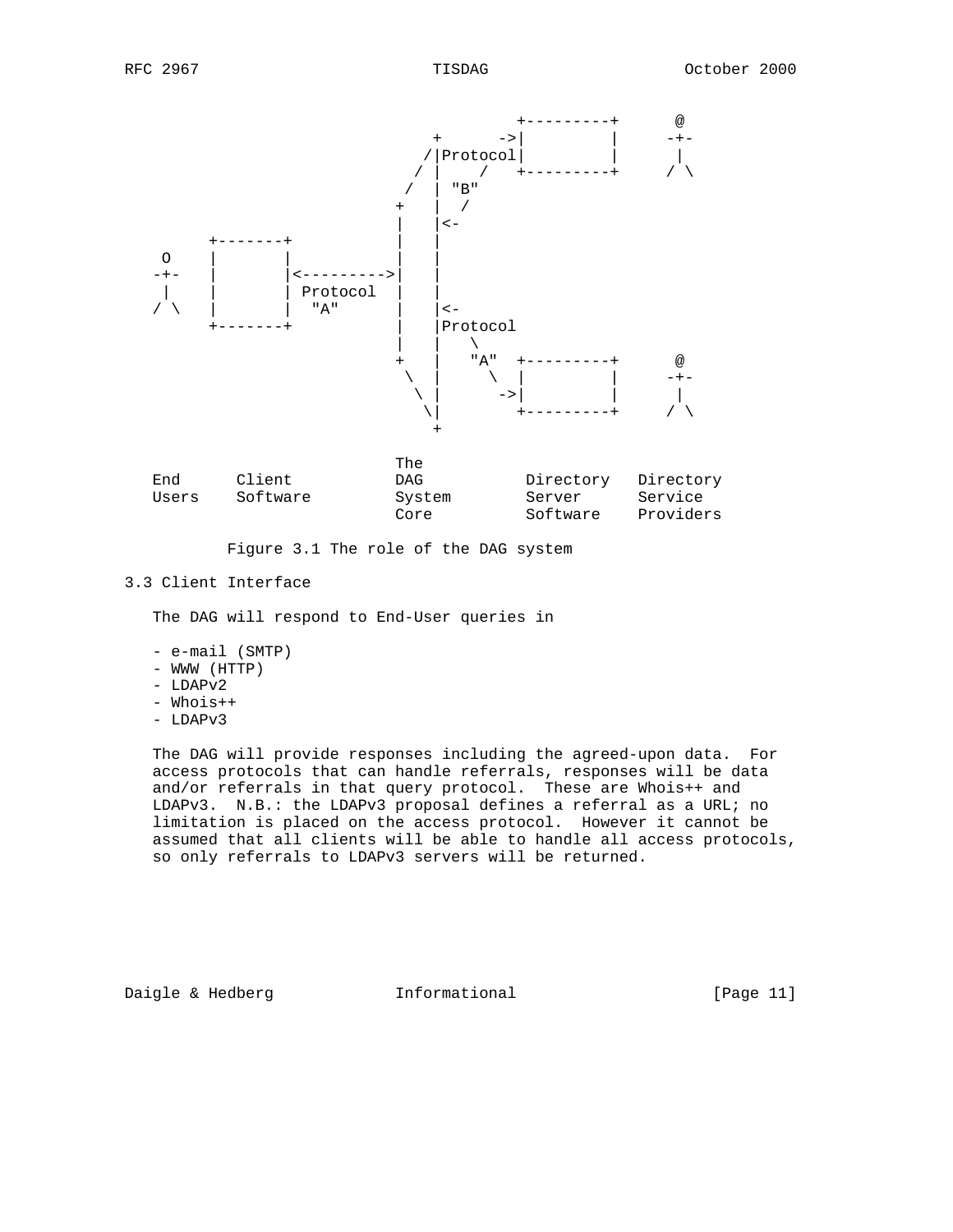```
                                          +---------+      @
                                   +      ->|         |     -+-
                                  /|Protocol|         |      |
                                 / |    /   +---------+     / \
                                /  | "B"
                               +   |  /
                               |   |<-
        +-------+              |   |
    O   |       |              |   |
   -+-  |       |<--------->|   |
    |   |       | Protocol     |   |
   / \  |       |  "A"         |   |<-
        +-------+              |   |Protocol
                               |   |   \
                               +   |   "A"  +---------+      @
                                \  |     \  |         |     -+-
                                 \ |      ->|         |      |
                                  \|        +---------+     / \
                                   +

                               The
   End      Client             DAG           Directory   Directory
   Users    Software           System        Server      Service
                               Core          Software    Providers
```

Figure 3.1 The role of the DAG system

## 3.3 Client Interface

The DAG will respond to End-User queries in

- e-mail (SMTP)
- WWW (HTTP)
- LDAPv2
- Whois++
- LDAPv3

The DAG will provide responses including the agreed-upon data. For access protocols that can handle referrals, responses will be data and/or referrals in that query protocol. These are Whois++ and LDAPv3. N.B.: the LDAPv3 proposal defines a referral as a URL; no limitation is placed on the access protocol. However it cannot be assumed that all clients will be able to handle all access protocols, so only referrals to LDAPv3 servers will be returned.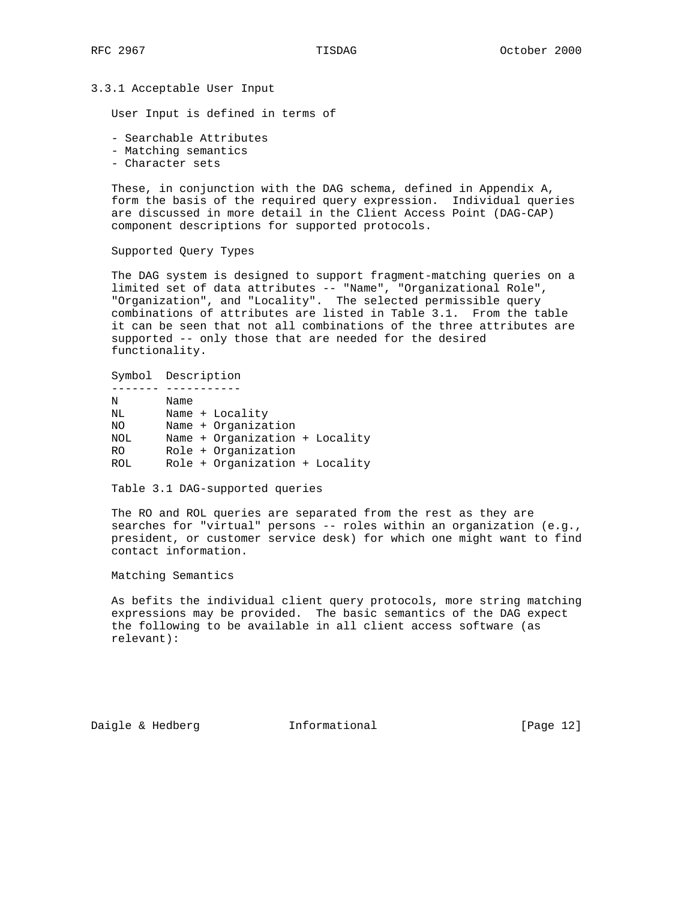### 3.3.1 Acceptable User Input

User Input is defined in terms of

- Searchable Attributes
- Matching semantics
- Character sets

These, in conjunction with the DAG schema, defined in Appendix A, form the basis of the required query expression. Individual queries are discussed in more detail in the Client Access Point (DAG-CAP) component descriptions for supported protocols.

Supported Query Types

The DAG system is designed to support fragment-matching queries on a limited set of data attributes -- "Name", "Organizational Role", "Organization", and "Locality". The selected permissible query combinations of attributes are listed in Table 3.1. From the table it can be seen that not all combinations of the three attributes are supported -- only those that are needed for the desired functionality.

| Symbol | Description |
| --- | --- |
| N | Name |
| NL | Name + Locality |
| NO | Name + Organization |
| NOL | Name + Organization + Locality |
| RO | Role + Organization |
| ROL | Role + Organization + Locality |

Table 3.1 DAG-supported queries

The RO and ROL queries are separated from the rest as they are searches for "virtual" persons -- roles within an organization (e.g., president, or customer service desk) for which one might want to find contact information.

Matching Semantics

As befits the individual client query protocols, more string matching expressions may be provided. The basic semantics of the DAG expect the following to be available in all client access software (as relevant):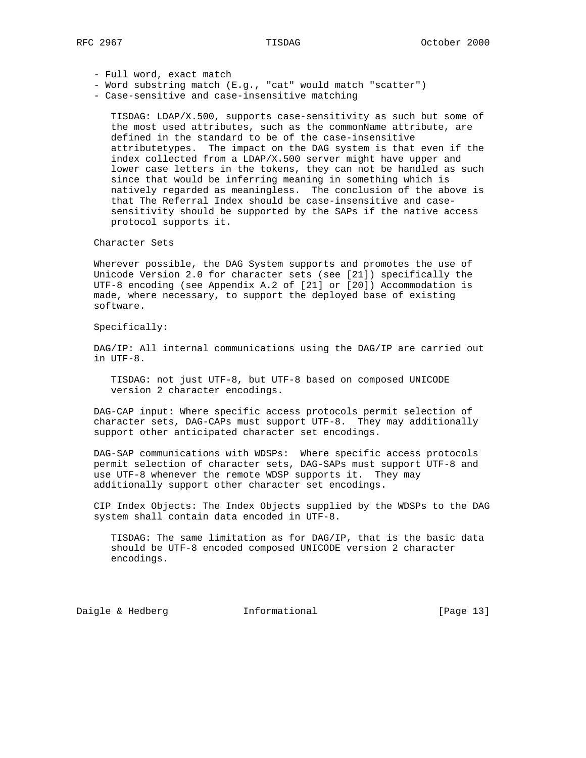- Full word, exact match
- Word substring match (E.g., "cat" would match "scatter")
- Case-sensitive and case-insensitive matching

  TISDAG: LDAP/X.500, supports case-sensitivity as such but some of the most used attributes, such as the commonName attribute, are defined in the standard to be of the case-insensitive attributetypes. The impact on the DAG system is that even if the index collected from a LDAP/X.500 server might have upper and lower case letters in the tokens, they can not be handled as such since that would be inferring meaning in something which is natively regarded as meaningless. The conclusion of the above is that The Referral Index should be case-insensitive and case-sensitivity should be supported by the SAPs if the native access protocol supports it.

Character Sets

Wherever possible, the DAG System supports and promotes the use of Unicode Version 2.0 for character sets (see [21]) specifically the UTF-8 encoding (see Appendix A.2 of [21] or [20]) Accommodation is made, where necessary, to support the deployed base of existing software.

Specifically:

DAG/IP: All internal communications using the DAG/IP are carried out in UTF-8.

  TISDAG: not just UTF-8, but UTF-8 based on composed UNICODE version 2 character encodings.

DAG-CAP input: Where specific access protocols permit selection of character sets, DAG-CAPs must support UTF-8. They may additionally support other anticipated character set encodings.

DAG-SAP communications with WDSPs: Where specific access protocols permit selection of character sets, DAG-SAPs must support UTF-8 and use UTF-8 whenever the remote WDSP supports it. They may additionally support other character set encodings.

CIP Index Objects: The Index Objects supplied by the WDSPs to the DAG system shall contain data encoded in UTF-8.

  TISDAG: The same limitation as for DAG/IP, that is the basic data should be UTF-8 encoded composed UNICODE version 2 character encodings.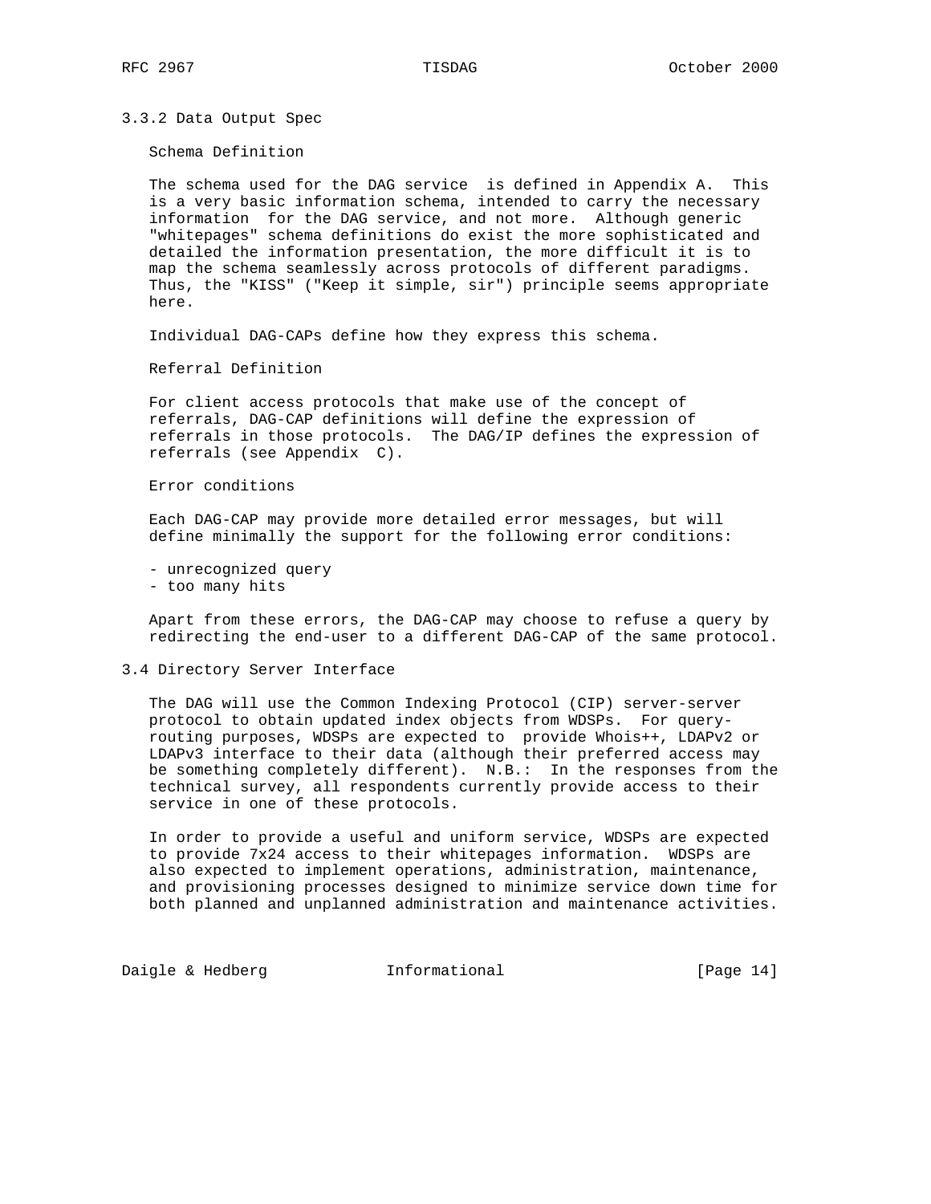### 3.3.2 Data Output Spec

Schema Definition

The schema used for the DAG service is defined in Appendix A. This is a very basic information schema, intended to carry the necessary information for the DAG service, and not more. Although generic "whitepages" schema definitions do exist the more sophisticated and detailed the information presentation, the more difficult it is to map the schema seamlessly across protocols of different paradigms. Thus, the "KISS" ("Keep it simple, sir") principle seems appropriate here.

Individual DAG-CAPs define how they express this schema.

Referral Definition

For client access protocols that make use of the concept of referrals, DAG-CAP definitions will define the expression of referrals in those protocols. The DAG/IP defines the expression of referrals (see Appendix C).

Error conditions

Each DAG-CAP may provide more detailed error messages, but will define minimally the support for the following error conditions:

- unrecognized query
- too many hits

Apart from these errors, the DAG-CAP may choose to refuse a query by redirecting the end-user to a different DAG-CAP of the same protocol.

### 3.4 Directory Server Interface

The DAG will use the Common Indexing Protocol (CIP) server-server protocol to obtain updated index objects from WDSPs. For query-routing purposes, WDSPs are expected to provide Whois++, LDAPv2 or LDAPv3 interface to their data (although their preferred access may be something completely different). N.B.: In the responses from the technical survey, all respondents currently provide access to their service in one of these protocols.

In order to provide a useful and uniform service, WDSPs are expected to provide 7x24 access to their whitepages information. WDSPs are also expected to implement operations, administration, maintenance, and provisioning processes designed to minimize service down time for both planned and unplanned administration and maintenance activities.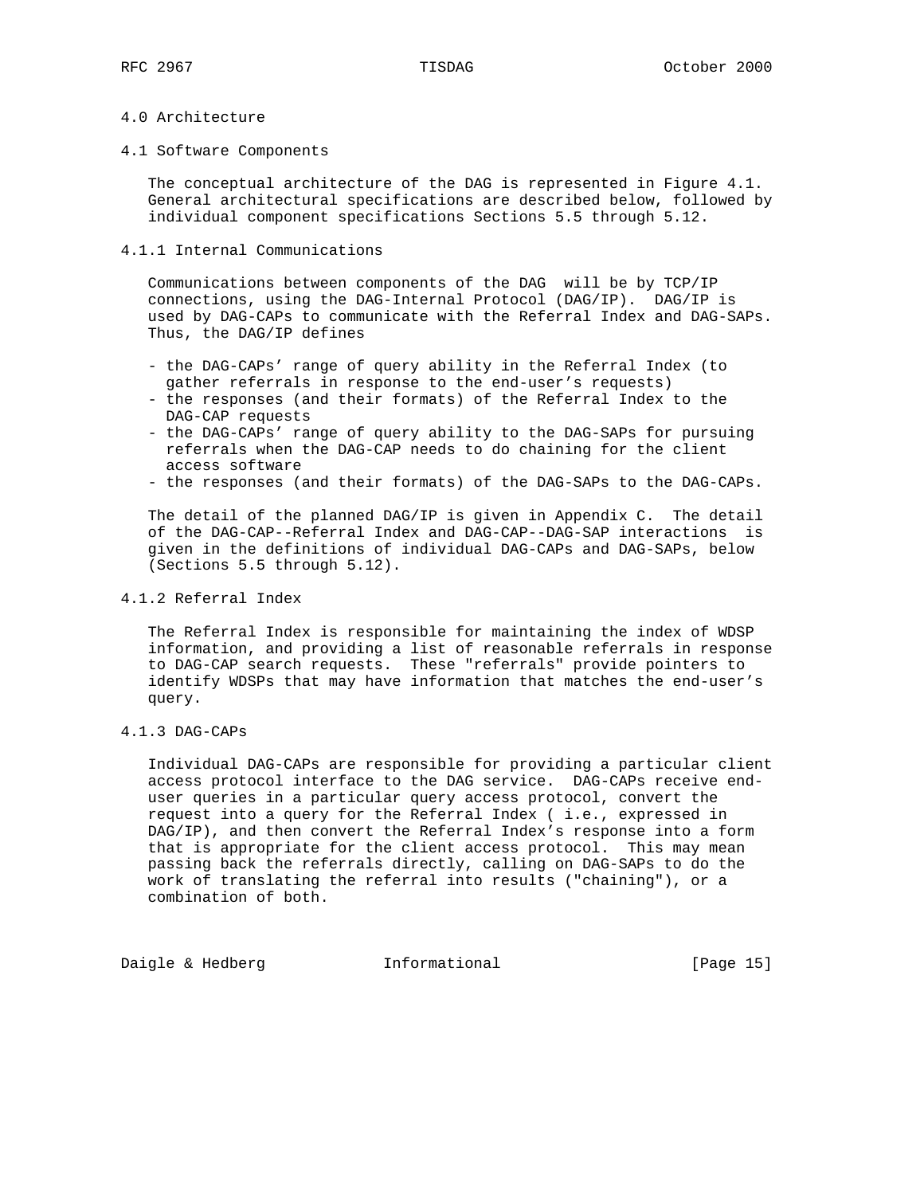# 4.0 Architecture

## 4.1 Software Components

The conceptual architecture of the DAG is represented in Figure 4.1. General architectural specifications are described below, followed by individual component specifications Sections 5.5 through 5.12.

### 4.1.1 Internal Communications

Communications between components of the DAG will be by TCP/IP connections, using the DAG-Internal Protocol (DAG/IP). DAG/IP is used by DAG-CAPs to communicate with the Referral Index and DAG-SAPs. Thus, the DAG/IP defines

- the DAG-CAPs' range of query ability in the Referral Index (to gather referrals in response to the end-user's requests)
- the responses (and their formats) of the Referral Index to the DAG-CAP requests
- the DAG-CAPs' range of query ability to the DAG-SAPs for pursuing referrals when the DAG-CAP needs to do chaining for the client access software
- the responses (and their formats) of the DAG-SAPs to the DAG-CAPs.

The detail of the planned DAG/IP is given in Appendix C. The detail of the DAG-CAP--Referral Index and DAG-CAP--DAG-SAP interactions is given in the definitions of individual DAG-CAPs and DAG-SAPs, below (Sections 5.5 through 5.12).

### 4.1.2 Referral Index

The Referral Index is responsible for maintaining the index of WDSP information, and providing a list of reasonable referrals in response to DAG-CAP search requests. These "referrals" provide pointers to identify WDSPs that may have information that matches the end-user's query.

### 4.1.3 DAG-CAPs

Individual DAG-CAPs are responsible for providing a particular client access protocol interface to the DAG service. DAG-CAPs receive end-user queries in a particular query access protocol, convert the request into a query for the Referral Index ( i.e., expressed in DAG/IP), and then convert the Referral Index's response into a form that is appropriate for the client access protocol. This may mean passing back the referrals directly, calling on DAG-SAPs to do the work of translating the referral into results ("chaining"), or a combination of both.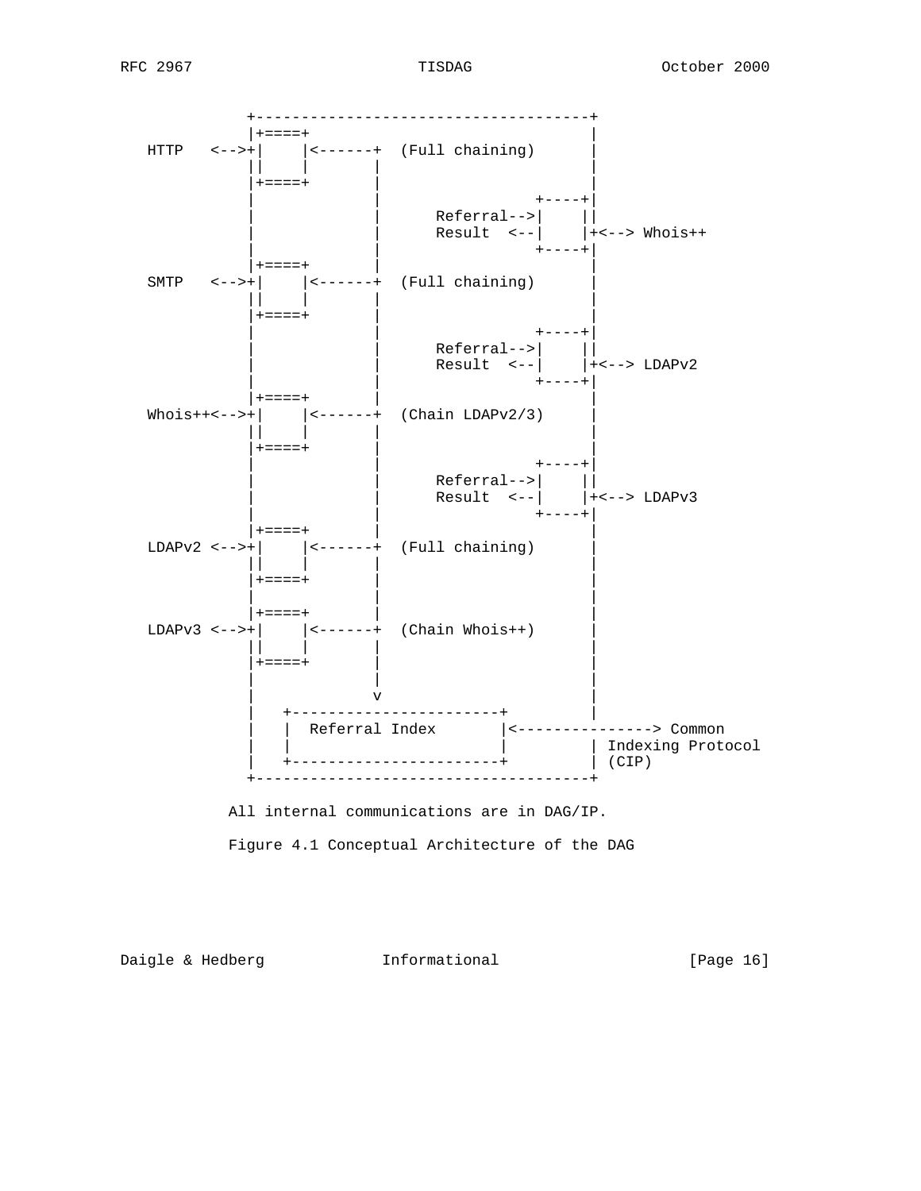```
           +-------------------------------------+
           |+====+                               |
  HTTP   <-->+|    |<------+  (Full chaining)      |
           ||    |        |                      |
           |+====+        |                      |
           |              |                +----+|
           |              |      Referral-->|    ||
           |              |      Result  <--|    |+<--> Whois++
           |              |                +----+|
           |+====+        |                      |
  SMTP   <-->+|    |<------+  (Full chaining)      |
           ||    |        |                      |
           |+====+        |                      |
           |              |                +----+|
           |              |      Referral-->|    ||
           |              |      Result  <--|    |+<--> LDAPv2
           |              |                +----+|
           |+====+        |                      |
  Whois++<-->+|    |<------+  (Chain LDAPv2/3)     |
           ||    |        |                      |
           |+====+        |                      |
           |              |                +----+|
           |              |      Referral-->|    ||
           |              |      Result  <--|    |+<--> LDAPv3
           |              |                +----+|
           |+====+        |                      |
  LDAPv2 <-->+|    |<------+  (Full chaining)      |
           ||    |        |                      |
           |+====+        |                      |
           |              |                      |
           |+====+        |                      |
  LDAPv3 <-->+|    |<------+  (Chain Whois++)      |
           ||    |        |                      |
           |+====+        |                      |
           |              |                      |
           |              v                      |
           |   +-----------------------+         |
           |   |  Referral Index       |<---------------> Common
           |   |                       |         | Indexing Protocol
           |   +-----------------------+         | (CIP)
           +-------------------------------------+
```

All internal communications are in DAG/IP.

Figure 4.1 Conceptual Architecture of the DAG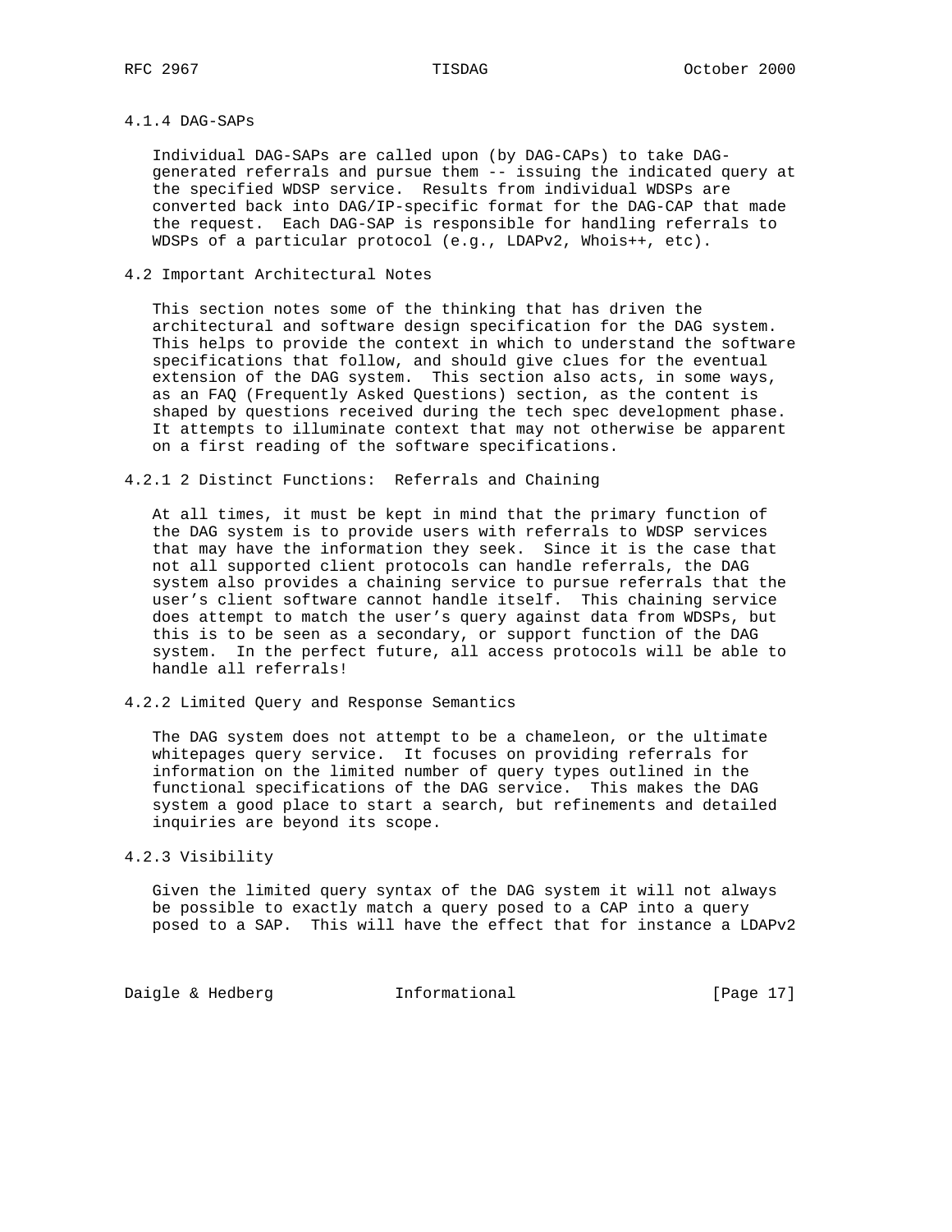#### 4.1.4 DAG-SAPs

Individual DAG-SAPs are called upon (by DAG-CAPs) to take DAG-generated referrals and pursue them -- issuing the indicated query at the specified WDSP service. Results from individual WDSPs are converted back into DAG/IP-specific format for the DAG-CAP that made the request. Each DAG-SAP is responsible for handling referrals to WDSPs of a particular protocol (e.g., LDAPv2, Whois++, etc).

### 4.2 Important Architectural Notes

This section notes some of the thinking that has driven the architectural and software design specification for the DAG system. This helps to provide the context in which to understand the software specifications that follow, and should give clues for the eventual extension of the DAG system. This section also acts, in some ways, as an FAQ (Frequently Asked Questions) section, as the content is shaped by questions received during the tech spec development phase. It attempts to illuminate context that may not otherwise be apparent on a first reading of the software specifications.

#### 4.2.1 2 Distinct Functions: Referrals and Chaining

At all times, it must be kept in mind that the primary function of the DAG system is to provide users with referrals to WDSP services that may have the information they seek. Since it is the case that not all supported client protocols can handle referrals, the DAG system also provides a chaining service to pursue referrals that the user's client software cannot handle itself. This chaining service does attempt to match the user's query against data from WDSPs, but this is to be seen as a secondary, or support function of the DAG system. In the perfect future, all access protocols will be able to handle all referrals!

#### 4.2.2 Limited Query and Response Semantics

The DAG system does not attempt to be a chameleon, or the ultimate whitepages query service. It focuses on providing referrals for information on the limited number of query types outlined in the functional specifications of the DAG service. This makes the DAG system a good place to start a search, but refinements and detailed inquiries are beyond its scope.

#### 4.2.3 Visibility

Given the limited query syntax of the DAG system it will not always be possible to exactly match a query posed to a CAP into a query posed to a SAP. This will have the effect that for instance a LDAPv2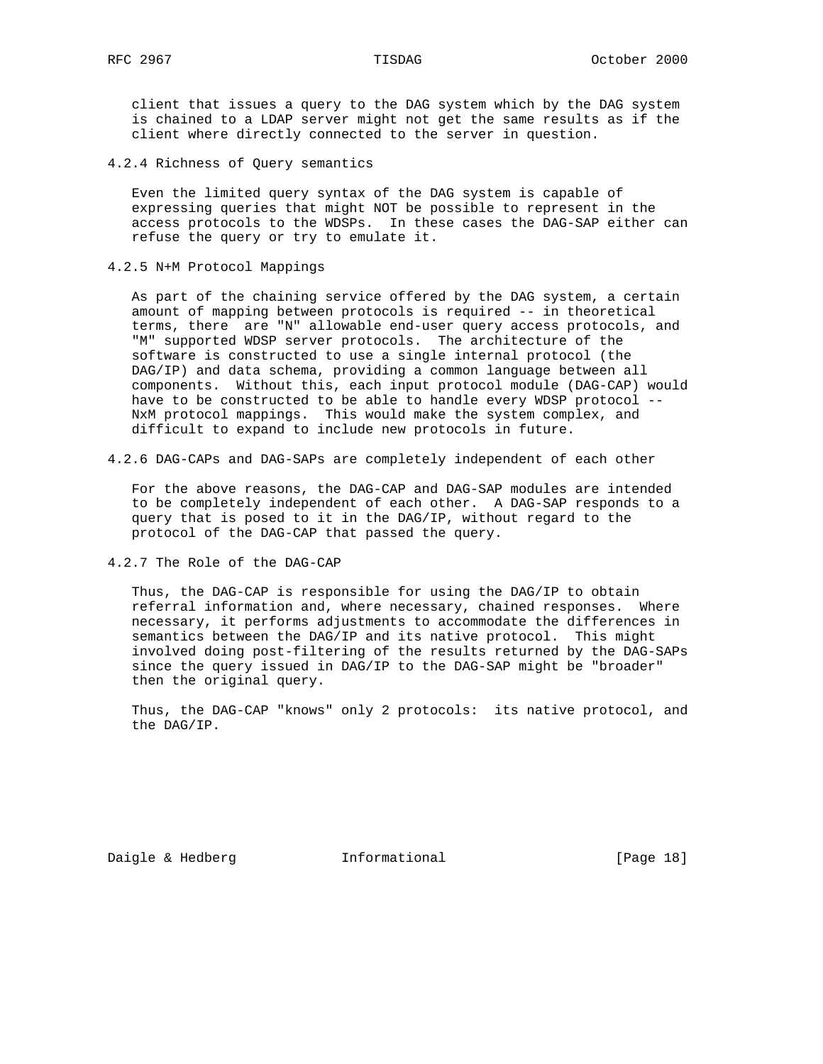client that issues a query to the DAG system which by the DAG system is chained to a LDAP server might not get the same results as if the client where directly connected to the server in question.

### 4.2.4 Richness of Query semantics

Even the limited query syntax of the DAG system is capable of expressing queries that might NOT be possible to represent in the access protocols to the WDSPs. In these cases the DAG-SAP either can refuse the query or try to emulate it.

### 4.2.5 N+M Protocol Mappings

As part of the chaining service offered by the DAG system, a certain amount of mapping between protocols is required -- in theoretical terms, there are "N" allowable end-user query access protocols, and "M" supported WDSP server protocols. The architecture of the software is constructed to use a single internal protocol (the DAG/IP) and data schema, providing a common language between all components. Without this, each input protocol module (DAG-CAP) would have to be constructed to be able to handle every WDSP protocol -- NxM protocol mappings. This would make the system complex, and difficult to expand to include new protocols in future.

### 4.2.6 DAG-CAPs and DAG-SAPs are completely independent of each other

For the above reasons, the DAG-CAP and DAG-SAP modules are intended to be completely independent of each other. A DAG-SAP responds to a query that is posed to it in the DAG/IP, without regard to the protocol of the DAG-CAP that passed the query.

### 4.2.7 The Role of the DAG-CAP

Thus, the DAG-CAP is responsible for using the DAG/IP to obtain referral information and, where necessary, chained responses. Where necessary, it performs adjustments to accommodate the differences in semantics between the DAG/IP and its native protocol. This might involved doing post-filtering of the results returned by the DAG-SAPs since the query issued in DAG/IP to the DAG-SAP might be "broader" then the original query.

Thus, the DAG-CAP "knows" only 2 protocols: its native protocol, and the DAG/IP.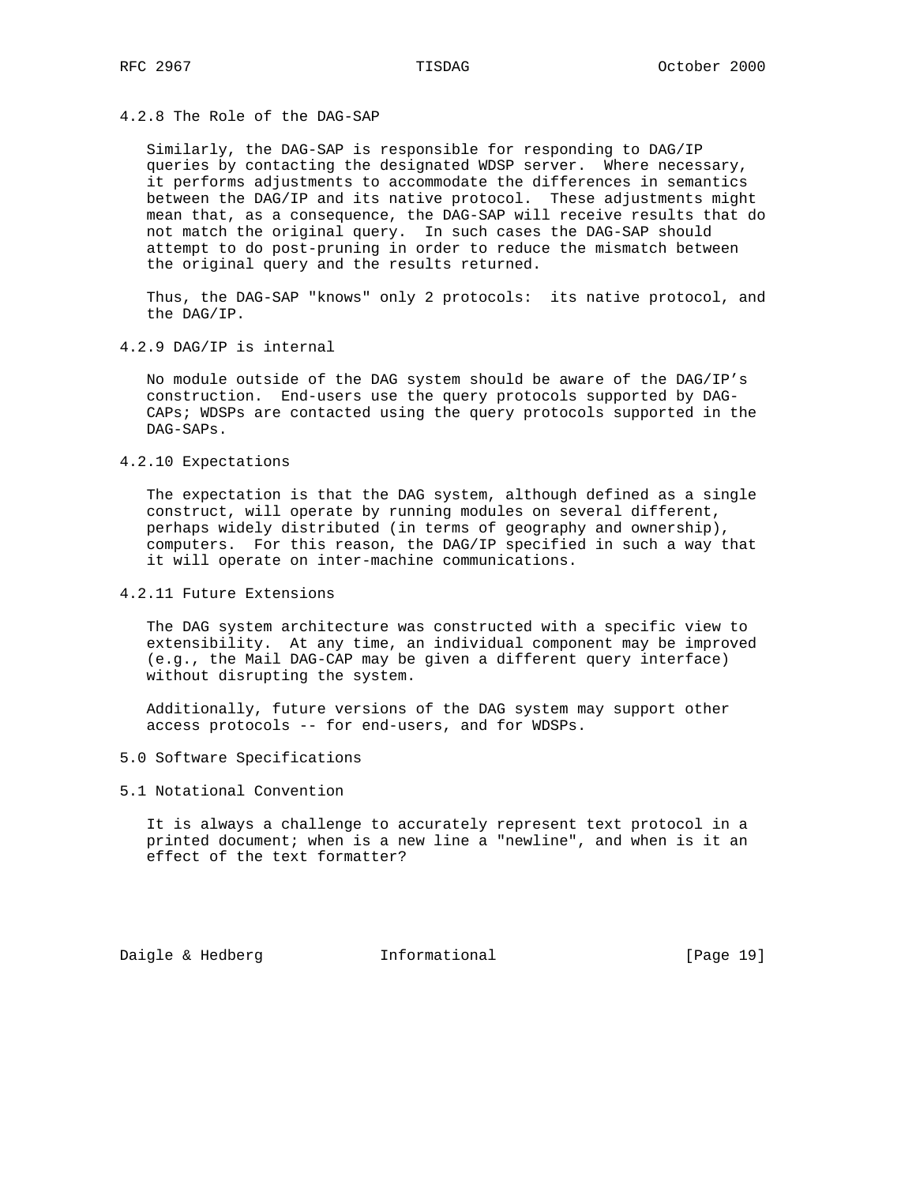### 4.2.8 The Role of the DAG-SAP

Similarly, the DAG-SAP is responsible for responding to DAG/IP queries by contacting the designated WDSP server. Where necessary, it performs adjustments to accommodate the differences in semantics between the DAG/IP and its native protocol. These adjustments might mean that, as a consequence, the DAG-SAP will receive results that do not match the original query. In such cases the DAG-SAP should attempt to do post-pruning in order to reduce the mismatch between the original query and the results returned.

Thus, the DAG-SAP "knows" only 2 protocols: its native protocol, and the DAG/IP.

### 4.2.9 DAG/IP is internal

No module outside of the DAG system should be aware of the DAG/IP’s construction. End-users use the query protocols supported by DAG-CAPs; WDSPs are contacted using the query protocols supported in the DAG-SAPs.

### 4.2.10 Expectations

The expectation is that the DAG system, although defined as a single construct, will operate by running modules on several different, perhaps widely distributed (in terms of geography and ownership), computers. For this reason, the DAG/IP specified in such a way that it will operate on inter-machine communications.

### 4.2.11 Future Extensions

The DAG system architecture was constructed with a specific view to extensibility. At any time, an individual component may be improved (e.g., the Mail DAG-CAP may be given a different query interface) without disrupting the system.

Additionally, future versions of the DAG system may support other access protocols -- for end-users, and for WDSPs.

## 5.0 Software Specifications

### 5.1 Notational Convention

It is always a challenge to accurately represent text protocol in a printed document; when is a new line a "newline", and when is it an effect of the text formatter?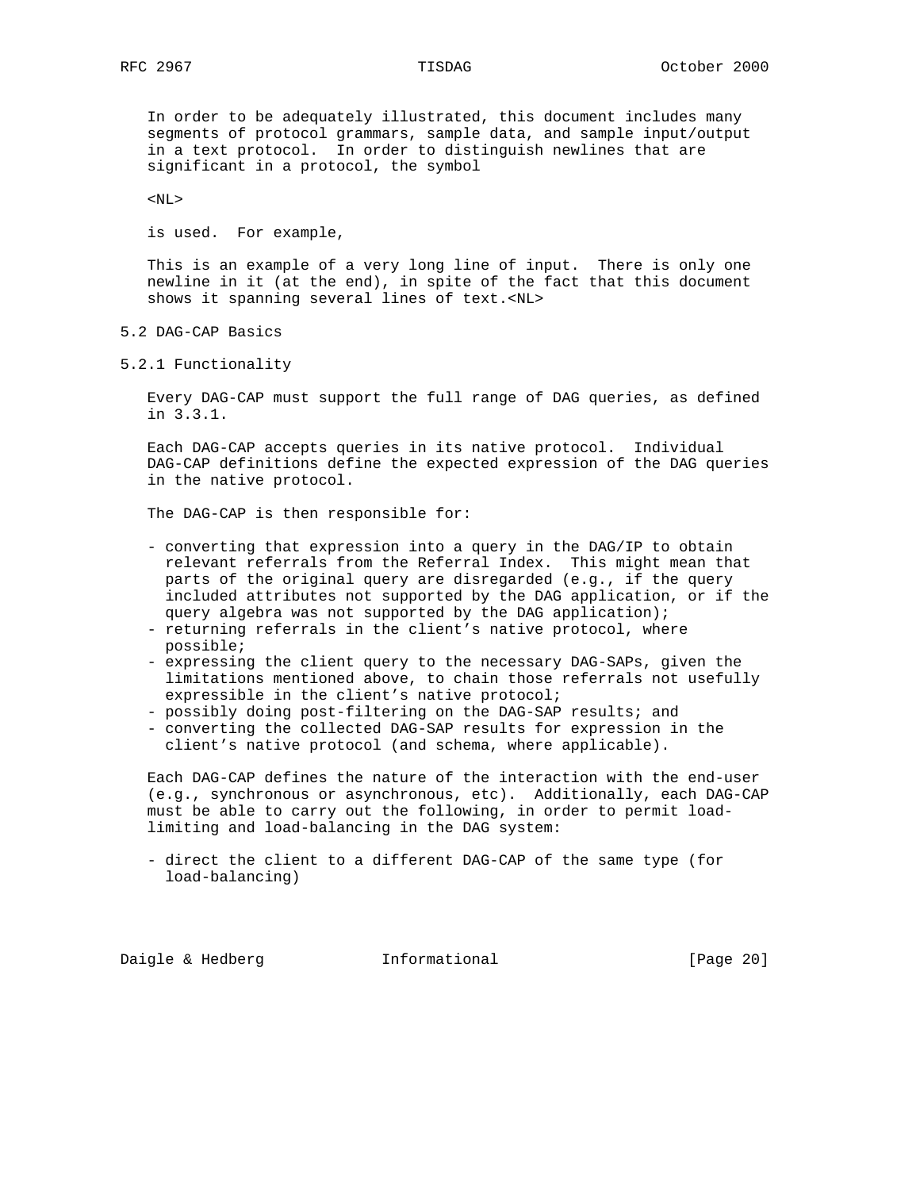In order to be adequately illustrated, this document includes many segments of protocol grammars, sample data, and sample input/output in a text protocol. In order to distinguish newlines that are significant in a protocol, the symbol

```
<NL>
```

is used. For example,

```
This is an example of a very long line of input.  There is only one
newline in it (at the end), in spite of the fact that this document
shows it spanning several lines of text.<NL>
```

### 5.2 DAG-CAP Basics

#### 5.2.1 Functionality

Every DAG-CAP must support the full range of DAG queries, as defined in 3.3.1.

Each DAG-CAP accepts queries in its native protocol. Individual DAG-CAP definitions define the expected expression of the DAG queries in the native protocol.

The DAG-CAP is then responsible for:

- converting that expression into a query in the DAG/IP to obtain relevant referrals from the Referral Index. This might mean that parts of the original query are disregarded (e.g., if the query included attributes not supported by the DAG application, or if the query algebra was not supported by the DAG application);
- returning referrals in the client's native protocol, where possible;
- expressing the client query to the necessary DAG-SAPs, given the limitations mentioned above, to chain those referrals not usefully expressible in the client's native protocol;
- possibly doing post-filtering on the DAG-SAP results; and
- converting the collected DAG-SAP results for expression in the client's native protocol (and schema, where applicable).

Each DAG-CAP defines the nature of the interaction with the end-user (e.g., synchronous or asynchronous, etc). Additionally, each DAG-CAP must be able to carry out the following, in order to permit load-limiting and load-balancing in the DAG system:

- direct the client to a different DAG-CAP of the same type (for load-balancing)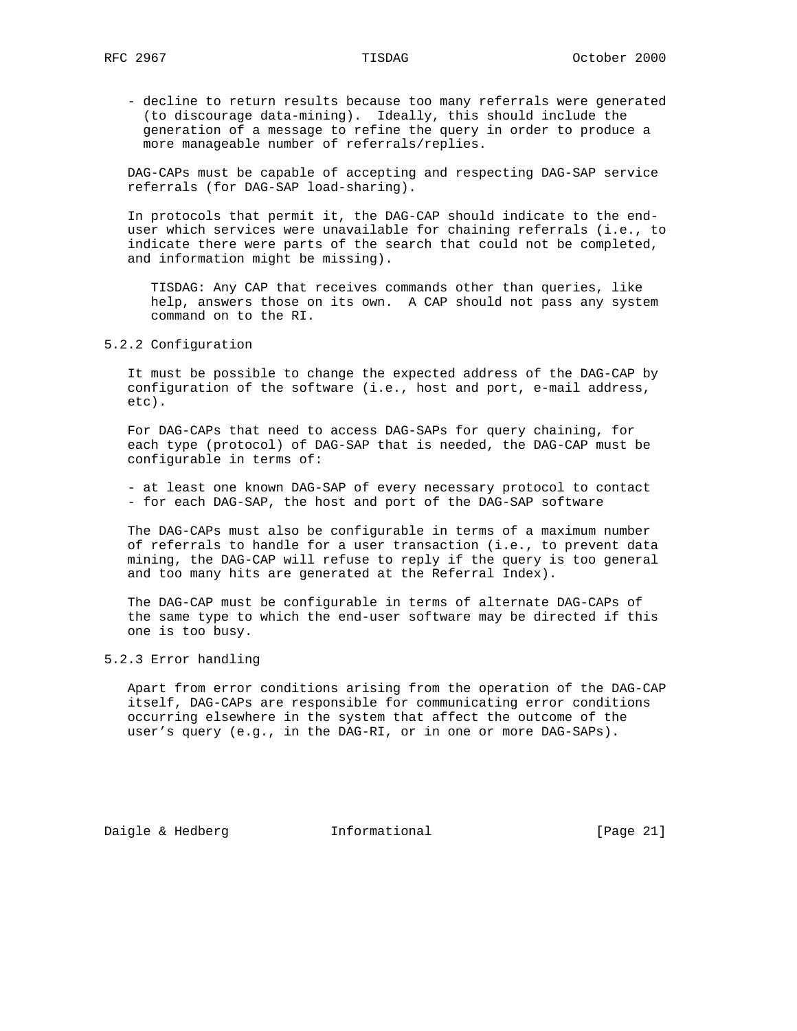- decline to return results because too many referrals were generated (to discourage data-mining). Ideally, this should include the generation of a message to refine the query in order to produce a more manageable number of referrals/replies.

DAG-CAPs must be capable of accepting and respecting DAG-SAP service referrals (for DAG-SAP load-sharing).

In protocols that permit it, the DAG-CAP should indicate to the end-user which services were unavailable for chaining referrals (i.e., to indicate there were parts of the search that could not be completed, and information might be missing).

> TISDAG: Any CAP that receives commands other than queries, like help, answers those on its own. A CAP should not pass any system command on to the RI.

### 5.2.2 Configuration

It must be possible to change the expected address of the DAG-CAP by configuration of the software (i.e., host and port, e-mail address, etc).

For DAG-CAPs that need to access DAG-SAPs for query chaining, for each type (protocol) of DAG-SAP that is needed, the DAG-CAP must be configurable in terms of:

- at least one known DAG-SAP of every necessary protocol to contact
- for each DAG-SAP, the host and port of the DAG-SAP software

The DAG-CAPs must also be configurable in terms of a maximum number of referrals to handle for a user transaction (i.e., to prevent data mining, the DAG-CAP will refuse to reply if the query is too general and too many hits are generated at the Referral Index).

The DAG-CAP must be configurable in terms of alternate DAG-CAPs of the same type to which the end-user software may be directed if this one is too busy.

### 5.2.3 Error handling

Apart from error conditions arising from the operation of the DAG-CAP itself, DAG-CAPs are responsible for communicating error conditions occurring elsewhere in the system that affect the outcome of the user's query (e.g., in the DAG-RI, or in one or more DAG-SAPs).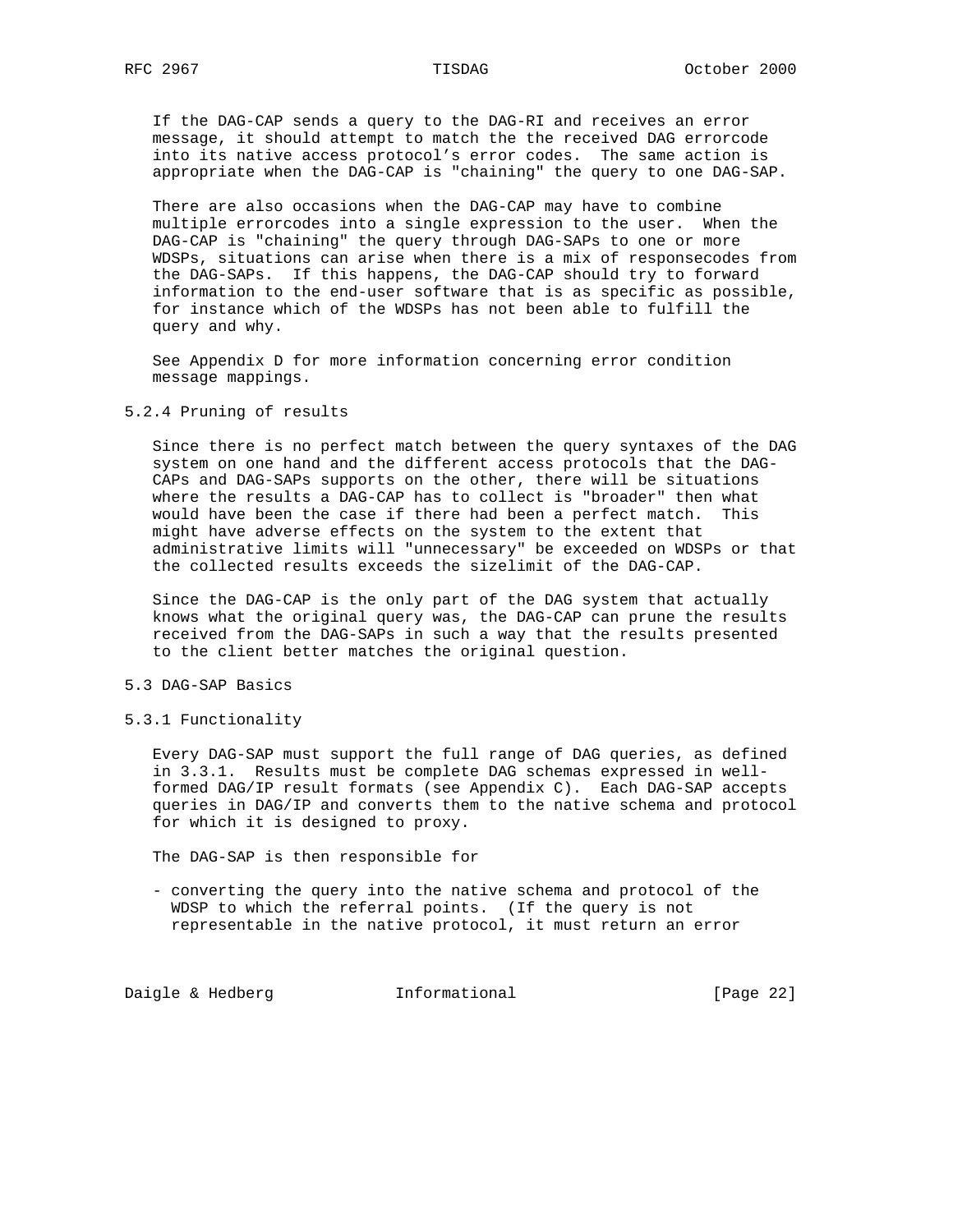If the DAG-CAP sends a query to the DAG-RI and receives an error message, it should attempt to match the the received DAG errorcode into its native access protocol’s error codes. The same action is appropriate when the DAG-CAP is "chaining" the query to one DAG-SAP.

There are also occasions when the DAG-CAP may have to combine multiple errorcodes into a single expression to the user. When the DAG-CAP is "chaining" the query through DAG-SAPs to one or more WDSPs, situations can arise when there is a mix of responsecodes from the DAG-SAPs. If this happens, the DAG-CAP should try to forward information to the end-user software that is as specific as possible, for instance which of the WDSPs has not been able to fulfill the query and why.

See Appendix D for more information concerning error condition message mappings.

### 5.2.4 Pruning of results

Since there is no perfect match between the query syntaxes of the DAG system on one hand and the different access protocols that the DAG-CAPs and DAG-SAPs supports on the other, there will be situations where the results a DAG-CAP has to collect is "broader" then what would have been the case if there had been a perfect match. This might have adverse effects on the system to the extent that administrative limits will "unnecessary" be exceeded on WDSPs or that the collected results exceeds the sizelimit of the DAG-CAP.

Since the DAG-CAP is the only part of the DAG system that actually knows what the original query was, the DAG-CAP can prune the results received from the DAG-SAPs in such a way that the results presented to the client better matches the original question.

## 5.3 DAG-SAP Basics

### 5.3.1 Functionality

Every DAG-SAP must support the full range of DAG queries, as defined in 3.3.1. Results must be complete DAG schemas expressed in well-formed DAG/IP result formats (see Appendix C). Each DAG-SAP accepts queries in DAG/IP and converts them to the native schema and protocol for which it is designed to proxy.

The DAG-SAP is then responsible for

- converting the query into the native schema and protocol of the WDSP to which the referral points. (If the query is not representable in the native protocol, it must return an error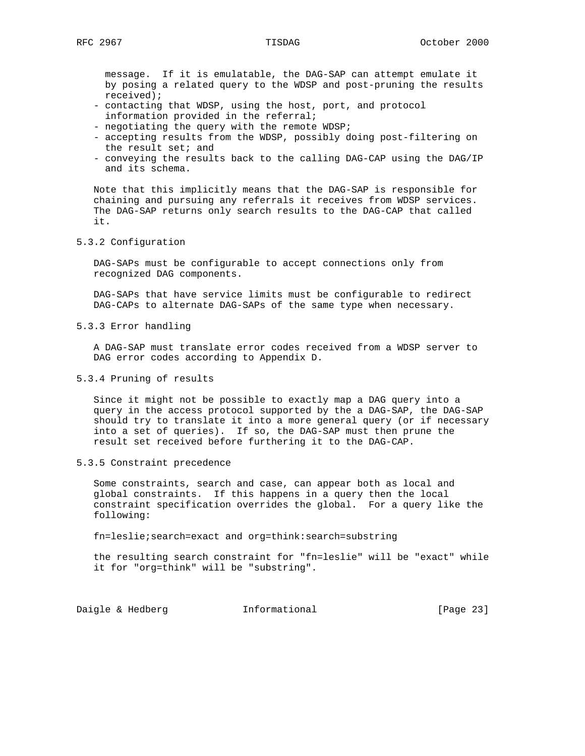message.  If it is emulatable, the DAG-SAP can attempt emulate it by posing a related query to the WDSP and post-pruning the results received);

- contacting that WDSP, using the host, port, and protocol information provided in the referral;
- negotiating the query with the remote WDSP;
- accepting results from the WDSP, possibly doing post-filtering on the result set; and
- conveying the results back to the calling DAG-CAP using the DAG/IP and its schema.

Note that this implicitly means that the DAG-SAP is responsible for chaining and pursuing any referrals it receives from WDSP services. The DAG-SAP returns only search results to the DAG-CAP that called it.

### 5.3.2 Configuration

DAG-SAPs must be configurable to accept connections only from recognized DAG components.

DAG-SAPs that have service limits must be configurable to redirect DAG-CAPs to alternate DAG-SAPs of the same type when necessary.

### 5.3.3 Error handling

A DAG-SAP must translate error codes received from a WDSP server to DAG error codes according to Appendix D.

### 5.3.4 Pruning of results

Since it might not be possible to exactly map a DAG query into a query in the access protocol supported by the a DAG-SAP, the DAG-SAP should try to translate it into a more general query (or if necessary into a set of queries).  If so, the DAG-SAP must then prune the result set received before furthering it to the DAG-CAP.

### 5.3.5 Constraint precedence

Some constraints, search and case, can appear both as local and global constraints.  If this happens in a query then the local constraint specification overrides the global.  For a query like the following:

```
fn=leslie;search=exact and org=think:search=substring
```

the resulting search constraint for "fn=leslie" will be "exact" while it for "org=think" will be "substring".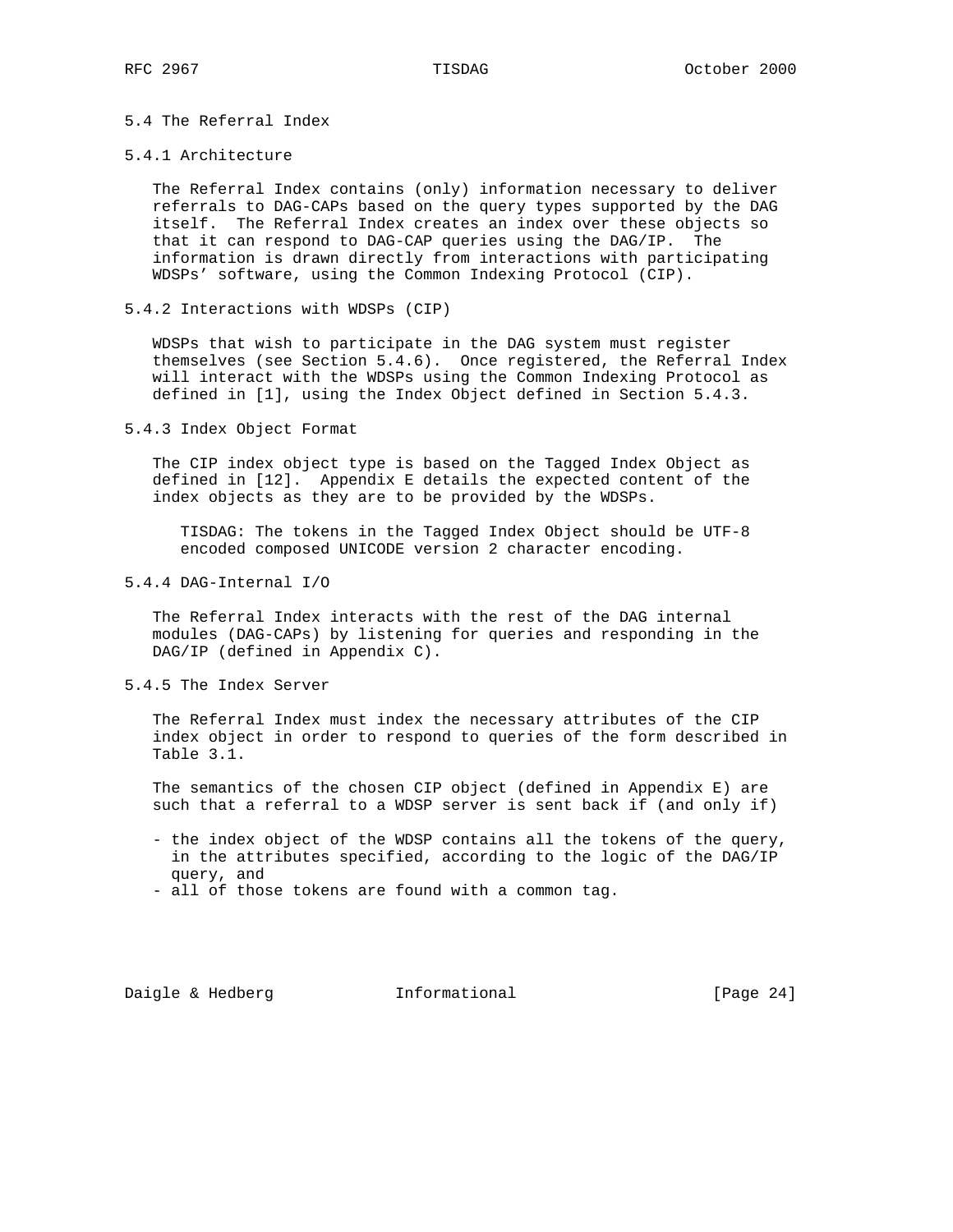### 5.4 The Referral Index

#### 5.4.1 Architecture

The Referral Index contains (only) information necessary to deliver referrals to DAG-CAPs based on the query types supported by the DAG itself. The Referral Index creates an index over these objects so that it can respond to DAG-CAP queries using the DAG/IP. The information is drawn directly from interactions with participating WDSPs' software, using the Common Indexing Protocol (CIP).

#### 5.4.2 Interactions with WDSPs (CIP)

WDSPs that wish to participate in the DAG system must register themselves (see Section 5.4.6). Once registered, the Referral Index will interact with the WDSPs using the Common Indexing Protocol as defined in [1], using the Index Object defined in Section 5.4.3.

#### 5.4.3 Index Object Format

The CIP index object type is based on the Tagged Index Object as defined in [12]. Appendix E details the expected content of the index objects as they are to be provided by the WDSPs.

> TISDAG: The tokens in the Tagged Index Object should be UTF-8 encoded composed UNICODE version 2 character encoding.

#### 5.4.4 DAG-Internal I/O

The Referral Index interacts with the rest of the DAG internal modules (DAG-CAPs) by listening for queries and responding in the DAG/IP (defined in Appendix C).

#### 5.4.5 The Index Server

The Referral Index must index the necessary attributes of the CIP index object in order to respond to queries of the form described in Table 3.1.

The semantics of the chosen CIP object (defined in Appendix E) are such that a referral to a WDSP server is sent back if (and only if)

- the index object of the WDSP contains all the tokens of the query, in the attributes specified, according to the logic of the DAG/IP query, and
- all of those tokens are found with a common tag.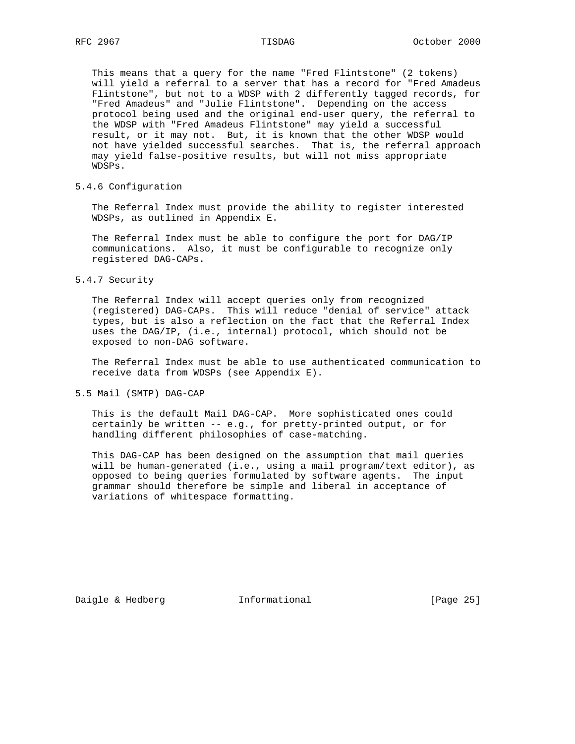This means that a query for the name "Fred Flintstone" (2 tokens) will yield a referral to a server that has a record for "Fred Amadeus Flintstone", but not to a WDSP with 2 differently tagged records, for "Fred Amadeus" and "Julie Flintstone". Depending on the access protocol being used and the original end-user query, the referral to the WDSP with "Fred Amadeus Flintstone" may yield a successful result, or it may not. But, it is known that the other WDSP would not have yielded successful searches. That is, the referral approach may yield false-positive results, but will not miss appropriate WDSPs.

### 5.4.6 Configuration

The Referral Index must provide the ability to register interested WDSPs, as outlined in Appendix E.

The Referral Index must be able to configure the port for DAG/IP communications. Also, it must be configurable to recognize only registered DAG-CAPs.

### 5.4.7 Security

The Referral Index will accept queries only from recognized (registered) DAG-CAPs. This will reduce "denial of service" attack types, but is also a reflection on the fact that the Referral Index uses the DAG/IP, (i.e., internal) protocol, which should not be exposed to non-DAG software.

The Referral Index must be able to use authenticated communication to receive data from WDSPs (see Appendix E).

## 5.5 Mail (SMTP) DAG-CAP

This is the default Mail DAG-CAP. More sophisticated ones could certainly be written -- e.g., for pretty-printed output, or for handling different philosophies of case-matching.

This DAG-CAP has been designed on the assumption that mail queries will be human-generated (i.e., using a mail program/text editor), as opposed to being queries formulated by software agents. The input grammar should therefore be simple and liberal in acceptance of variations of whitespace formatting.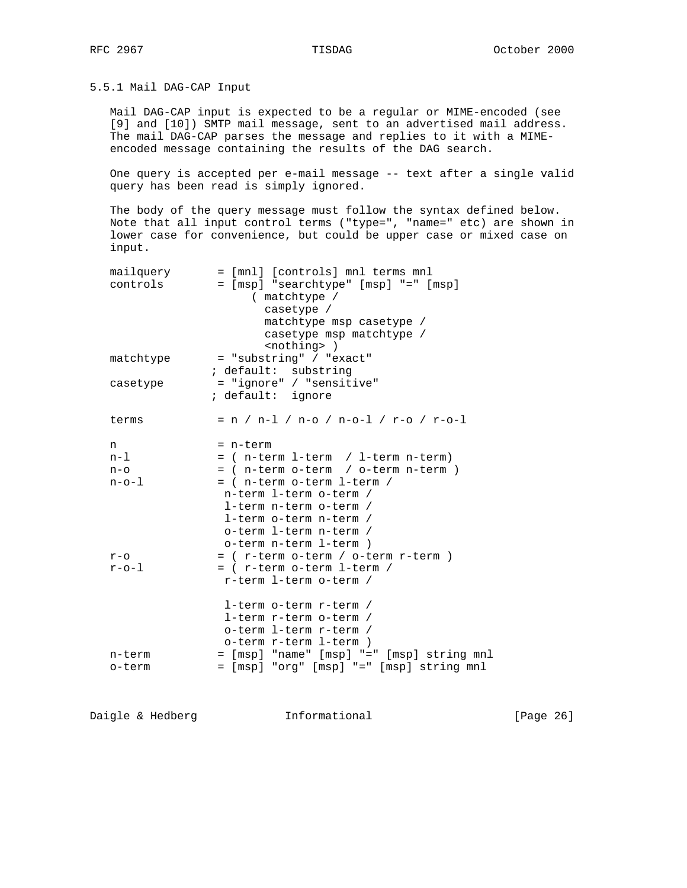### 5.5.1 Mail DAG-CAP Input

Mail DAG-CAP input is expected to be a regular or MIME-encoded (see [9] and [10]) SMTP mail message, sent to an advertised mail address. The mail DAG-CAP parses the message and replies to it with a MIME-encoded message containing the results of the DAG search.

One query is accepted per e-mail message -- text after a single valid query has been read is simply ignored.

The body of the query message must follow the syntax defined below. Note that all input control terms ("type=", "name=" etc) are shown in lower case for convenience, but could be upper case or mixed case on input.

```
mailquery       = [mnl] [controls] mnl terms mnl
controls        = [msp] "searchtype" [msp] "=" [msp]
                     ( matchtype /
                       casetype /
                       matchtype msp casetype /
                       casetype msp matchtype /
                       <nothing> )
matchtype       = "substring" / "exact"
               ; default:  substring
casetype        = "ignore" / "sensitive"
               ; default:  ignore

terms           = n / n-l / n-o / n-o-l / r-o / r-o-l

n               = n-term
n-l             = ( n-term l-term  / l-term n-term)
n-o             = ( n-term o-term  / o-term n-term )
n-o-l           = ( n-term o-term l-term /
                 n-term l-term o-term /
                 l-term n-term o-term /
                 l-term o-term n-term /
                 o-term l-term n-term /
                 o-term n-term l-term )
r-o             = ( r-term o-term / o-term r-term )
r-o-l           = ( r-term o-term l-term /
                 r-term l-term o-term /

                 l-term o-term r-term /
                 l-term r-term o-term /
                 o-term l-term r-term /
                 o-term r-term l-term )
n-term          = [msp] "name" [msp] "=" [msp] string mnl
o-term          = [msp] "org" [msp] "=" [msp] string mnl
```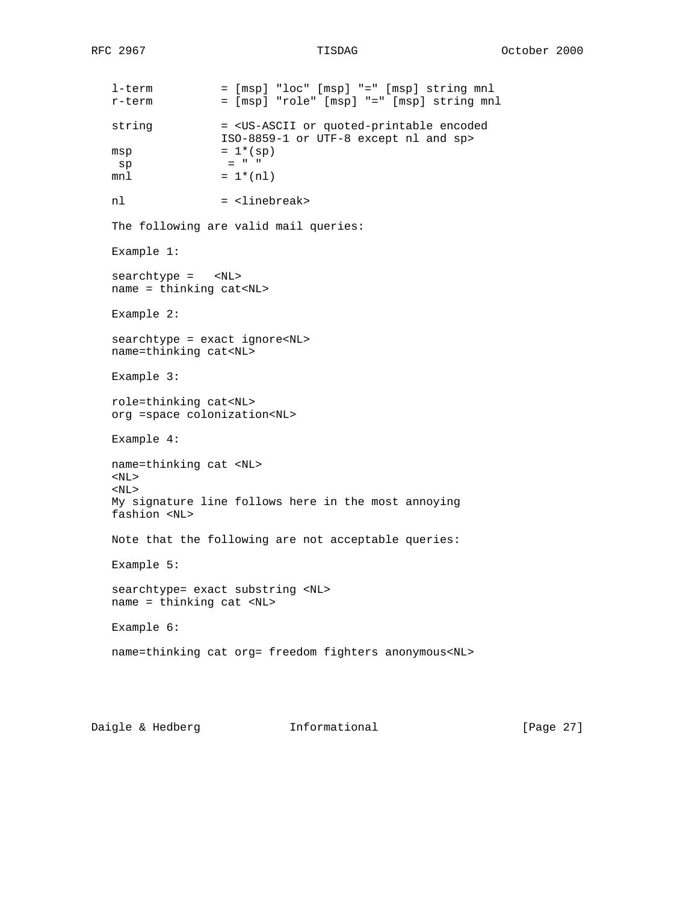```
l-term          = [msp] "loc" [msp] "=" [msp] string mnl
r-term          = [msp] "role" [msp] "=" [msp] string mnl

string          = <US-ASCII or quoted-printable encoded
                  ISO-8859-1 or UTF-8 except nl and sp>
msp             = 1*(sp)
 sp              = " "
mnl             = 1*(nl)

nl              = <linebreak>
```

The following are valid mail queries:

Example 1:

```
searchtype =   <NL>
name = thinking cat<NL>
```

Example 2:

```
searchtype = exact ignore<NL>
name=thinking cat<NL>
```

Example 3:

```
role=thinking cat<NL>
org =space colonization<NL>
```

Example 4:

```
name=thinking cat <NL>
<NL>
<NL>
My signature line follows here in the most annoying
fashion <NL>
```

Note that the following are not acceptable queries:

Example 5:

```
searchtype= exact substring <NL>
name = thinking cat <NL>
```

Example 6:

```
name=thinking cat org= freedom fighters anonymous<NL>
```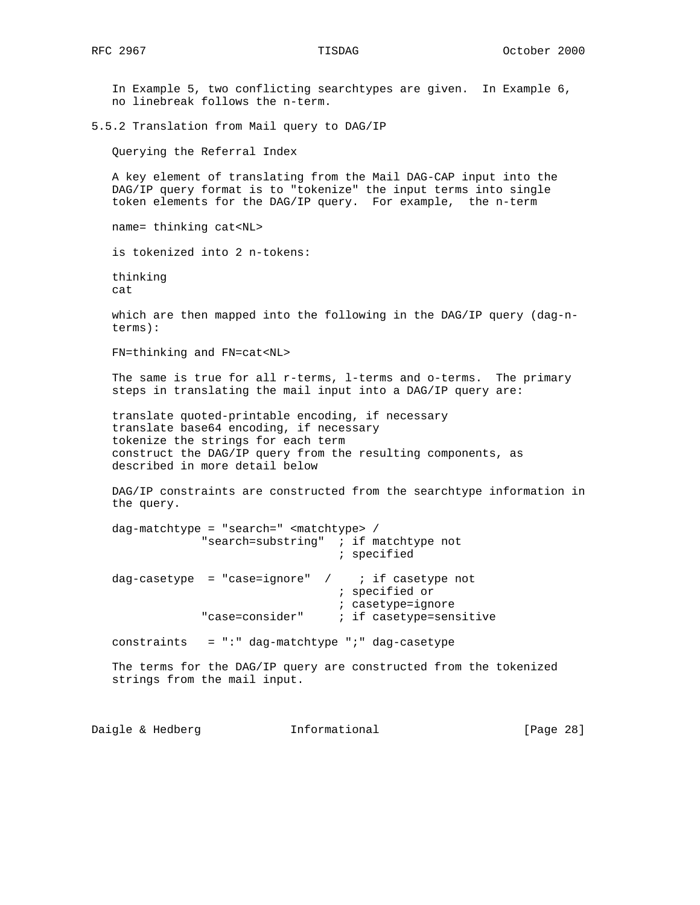In Example 5, two conflicting searchtypes are given. In Example 6, no linebreak follows the n-term.

### 5.5.2 Translation from Mail query to DAG/IP

Querying the Referral Index

A key element of translating from the Mail DAG-CAP input into the DAG/IP query format is to "tokenize" the input terms into single token elements for the DAG/IP query. For example, the n-term

```
name= thinking cat<NL>
```

is tokenized into 2 n-tokens:

```
thinking
cat
```

which are then mapped into the following in the DAG/IP query (dag-n-terms):

```
FN=thinking and FN=cat<NL>
```

The same is true for all r-terms, l-terms and o-terms. The primary steps in translating the mail input into a DAG/IP query are:

translate quoted-printable encoding, if necessary
translate base64 encoding, if necessary
tokenize the strings for each term
construct the DAG/IP query from the resulting components, as described in more detail below

DAG/IP constraints are constructed from the searchtype information in the query.

```
dag-matchtype = "search=" <matchtype> /
              "search=substring"  ; if matchtype not
                                  ; specified

dag-casetype  = "case=ignore"  /    ; if casetype not
                                  ; specified or
                                  ; casetype=ignore
              "case=consider"     ; if casetype=sensitive

constraints   = ":" dag-matchtype ";" dag-casetype
```

The terms for the DAG/IP query are constructed from the tokenized strings from the mail input.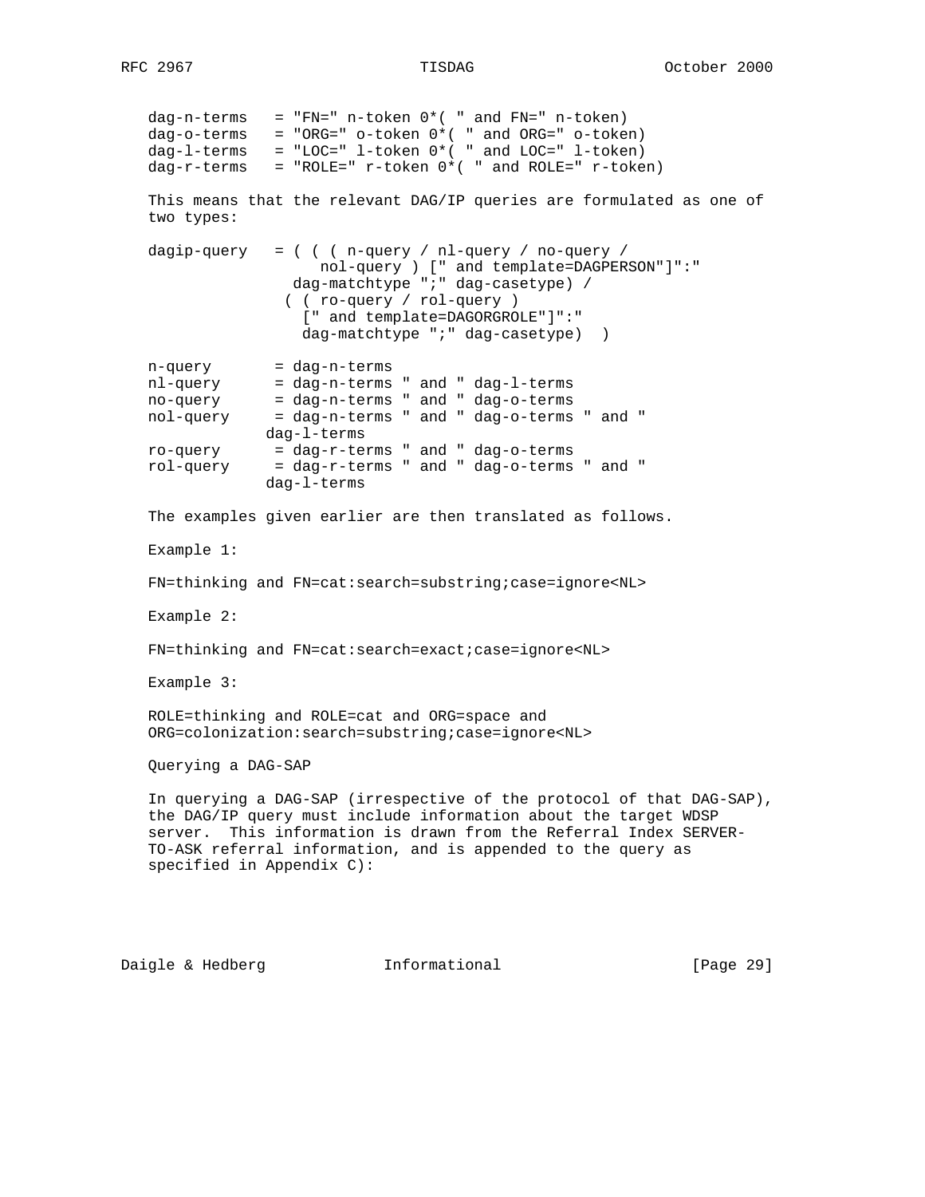```
dag-n-terms   = "FN=" n-token 0*( " and FN=" n-token)
dag-o-terms   = "ORG=" o-token 0*( " and ORG=" o-token)
dag-l-terms   = "LOC=" l-token 0*( " and LOC=" l-token)
dag-r-terms   = "ROLE=" r-token 0*( " and ROLE=" r-token)
```

This means that the relevant DAG/IP queries are formulated as one of two types:

```
dagip-query   = ( ( ( n-query / nl-query / no-query /
                    nol-query ) [" and template=DAGPERSON"]":"
                 dag-matchtype ";" dag-casetype) /
               ( ( ro-query / rol-query )
                 [" and template=DAGORGROLE"]":"
                  dag-matchtype ";" dag-casetype)  )

n-query       = dag-n-terms
nl-query      = dag-n-terms " and " dag-l-terms
no-query      = dag-n-terms " and " dag-o-terms
nol-query     = dag-n-terms " and " dag-o-terms " and "
              dag-l-terms
ro-query      = dag-r-terms " and " dag-o-terms
rol-query     = dag-r-terms " and " dag-o-terms " and "
              dag-l-terms
```

The examples given earlier are then translated as follows.

Example 1:

```
FN=thinking and FN=cat:search=substring;case=ignore<NL>
```

Example 2:

```
FN=thinking and FN=cat:search=exact;case=ignore<NL>
```

Example 3:

```
ROLE=thinking and ROLE=cat and ORG=space and
ORG=colonization:search=substring;case=ignore<NL>
```

Querying a DAG-SAP

In querying a DAG-SAP (irrespective of the protocol of that DAG-SAP), the DAG/IP query must include information about the target WDSP server. This information is drawn from the Referral Index SERVER-TO-ASK referral information, and is appended to the query as specified in Appendix C):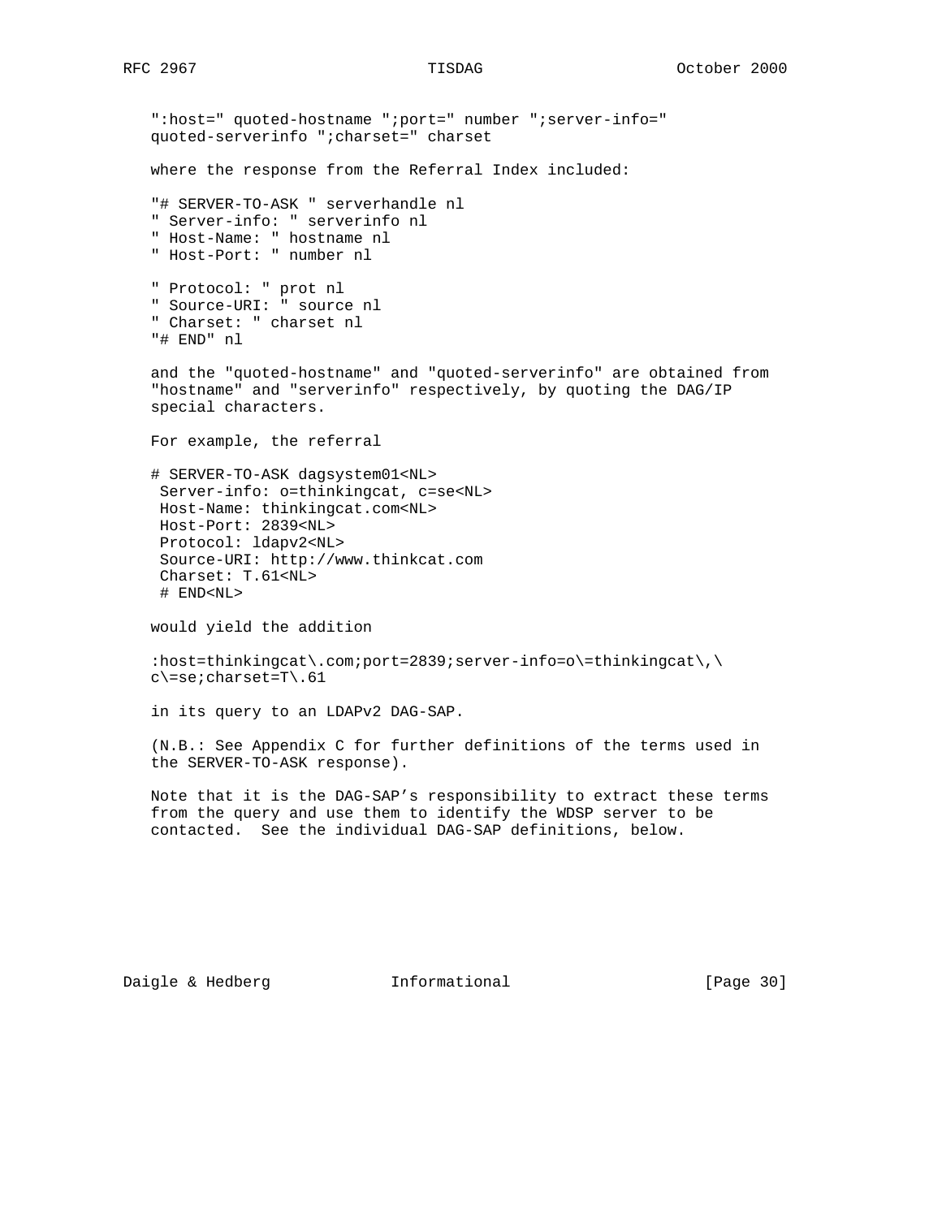```
":host=" quoted-hostname ";port=" number ";server-info="
quoted-serverinfo ";charset=" charset
```

where the response from the Referral Index included:

```
"# SERVER-TO-ASK " serverhandle nl
" Server-info: " serverinfo nl
" Host-Name: " hostname nl
" Host-Port: " number nl

" Protocol: " prot nl
" Source-URI: " source nl
" Charset: " charset nl
"# END" nl
```

and the "quoted-hostname" and "quoted-serverinfo" are obtained from "hostname" and "serverinfo" respectively, by quoting the DAG/IP special characters.

For example, the referral

```
# SERVER-TO-ASK dagsystem01<NL>
 Server-info: o=thinkingcat, c=se<NL>
 Host-Name: thinkingcat.com<NL>
 Host-Port: 2839<NL>
 Protocol: ldapv2<NL>
 Source-URI: http://www.thinkcat.com
 Charset: T.61<NL>
 # END<NL>
```

would yield the addition

```
:host=thinkingcat\.com;port=2839;server-info=o\=thinkingcat\,\
c\=se;charset=T\.61
```

in its query to an LDAPv2 DAG-SAP.

(N.B.: See Appendix C for further definitions of the terms used in the SERVER-TO-ASK response).

Note that it is the DAG-SAP's responsibility to extract these terms from the query and use them to identify the WDSP server to be contacted. See the individual DAG-SAP definitions, below.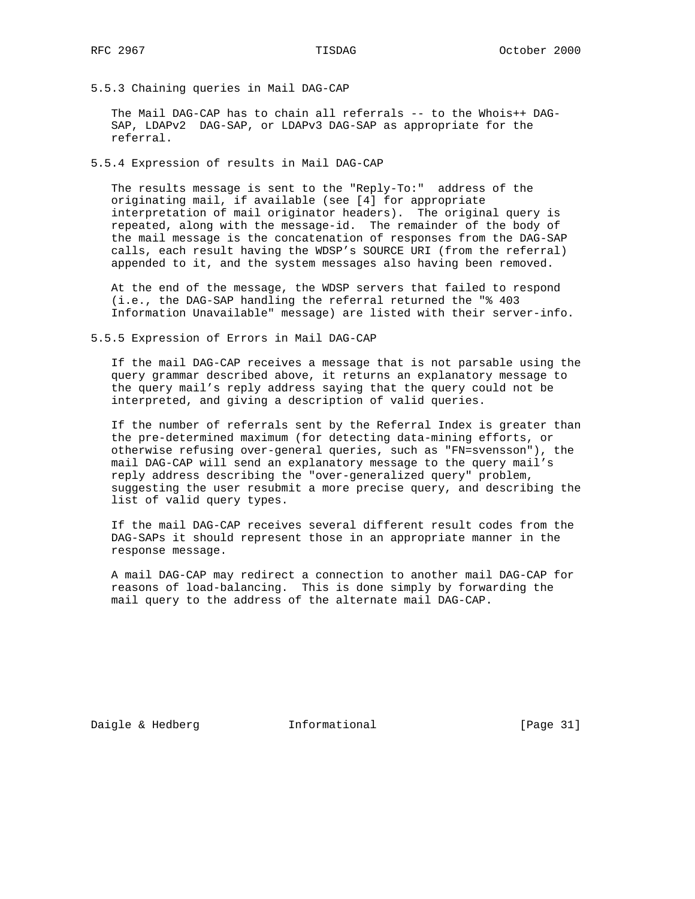### 5.5.3 Chaining queries in Mail DAG-CAP

The Mail DAG-CAP has to chain all referrals -- to the Whois++ DAG-SAP, LDAPv2 DAG-SAP, or LDAPv3 DAG-SAP as appropriate for the referral.

### 5.5.4 Expression of results in Mail DAG-CAP

The results message is sent to the "Reply-To:" address of the originating mail, if available (see [4] for appropriate interpretation of mail originator headers). The original query is repeated, along with the message-id. The remainder of the body of the mail message is the concatenation of responses from the DAG-SAP calls, each result having the WDSP's SOURCE URI (from the referral) appended to it, and the system messages also having been removed.

At the end of the message, the WDSP servers that failed to respond (i.e., the DAG-SAP handling the referral returned the "% 403 Information Unavailable" message) are listed with their server-info.

### 5.5.5 Expression of Errors in Mail DAG-CAP

If the mail DAG-CAP receives a message that is not parsable using the query grammar described above, it returns an explanatory message to the query mail's reply address saying that the query could not be interpreted, and giving a description of valid queries.

If the number of referrals sent by the Referral Index is greater than the pre-determined maximum (for detecting data-mining efforts, or otherwise refusing over-general queries, such as "FN=svensson"), the mail DAG-CAP will send an explanatory message to the query mail's reply address describing the "over-generalized query" problem, suggesting the user resubmit a more precise query, and describing the list of valid query types.

If the mail DAG-CAP receives several different result codes from the DAG-SAPs it should represent those in an appropriate manner in the response message.

A mail DAG-CAP may redirect a connection to another mail DAG-CAP for reasons of load-balancing. This is done simply by forwarding the mail query to the address of the alternate mail DAG-CAP.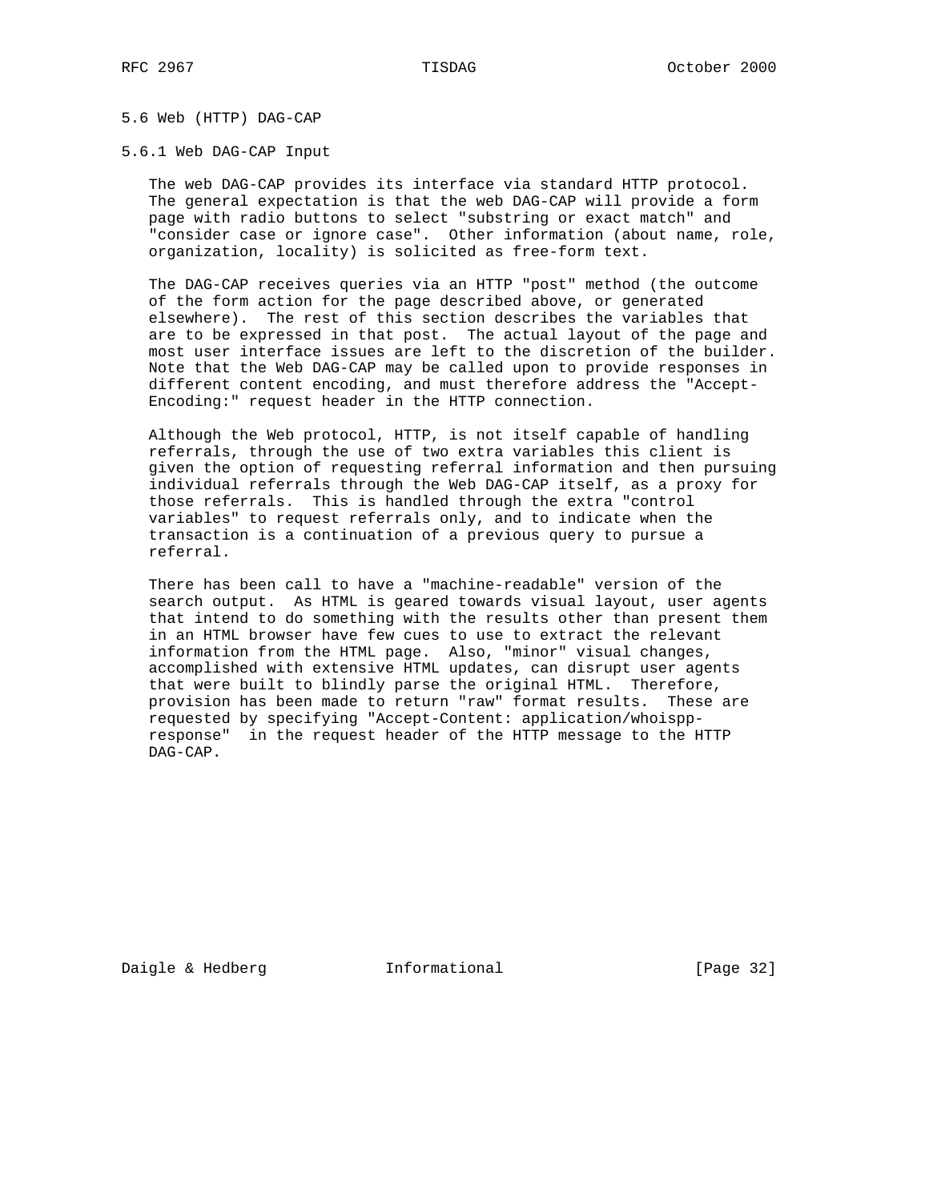### 5.6 Web (HTTP) DAG-CAP

#### 5.6.1 Web DAG-CAP Input

The web DAG-CAP provides its interface via standard HTTP protocol. The general expectation is that the web DAG-CAP will provide a form page with radio buttons to select "substring or exact match" and "consider case or ignore case". Other information (about name, role, organization, locality) is solicited as free-form text.

The DAG-CAP receives queries via an HTTP "post" method (the outcome of the form action for the page described above, or generated elsewhere). The rest of this section describes the variables that are to be expressed in that post. The actual layout of the page and most user interface issues are left to the discretion of the builder. Note that the Web DAG-CAP may be called upon to provide responses in different content encoding, and must therefore address the "Accept-Encoding:" request header in the HTTP connection.

Although the Web protocol, HTTP, is not itself capable of handling referrals, through the use of two extra variables this client is given the option of requesting referral information and then pursuing individual referrals through the Web DAG-CAP itself, as a proxy for those referrals. This is handled through the extra "control variables" to request referrals only, and to indicate when the transaction is a continuation of a previous query to pursue a referral.

There has been call to have a "machine-readable" version of the search output. As HTML is geared towards visual layout, user agents that intend to do something with the results other than present them in an HTML browser have few cues to use to extract the relevant information from the HTML page. Also, "minor" visual changes, accomplished with extensive HTML updates, can disrupt user agents that were built to blindly parse the original HTML. Therefore, provision has been made to return "raw" format results. These are requested by specifying "Accept-Content: application/whoispp-response" in the request header of the HTTP message to the HTTP DAG-CAP.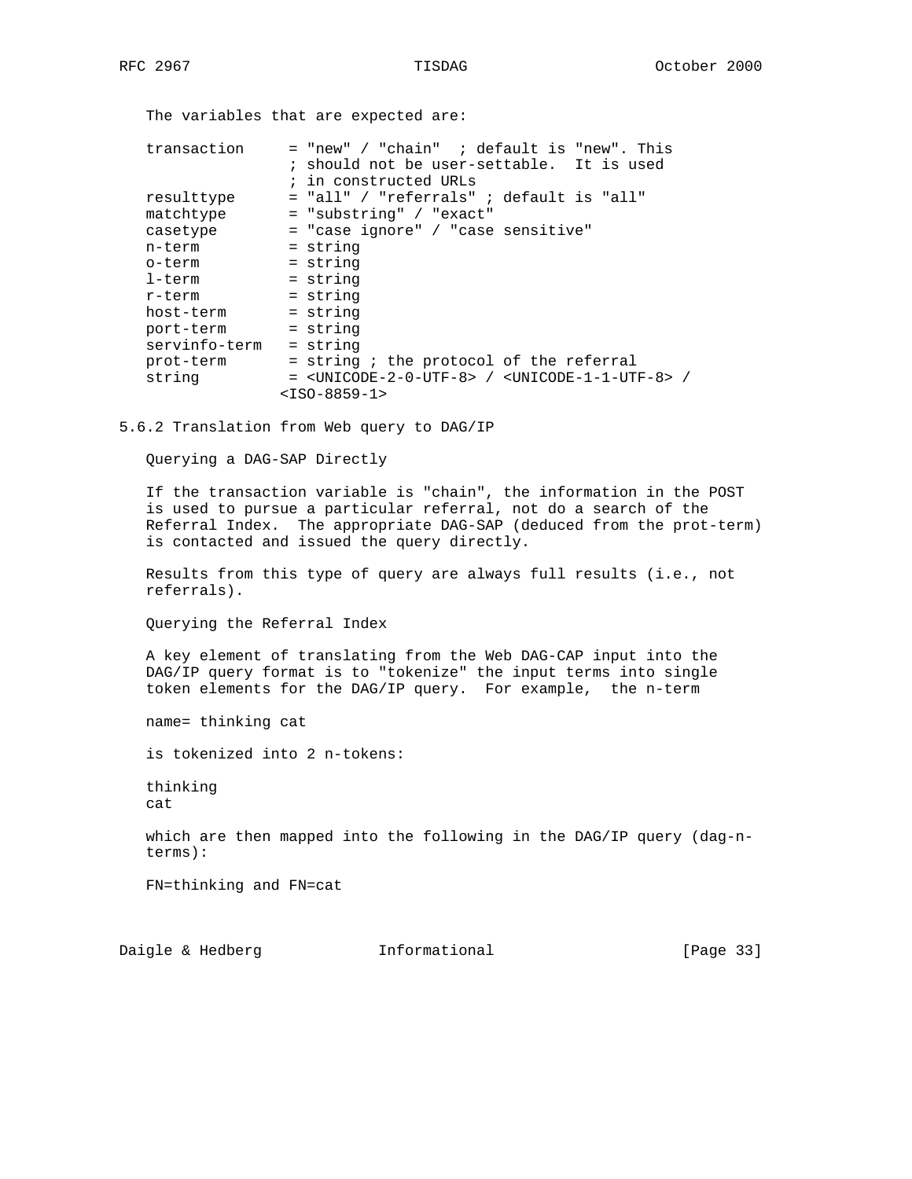The variables that are expected are:

```
transaction     = "new" / "chain"  ; default is "new". This
                ; should not be user-settable.  It is used
                ; in constructed URLs
resulttype      = "all" / "referrals" ; default is "all"
matchtype       = "substring" / "exact"
casetype        = "case ignore" / "case sensitive"
n-term          = string
o-term          = string
l-term          = string
r-term          = string
host-term       = string
port-term       = string
servinfo-term   = string
prot-term       = string ; the protocol of the referral
string          = <UNICODE-2-0-UTF-8> / <UNICODE-1-1-UTF-8> /
               <ISO-8859-1>
```

### 5.6.2 Translation from Web query to DAG/IP

Querying a DAG-SAP Directly

If the transaction variable is "chain", the information in the POST is used to pursue a particular referral, not do a search of the Referral Index. The appropriate DAG-SAP (deduced from the prot-term) is contacted and issued the query directly.

Results from this type of query are always full results (i.e., not referrals).

Querying the Referral Index

A key element of translating from the Web DAG-CAP input into the DAG/IP query format is to "tokenize" the input terms into single token elements for the DAG/IP query. For example, the n-term

name= thinking cat

is tokenized into 2 n-tokens:

thinking
cat

which are then mapped into the following in the DAG/IP query (dag-n-terms):

FN=thinking and FN=cat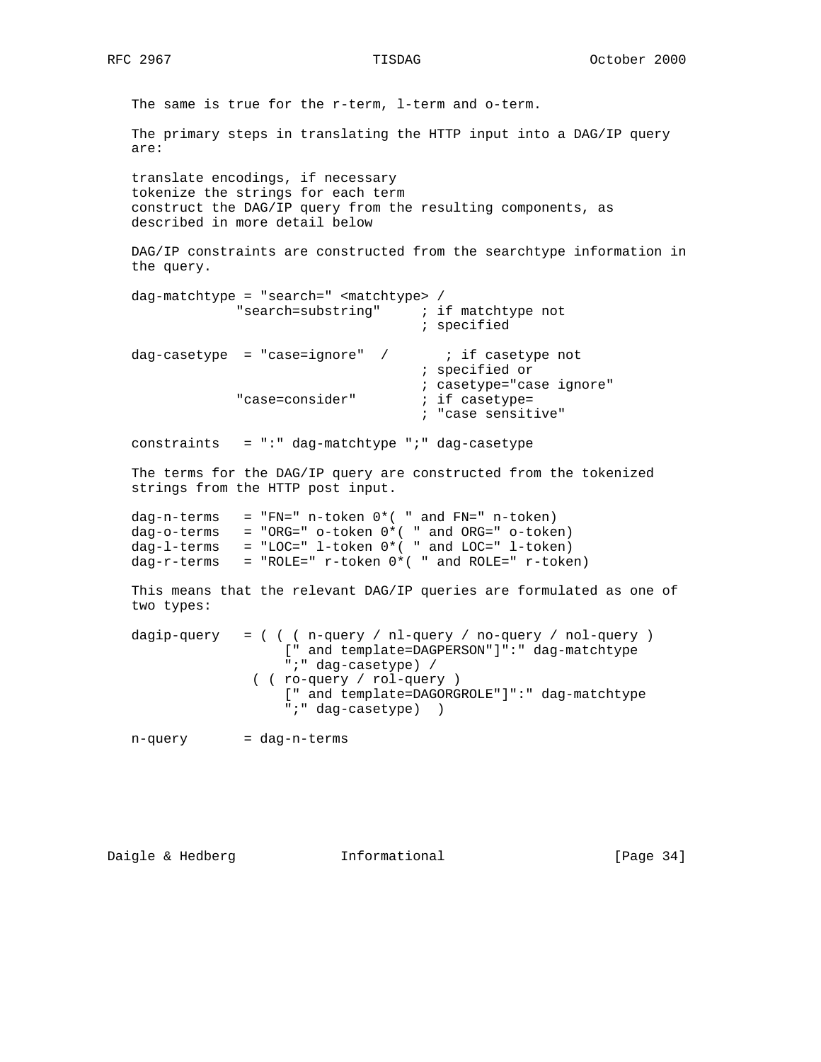The same is true for the r-term, l-term and o-term.

The primary steps in translating the HTTP input into a DAG/IP query are:

translate encodings, if necessary
tokenize the strings for each term
construct the DAG/IP query from the resulting components, as described in more detail below

DAG/IP constraints are constructed from the searchtype information in the query.

```
dag-matchtype = "search=" <matchtype> /
             "search=substring"     ; if matchtype not
                                    ; specified

dag-casetype  = "case=ignore"  /       ; if casetype not
                                    ; specified or
                                    ; casetype="case ignore"
             "case=consider"        ; if casetype=
                                    ; "case sensitive"

constraints   = ":" dag-matchtype ";" dag-casetype
```

The terms for the DAG/IP query are constructed from the tokenized strings from the HTTP post input.

```
dag-n-terms   = "FN=" n-token 0*( " and FN=" n-token)
dag-o-terms   = "ORG=" o-token 0*( " and ORG=" o-token)
dag-l-terms   = "LOC=" l-token 0*( " and LOC=" l-token)
dag-r-terms   = "ROLE=" r-token 0*( " and ROLE=" r-token)
```

This means that the relevant DAG/IP queries are formulated as one of two types:

```
dagip-query   = ( ( ( n-query / nl-query / no-query / nol-query )
                   [" and template=DAGPERSON"]":" dag-matchtype
                   ";" dag-casetype) /
                ( ( ro-query / rol-query )
                   [" and template=DAGORGROLE"]":" dag-matchtype
                   ";" dag-casetype)  )

n-query       = dag-n-terms
```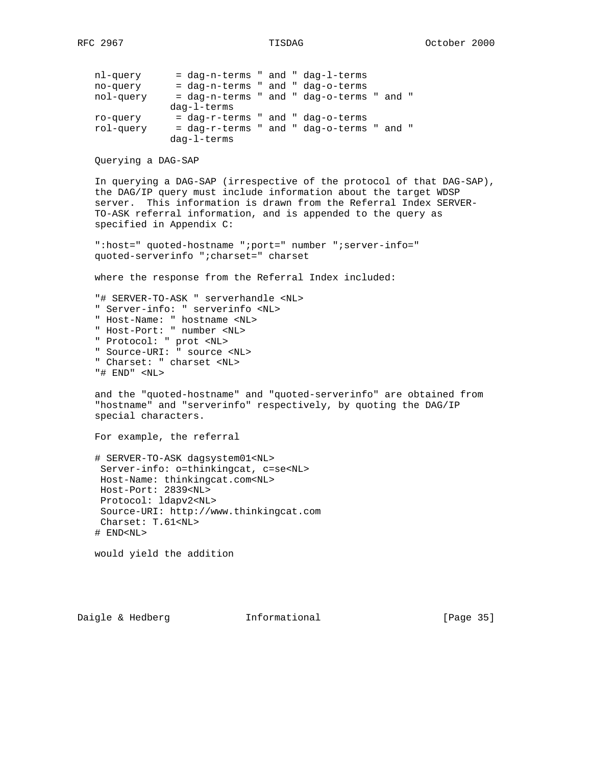```
nl-query      = dag-n-terms " and " dag-l-terms
no-query      = dag-n-terms " and " dag-o-terms
nol-query     = dag-n-terms " and " dag-o-terms " and "
               dag-l-terms
ro-query      = dag-r-terms " and " dag-o-terms
rol-query     = dag-r-terms " and " dag-o-terms " and "
               dag-l-terms
```

Querying a DAG-SAP

In querying a DAG-SAP (irrespective of the protocol of that DAG-SAP), the DAG/IP query must include information about the target WDSP server. This information is drawn from the Referral Index SERVER-TO-ASK referral information, and is appended to the query as specified in Appendix C:

```
":host=" quoted-hostname ";port=" number ";server-info="
quoted-serverinfo ";charset=" charset
```

where the response from the Referral Index included:

```
"# SERVER-TO-ASK " serverhandle <NL>
" Server-info: " serverinfo <NL>
" Host-Name: " hostname <NL>
" Host-Port: " number <NL>
" Protocol: " prot <NL>
" Source-URI: " source <NL>
" Charset: " charset <NL>
"# END" <NL>
```

and the "quoted-hostname" and "quoted-serverinfo" are obtained from "hostname" and "serverinfo" respectively, by quoting the DAG/IP special characters.

For example, the referral

```
# SERVER-TO-ASK dagsystem01<NL>
 Server-info: o=thinkingcat, c=se<NL>
 Host-Name: thinkingcat.com<NL>
 Host-Port: 2839<NL>
 Protocol: ldapv2<NL>
 Source-URI: http://www.thinkingcat.com
 Charset: T.61<NL>
# END<NL>
```

would yield the addition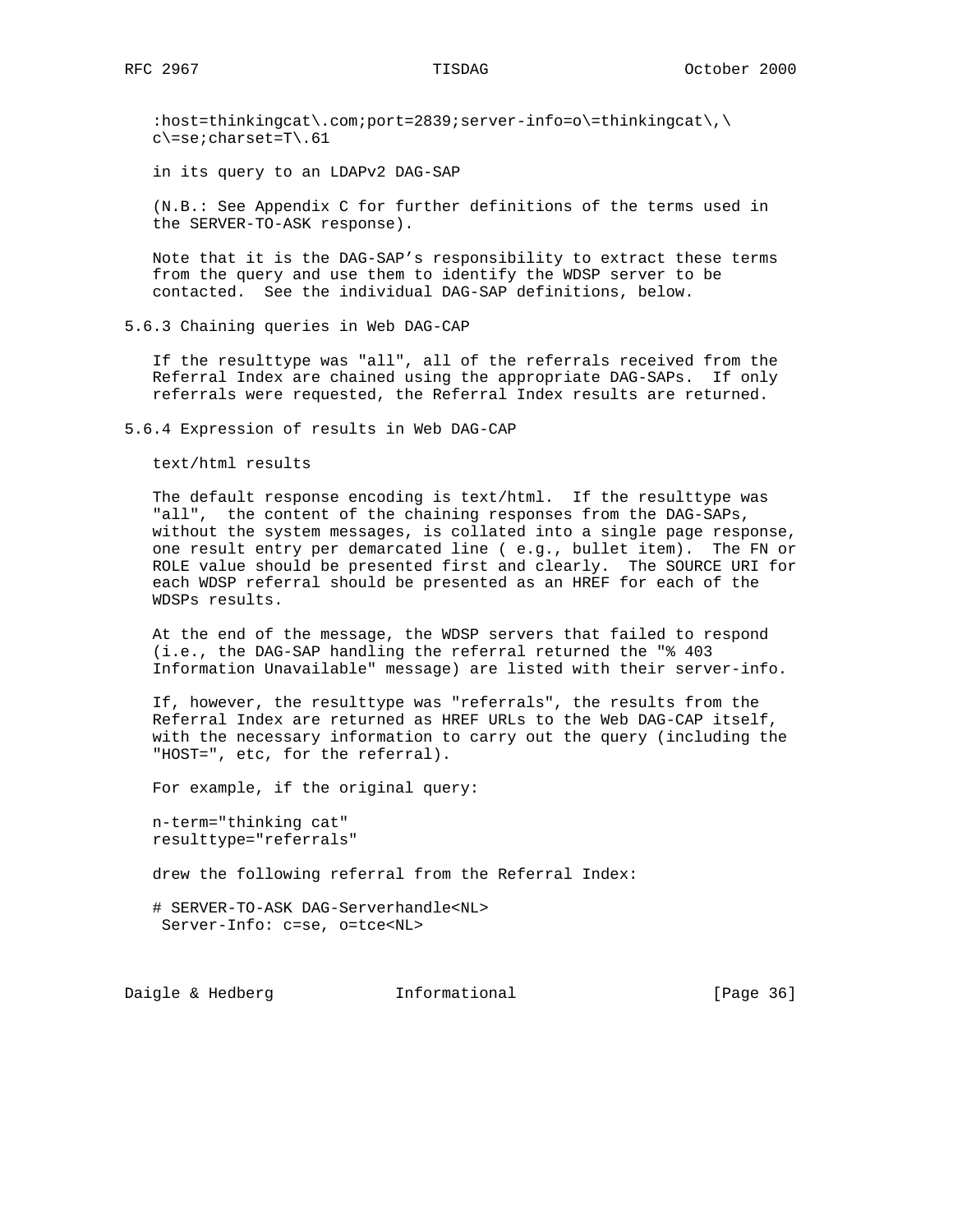```
:host=thinkingcat\.com;port=2839;server-info=o\=thinkingcat\,\
c\=se;charset=T\.61
```

in its query to an LDAPv2 DAG-SAP

(N.B.: See Appendix C for further definitions of the terms used in the SERVER-TO-ASK response).

Note that it is the DAG-SAP’s responsibility to extract these terms from the query and use them to identify the WDSP server to be contacted. See the individual DAG-SAP definitions, below.

### 5.6.3 Chaining queries in Web DAG-CAP

If the resulttype was "all", all of the referrals received from the Referral Index are chained using the appropriate DAG-SAPs. If only referrals were requested, the Referral Index results are returned.

### 5.6.4 Expression of results in Web DAG-CAP

text/html results

The default response encoding is text/html. If the resulttype was "all", the content of the chaining responses from the DAG-SAPs, without the system messages, is collated into a single page response, one result entry per demarcated line ( e.g., bullet item). The FN or ROLE value should be presented first and clearly. The SOURCE URI for each WDSP referral should be presented as an HREF for each of the WDSPs results.

At the end of the message, the WDSP servers that failed to respond (i.e., the DAG-SAP handling the referral returned the "% 403 Information Unavailable" message) are listed with their server-info.

If, however, the resulttype was "referrals", the results from the Referral Index are returned as HREF URLs to the Web DAG-CAP itself, with the necessary information to carry out the query (including the "HOST=", etc, for the referral).

For example, if the original query:

```
n-term="thinking cat"
resulttype="referrals"
```

drew the following referral from the Referral Index:

```
# SERVER-TO-ASK DAG-Serverhandle<NL>
 Server-Info: c=se, o=tce<NL>
```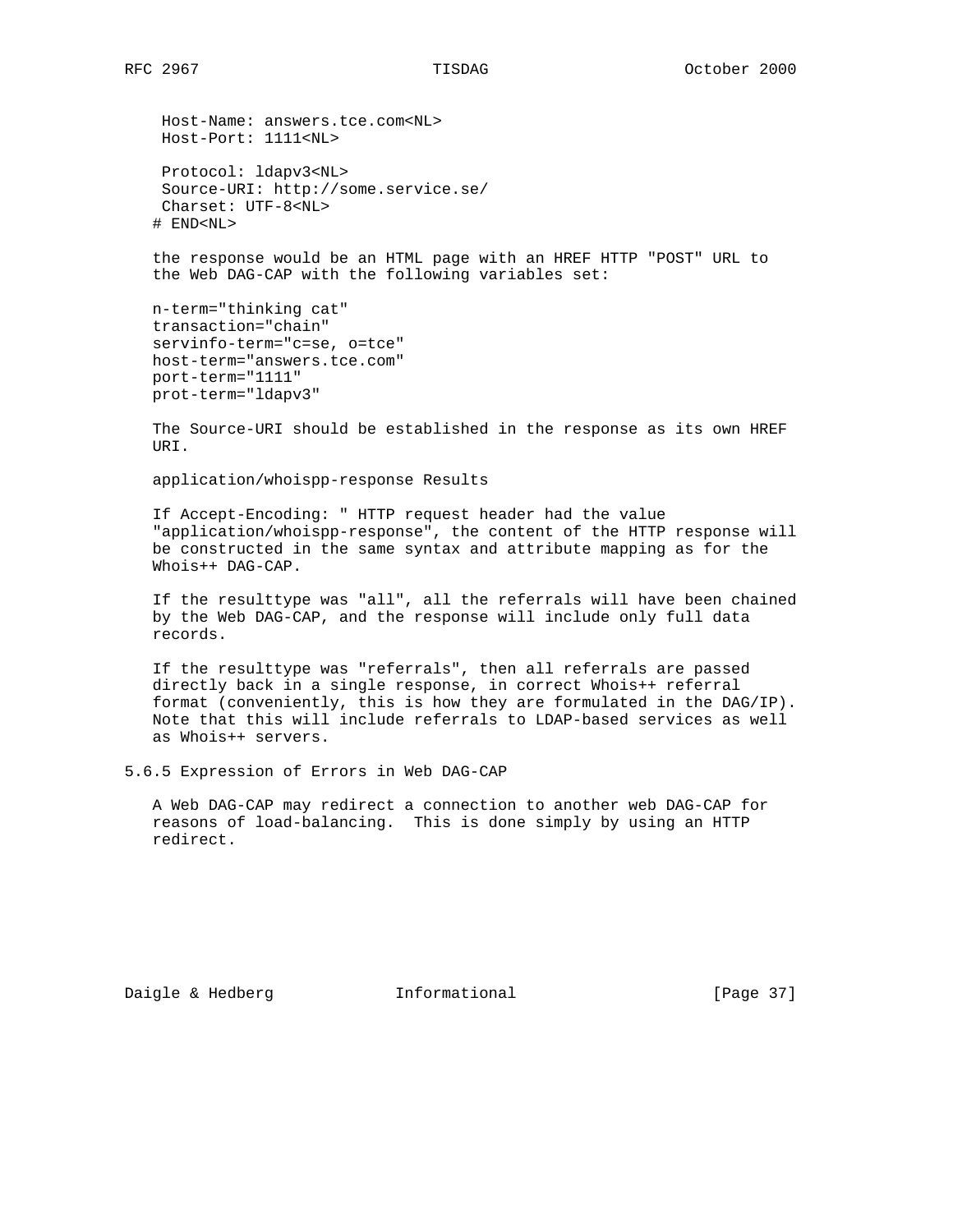```
  Host-Name: answers.tce.com<NL>
  Host-Port: 1111<NL>

  Protocol: ldapv3<NL>
  Source-URI: http://some.service.se/
  Charset: UTF-8<NL>
# END<NL>
```

the response would be an HTML page with an HREF HTTP "POST" URL to the Web DAG-CAP with the following variables set:

```
n-term="thinking cat"
transaction="chain"
servinfo-term="c=se, o=tce"
host-term="answers.tce.com"
port-term="1111"
prot-term="ldapv3"
```

The Source-URI should be established in the response as its own HREF URI.

application/whoispp-response Results

If Accept-Encoding: " HTTP request header had the value "application/whoispp-response", the content of the HTTP response will be constructed in the same syntax and attribute mapping as for the Whois++ DAG-CAP.

If the resulttype was "all", all the referrals will have been chained by the Web DAG-CAP, and the response will include only full data records.

If the resulttype was "referrals", then all referrals are passed directly back in a single response, in correct Whois++ referral format (conveniently, this is how they are formulated in the DAG/IP). Note that this will include referrals to LDAP-based services as well as Whois++ servers.

### 5.6.5 Expression of Errors in Web DAG-CAP

A Web DAG-CAP may redirect a connection to another web DAG-CAP for reasons of load-balancing. This is done simply by using an HTTP redirect.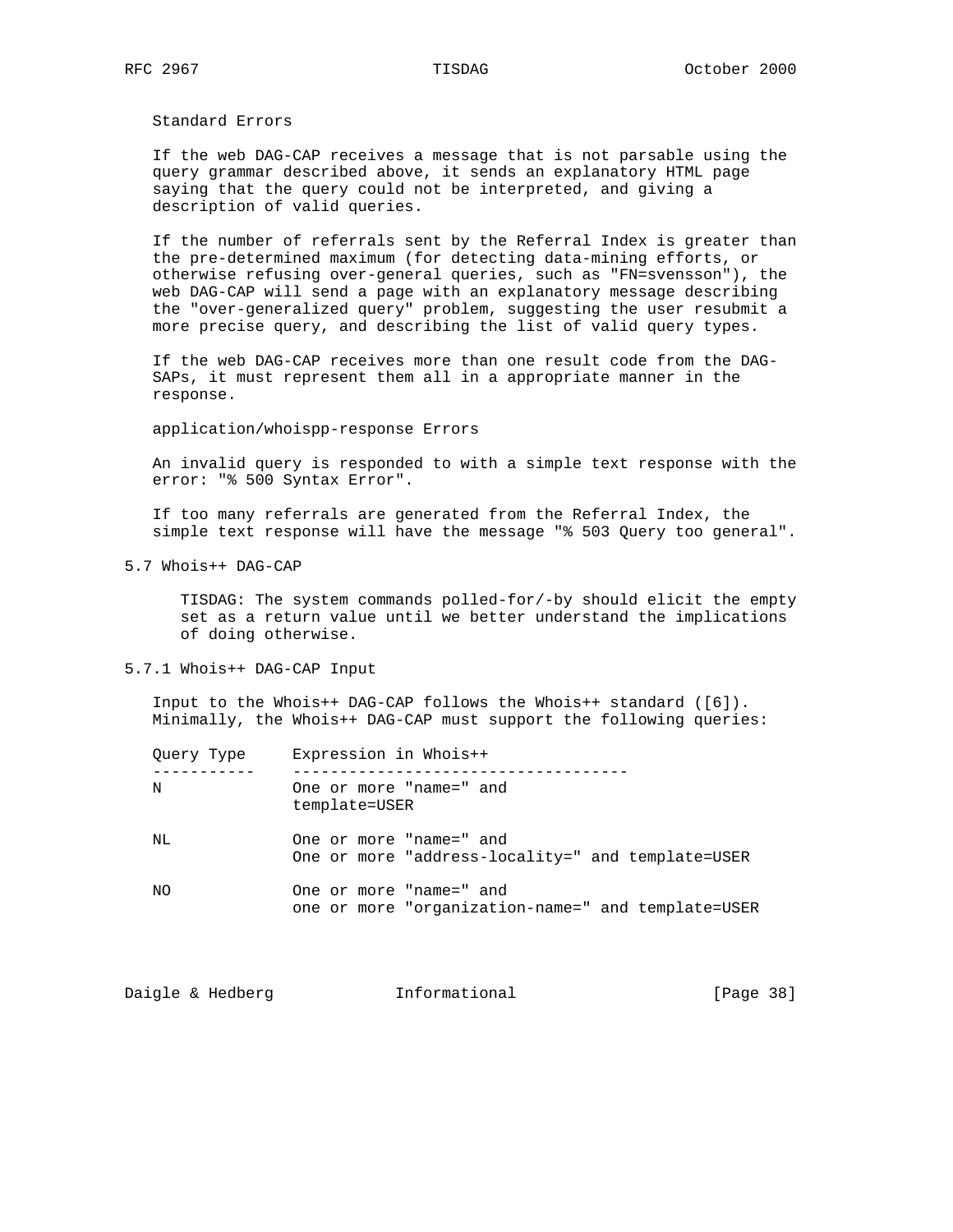Standard Errors

If the web DAG-CAP receives a message that is not parsable using the query grammar described above, it sends an explanatory HTML page saying that the query could not be interpreted, and giving a description of valid queries.

If the number of referrals sent by the Referral Index is greater than the pre-determined maximum (for detecting data-mining efforts, or otherwise refusing over-general queries, such as "FN=svensson"), the web DAG-CAP will send a page with an explanatory message describing the "over-generalized query" problem, suggesting the user resubmit a more precise query, and describing the list of valid query types.

If the web DAG-CAP receives more than one result code from the DAG-SAPs, it must represent them all in a appropriate manner in the response.

application/whoispp-response Errors

An invalid query is responded to with a simple text response with the error: "% 500 Syntax Error".

If too many referrals are generated from the Referral Index, the simple text response will have the message "% 503 Query too general".

### 5.7 Whois++ DAG-CAP

> TISDAG: The system commands polled-for/-by should elicit the empty set as a return value until we better understand the implications of doing otherwise.

#### 5.7.1 Whois++ DAG-CAP Input

Input to the Whois++ DAG-CAP follows the Whois++ standard ([6]). Minimally, the Whois++ DAG-CAP must support the following queries:

| Query Type | Expression in Whois++ |
|---|---|
| N | One or more "name=" and template=USER |
| NL | One or more "name=" and One or more "address-locality=" and template=USER |
| NO | One or more "name=" and one or more "organization-name=" and template=USER |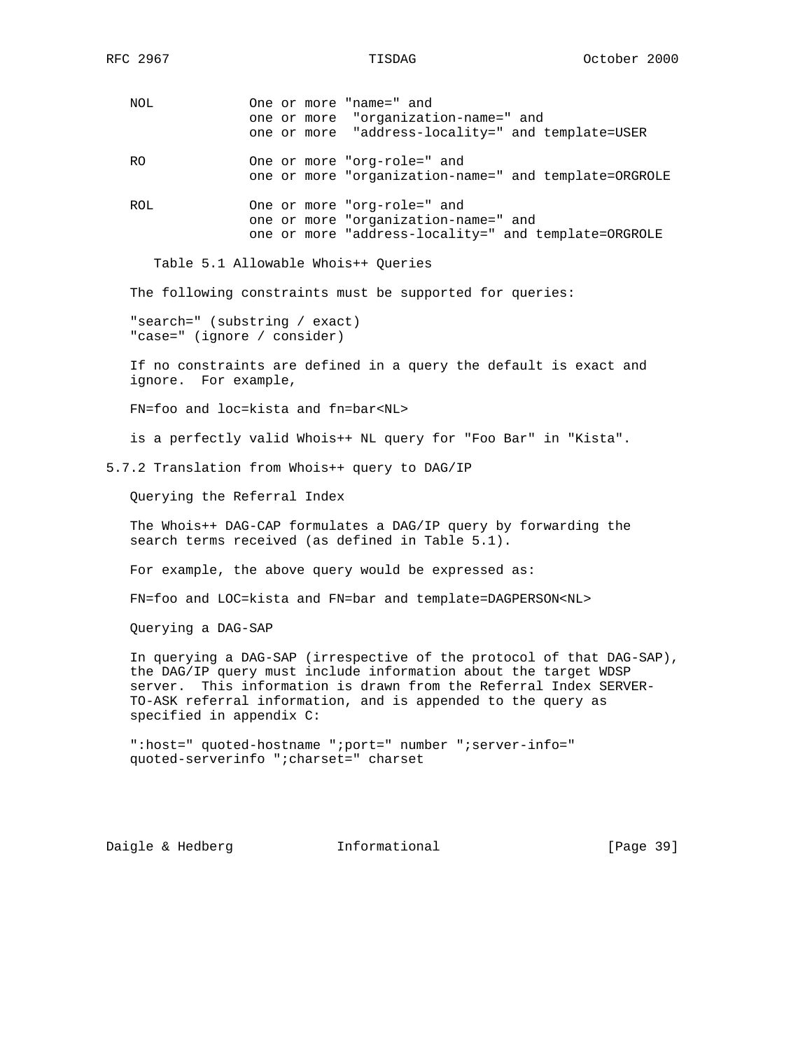| Query | Definition |
|---|---|
| NOL | One or more "name=" and one or more "organization-name=" and one or more "address-locality=" and template=USER |
| RO | One or more "org-role=" and one or more "organization-name=" and template=ORGROLE |
| ROL | One or more "org-role=" and one or more "organization-name=" and one or more "address-locality=" and template=ORGROLE |

Table 5.1 Allowable Whois++ Queries

The following constraints must be supported for queries:

```
"search=" (substring / exact)
"case=" (ignore / consider)
```

If no constraints are defined in a query the default is exact and ignore. For example,

```
FN=foo and loc=kista and fn=bar<NL>
```

is a perfectly valid Whois++ NL query for "Foo Bar" in "Kista".

### 5.7.2 Translation from Whois++ query to DAG/IP

Querying the Referral Index

The Whois++ DAG-CAP formulates a DAG/IP query by forwarding the search terms received (as defined in Table 5.1).

For example, the above query would be expressed as:

```
FN=foo and LOC=kista and FN=bar and template=DAGPERSON<NL>
```

Querying a DAG-SAP

In querying a DAG-SAP (irrespective of the protocol of that DAG-SAP), the DAG/IP query must include information about the target WDSP server. This information is drawn from the Referral Index SERVER-TO-ASK referral information, and is appended to the query as specified in appendix C:

```
":host=" quoted-hostname ";port=" number ";server-info="
quoted-serverinfo ";charset=" charset
```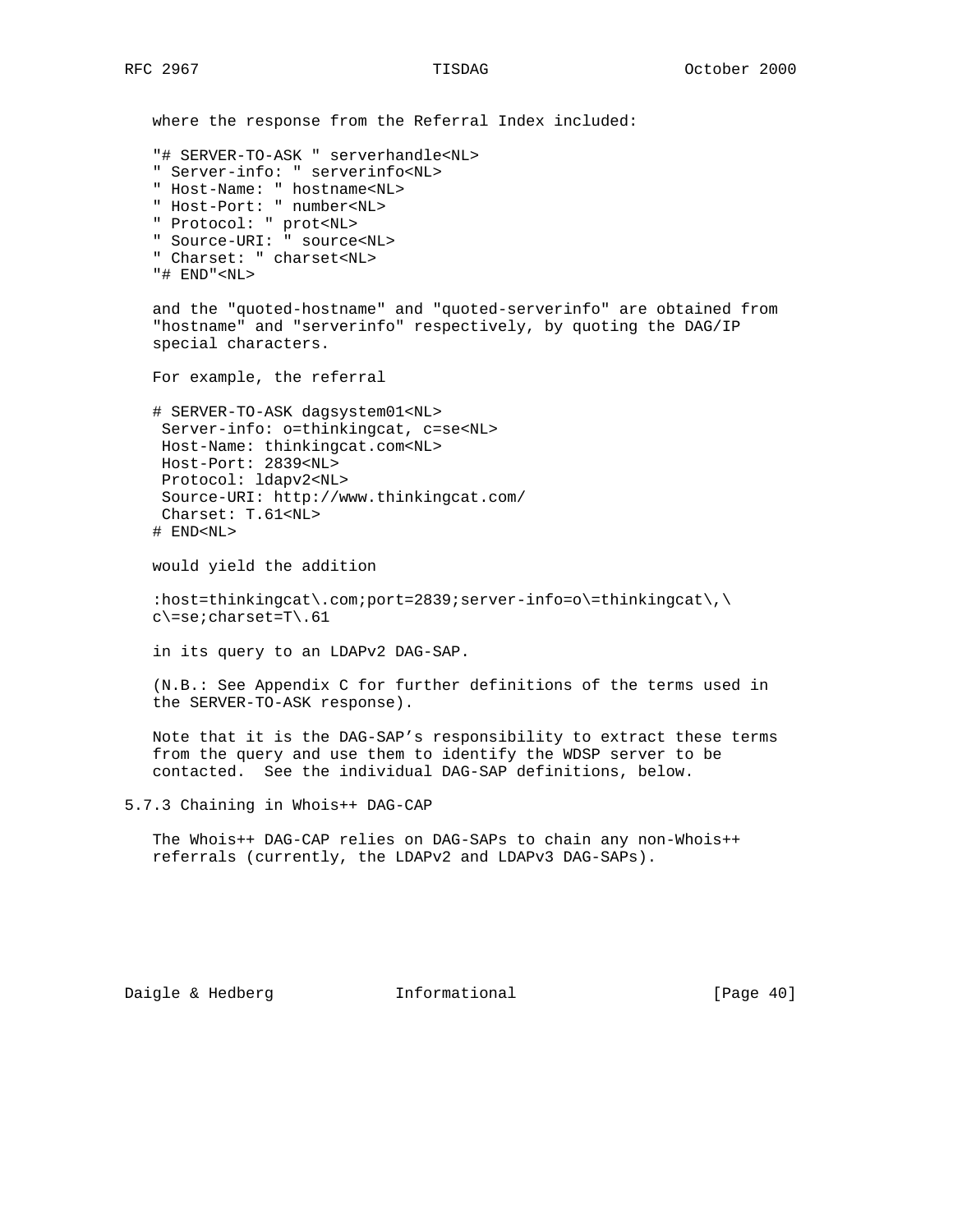where the response from the Referral Index included:

```
"# SERVER-TO-ASK " serverhandle<NL>
" Server-info: " serverinfo<NL>
" Host-Name: " hostname<NL>
" Host-Port: " number<NL>
" Protocol: " prot<NL>
" Source-URI: " source<NL>
" Charset: " charset<NL>
"# END"<NL>
```

and the "quoted-hostname" and "quoted-serverinfo" are obtained from "hostname" and "serverinfo" respectively, by quoting the DAG/IP special characters.

For example, the referral

```
# SERVER-TO-ASK dagsystem01<NL>
 Server-info: o=thinkingcat, c=se<NL>
 Host-Name: thinkingcat.com<NL>
 Host-Port: 2839<NL>
 Protocol: ldapv2<NL>
 Source-URI: http://www.thinkingcat.com/
 Charset: T.61<NL>
# END<NL>
```

would yield the addition

```
:host=thinkingcat\.com;port=2839;server-info=o\=thinkingcat\,\
c\=se;charset=T\.61
```

in its query to an LDAPv2 DAG-SAP.

(N.B.: See Appendix C for further definitions of the terms used in the SERVER-TO-ASK response).

Note that it is the DAG-SAP's responsibility to extract these terms from the query and use them to identify the WDSP server to be contacted. See the individual DAG-SAP definitions, below.

### 5.7.3 Chaining in Whois++ DAG-CAP

The Whois++ DAG-CAP relies on DAG-SAPs to chain any non-Whois++ referrals (currently, the LDAPv2 and LDAPv3 DAG-SAPs).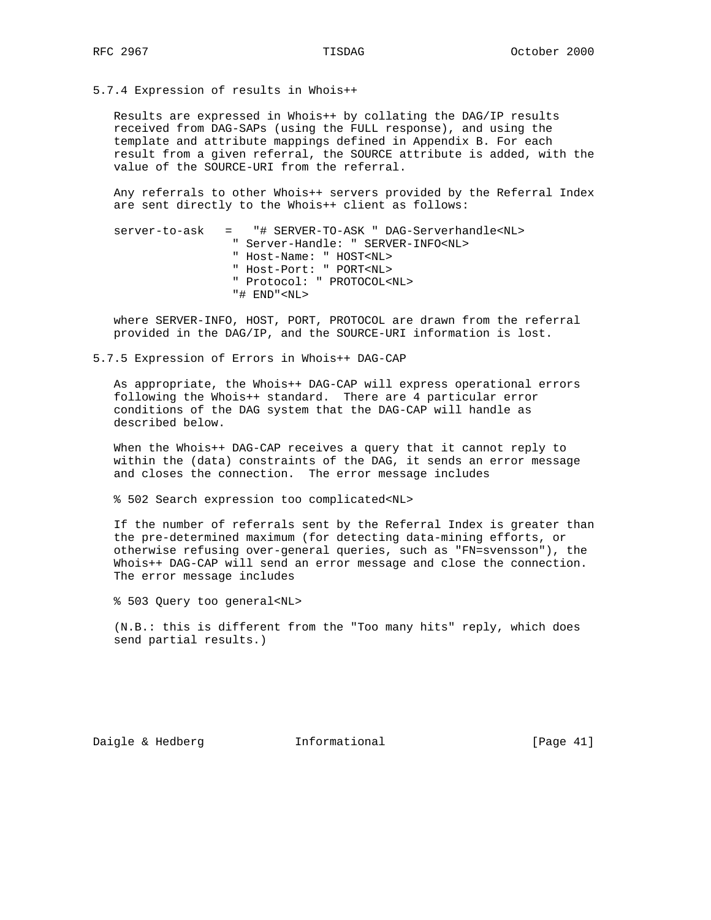### 5.7.4 Expression of results in Whois++

Results are expressed in Whois++ by collating the DAG/IP results received from DAG-SAPs (using the FULL response), and using the template and attribute mappings defined in Appendix B. For each result from a given referral, the SOURCE attribute is added, with the value of the SOURCE-URI from the referral.

Any referrals to other Whois++ servers provided by the Referral Index are sent directly to the Whois++ client as follows:

```
server-to-ask   =   "# SERVER-TO-ASK " DAG-Serverhandle<NL>
                 " Server-Handle: " SERVER-INFO<NL>
                 " Host-Name: " HOST<NL>
                 " Host-Port: " PORT<NL>
                 " Protocol: " PROTOCOL<NL>
                 "# END"<NL>
```

where SERVER-INFO, HOST, PORT, PROTOCOL are drawn from the referral provided in the DAG/IP, and the SOURCE-URI information is lost.

### 5.7.5 Expression of Errors in Whois++ DAG-CAP

As appropriate, the Whois++ DAG-CAP will express operational errors following the Whois++ standard. There are 4 particular error conditions of the DAG system that the DAG-CAP will handle as described below.

When the Whois++ DAG-CAP receives a query that it cannot reply to within the (data) constraints of the DAG, it sends an error message and closes the connection. The error message includes

```
% 502 Search expression too complicated<NL>
```

If the number of referrals sent by the Referral Index is greater than the pre-determined maximum (for detecting data-mining efforts, or otherwise refusing over-general queries, such as "FN=svensson"), the Whois++ DAG-CAP will send an error message and close the connection. The error message includes

```
% 503 Query too general<NL>
```

(N.B.: this is different from the "Too many hits" reply, which does send partial results.)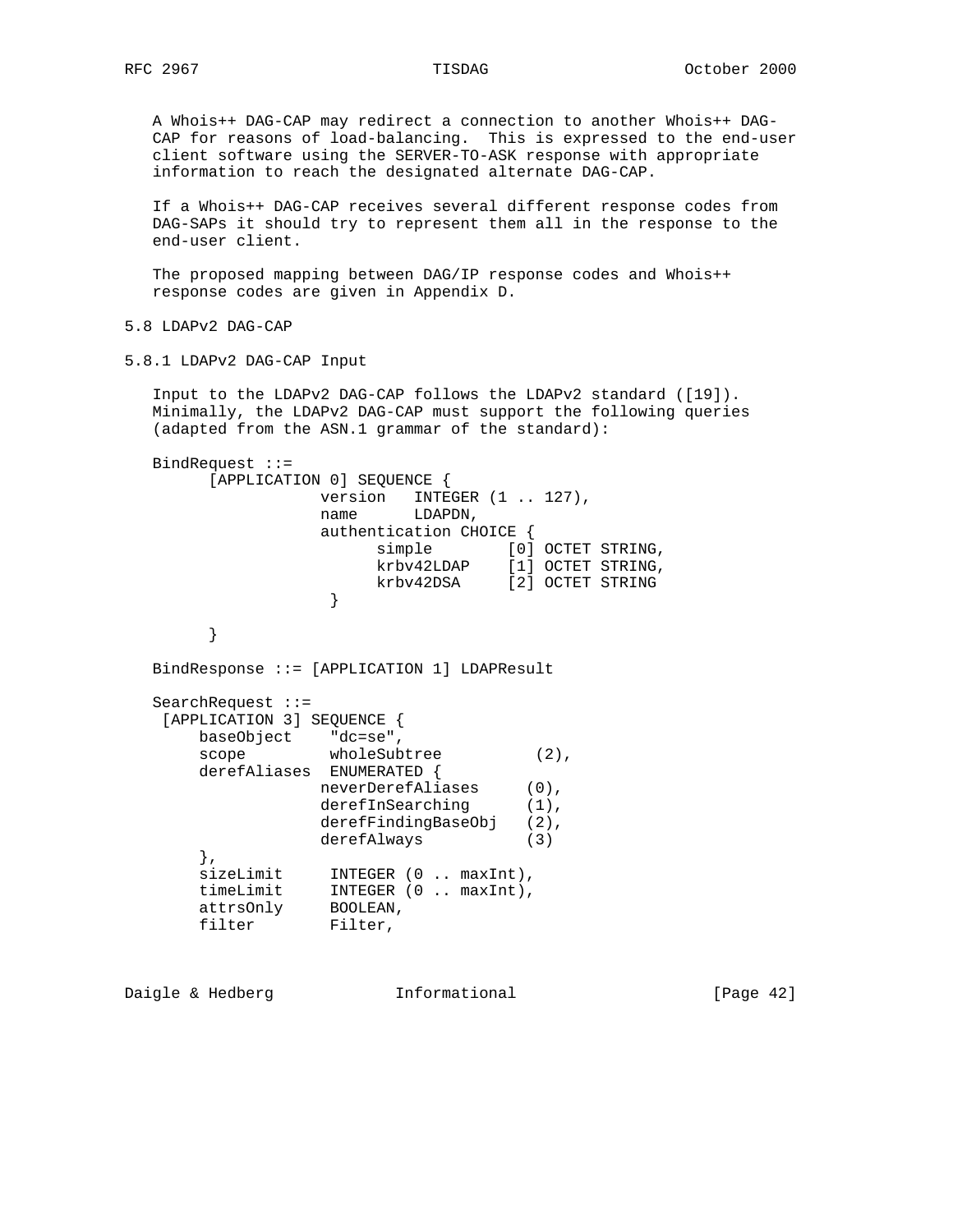A Whois++ DAG-CAP may redirect a connection to another Whois++ DAG-CAP for reasons of load-balancing. This is expressed to the end-user client software using the SERVER-TO-ASK response with appropriate information to reach the designated alternate DAG-CAP.

If a Whois++ DAG-CAP receives several different response codes from DAG-SAPs it should try to represent them all in the response to the end-user client.

The proposed mapping between DAG/IP response codes and Whois++ response codes are given in Appendix D.

## 5.8 LDAPv2 DAG-CAP

### 5.8.1 LDAPv2 DAG-CAP Input

Input to the LDAPv2 DAG-CAP follows the LDAPv2 standard ([19]). Minimally, the LDAPv2 DAG-CAP must support the following queries (adapted from the ASN.1 grammar of the standard):

```
BindRequest ::=
      [APPLICATION 0] SEQUENCE {
                  version   INTEGER (1 .. 127),
                  name      LDAPDN,
                  authentication CHOICE {
                        simple        [0] OCTET STRING,
                        krbv42LDAP    [1] OCTET STRING,
                        krbv42DSA     [2] OCTET STRING
                   }

      }

BindResponse ::= [APPLICATION 1] LDAPResult

SearchRequest ::=
 [APPLICATION 3] SEQUENCE {
     baseObject    "dc=se",
     scope         wholeSubtree          (2),
     derefAliases  ENUMERATED {
                  neverDerefAliases     (0),
                  derefInSearching      (1),
                  derefFindingBaseObj   (2),
                  derefAlways           (3)
     },
     sizeLimit     INTEGER (0 .. maxInt),
     timeLimit     INTEGER (0 .. maxInt),
     attrsOnly     BOOLEAN,
     filter        Filter,
```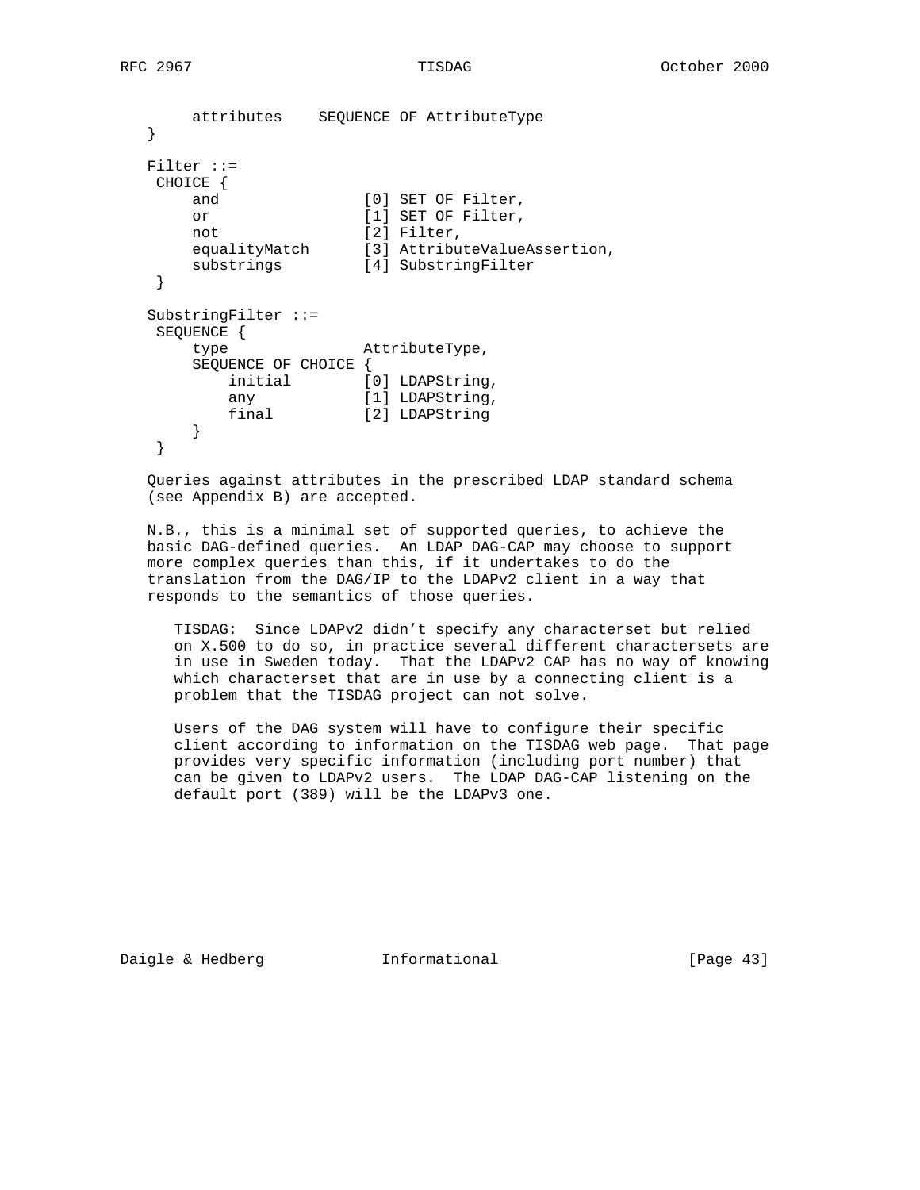```
     attributes    SEQUENCE OF AttributeType
}

Filter ::=
 CHOICE {
     and                [0] SET OF Filter,
     or                 [1] SET OF Filter,
     not                [2] Filter,
     equalityMatch      [3] AttributeValueAssertion,
     substrings         [4] SubstringFilter
 }

SubstringFilter ::=
 SEQUENCE {
     type               AttributeType,
     SEQUENCE OF CHOICE {
         initial        [0] LDAPString,
         any            [1] LDAPString,
         final          [2] LDAPString
     }
 }
```

Queries against attributes in the prescribed LDAP standard schema (see Appendix B) are accepted.

N.B., this is a minimal set of supported queries, to achieve the basic DAG-defined queries. An LDAP DAG-CAP may choose to support more complex queries than this, if it undertakes to do the translation from the DAG/IP to the LDAPv2 client in a way that responds to the semantics of those queries.

TISDAG: Since LDAPv2 didn't specify any characterset but relied on X.500 to do so, in practice several different charactersets are in use in Sweden today. That the LDAPv2 CAP has no way of knowing which characterset that are in use by a connecting client is a problem that the TISDAG project can not solve.

Users of the DAG system will have to configure their specific client according to information on the TISDAG web page. That page provides very specific information (including port number) that can be given to LDAPv2 users. The LDAP DAG-CAP listening on the default port (389) will be the LDAPv3 one.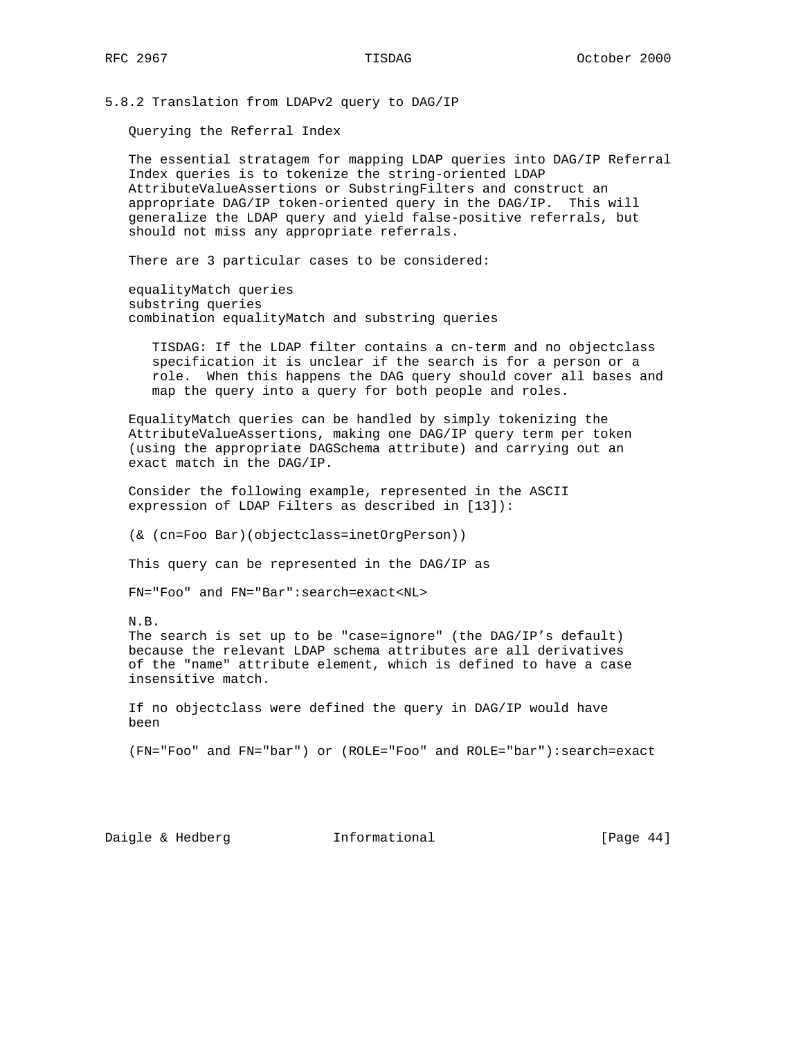### 5.8.2 Translation from LDAPv2 query to DAG/IP

Querying the Referral Index

The essential stratagem for mapping LDAP queries into DAG/IP Referral Index queries is to tokenize the string-oriented LDAP AttributeValueAssertions or SubstringFilters and construct an appropriate DAG/IP token-oriented query in the DAG/IP. This will generalize the LDAP query and yield false-positive referrals, but should not miss any appropriate referrals.

There are 3 particular cases to be considered:

- equalityMatch queries
- substring queries
- combination equalityMatch and substring queries

> TISDAG: If the LDAP filter contains a cn-term and no objectclass specification it is unclear if the search is for a person or a role. When this happens the DAG query should cover all bases and map the query into a query for both people and roles.

EqualityMatch queries can be handled by simply tokenizing the AttributeValueAssertions, making one DAG/IP query term per token (using the appropriate DAGSchema attribute) and carrying out an exact match in the DAG/IP.

Consider the following example, represented in the ASCII expression of LDAP Filters as described in [13]):

```
(& (cn=Foo Bar)(objectclass=inetOrgPerson))
```

This query can be represented in the DAG/IP as

```
FN="Foo" and FN="Bar":search=exact<NL>
```

N.B.
The search is set up to be "case=ignore" (the DAG/IP's default) because the relevant LDAP schema attributes are all derivatives of the "name" attribute element, which is defined to have a case insensitive match.

If no objectclass were defined the query in DAG/IP would have been

```
(FN="Foo" and FN="bar") or (ROLE="Foo" and ROLE="bar"):search=exact
```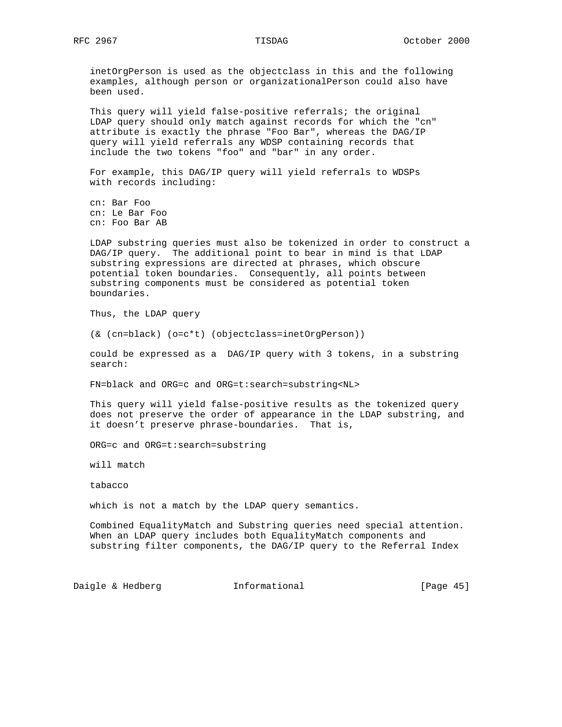inetOrgPerson is used as the objectclass in this and the following examples, although person or organizationalPerson could also have been used.

This query will yield false-positive referrals; the original LDAP query should only match against records for which the "cn" attribute is exactly the phrase "Foo Bar", whereas the DAG/IP query will yield referrals any WDSP containing records that include the two tokens "foo" and "bar" in any order.

For example, this DAG/IP query will yield referrals to WDSPs with records including:

```
cn: Bar Foo
cn: Le Bar Foo
cn: Foo Bar AB
```

LDAP substring queries must also be tokenized in order to construct a DAG/IP query. The additional point to bear in mind is that LDAP substring expressions are directed at phrases, which obscure potential token boundaries. Consequently, all points between substring components must be considered as potential token boundaries.

Thus, the LDAP query

```
(& (cn=black) (o=c*t) (objectclass=inetOrgPerson))
```

could be expressed as a DAG/IP query with 3 tokens, in a substring search:

```
FN=black and ORG=c and ORG=t:search=substring<NL>
```

This query will yield false-positive results as the tokenized query does not preserve the order of appearance in the LDAP substring, and it doesn't preserve phrase-boundaries. That is,

```
ORG=c and ORG=t:search=substring
```

will match

```
tabacco
```

which is not a match by the LDAP query semantics.

Combined EqualityMatch and Substring queries need special attention. When an LDAP query includes both EqualityMatch components and substring filter components, the DAG/IP query to the Referral Index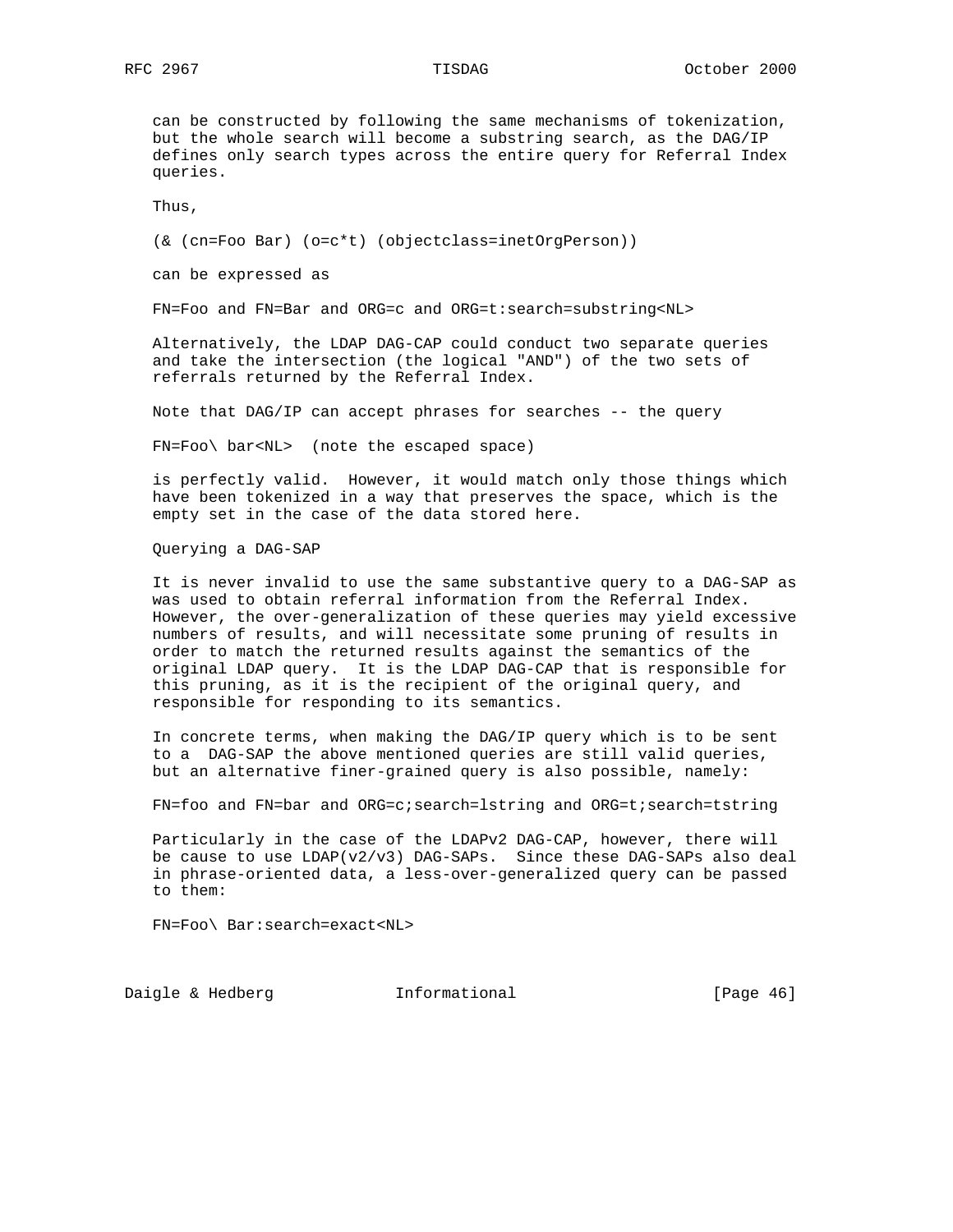can be constructed by following the same mechanisms of tokenization, but the whole search will become a substring search, as the DAG/IP defines only search types across the entire query for Referral Index queries.

Thus,

```
(& (cn=Foo Bar) (o=c*t) (objectclass=inetOrgPerson))
```

can be expressed as

```
FN=Foo and FN=Bar and ORG=c and ORG=t:search=substring<NL>
```

Alternatively, the LDAP DAG-CAP could conduct two separate queries and take the intersection (the logical "AND") of the two sets of referrals returned by the Referral Index.

Note that DAG/IP can accept phrases for searches -- the query

```
FN=Foo\ bar<NL>  (note the escaped space)
```

is perfectly valid. However, it would match only those things which have been tokenized in a way that preserves the space, which is the empty set in the case of the data stored here.

Querying a DAG-SAP

It is never invalid to use the same substantive query to a DAG-SAP as was used to obtain referral information from the Referral Index. However, the over-generalization of these queries may yield excessive numbers of results, and will necessitate some pruning of results in order to match the returned results against the semantics of the original LDAP query. It is the LDAP DAG-CAP that is responsible for this pruning, as it is the recipient of the original query, and responsible for responding to its semantics.

In concrete terms, when making the DAG/IP query which is to be sent to a DAG-SAP the above mentioned queries are still valid queries, but an alternative finer-grained query is also possible, namely:

```
FN=foo and FN=bar and ORG=c;search=lstring and ORG=t;search=tstring
```

Particularly in the case of the LDAPv2 DAG-CAP, however, there will be cause to use LDAP(v2/v3) DAG-SAPs. Since these DAG-SAPs also deal in phrase-oriented data, a less-over-generalized query can be passed to them:

```
FN=Foo\ Bar:search=exact<NL>
```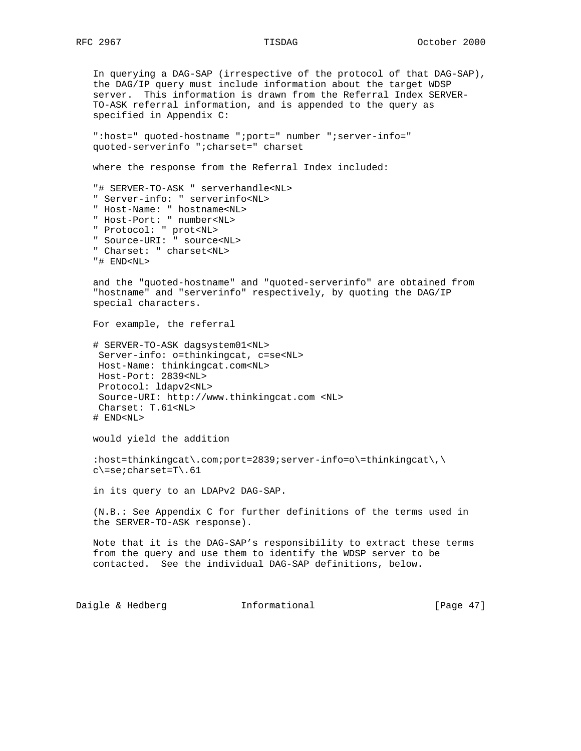In querying a DAG-SAP (irrespective of the protocol of that DAG-SAP), the DAG/IP query must include information about the target WDSP server. This information is drawn from the Referral Index SERVER-TO-ASK referral information, and is appended to the query as specified in Appendix C:

```
":host=" quoted-hostname ";port=" number ";server-info="
quoted-serverinfo ";charset=" charset
```

where the response from the Referral Index included:

```
"# SERVER-TO-ASK " serverhandle<NL>
" Server-info: " serverinfo<NL>
" Host-Name: " hostname<NL>
" Host-Port: " number<NL>
" Protocol: " prot<NL>
" Source-URI: " source<NL>
" Charset: " charset<NL>
"# END<NL>
```

and the "quoted-hostname" and "quoted-serverinfo" are obtained from "hostname" and "serverinfo" respectively, by quoting the DAG/IP special characters.

For example, the referral

```
# SERVER-TO-ASK dagsystem01<NL>
 Server-info: o=thinkingcat, c=se<NL>
 Host-Name: thinkingcat.com<NL>
 Host-Port: 2839<NL>
 Protocol: ldapv2<NL>
 Source-URI: http://www.thinkingcat.com <NL>
 Charset: T.61<NL>
# END<NL>
```

would yield the addition

```
:host=thinkingcat\.com;port=2839;server-info=o\=thinkingcat\,\
c\=se;charset=T\.61
```

in its query to an LDAPv2 DAG-SAP.

(N.B.: See Appendix C for further definitions of the terms used in the SERVER-TO-ASK response).

Note that it is the DAG-SAP's responsibility to extract these terms from the query and use them to identify the WDSP server to be contacted. See the individual DAG-SAP definitions, below.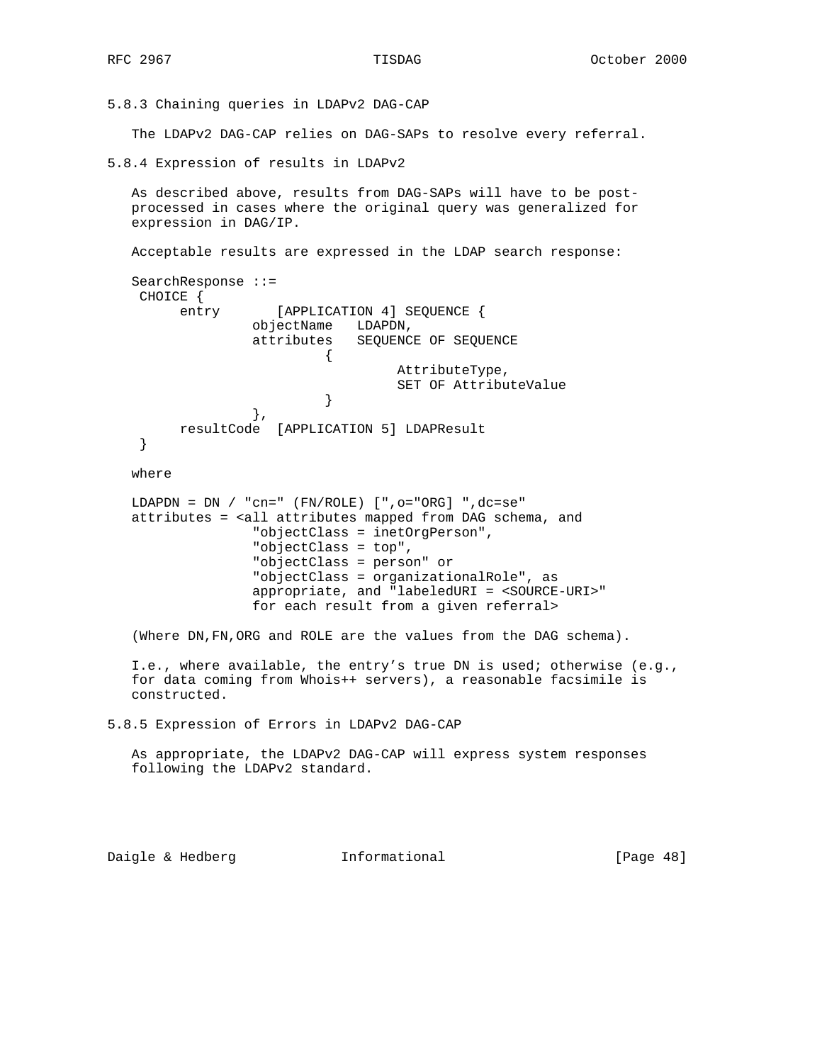### 5.8.3 Chaining queries in LDAPv2 DAG-CAP

The LDAPv2 DAG-CAP relies on DAG-SAPs to resolve every referral.

### 5.8.4 Expression of results in LDAPv2

As described above, results from DAG-SAPs will have to be post-processed in cases where the original query was generalized for expression in DAG/IP.

Acceptable results are expressed in the LDAP search response:

```
SearchResponse ::=
 CHOICE {
      entry       [APPLICATION 4] SEQUENCE {
               objectName   LDAPDN,
               attributes   SEQUENCE OF SEQUENCE
                        {
                             AttributeType,
                             SET OF AttributeValue
                        }
               },
      resultCode  [APPLICATION 5] LDAPResult
 }
```

where

```
LDAPDN = DN / "cn=" (FN/ROLE) [",o="ORG] ",dc=se"
attributes = <all attributes mapped from DAG schema, and
               "objectClass = inetOrgPerson",
               "objectClass = top",
               "objectClass = person" or
               "objectClass = organizationalRole", as
               appropriate, and "labeledURI = <SOURCE-URI>"
               for each result from a given referral>
```

(Where DN,FN,ORG and ROLE are the values from the DAG schema).

I.e., where available, the entry's true DN is used; otherwise (e.g., for data coming from Whois++ servers), a reasonable facsimile is constructed.

### 5.8.5 Expression of Errors in LDAPv2 DAG-CAP

As appropriate, the LDAPv2 DAG-CAP will express system responses following the LDAPv2 standard.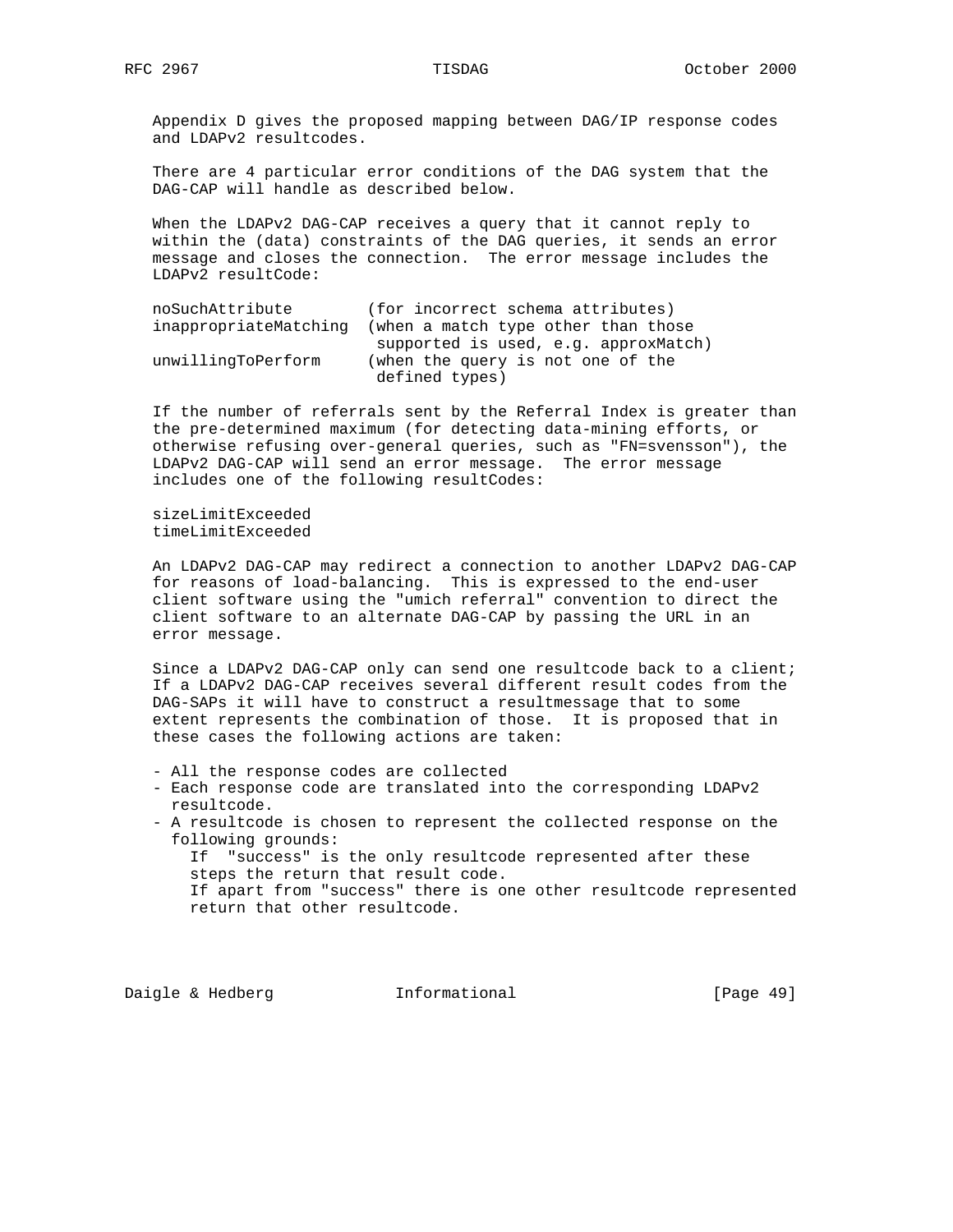Appendix D gives the proposed mapping between DAG/IP response codes and LDAPv2 resultcodes.

There are 4 particular error conditions of the DAG system that the DAG-CAP will handle as described below.

When the LDAPv2 DAG-CAP receives a query that it cannot reply to within the (data) constraints of the DAG queries, it sends an error message and closes the connection. The error message includes the LDAPv2 resultCode:

```
noSuchAttribute        (for incorrect schema attributes)
inappropriateMatching  (when a match type other than those
                        supported is used, e.g. approxMatch)
unwillingToPerform     (when the query is not one of the
                        defined types)
```

If the number of referrals sent by the Referral Index is greater than the pre-determined maximum (for detecting data-mining efforts, or otherwise refusing over-general queries, such as "FN=svensson"), the LDAPv2 DAG-CAP will send an error message. The error message includes one of the following resultCodes:

```
sizeLimitExceeded
timeLimitExceeded
```

An LDAPv2 DAG-CAP may redirect a connection to another LDAPv2 DAG-CAP for reasons of load-balancing. This is expressed to the end-user client software using the "umich referral" convention to direct the client software to an alternate DAG-CAP by passing the URL in an error message.

Since a LDAPv2 DAG-CAP only can send one resultcode back to a client; If a LDAPv2 DAG-CAP receives several different result codes from the DAG-SAPs it will have to construct a resultmessage that to some extent represents the combination of those. It is proposed that in these cases the following actions are taken:

- All the response codes are collected
- Each response code are translated into the corresponding LDAPv2 resultcode.
- A resultcode is chosen to represent the collected response on the following grounds:
  - If "success" is the only resultcode represented after these steps the return that result code.
  - If apart from "success" there is one other resultcode represented return that other resultcode.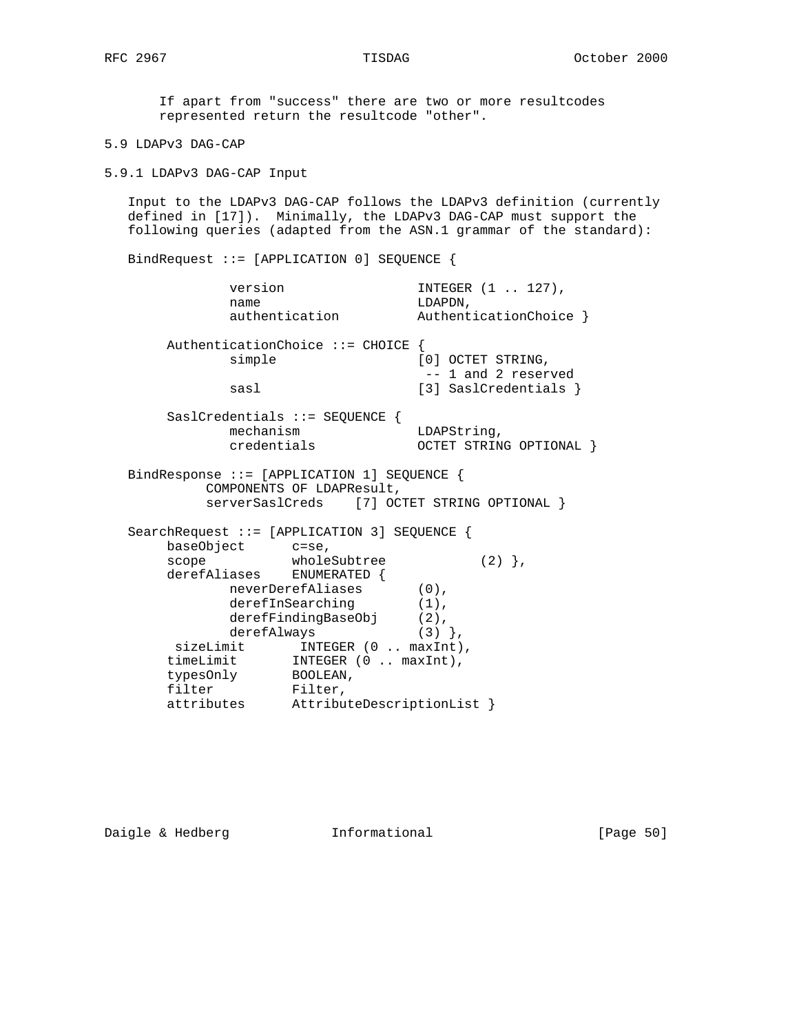If apart from "success" there are two or more resultcodes represented return the resultcode "other".

## 5.9 LDAPv3 DAG-CAP

### 5.9.1 LDAPv3 DAG-CAP Input

Input to the LDAPv3 DAG-CAP follows the LDAPv3 definition (currently defined in [17]). Minimally, the LDAPv3 DAG-CAP must support the following queries (adapted from the ASN.1 grammar of the standard):

```
BindRequest ::= [APPLICATION 0] SEQUENCE {

           version                 INTEGER (1 .. 127),
           name                    LDAPDN,
           authentication          AuthenticationChoice }

     AuthenticationChoice ::= CHOICE {
           simple                  [0] OCTET STRING,
                                    -- 1 and 2 reserved
           sasl                    [3] SaslCredentials }

     SaslCredentials ::= SEQUENCE {
           mechanism               LDAPString,
           credentials             OCTET STRING OPTIONAL }

BindResponse ::= [APPLICATION 1] SEQUENCE {
          COMPONENTS OF LDAPResult,
          serverSaslCreds    [7] OCTET STRING OPTIONAL }

SearchRequest ::= [APPLICATION 3] SEQUENCE {
     baseObject      c=se,
     scope           wholeSubtree            (2) },
     derefAliases    ENUMERATED {
             neverDerefAliases       (0),
             derefInSearching        (1),
             derefFindingBaseObj     (2),
             derefAlways             (3) },
      sizeLimit       INTEGER (0 .. maxInt),
     timeLimit       INTEGER (0 .. maxInt),
     typesOnly       BOOLEAN,
     filter          Filter,
     attributes      AttributeDescriptionList }
```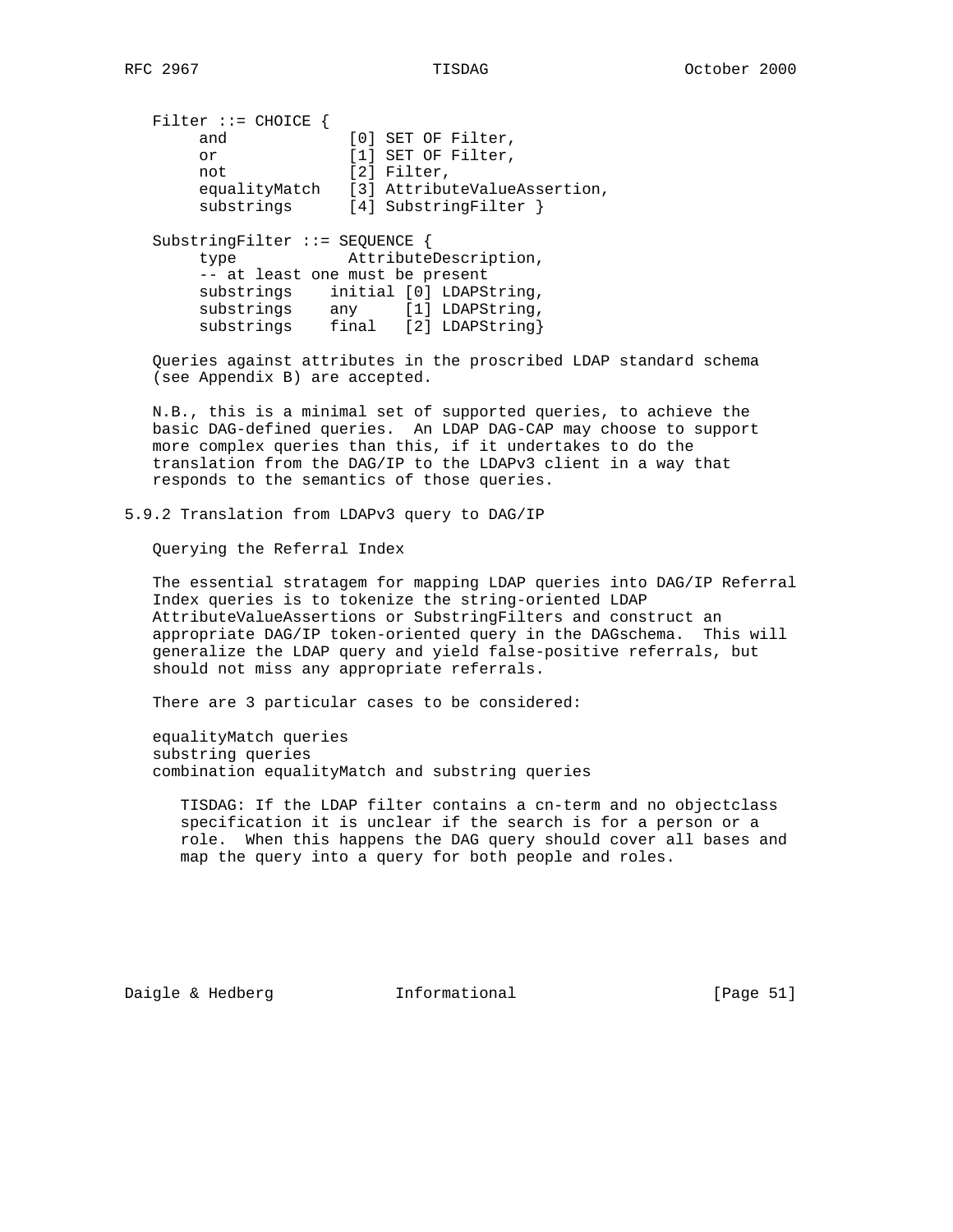```
Filter ::= CHOICE {
     and             [0] SET OF Filter,
     or              [1] SET OF Filter,
     not             [2] Filter,
     equalityMatch   [3] AttributeValueAssertion,
     substrings      [4] SubstringFilter }

SubstringFilter ::= SEQUENCE {
     type            AttributeDescription,
     -- at least one must be present
     substrings    initial [0] LDAPString,
     substrings    any     [1] LDAPString,
     substrings    final   [2] LDAPString}
```

Queries against attributes in the proscribed LDAP standard schema (see Appendix B) are accepted.

N.B., this is a minimal set of supported queries, to achieve the basic DAG-defined queries. An LDAP DAG-CAP may choose to support more complex queries than this, if it undertakes to do the translation from the DAG/IP to the LDAPv3 client in a way that responds to the semantics of those queries.

### 5.9.2 Translation from LDAPv3 query to DAG/IP

Querying the Referral Index

The essential stratagem for mapping LDAP queries into DAG/IP Referral Index queries is to tokenize the string-oriented LDAP AttributeValueAssertions or SubstringFilters and construct an appropriate DAG/IP token-oriented query in the DAGschema. This will generalize the LDAP query and yield false-positive referrals, but should not miss any appropriate referrals.

There are 3 particular cases to be considered:

equalityMatch queries
substring queries
combination equalityMatch and substring queries

> TISDAG: If the LDAP filter contains a cn-term and no objectclass specification it is unclear if the search is for a person or a role. When this happens the DAG query should cover all bases and map the query into a query for both people and roles.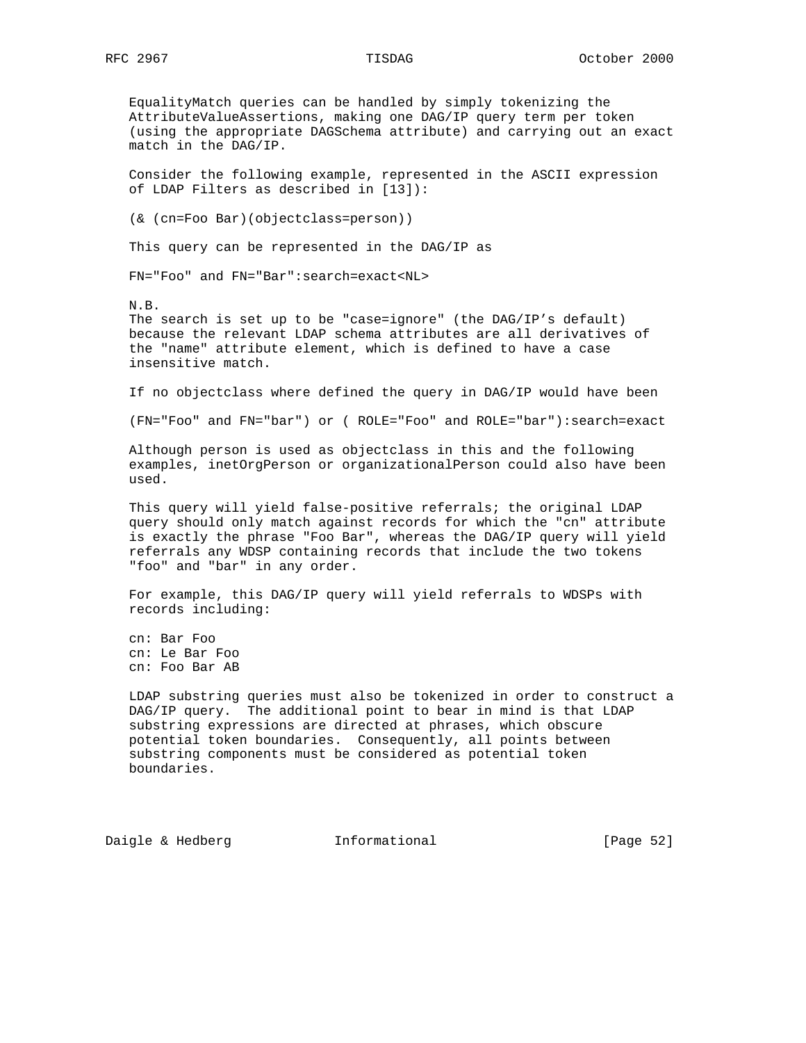EqualityMatch queries can be handled by simply tokenizing the AttributeValueAssertions, making one DAG/IP query term per token (using the appropriate DAGSchema attribute) and carrying out an exact match in the DAG/IP.

Consider the following example, represented in the ASCII expression of LDAP Filters as described in [13]):

```
(& (cn=Foo Bar)(objectclass=person))
```

This query can be represented in the DAG/IP as

```
FN="Foo" and FN="Bar":search=exact<NL>
```

N.B.
The search is set up to be "case=ignore" (the DAG/IP's default) because the relevant LDAP schema attributes are all derivatives of the "name" attribute element, which is defined to have a case insensitive match.

If no objectclass where defined the query in DAG/IP would have been

```
(FN="Foo" and FN="bar") or ( ROLE="Foo" and ROLE="bar"):search=exact
```

Although person is used as objectclass in this and the following examples, inetOrgPerson or organizationalPerson could also have been used.

This query will yield false-positive referrals; the original LDAP query should only match against records for which the "cn" attribute is exactly the phrase "Foo Bar", whereas the DAG/IP query will yield referrals any WDSP containing records that include the two tokens "foo" and "bar" in any order.

For example, this DAG/IP query will yield referrals to WDSPs with records including:

```
cn: Bar Foo
cn: Le Bar Foo
cn: Foo Bar AB
```

LDAP substring queries must also be tokenized in order to construct a DAG/IP query. The additional point to bear in mind is that LDAP substring expressions are directed at phrases, which obscure potential token boundaries. Consequently, all points between substring components must be considered as potential token boundaries.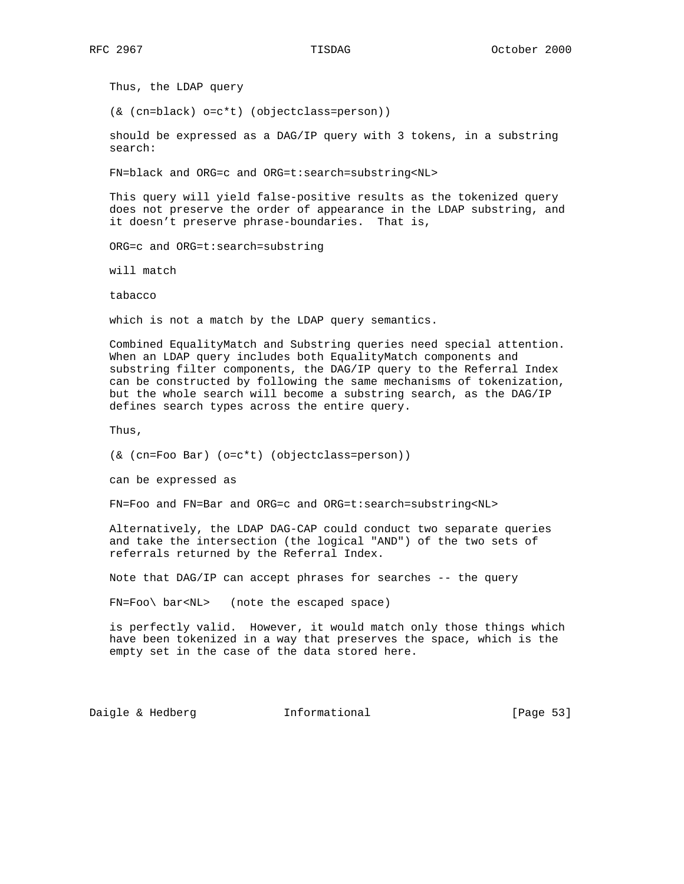Thus, the LDAP query

```
(& (cn=black) o=c*t) (objectclass=person))
```

should be expressed as a DAG/IP query with 3 tokens, in a substring search:

```
FN=black and ORG=c and ORG=t:search=substring<NL>
```

This query will yield false-positive results as the tokenized query does not preserve the order of appearance in the LDAP substring, and it doesn't preserve phrase-boundaries. That is,

```
ORG=c and ORG=t:search=substring
```

will match

```
tabacco
```

which is not a match by the LDAP query semantics.

Combined EqualityMatch and Substring queries need special attention. When an LDAP query includes both EqualityMatch components and substring filter components, the DAG/IP query to the Referral Index can be constructed by following the same mechanisms of tokenization, but the whole search will become a substring search, as the DAG/IP defines search types across the entire query.

Thus,

```
(& (cn=Foo Bar) (o=c*t) (objectclass=person))
```

can be expressed as

```
FN=Foo and FN=Bar and ORG=c and ORG=t:search=substring<NL>
```

Alternatively, the LDAP DAG-CAP could conduct two separate queries and take the intersection (the logical "AND") of the two sets of referrals returned by the Referral Index.

Note that DAG/IP can accept phrases for searches -- the query

```
FN=Foo\ bar<NL>   (note the escaped space)
```

is perfectly valid. However, it would match only those things which have been tokenized in a way that preserves the space, which is the empty set in the case of the data stored here.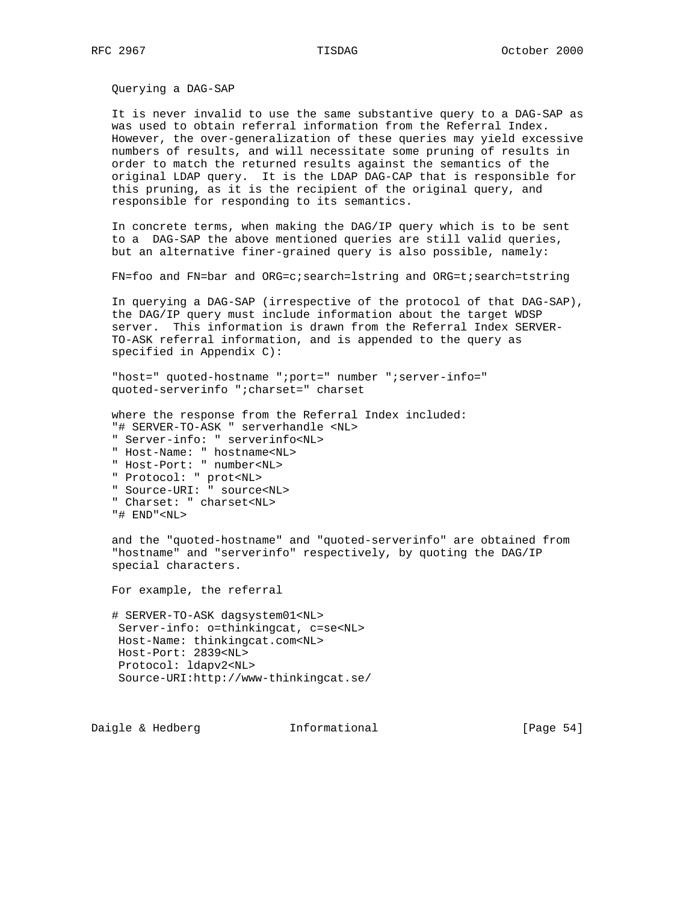Querying a DAG-SAP

It is never invalid to use the same substantive query to a DAG-SAP as was used to obtain referral information from the Referral Index. However, the over-generalization of these queries may yield excessive numbers of results, and will necessitate some pruning of results in order to match the returned results against the semantics of the original LDAP query. It is the LDAP DAG-CAP that is responsible for this pruning, as it is the recipient of the original query, and responsible for responding to its semantics.

In concrete terms, when making the DAG/IP query which is to be sent to a DAG-SAP the above mentioned queries are still valid queries, but an alternative finer-grained query is also possible, namely:

```
FN=foo and FN=bar and ORG=c;search=lstring and ORG=t;search=tstring
```

In querying a DAG-SAP (irrespective of the protocol of that DAG-SAP), the DAG/IP query must include information about the target WDSP server. This information is drawn from the Referral Index SERVER-TO-ASK referral information, and is appended to the query as specified in Appendix C):

```
"host=" quoted-hostname ";port=" number ";server-info="
quoted-serverinfo ";charset=" charset
```

where the response from the Referral Index included:

```
"# SERVER-TO-ASK " serverhandle <NL>
" Server-info: " serverinfo<NL>
" Host-Name: " hostname<NL>
" Host-Port: " number<NL>
" Protocol: " prot<NL>
" Source-URI: " source<NL>
" Charset: " charset<NL>
"# END"<NL>
```

and the "quoted-hostname" and "quoted-serverinfo" are obtained from "hostname" and "serverinfo" respectively, by quoting the DAG/IP special characters.

For example, the referral

```
# SERVER-TO-ASK dagsystem01<NL>
 Server-info: o=thinkingcat, c=se<NL>
 Host-Name: thinkingcat.com<NL>
 Host-Port: 2839<NL>
 Protocol: ldapv2<NL>
 Source-URI:http://www-thinkingcat.se/
```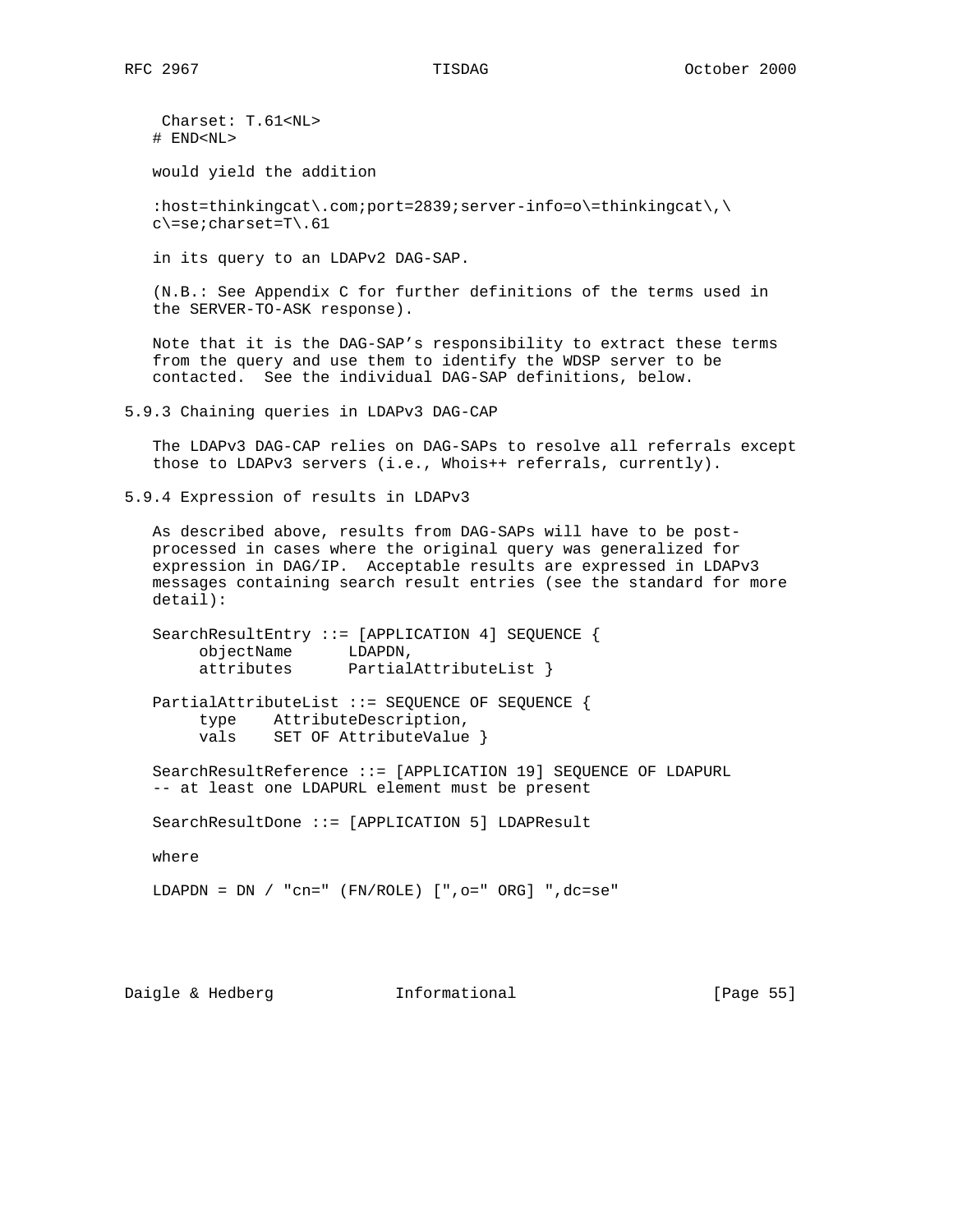```
 Charset: T.61<NL>
# END<NL>
```

would yield the addition

```
:host=thinkingcat\.com;port=2839;server-info=o\=thinkingcat\,\
c\=se;charset=T\.61
```

in its query to an LDAPv2 DAG-SAP.

(N.B.: See Appendix C for further definitions of the terms used in the SERVER-TO-ASK response).

Note that it is the DAG-SAP's responsibility to extract these terms from the query and use them to identify the WDSP server to be contacted. See the individual DAG-SAP definitions, below.

### 5.9.3 Chaining queries in LDAPv3 DAG-CAP

The LDAPv3 DAG-CAP relies on DAG-SAPs to resolve all referrals except those to LDAPv3 servers (i.e., Whois++ referrals, currently).

### 5.9.4 Expression of results in LDAPv3

As described above, results from DAG-SAPs will have to be post-processed in cases where the original query was generalized for expression in DAG/IP. Acceptable results are expressed in LDAPv3 messages containing search result entries (see the standard for more detail):

```
SearchResultEntry ::= [APPLICATION 4] SEQUENCE {
     objectName      LDAPDN,
     attributes      PartialAttributeList }

PartialAttributeList ::= SEQUENCE OF SEQUENCE {
     type    AttributeDescription,
     vals    SET OF AttributeValue }

SearchResultReference ::= [APPLICATION 19] SEQUENCE OF LDAPURL
-- at least one LDAPURL element must be present

SearchResultDone ::= [APPLICATION 5] LDAPResult
```

where

```
LDAPDN = DN / "cn=" (FN/ROLE) [",o=" ORG] ",dc=se"
```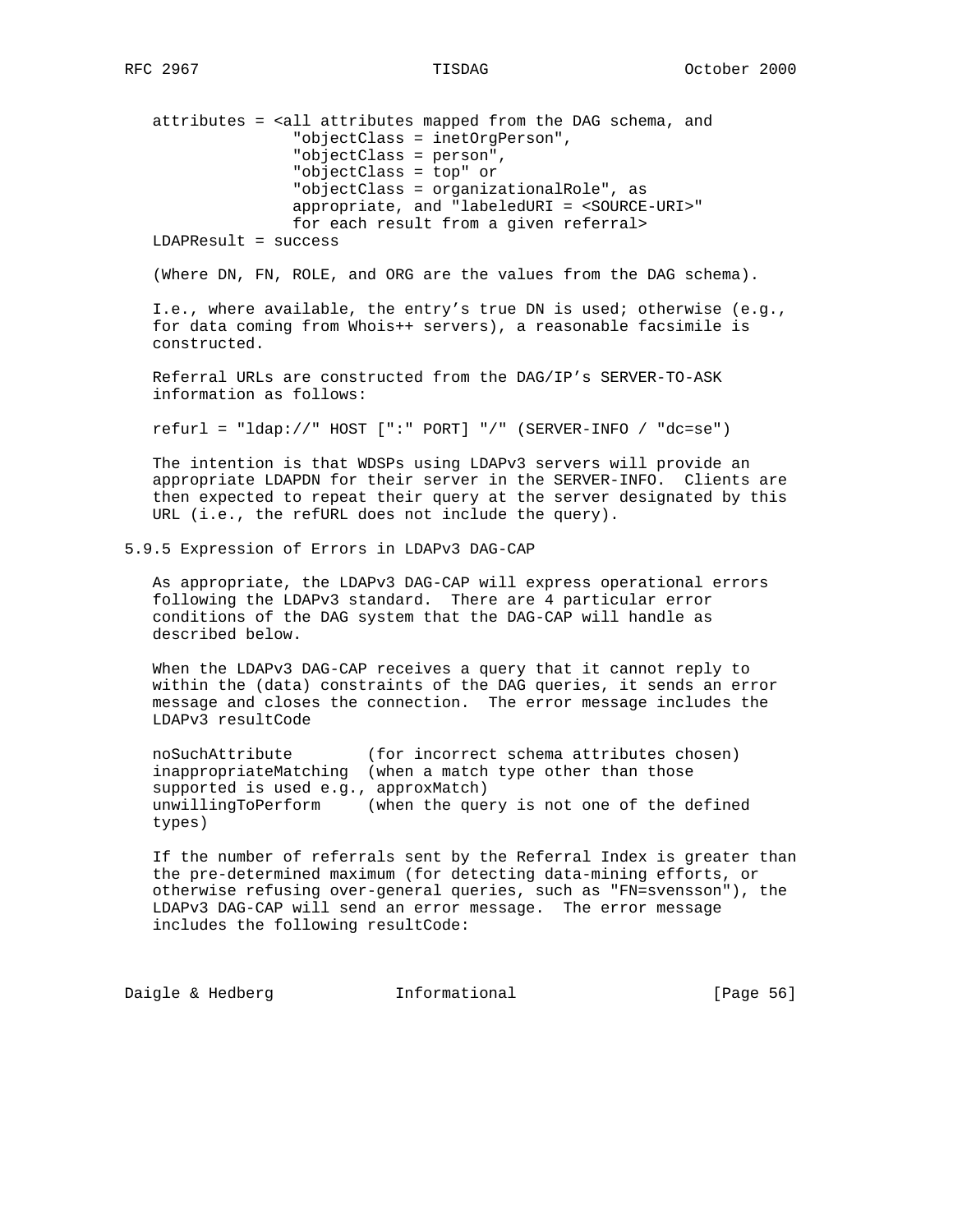```
attributes = <all attributes mapped from the DAG schema, and
              "objectClass = inetOrgPerson",
              "objectClass = person",
              "objectClass = top" or
              "objectClass = organizationalRole", as
              appropriate, and "labeledURI = <SOURCE-URI>"
              for each result from a given referral>
LDAPResult = success
```

(Where DN, FN, ROLE, and ORG are the values from the DAG schema).

I.e., where available, the entry's true DN is used; otherwise (e.g., for data coming from Whois++ servers), a reasonable facsimile is constructed.

Referral URLs are constructed from the DAG/IP's SERVER-TO-ASK information as follows:

```
refurl = "ldap://" HOST [":" PORT] "/" (SERVER-INFO / "dc=se")
```

The intention is that WDSPs using LDAPv3 servers will provide an appropriate LDAPDN for their server in the SERVER-INFO. Clients are then expected to repeat their query at the server designated by this URL (i.e., the refURL does not include the query).

### 5.9.5 Expression of Errors in LDAPv3 DAG-CAP

As appropriate, the LDAPv3 DAG-CAP will express operational errors following the LDAPv3 standard. There are 4 particular error conditions of the DAG system that the DAG-CAP will handle as described below.

When the LDAPv3 DAG-CAP receives a query that it cannot reply to within the (data) constraints of the DAG queries, it sends an error message and closes the connection. The error message includes the LDAPv3 resultCode

```
noSuchAttribute        (for incorrect schema attributes chosen)
inappropriateMatching  (when a match type other than those
supported is used e.g., approxMatch)
unwillingToPerform     (when the query is not one of the defined
types)
```

If the number of referrals sent by the Referral Index is greater than the pre-determined maximum (for detecting data-mining efforts, or otherwise refusing over-general queries, such as "FN=svensson"), the LDAPv3 DAG-CAP will send an error message. The error message includes the following resultCode: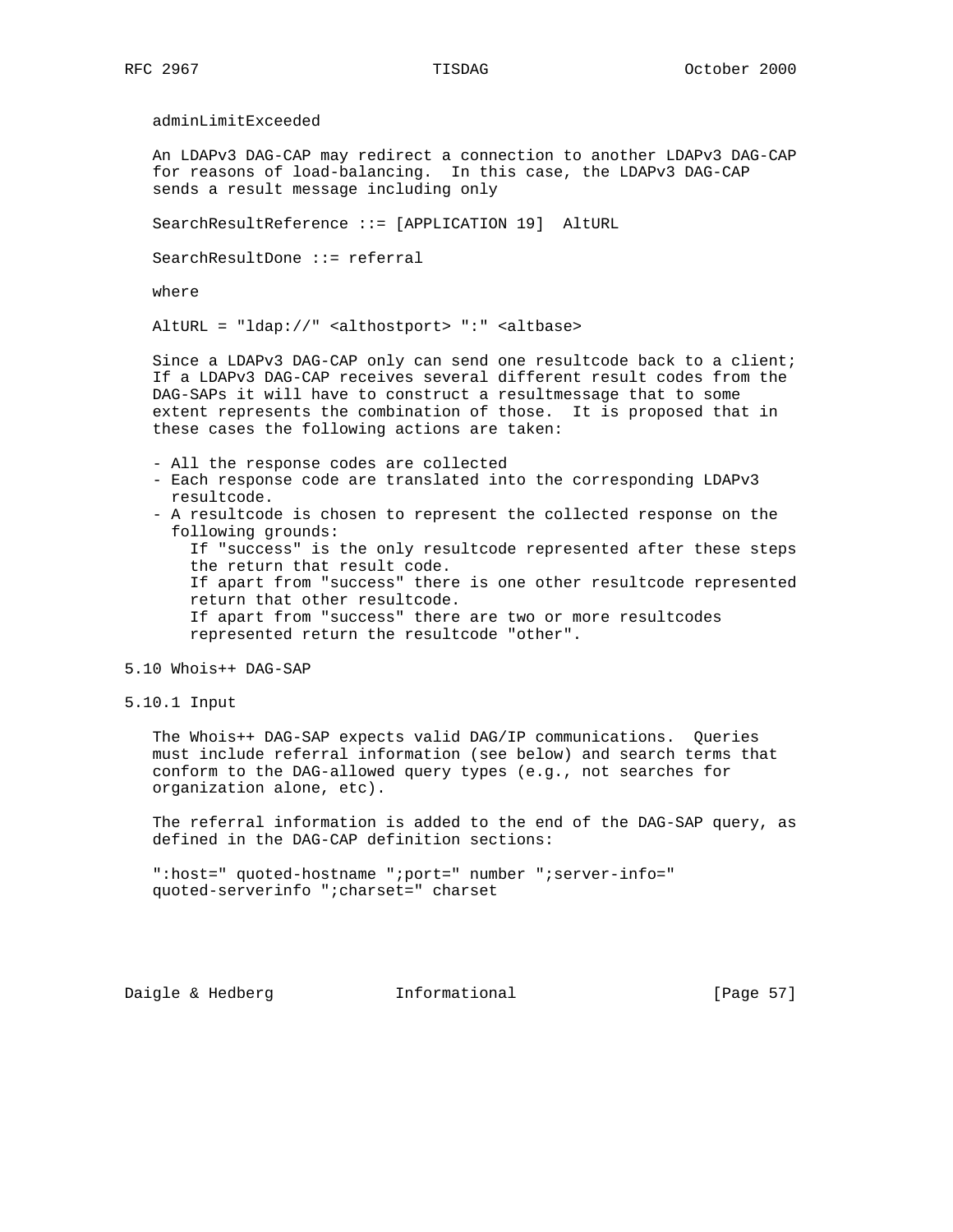adminLimitExceeded

An LDAPv3 DAG-CAP may redirect a connection to another LDAPv3 DAG-CAP for reasons of load-balancing. In this case, the LDAPv3 DAG-CAP sends a result message including only

```
SearchResultReference ::= [APPLICATION 19]  AltURL

SearchResultDone ::= referral
```

where

```
AltURL = "ldap://" <althostport> ":" <altbase>
```

Since a LDAPv3 DAG-CAP only can send one resultcode back to a client; If a LDAPv3 DAG-CAP receives several different result codes from the DAG-SAPs it will have to construct a resultmessage that to some extent represents the combination of those. It is proposed that in these cases the following actions are taken:

- All the response codes are collected
- Each response code are translated into the corresponding LDAPv3 resultcode.
- A resultcode is chosen to represent the collected response on the following grounds:
  - If "success" is the only resultcode represented after these steps the return that result code.
  - If apart from "success" there is one other resultcode represented return that other resultcode.
  - If apart from "success" there are two or more resultcodes represented return the resultcode "other".

## 5.10 Whois++ DAG-SAP

### 5.10.1 Input

The Whois++ DAG-SAP expects valid DAG/IP communications. Queries must include referral information (see below) and search terms that conform to the DAG-allowed query types (e.g., not searches for organization alone, etc).

The referral information is added to the end of the DAG-SAP query, as defined in the DAG-CAP definition sections:

```
":host=" quoted-hostname ";port=" number ";server-info="
quoted-serverinfo ";charset=" charset
```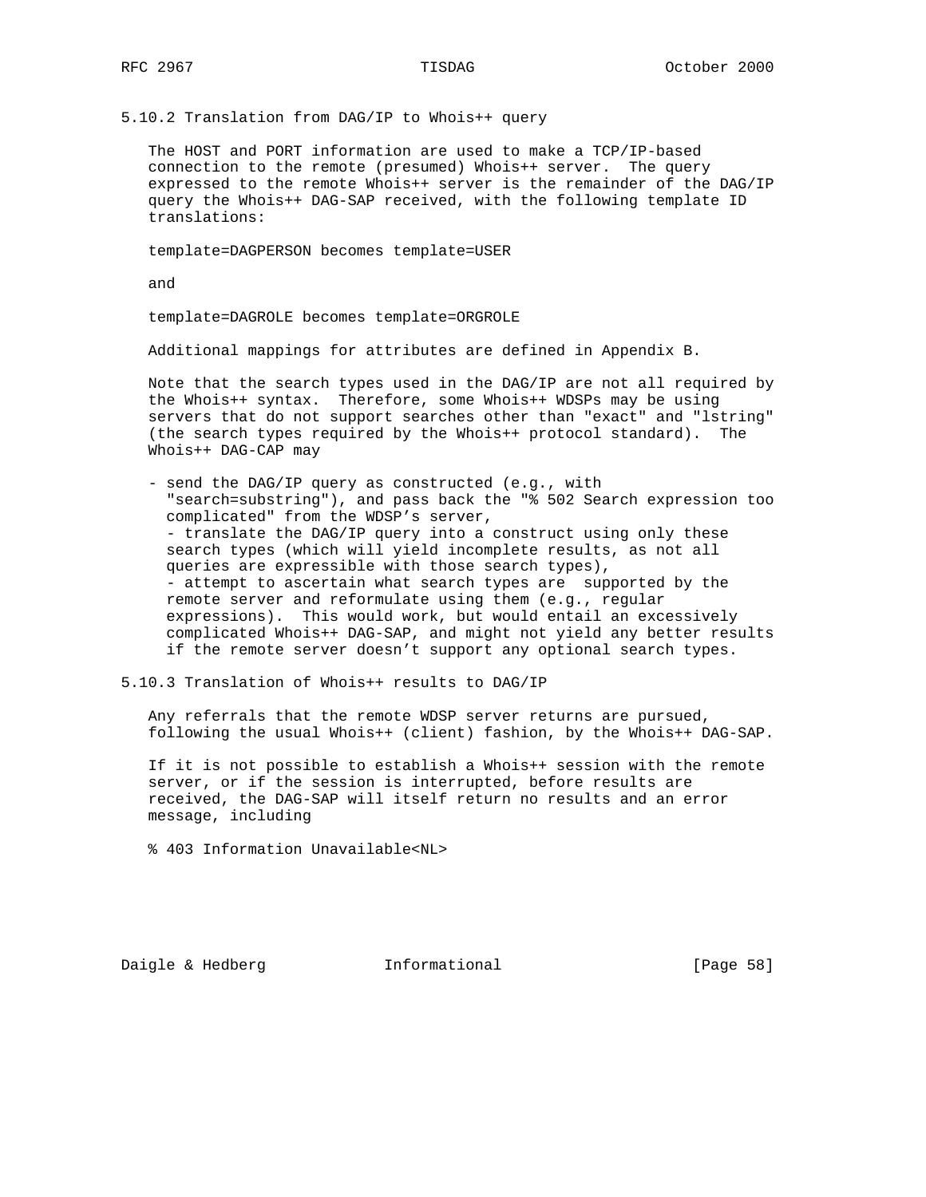### 5.10.2 Translation from DAG/IP to Whois++ query

The HOST and PORT information are used to make a TCP/IP-based connection to the remote (presumed) Whois++ server. The query expressed to the remote Whois++ server is the remainder of the DAG/IP query the Whois++ DAG-SAP received, with the following template ID translations:

template=DAGPERSON becomes template=USER

and

template=DAGROLE becomes template=ORGROLE

Additional mappings for attributes are defined in Appendix B.

Note that the search types used in the DAG/IP are not all required by the Whois++ syntax. Therefore, some Whois++ WDSPs may be using servers that do not support searches other than "exact" and "lstring" (the search types required by the Whois++ protocol standard). The Whois++ DAG-CAP may

- send the DAG/IP query as constructed (e.g., with "search=substring"), and pass back the "% 502 Search expression too complicated" from the WDSP's server,
- translate the DAG/IP query into a construct using only these search types (which will yield incomplete results, as not all queries are expressible with those search types),
- attempt to ascertain what search types are supported by the remote server and reformulate using them (e.g., regular expressions). This would work, but would entail an excessively complicated Whois++ DAG-SAP, and might not yield any better results if the remote server doesn't support any optional search types.

### 5.10.3 Translation of Whois++ results to DAG/IP

Any referrals that the remote WDSP server returns are pursued, following the usual Whois++ (client) fashion, by the Whois++ DAG-SAP.

If it is not possible to establish a Whois++ session with the remote server, or if the session is interrupted, before results are received, the DAG-SAP will itself return no results and an error message, including

% 403 Information Unavailable<NL>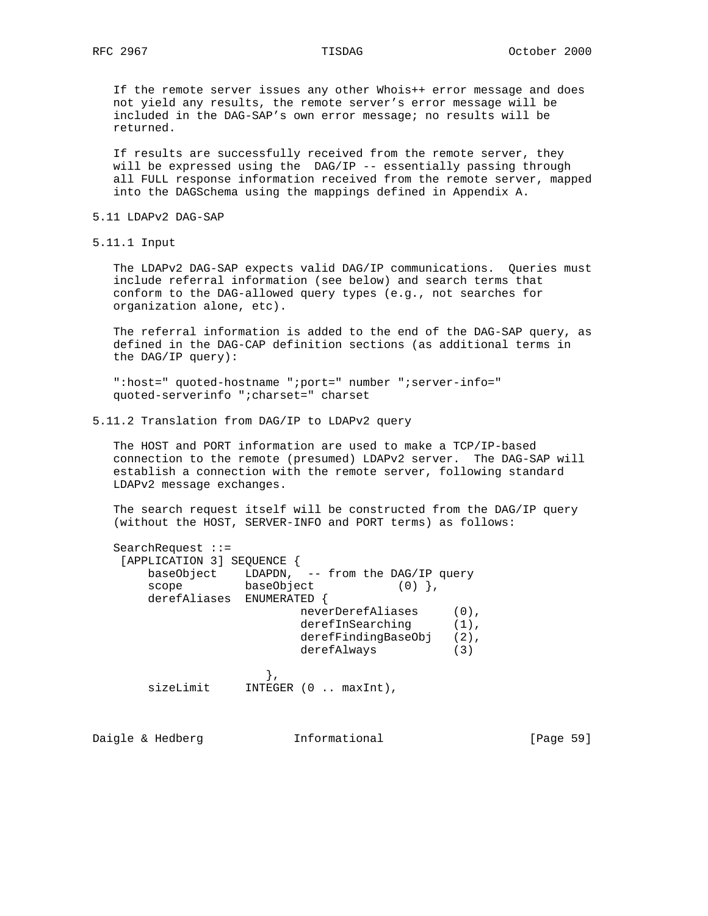If the remote server issues any other Whois++ error message and does not yield any results, the remote server's error message will be included in the DAG-SAP's own error message; no results will be returned.

If results are successfully received from the remote server, they will be expressed using the DAG/IP -- essentially passing through all FULL response information received from the remote server, mapped into the DAGSchema using the mappings defined in Appendix A.

### 5.11 LDAPv2 DAG-SAP

#### 5.11.1 Input

The LDAPv2 DAG-SAP expects valid DAG/IP communications. Queries must include referral information (see below) and search terms that conform to the DAG-allowed query types (e.g., not searches for organization alone, etc).

The referral information is added to the end of the DAG-SAP query, as defined in the DAG-CAP definition sections (as additional terms in the DAG/IP query):

```
":host=" quoted-hostname ";port=" number ";server-info="
quoted-serverinfo ";charset=" charset
```

#### 5.11.2 Translation from DAG/IP to LDAPv2 query

The HOST and PORT information are used to make a TCP/IP-based connection to the remote (presumed) LDAPv2 server. The DAG-SAP will establish a connection with the remote server, following standard LDAPv2 message exchanges.

The search request itself will be constructed from the DAG/IP query (without the HOST, SERVER-INFO and PORT terms) as follows:

```
SearchRequest ::=
 [APPLICATION 3] SEQUENCE {
     baseObject    LDAPDN,  -- from the DAG/IP query
     scope         baseObject           (0) },
     derefAliases  ENUMERATED {
                        neverDerefAliases     (0),
                        derefInSearching      (1),
                        derefFindingBaseObj   (2),
                        derefAlways           (3)

                     },
     sizeLimit     INTEGER (0 .. maxInt),
```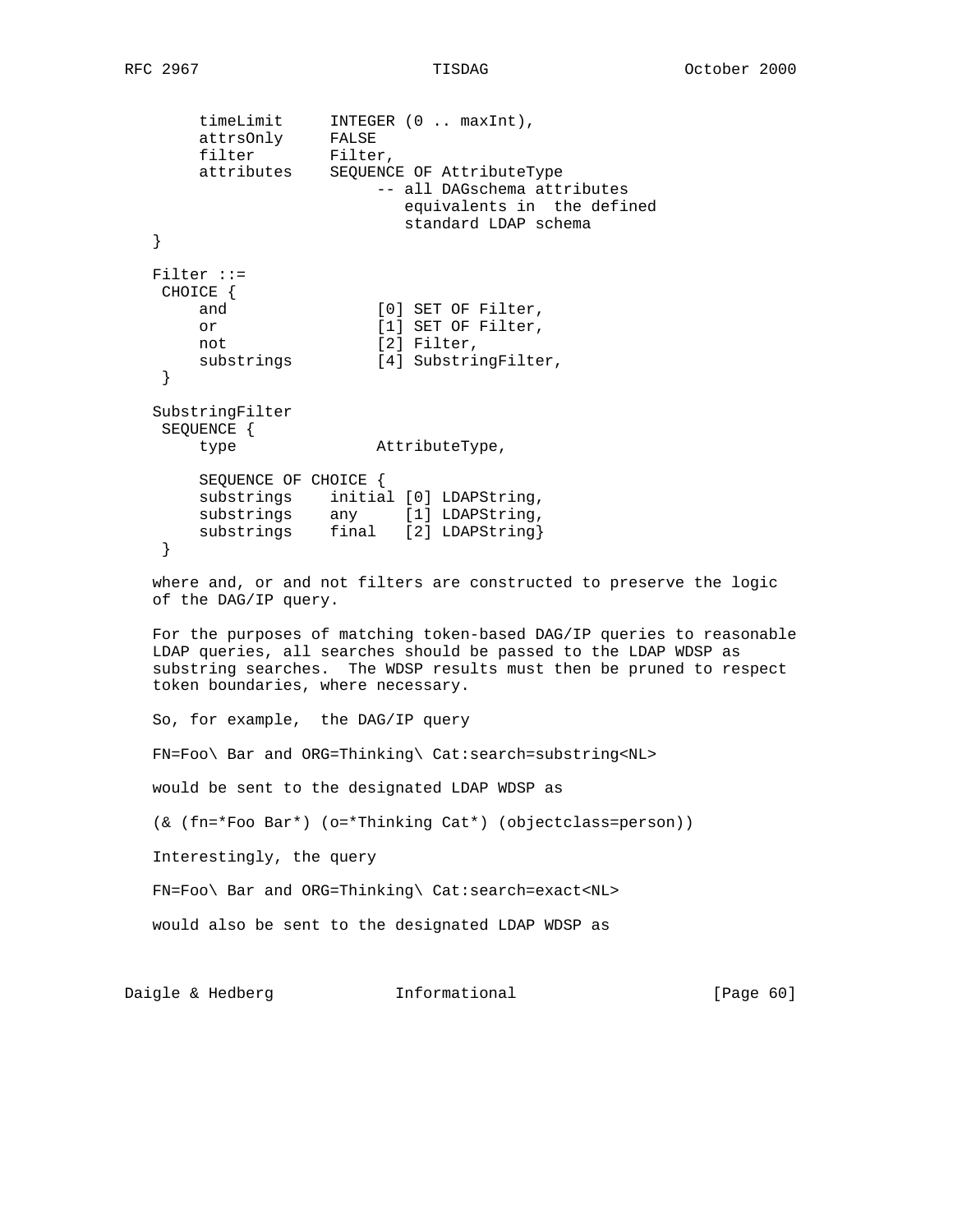```
        timeLimit     INTEGER (0 .. maxInt),
        attrsOnly     FALSE
        filter        Filter,
        attributes    SEQUENCE OF AttributeType
                           -- all DAGschema attributes
                              equivalents in  the defined
                              standard LDAP schema
   }

   Filter ::=
    CHOICE {
        and                [0] SET OF Filter,
        or                 [1] SET OF Filter,
        not                [2] Filter,
        substrings         [4] SubstringFilter,
    }

   SubstringFilter
    SEQUENCE {
        type               AttributeType,

        SEQUENCE OF CHOICE {
        substrings    initial [0] LDAPString,
        substrings    any     [1] LDAPString,
        substrings    final   [2] LDAPString}
    }
```

where and, or and not filters are constructed to preserve the logic of the DAG/IP query.

For the purposes of matching token-based DAG/IP queries to reasonable LDAP queries, all searches should be passed to the LDAP WDSP as substring searches. The WDSP results must then be pruned to respect token boundaries, where necessary.

So, for example, the DAG/IP query

```
FN=Foo\ Bar and ORG=Thinking\ Cat:search=substring<NL>
```

would be sent to the designated LDAP WDSP as

```
(& (fn=*Foo Bar*) (o=*Thinking Cat*) (objectclass=person))
```

Interestingly, the query

```
FN=Foo\ Bar and ORG=Thinking\ Cat:search=exact<NL>
```

would also be sent to the designated LDAP WDSP as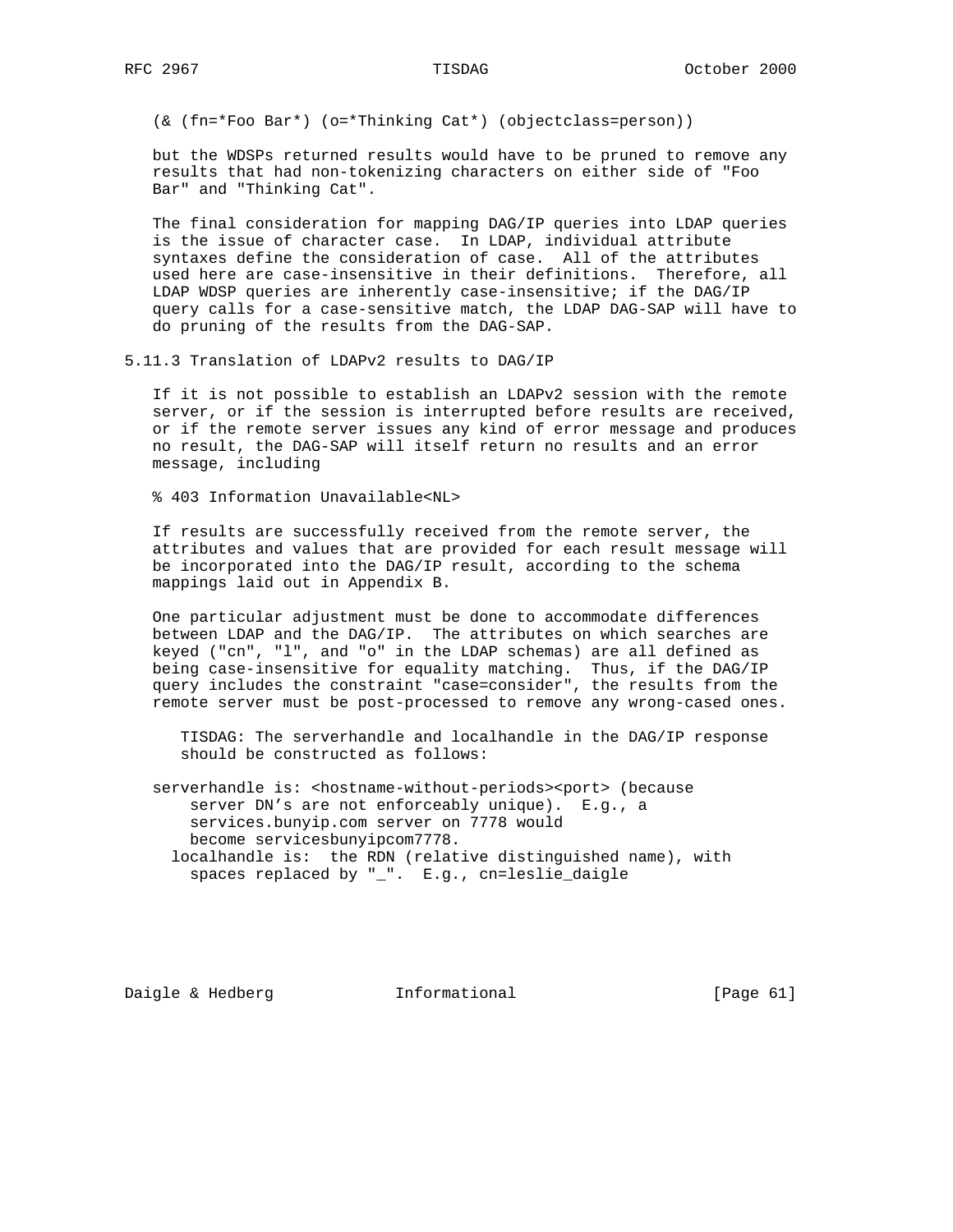```
(& (fn=*Foo Bar*) (o=*Thinking Cat*) (objectclass=person))
```

but the WDSPs returned results would have to be pruned to remove any results that had non-tokenizing characters on either side of "Foo Bar" and "Thinking Cat".

The final consideration for mapping DAG/IP queries into LDAP queries is the issue of character case. In LDAP, individual attribute syntaxes define the consideration of case. All of the attributes used here are case-insensitive in their definitions. Therefore, all LDAP WDSP queries are inherently case-insensitive; if the DAG/IP query calls for a case-sensitive match, the LDAP DAG-SAP will have to do pruning of the results from the DAG-SAP.

### 5.11.3 Translation of LDAPv2 results to DAG/IP

If it is not possible to establish an LDAPv2 session with the remote server, or if the session is interrupted before results are received, or if the remote server issues any kind of error message and produces no result, the DAG-SAP will itself return no results and an error message, including

```
% 403 Information Unavailable<NL>
```

If results are successfully received from the remote server, the attributes and values that are provided for each result message will be incorporated into the DAG/IP result, according to the schema mappings laid out in Appendix B.

One particular adjustment must be done to accommodate differences between LDAP and the DAG/IP. The attributes on which searches are keyed ("cn", "l", and "o" in the LDAP schemas) are all defined as being case-insensitive for equality matching. Thus, if the DAG/IP query includes the constraint "case=consider", the results from the remote server must be post-processed to remove any wrong-cased ones.

TISDAG: The serverhandle and localhandle in the DAG/IP response should be constructed as follows:

serverhandle is: <hostname-without-periods><port> (because server DN's are not enforceably unique). E.g., a services.bunyip.com server on 7778 would become servicesbunyipcom7778.

localhandle is: the RDN (relative distinguished name), with spaces replaced by "_". E.g., cn=leslie_daigle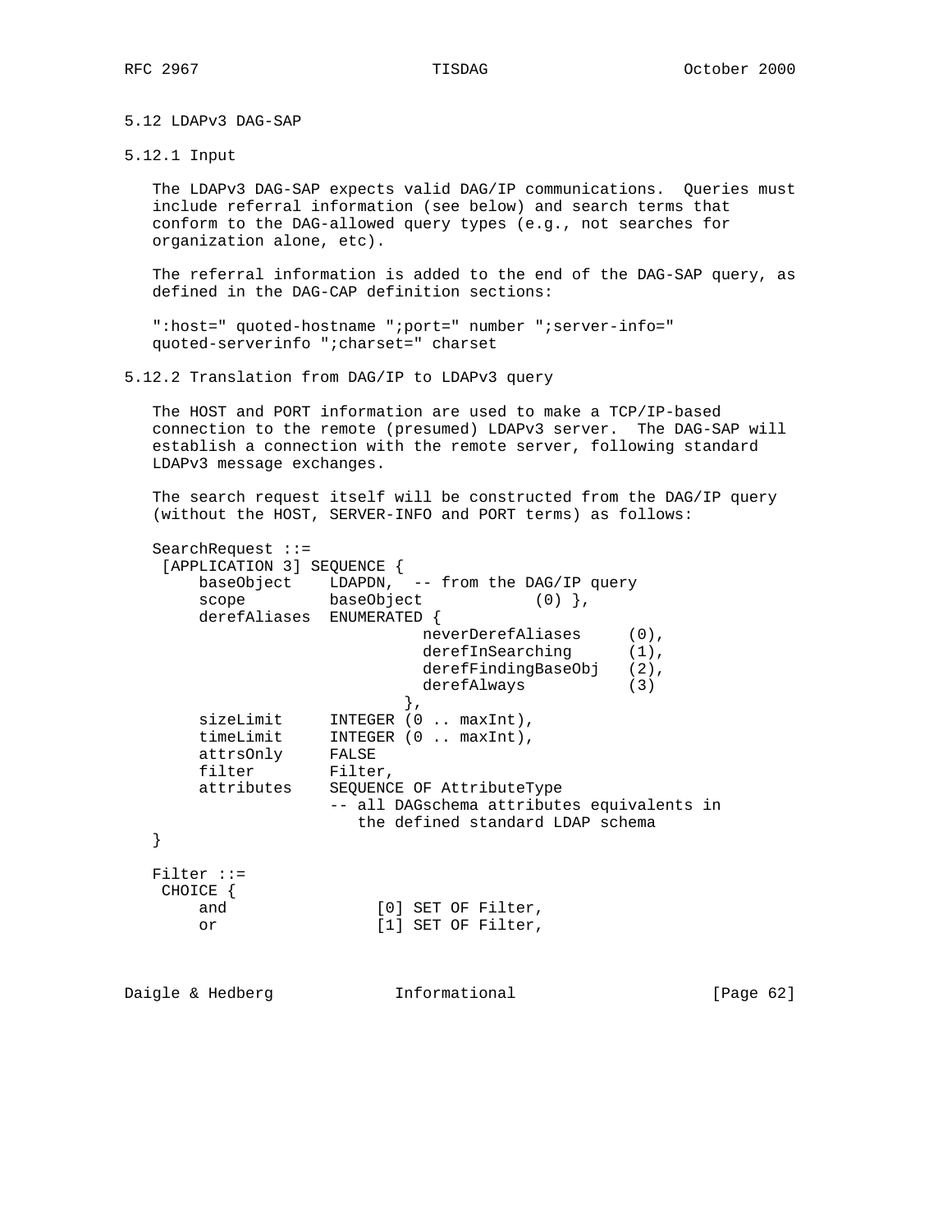## 5.12 LDAPv3 DAG-SAP

### 5.12.1 Input

The LDAPv3 DAG-SAP expects valid DAG/IP communications. Queries must include referral information (see below) and search terms that conform to the DAG-allowed query types (e.g., not searches for organization alone, etc).

The referral information is added to the end of the DAG-SAP query, as defined in the DAG-CAP definition sections:

```
":host=" quoted-hostname ";port=" number ";server-info="
quoted-serverinfo ";charset=" charset
```

### 5.12.2 Translation from DAG/IP to LDAPv3 query

The HOST and PORT information are used to make a TCP/IP-based connection to the remote (presumed) LDAPv3 server. The DAG-SAP will establish a connection with the remote server, following standard LDAPv3 message exchanges.

The search request itself will be constructed from the DAG/IP query (without the HOST, SERVER-INFO and PORT terms) as follows:

```
SearchRequest ::=
 [APPLICATION 3] SEQUENCE {
     baseObject    LDAPDN,  -- from the DAG/IP query
     scope         baseObject            (0) },
     derefAliases  ENUMERATED {
                             neverDerefAliases     (0),
                             derefInSearching      (1),
                             derefFindingBaseObj   (2),
                             derefAlways           (3)
                           },
     sizeLimit     INTEGER (0 .. maxInt),
     timeLimit     INTEGER (0 .. maxInt),
     attrsOnly     FALSE
     filter        Filter,
     attributes    SEQUENCE OF AttributeType
                   -- all DAGschema attributes equivalents in
                      the defined standard LDAP schema
}

Filter ::=
 CHOICE {
     and                [0] SET OF Filter,
     or                 [1] SET OF Filter,
```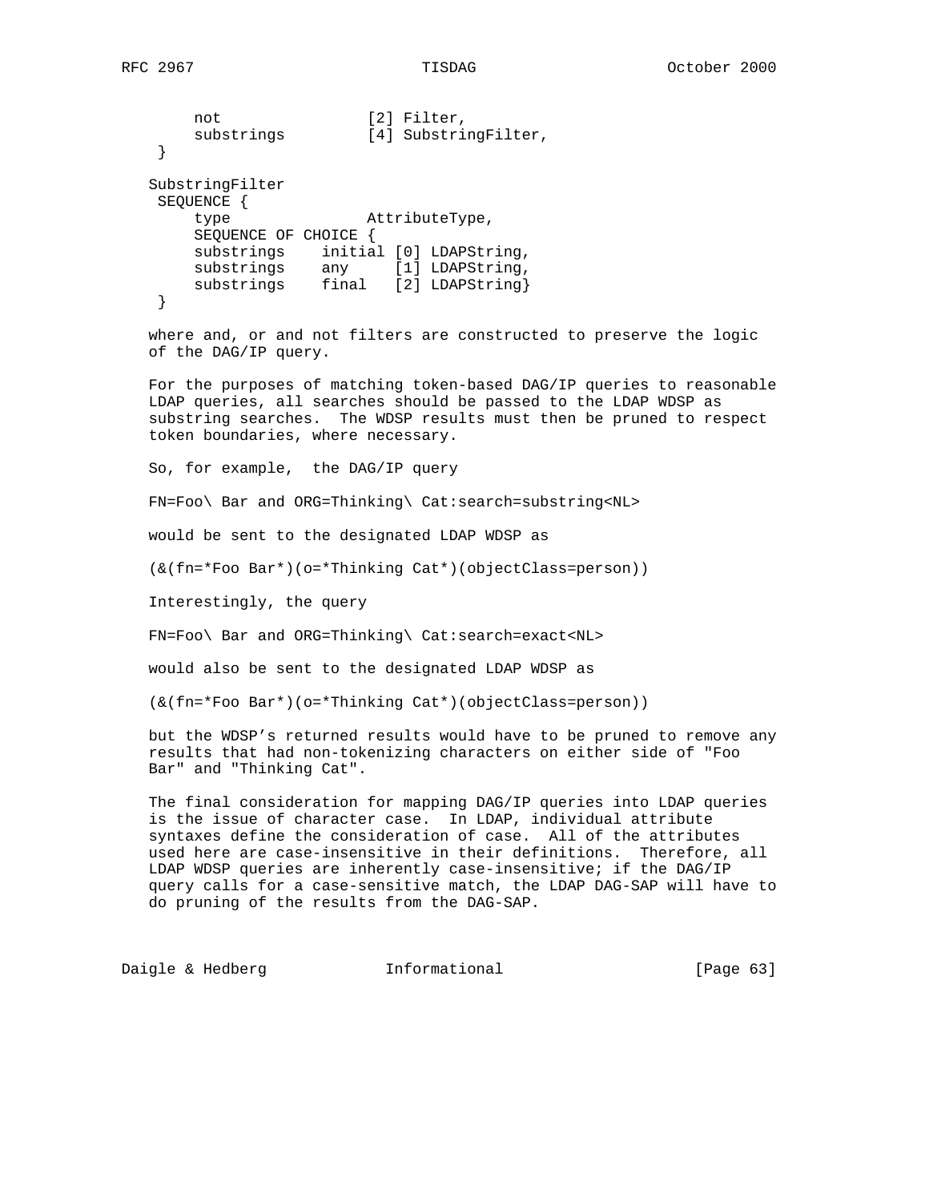```
        not                [2] Filter,
        substrings         [4] SubstringFilter,
    }

   SubstringFilter
    SEQUENCE {
        type               AttributeType,
        SEQUENCE OF CHOICE {
        substrings    initial [0] LDAPString,
        substrings    any     [1] LDAPString,
        substrings    final   [2] LDAPString}
    }
```

where and, or and not filters are constructed to preserve the logic of the DAG/IP query.

For the purposes of matching token-based DAG/IP queries to reasonable LDAP queries, all searches should be passed to the LDAP WDSP as substring searches. The WDSP results must then be pruned to respect token boundaries, where necessary.

So, for example, the DAG/IP query

```
FN=Foo\ Bar and ORG=Thinking\ Cat:search=substring<NL>
```

would be sent to the designated LDAP WDSP as

```
(&(fn=*Foo Bar*)(o=*Thinking Cat*)(objectClass=person))
```

Interestingly, the query

```
FN=Foo\ Bar and ORG=Thinking\ Cat:search=exact<NL>
```

would also be sent to the designated LDAP WDSP as

```
(&(fn=*Foo Bar*)(o=*Thinking Cat*)(objectClass=person))
```

but the WDSP's returned results would have to be pruned to remove any results that had non-tokenizing characters on either side of "Foo Bar" and "Thinking Cat".

The final consideration for mapping DAG/IP queries into LDAP queries is the issue of character case. In LDAP, individual attribute syntaxes define the consideration of case. All of the attributes used here are case-insensitive in their definitions. Therefore, all LDAP WDSP queries are inherently case-insensitive; if the DAG/IP query calls for a case-sensitive match, the LDAP DAG-SAP will have to do pruning of the results from the DAG-SAP.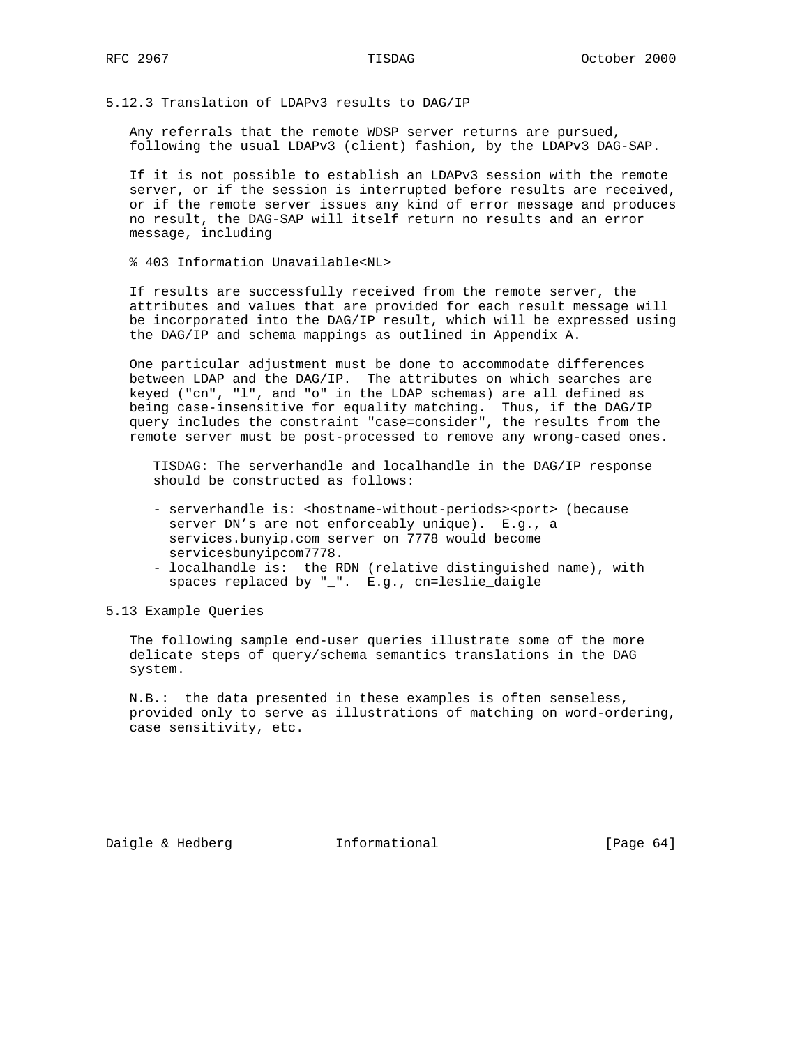### 5.12.3 Translation of LDAPv3 results to DAG/IP

Any referrals that the remote WDSP server returns are pursued, following the usual LDAPv3 (client) fashion, by the LDAPv3 DAG-SAP.

If it is not possible to establish an LDAPv3 session with the remote server, or if the session is interrupted before results are received, or if the remote server issues any kind of error message and produces no result, the DAG-SAP will itself return no results and an error message, including

```
% 403 Information Unavailable<NL>
```

If results are successfully received from the remote server, the attributes and values that are provided for each result message will be incorporated into the DAG/IP result, which will be expressed using the DAG/IP and schema mappings as outlined in Appendix A.

One particular adjustment must be done to accommodate differences between LDAP and the DAG/IP. The attributes on which searches are keyed ("cn", "l", and "o" in the LDAP schemas) are all defined as being case-insensitive for equality matching. Thus, if the DAG/IP query includes the constraint "case=consider", the results from the remote server must be post-processed to remove any wrong-cased ones.

TISDAG: The serverhandle and localhandle in the DAG/IP response should be constructed as follows:

- serverhandle is: <hostname-without-periods><port> (because server DN's are not enforceably unique). E.g., a services.bunyip.com server on 7778 would become servicesbunyipcom7778.
- localhandle is: the RDN (relative distinguished name), with spaces replaced by "_". E.g., cn=leslie_daigle

## 5.13 Example Queries

The following sample end-user queries illustrate some of the more delicate steps of query/schema semantics translations in the DAG system.

N.B.: the data presented in these examples is often senseless, provided only to serve as illustrations of matching on word-ordering, case sensitivity, etc.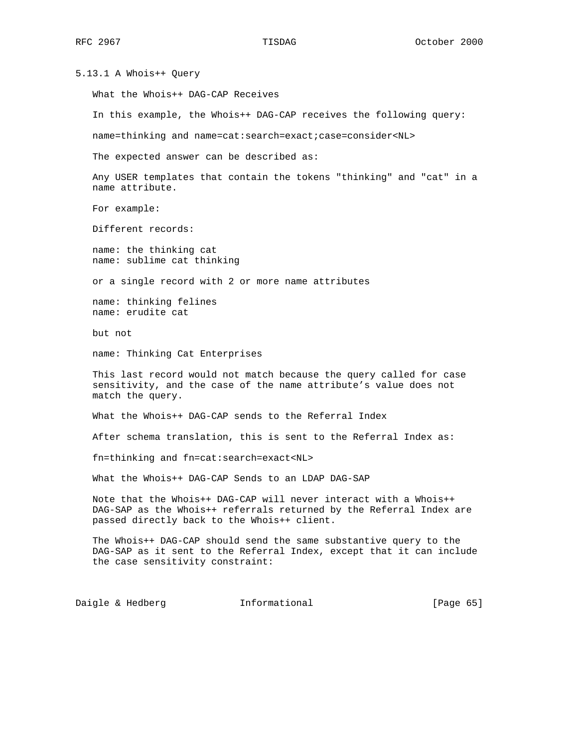### 5.13.1 A Whois++ Query

What the Whois++ DAG-CAP Receives

In this example, the Whois++ DAG-CAP receives the following query:

```
name=thinking and name=cat:search=exact;case=consider<NL>
```

The expected answer can be described as:

Any USER templates that contain the tokens "thinking" and "cat" in a name attribute.

For example:

Different records:

```
name: the thinking cat
name: sublime cat thinking
```

or a single record with 2 or more name attributes

```
name: thinking felines
name: erudite cat
```

but not

```
name: Thinking Cat Enterprises
```

This last record would not match because the query called for case sensitivity, and the case of the name attribute's value does not match the query.

What the Whois++ DAG-CAP sends to the Referral Index

After schema translation, this is sent to the Referral Index as:

```
fn=thinking and fn=cat:search=exact<NL>
```

What the Whois++ DAG-CAP Sends to an LDAP DAG-SAP

Note that the Whois++ DAG-CAP will never interact with a Whois++ DAG-SAP as the Whois++ referrals returned by the Referral Index are passed directly back to the Whois++ client.

The Whois++ DAG-CAP should send the same substantive query to the DAG-SAP as it sent to the Referral Index, except that it can include the case sensitivity constraint: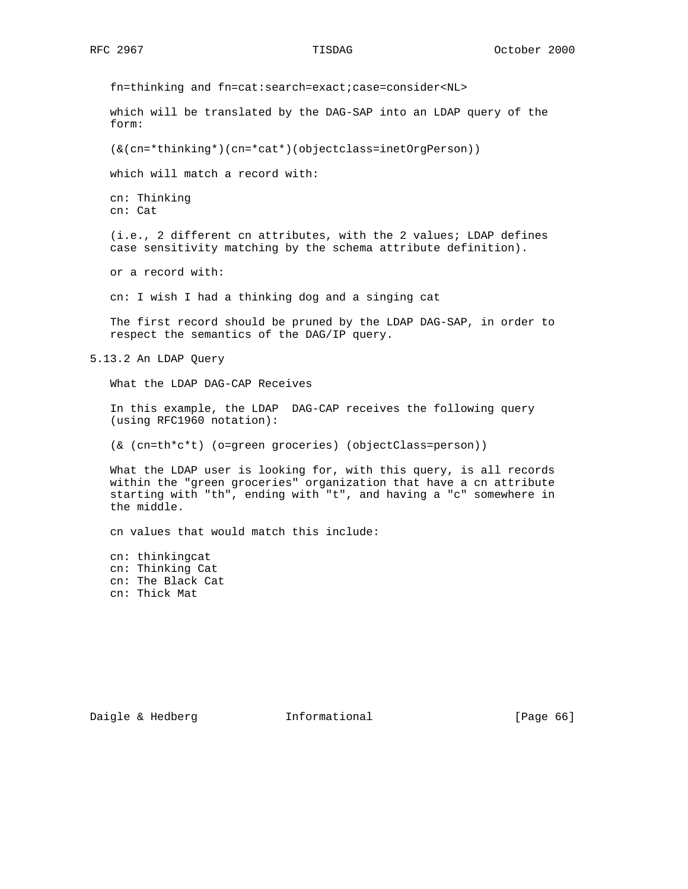```
fn=thinking and fn=cat:search=exact;case=consider<NL>
```

which will be translated by the DAG-SAP into an LDAP query of the form:

```
(&(cn=*thinking*)(cn=*cat*)(objectclass=inetOrgPerson))
```

which will match a record with:

```
cn: Thinking
cn: Cat
```

(i.e., 2 different cn attributes, with the 2 values; LDAP defines case sensitivity matching by the schema attribute definition).

or a record with:

```
cn: I wish I had a thinking dog and a singing cat
```

The first record should be pruned by the LDAP DAG-SAP, in order to respect the semantics of the DAG/IP query.

### 5.13.2 An LDAP Query

What the LDAP DAG-CAP Receives

In this example, the LDAP DAG-CAP receives the following query (using RFC1960 notation):

```
(& (cn=th*c*t) (o=green groceries) (objectClass=person))
```

What the LDAP user is looking for, with this query, is all records within the "green groceries" organization that have a cn attribute starting with "th", ending with "t", and having a "c" somewhere in the middle.

cn values that would match this include:

```
cn: thinkingcat
cn: Thinking Cat
cn: The Black Cat
cn: Thick Mat
```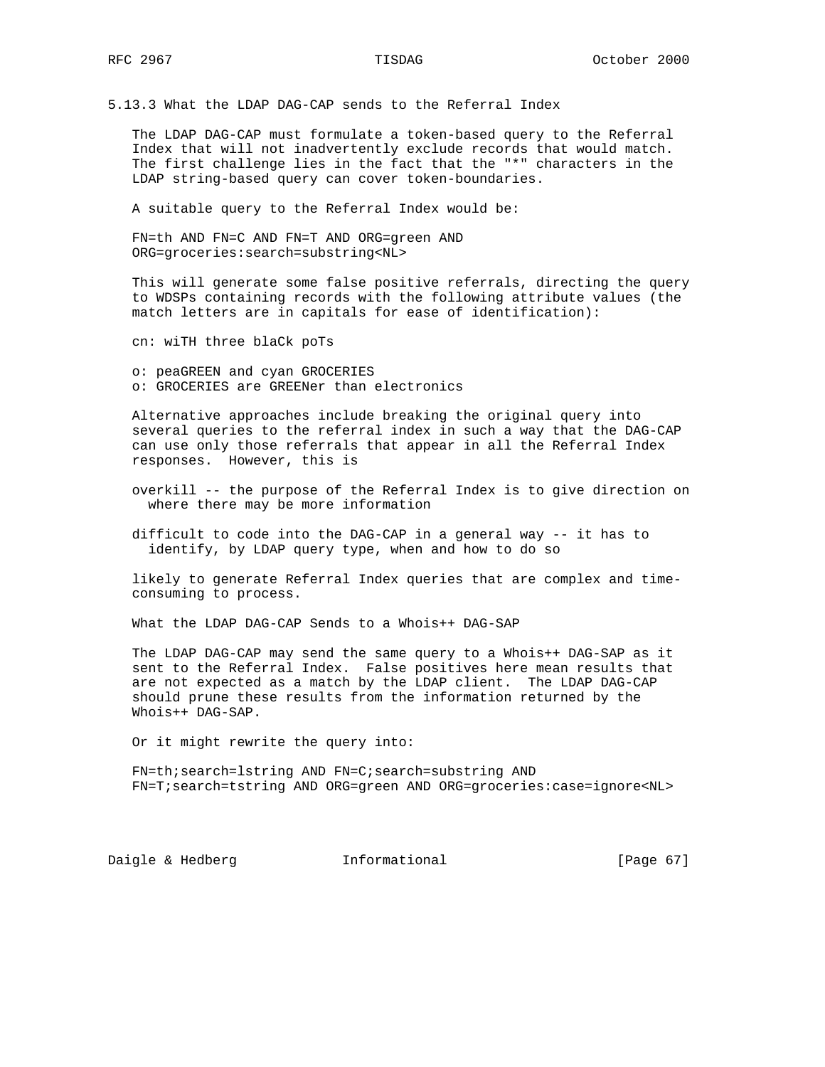### 5.13.3 What the LDAP DAG-CAP sends to the Referral Index

The LDAP DAG-CAP must formulate a token-based query to the Referral Index that will not inadvertently exclude records that would match. The first challenge lies in the fact that the "*" characters in the LDAP string-based query can cover token-boundaries.

A suitable query to the Referral Index would be:

```
FN=th AND FN=C AND FN=T AND ORG=green AND
ORG=groceries:search=substring<NL>
```

This will generate some false positive referrals, directing the query to WDSPs containing records with the following attribute values (the match letters are in capitals for ease of identification):

```
cn: wiTH three blaCk poTs

o: peaGREEN and cyan GROCERIES
o: GROCERIES are GREENer than electronics
```

Alternative approaches include breaking the original query into several queries to the referral index in such a way that the DAG-CAP can use only those referrals that appear in all the Referral Index responses. However, this is

- overkill -- the purpose of the Referral Index is to give direction on where there may be more information

- difficult to code into the DAG-CAP in a general way -- it has to identify, by LDAP query type, when and how to do so

- likely to generate Referral Index queries that are complex and time-consuming to process.

What the LDAP DAG-CAP Sends to a Whois++ DAG-SAP

The LDAP DAG-CAP may send the same query to a Whois++ DAG-SAP as it sent to the Referral Index. False positives here mean results that are not expected as a match by the LDAP client. The LDAP DAG-CAP should prune these results from the information returned by the Whois++ DAG-SAP.

Or it might rewrite the query into:

```
FN=th;search=lstring AND FN=C;search=substring AND
FN=T;search=tstring AND ORG=green AND ORG=groceries:case=ignore<NL>
```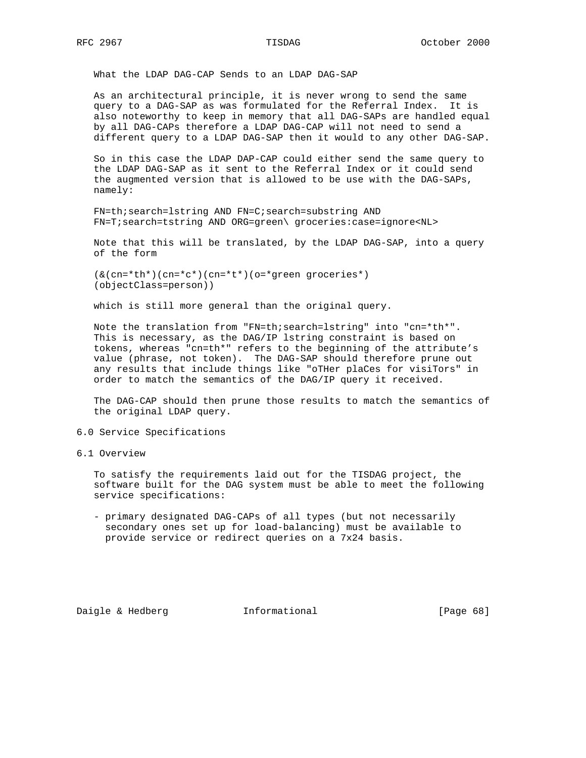What the LDAP DAG-CAP Sends to an LDAP DAG-SAP

As an architectural principle, it is never wrong to send the same query to a DAG-SAP as was formulated for the Referral Index. It is also noteworthy to keep in memory that all DAG-SAPs are handled equal by all DAG-CAPs therefore a LDAP DAG-CAP will not need to send a different query to a LDAP DAG-SAP then it would to any other DAG-SAP.

So in this case the LDAP DAP-CAP could either send the same query to the LDAP DAG-SAP as it sent to the Referral Index or it could send the augmented version that is allowed to be use with the DAG-SAPs, namely:

```
FN=th;search=lstring AND FN=C;search=substring AND
FN=T;search=tstring AND ORG=green\ groceries:case=ignore<NL>
```

Note that this will be translated, by the LDAP DAG-SAP, into a query of the form

```
(&(cn=*th*)(cn=*c*)(cn=*t*)(o=*green groceries*)
(objectClass=person))
```

which is still more general than the original query.

Note the translation from "FN=th;search=lstring" into "cn=*th*". This is necessary, as the DAG/IP lstring constraint is based on tokens, whereas "cn=th*" refers to the beginning of the attribute's value (phrase, not token). The DAG-SAP should therefore prune out any results that include things like "oTHer plaCes for visiTors" in order to match the semantics of the DAG/IP query it received.

The DAG-CAP should then prune those results to match the semantics of the original LDAP query.

## 6.0 Service Specifications

### 6.1 Overview

To satisfy the requirements laid out for the TISDAG project, the software built for the DAG system must be able to meet the following service specifications:

- primary designated DAG-CAPs of all types (but not necessarily secondary ones set up for load-balancing) must be available to provide service or redirect queries on a 7x24 basis.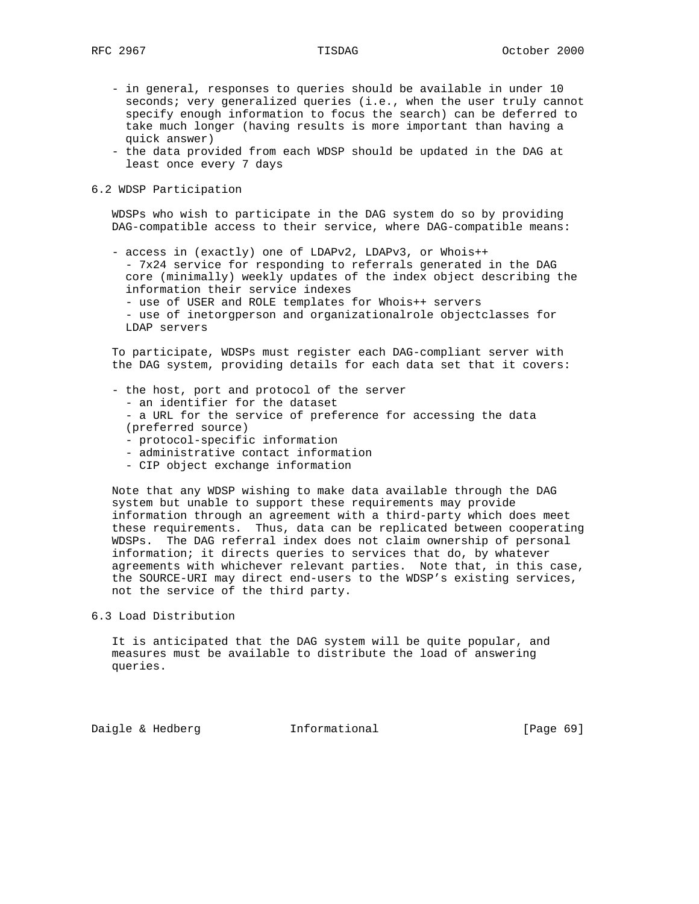- in general, responses to queries should be available in under 10 seconds; very generalized queries (i.e., when the user truly cannot specify enough information to focus the search) can be deferred to take much longer (having results is more important than having a quick answer)
- the data provided from each WDSP should be updated in the DAG at least once every 7 days

## 6.2 WDSP Participation

WDSPs who wish to participate in the DAG system do so by providing DAG-compatible access to their service, where DAG-compatible means:

- access in (exactly) one of LDAPv2, LDAPv3, or Whois++
  - 7x24 service for responding to referrals generated in the DAG core (minimally) weekly updates of the index object describing the information their service indexes
  - use of USER and ROLE templates for Whois++ servers
  - use of inetorgperson and organizationalrole objectclasses for LDAP servers

To participate, WDSPs must register each DAG-compliant server with the DAG system, providing details for each data set that it covers:

- the host, port and protocol of the server
  - an identifier for the dataset
  - a URL for the service of preference for accessing the data (preferred source)
  - protocol-specific information
  - administrative contact information
  - CIP object exchange information

Note that any WDSP wishing to make data available through the DAG system but unable to support these requirements may provide information through an agreement with a third-party which does meet these requirements. Thus, data can be replicated between cooperating WDSPs. The DAG referral index does not claim ownership of personal information; it directs queries to services that do, by whatever agreements with whichever relevant parties. Note that, in this case, the SOURCE-URI may direct end-users to the WDSP's existing services, not the service of the third party.

## 6.3 Load Distribution

It is anticipated that the DAG system will be quite popular, and measures must be available to distribute the load of answering queries.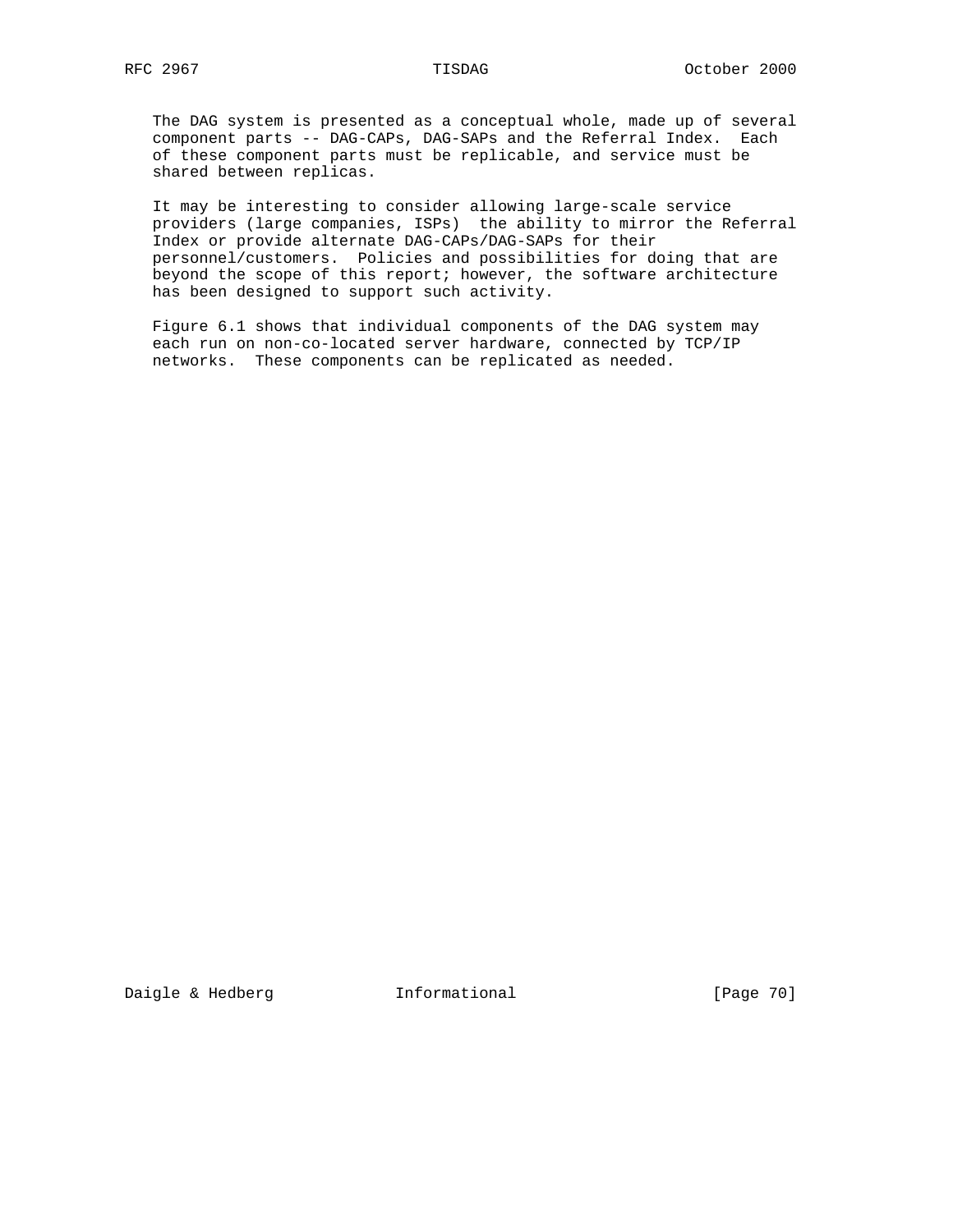The DAG system is presented as a conceptual whole, made up of several component parts -- DAG-CAPs, DAG-SAPs and the Referral Index. Each of these component parts must be replicable, and service must be shared between replicas.

It may be interesting to consider allowing large-scale service providers (large companies, ISPs) the ability to mirror the Referral Index or provide alternate DAG-CAPs/DAG-SAPs for their personnel/customers. Policies and possibilities for doing that are beyond the scope of this report; however, the software architecture has been designed to support such activity.

Figure 6.1 shows that individual components of the DAG system may each run on non-co-located server hardware, connected by TCP/IP networks. These components can be replicated as needed.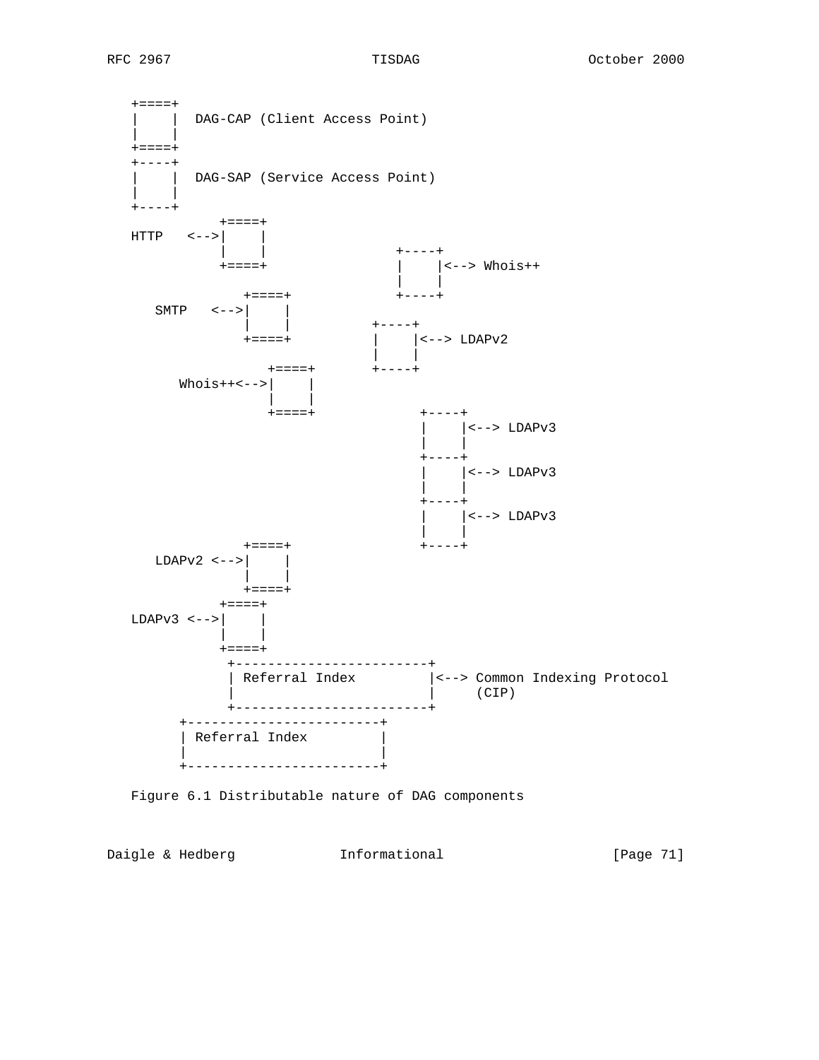```
   +====+
   |    |  DAG-CAP (Client Access Point)
   |    |
   +====+
   +----+
   |    |  DAG-SAP (Service Access Point)
   |    |
   +----+
              +====+
   HTTP   <-->|    |
              |    |                +----+
              +====+                |    |<--> Whois++
                                    |    |
                  +====+            +----+
      SMTP   <-->|    |
                  |    |         +----+
                  +====+         |    |<--> LDAPv2
                                 |    |
                      +====+     +----+
         Whois++<-->|    |
                      |    |
                      +====+           +----+
                                       |    |<--> LDAPv3
                                       |    |
                                       +----+
                                       |    |<--> LDAPv3
                                       |    |
                                       +----+
                                       |    |<--> LDAPv3
                                       |    |
                  +====+               +----+
      LDAPv2 <-->|    |
                  |    |
                  +====+
              +====+
   LDAPv3 <-->|    |
              |    |
              +====+
               +-------------------------+
               | Referral Index          |<--> Common Indexing Protocol
               |                         |     (CIP)
               +-------------------------+
         +-------------------------+
         | Referral Index          |
         |                         |
         +-------------------------+
```

Figure 6.1 Distributable nature of DAG components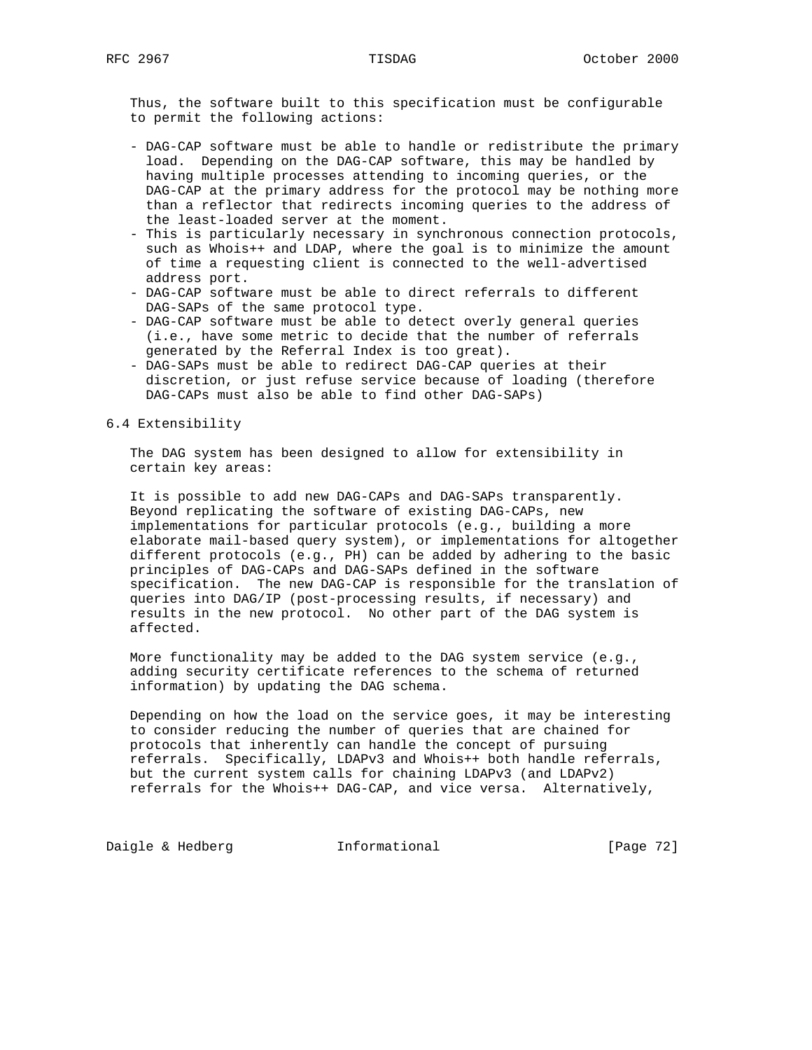Thus, the software built to this specification must be configurable to permit the following actions:

- DAG-CAP software must be able to handle or redistribute the primary load. Depending on the DAG-CAP software, this may be handled by having multiple processes attending to incoming queries, or the DAG-CAP at the primary address for the protocol may be nothing more than a reflector that redirects incoming queries to the address of the least-loaded server at the moment.
- This is particularly necessary in synchronous connection protocols, such as Whois++ and LDAP, where the goal is to minimize the amount of time a requesting client is connected to the well-advertised address port.
- DAG-CAP software must be able to direct referrals to different DAG-SAPs of the same protocol type.
- DAG-CAP software must be able to detect overly general queries (i.e., have some metric to decide that the number of referrals generated by the Referral Index is too great).
- DAG-SAPs must be able to redirect DAG-CAP queries at their discretion, or just refuse service because of loading (therefore DAG-CAPs must also be able to find other DAG-SAPs)

## 6.4 Extensibility

The DAG system has been designed to allow for extensibility in certain key areas:

It is possible to add new DAG-CAPs and DAG-SAPs transparently. Beyond replicating the software of existing DAG-CAPs, new implementations for particular protocols (e.g., building a more elaborate mail-based query system), or implementations for altogether different protocols (e.g., PH) can be added by adhering to the basic principles of DAG-CAPs and DAG-SAPs defined in the software specification. The new DAG-CAP is responsible for the translation of queries into DAG/IP (post-processing results, if necessary) and results in the new protocol. No other part of the DAG system is affected.

More functionality may be added to the DAG system service (e.g., adding security certificate references to the schema of returned information) by updating the DAG schema.

Depending on how the load on the service goes, it may be interesting to consider reducing the number of queries that are chained for protocols that inherently can handle the concept of pursuing referrals. Specifically, LDAPv3 and Whois++ both handle referrals, but the current system calls for chaining LDAPv3 (and LDAPv2) referrals for the Whois++ DAG-CAP, and vice versa. Alternatively,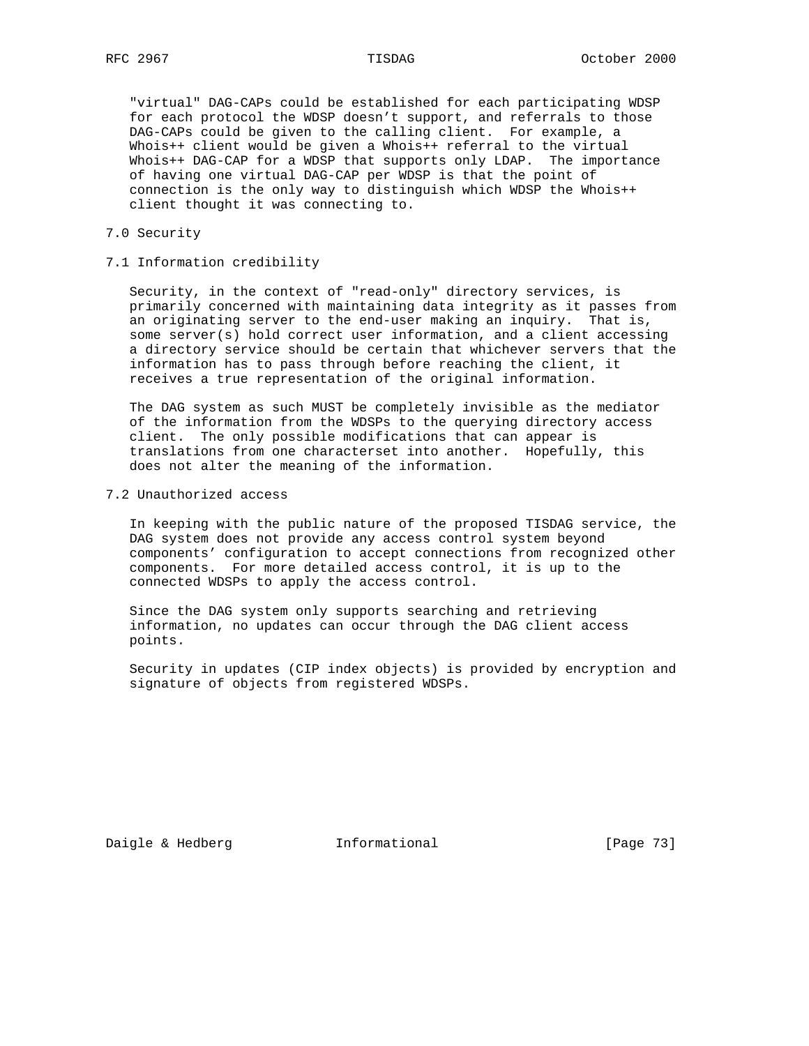"virtual" DAG-CAPs could be established for each participating WDSP for each protocol the WDSP doesn't support, and referrals to those DAG-CAPs could be given to the calling client. For example, a Whois++ client would be given a Whois++ referral to the virtual Whois++ DAG-CAP for a WDSP that supports only LDAP. The importance of having one virtual DAG-CAP per WDSP is that the point of connection is the only way to distinguish which WDSP the Whois++ client thought it was connecting to.

# 7.0 Security

## 7.1 Information credibility

Security, in the context of "read-only" directory services, is primarily concerned with maintaining data integrity as it passes from an originating server to the end-user making an inquiry. That is, some server(s) hold correct user information, and a client accessing a directory service should be certain that whichever servers that the information has to pass through before reaching the client, it receives a true representation of the original information.

The DAG system as such MUST be completely invisible as the mediator of the information from the WDSPs to the querying directory access client. The only possible modifications that can appear is translations from one characterset into another. Hopefully, this does not alter the meaning of the information.

## 7.2 Unauthorized access

In keeping with the public nature of the proposed TISDAG service, the DAG system does not provide any access control system beyond components' configuration to accept connections from recognized other components. For more detailed access control, it is up to the connected WDSPs to apply the access control.

Since the DAG system only supports searching and retrieving information, no updates can occur through the DAG client access points.

Security in updates (CIP index objects) is provided by encryption and signature of objects from registered WDSPs.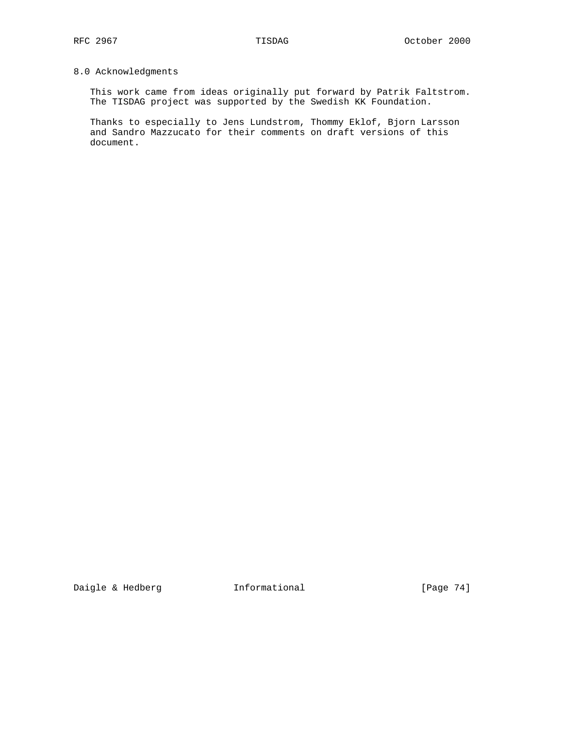## 8.0 Acknowledgments

This work came from ideas originally put forward by Patrik Faltstrom. The TISDAG project was supported by the Swedish KK Foundation.

Thanks to especially to Jens Lundstrom, Thommy Eklof, Bjorn Larsson and Sandro Mazzucato for their comments on draft versions of this document.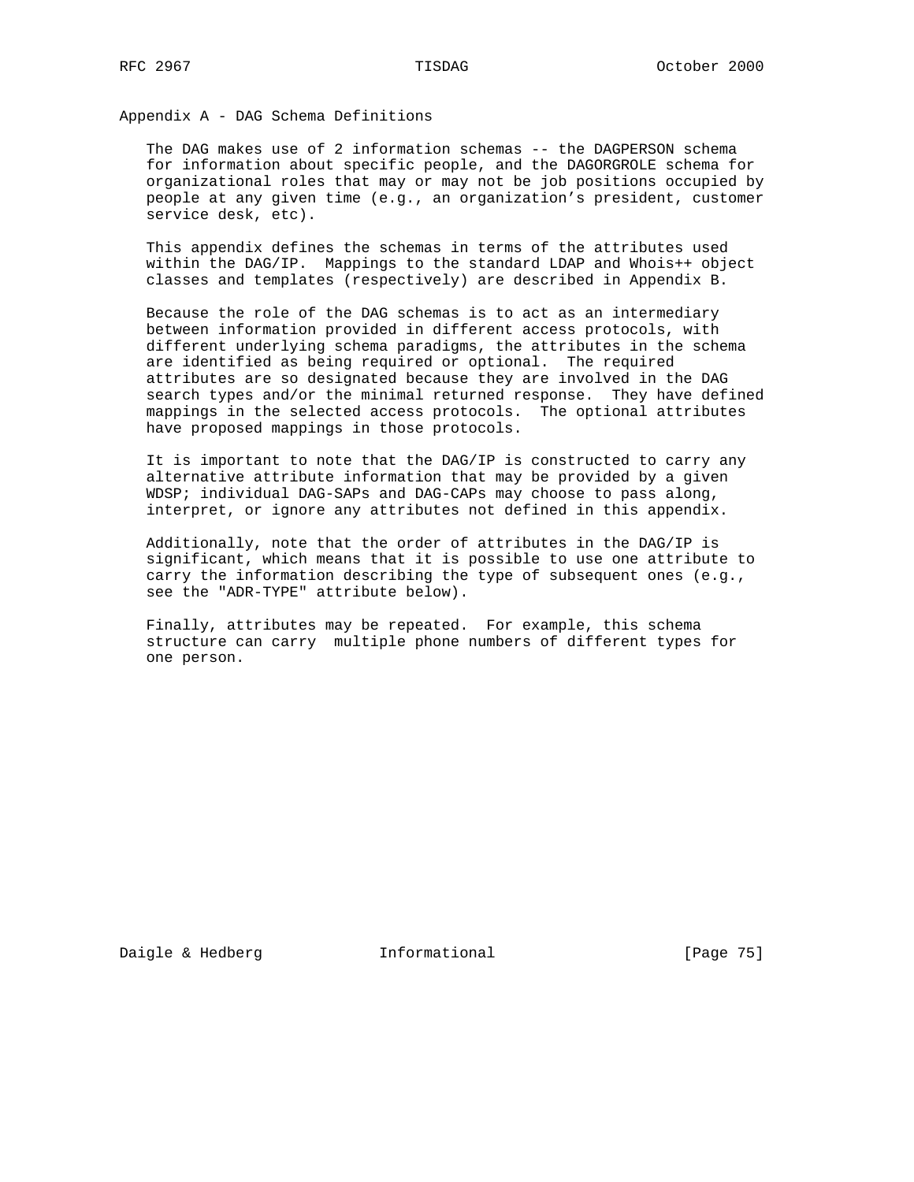# Appendix A - DAG Schema Definitions

The DAG makes use of 2 information schemas -- the DAGPERSON schema for information about specific people, and the DAGORGROLE schema for organizational roles that may or may not be job positions occupied by people at any given time (e.g., an organization's president, customer service desk, etc).

This appendix defines the schemas in terms of the attributes used within the DAG/IP. Mappings to the standard LDAP and Whois++ object classes and templates (respectively) are described in Appendix B.

Because the role of the DAG schemas is to act as an intermediary between information provided in different access protocols, with different underlying schema paradigms, the attributes in the schema are identified as being required or optional. The required attributes are so designated because they are involved in the DAG search types and/or the minimal returned response. They have defined mappings in the selected access protocols. The optional attributes have proposed mappings in those protocols.

It is important to note that the DAG/IP is constructed to carry any alternative attribute information that may be provided by a given WDSP; individual DAG-SAPs and DAG-CAPs may choose to pass along, interpret, or ignore any attributes not defined in this appendix.

Additionally, note that the order of attributes in the DAG/IP is significant, which means that it is possible to use one attribute to carry the information describing the type of subsequent ones (e.g., see the "ADR-TYPE" attribute below).

Finally, attributes may be repeated. For example, this schema structure can carry multiple phone numbers of different types for one person.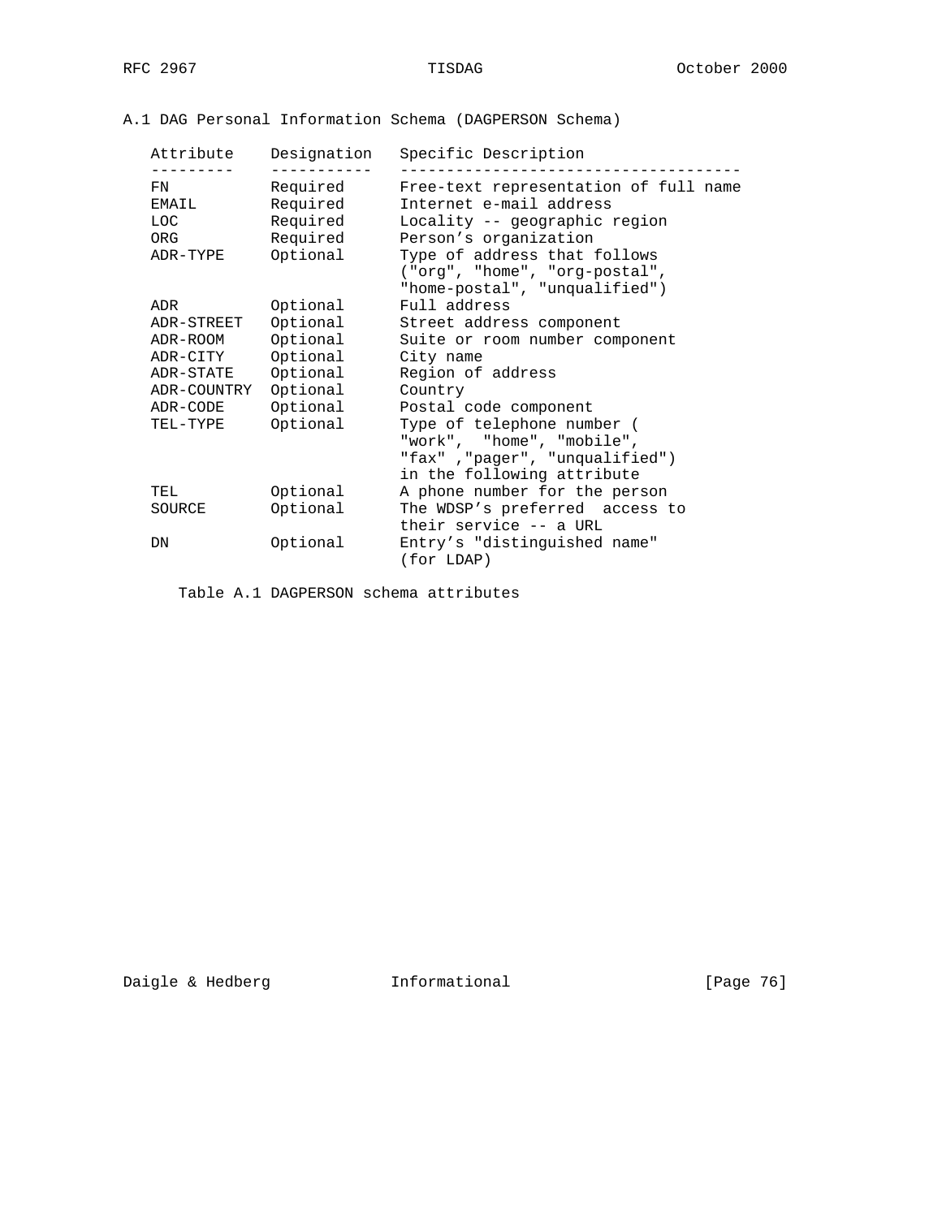## A.1 DAG Personal Information Schema (DAGPERSON Schema)

| Attribute | Designation | Specific Description |
|---|---|---|
| FN | Required | Free-text representation of full name |
| EMAIL | Required | Internet e-mail address |
| LOC | Required | Locality -- geographic region |
| ORG | Required | Person's organization |
| ADR-TYPE | Optional | Type of address that follows ("org", "home", "org-postal", "home-postal", "unqualified") |
| ADR | Optional | Full address |
| ADR-STREET | Optional | Street address component |
| ADR-ROOM | Optional | Suite or room number component |
| ADR-CITY | Optional | City name |
| ADR-STATE | Optional | Region of address |
| ADR-COUNTRY | Optional | Country |
| ADR-CODE | Optional | Postal code component |
| TEL-TYPE | Optional | Type of telephone number ( "work", "home", "mobile", "fax" ,"pager", "unqualified") in the following attribute |
| TEL | Optional | A phone number for the person |
| SOURCE | Optional | The WDSP's preferred access to their service -- a URL |
| DN | Optional | Entry's "distinguished name" (for LDAP) |

Table A.1 DAGPERSON schema attributes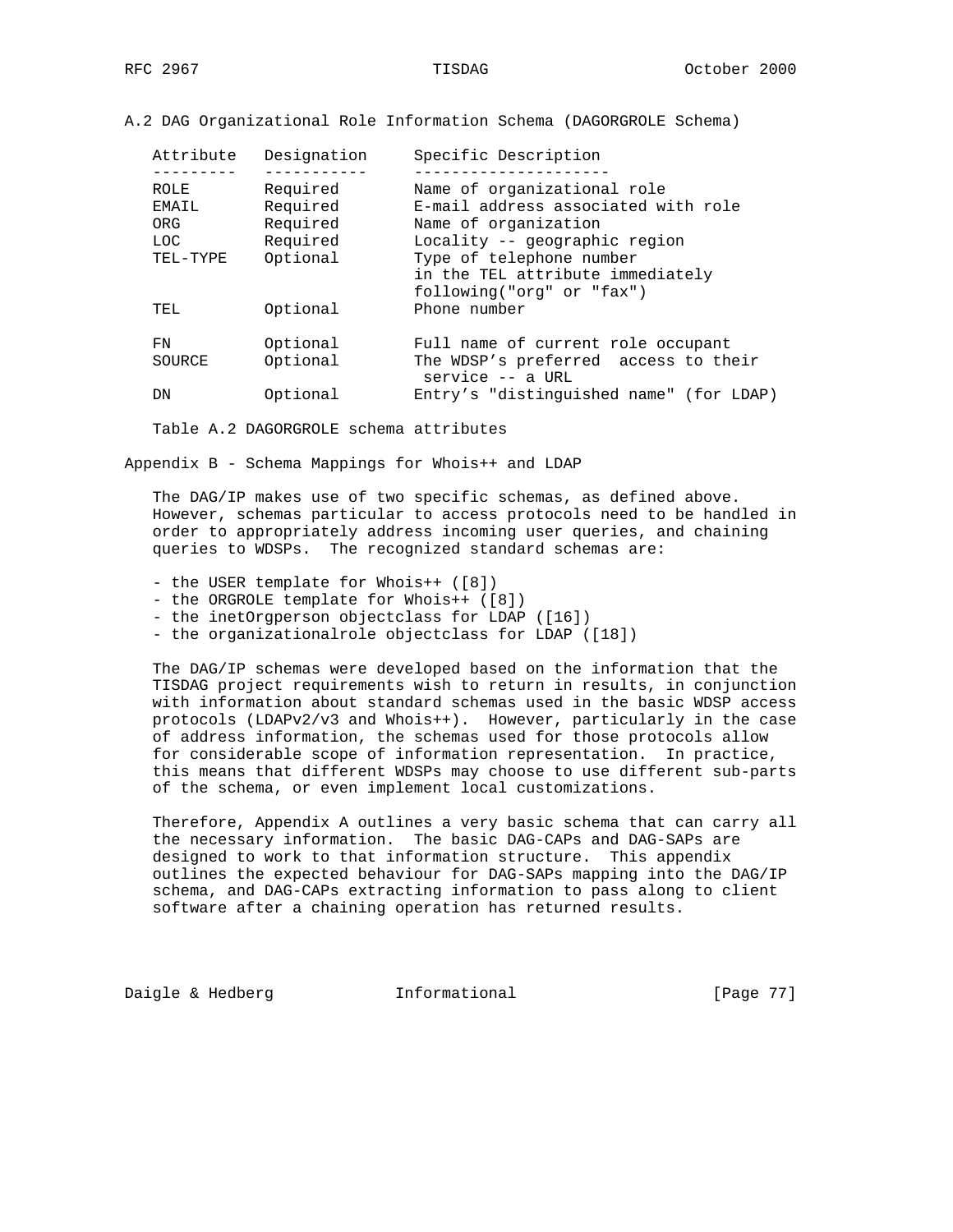## A.2 DAG Organizational Role Information Schema (DAGORGROLE Schema)

| Attribute | Designation | Specific Description |
|---|---|---|
| ROLE | Required | Name of organizational role |
| EMAIL | Required | E-mail address associated with role |
| ORG | Required | Name of organization |
| LOC | Required | Locality -- geographic region |
| TEL-TYPE | Optional | Type of telephone number in the TEL attribute immediately following("org" or "fax") |
| TEL | Optional | Phone number |
| FN | Optional | Full name of current role occupant |
| SOURCE | Optional | The WDSP's preferred access to their service -- a URL |
| DN | Optional | Entry's "distinguished name" (for LDAP) |

Table A.2 DAGORGROLE schema attributes

# Appendix B - Schema Mappings for Whois++ and LDAP

The DAG/IP makes use of two specific schemas, as defined above. However, schemas particular to access protocols need to be handled in order to appropriately address incoming user queries, and chaining queries to WDSPs. The recognized standard schemas are:

- the USER template for Whois++ ([8])
- the ORGROLE template for Whois++ ([8])
- the inetOrgperson objectclass for LDAP ([16])
- the organizationalrole objectclass for LDAP ([18])

The DAG/IP schemas were developed based on the information that the TISDAG project requirements wish to return in results, in conjunction with information about standard schemas used in the basic WDSP access protocols (LDAPv2/v3 and Whois++). However, particularly in the case of address information, the schemas used for those protocols allow for considerable scope of information representation. In practice, this means that different WDSPs may choose to use different sub-parts of the schema, or even implement local customizations.

Therefore, Appendix A outlines a very basic schema that can carry all the necessary information. The basic DAG-CAPs and DAG-SAPs are designed to work to that information structure. This appendix outlines the expected behaviour for DAG-SAPs mapping into the DAG/IP schema, and DAG-CAPs extracting information to pass along to client software after a chaining operation has returned results.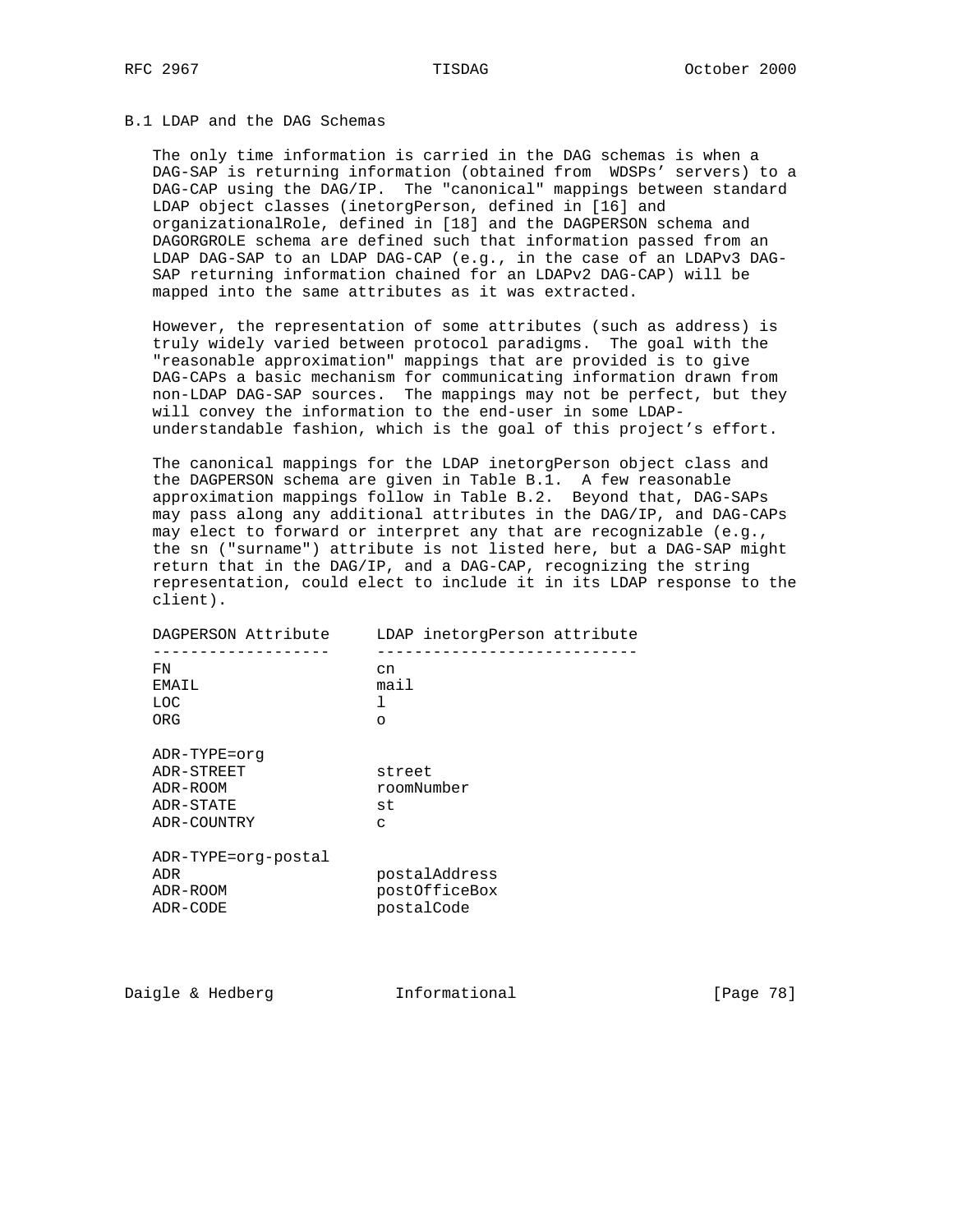## B.1 LDAP and the DAG Schemas

The only time information is carried in the DAG schemas is when a DAG-SAP is returning information (obtained from WDSPs' servers) to a DAG-CAP using the DAG/IP. The "canonical" mappings between standard LDAP object classes (inetorgPerson, defined in [16] and organizationalRole, defined in [18] and the DAGPERSON schema and DAGORGROLE schema are defined such that information passed from an LDAP DAG-SAP to an LDAP DAG-CAP (e.g., in the case of an LDAPv3 DAG-SAP returning information chained for an LDAPv2 DAG-CAP) will be mapped into the same attributes as it was extracted.

However, the representation of some attributes (such as address) is truly widely varied between protocol paradigms. The goal with the "reasonable approximation" mappings that are provided is to give DAG-CAPs a basic mechanism for communicating information drawn from non-LDAP DAG-SAP sources. The mappings may not be perfect, but they will convey the information to the end-user in some LDAP-understandable fashion, which is the goal of this project's effort.

The canonical mappings for the LDAP inetorgPerson object class and the DAGPERSON schema are given in Table B.1. A few reasonable approximation mappings follow in Table B.2. Beyond that, DAG-SAPs may pass along any additional attributes in the DAG/IP, and DAG-CAPs may elect to forward or interpret any that are recognizable (e.g., the sn ("surname") attribute is not listed here, but a DAG-SAP might return that in the DAG/IP, and a DAG-CAP, recognizing the string representation, could elect to include it in its LDAP response to the client).

| DAGPERSON Attribute | LDAP inetorgPerson attribute |
|---|---|
| FN | cn |
| EMAIL | mail |
| LOC | l |
| ORG | o |
| | |
| ADR-TYPE=org | |
| ADR-STREET | street |
| ADR-ROOM | roomNumber |
| ADR-STATE | st |
| ADR-COUNTRY | c |
| | |
| ADR-TYPE=org-postal | |
| ADR | postalAddress |
| ADR-ROOM | postOfficeBox |
| ADR-CODE | postalCode |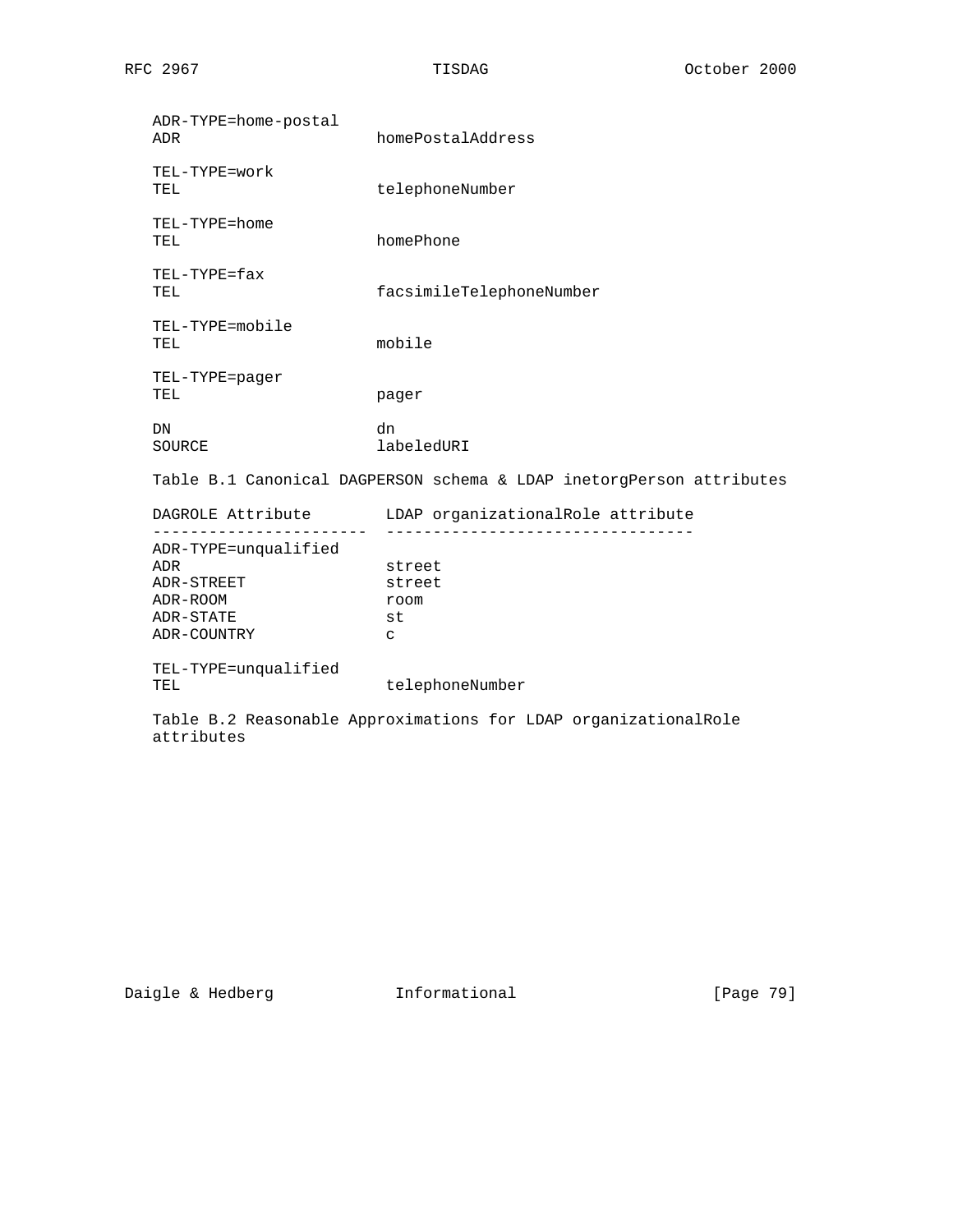| | |
|---|---|
| ADR-TYPE=home-postal | |
| ADR | homePostalAddress |
| TEL-TYPE=work | |
| TEL | telephoneNumber |
| TEL-TYPE=home | |
| TEL | homePhone |
| TEL-TYPE=fax | |
| TEL | facsimileTelephoneNumber |
| TEL-TYPE=mobile | |
| TEL | mobile |
| TEL-TYPE=pager | |
| TEL | pager |
| DN | dn |
| SOURCE | labeledURI |

Table B.1 Canonical DAGPERSON schema & LDAP inetorgPerson attributes

| DAGROLE Attribute | LDAP organizationalRole attribute |
|---|---|
| ADR-TYPE=unqualified | |
| ADR | street |
| ADR-STREET | street |
| ADR-ROOM | room |
| ADR-STATE | st |
| ADR-COUNTRY | c |
| TEL-TYPE=unqualified | |
| TEL | telephoneNumber |

Table B.2 Reasonable Approximations for LDAP organizationalRole attributes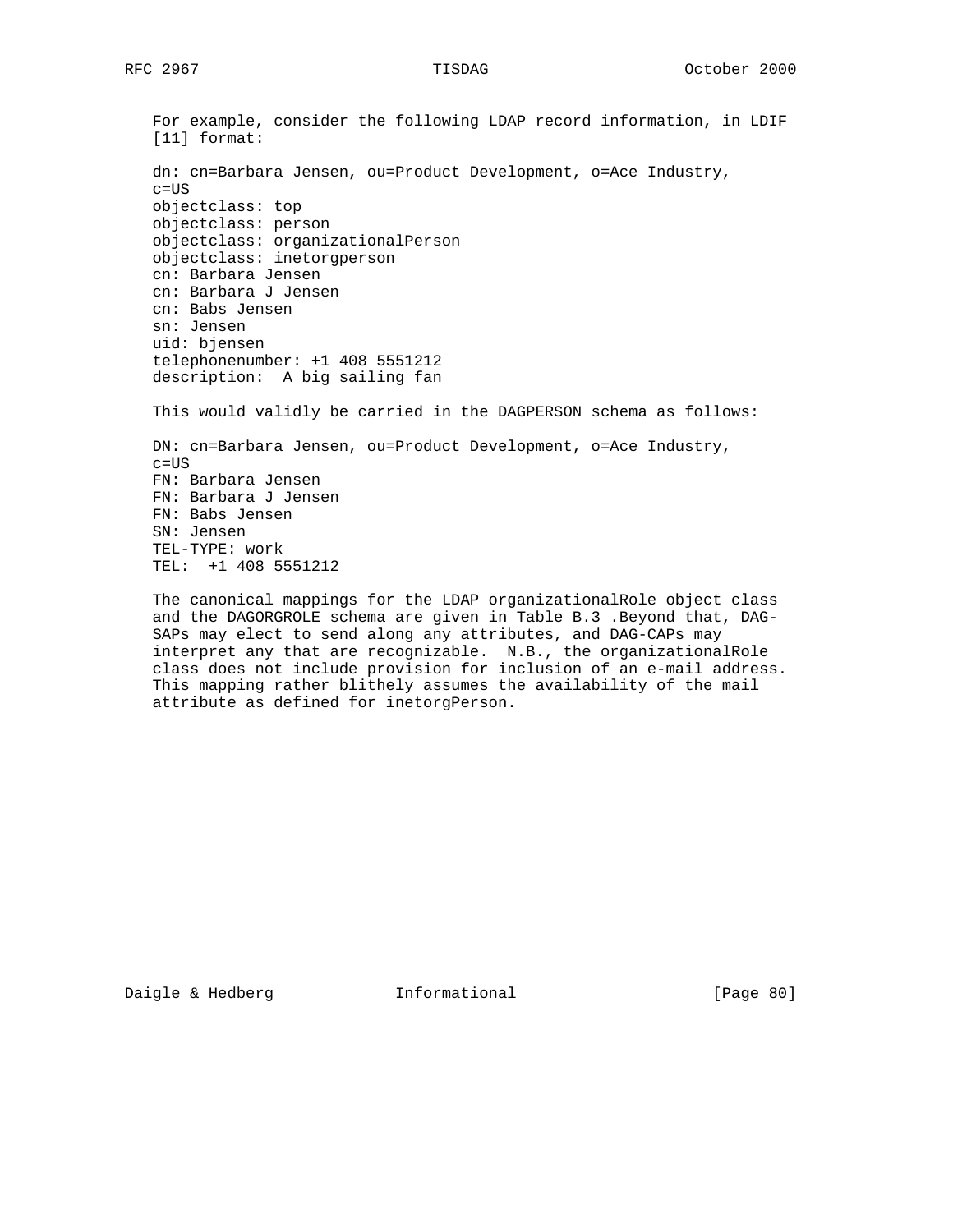For example, consider the following LDAP record information, in LDIF [11] format:

```
dn: cn=Barbara Jensen, ou=Product Development, o=Ace Industry,
c=US
objectclass: top
objectclass: person
objectclass: organizationalPerson
objectclass: inetorgperson
cn: Barbara Jensen
cn: Barbara J Jensen
cn: Babs Jensen
sn: Jensen
uid: bjensen
telephonenumber: +1 408 5551212
description:  A big sailing fan
```

This would validly be carried in the DAGPERSON schema as follows:

```
DN: cn=Barbara Jensen, ou=Product Development, o=Ace Industry,
c=US
FN: Barbara Jensen
FN: Barbara J Jensen
FN: Babs Jensen
SN: Jensen
TEL-TYPE: work
TEL:  +1 408 5551212
```

The canonical mappings for the LDAP organizationalRole object class and the DAGORGROLE schema are given in Table B.3 .Beyond that, DAG-SAPs may elect to send along any attributes, and DAG-CAPs may interpret any that are recognizable. N.B., the organizationalRole class does not include provision for inclusion of an e-mail address. This mapping rather blithely assumes the availability of the mail attribute as defined for inetorgPerson.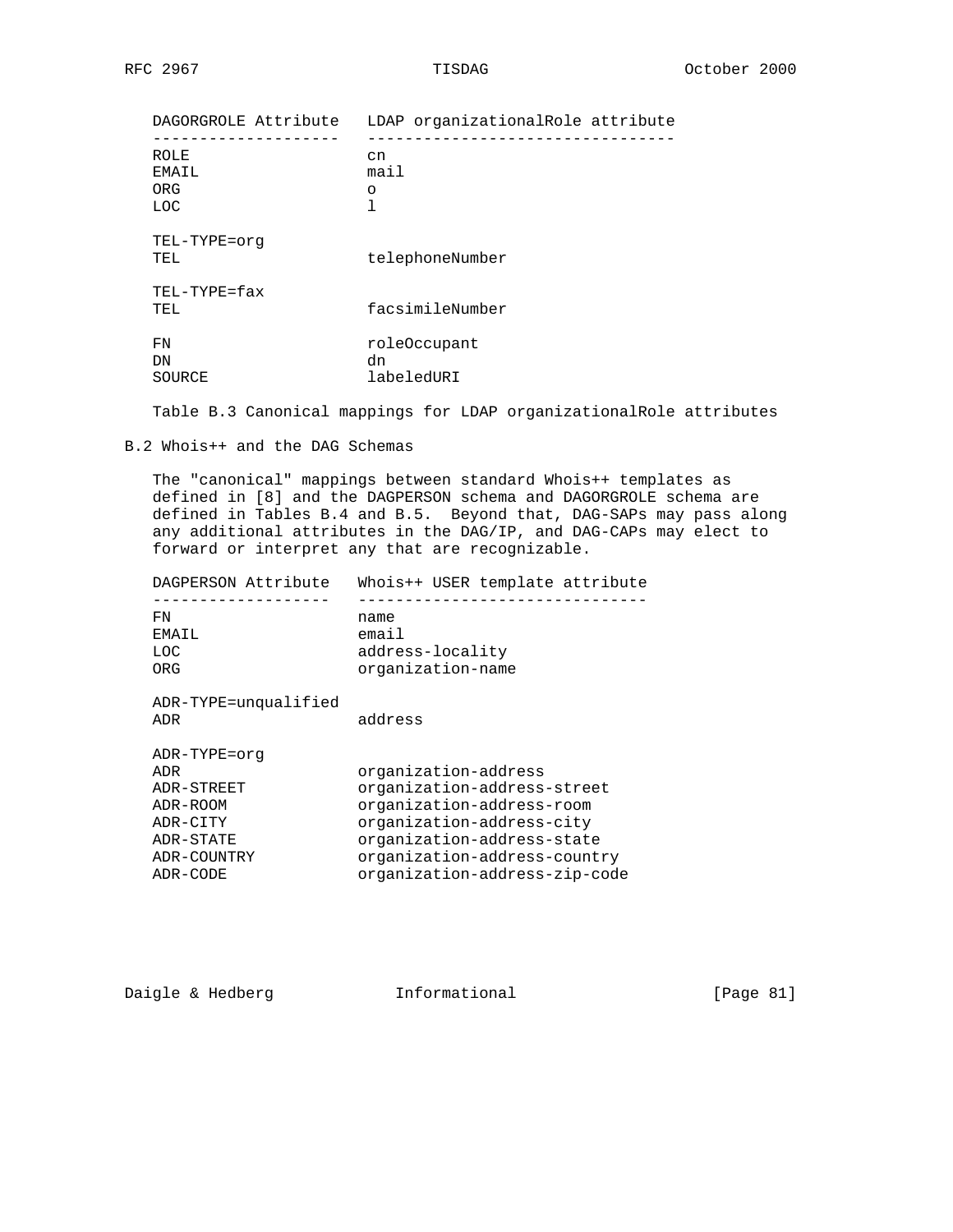| DAGORGROLE Attribute | LDAP organizationalRole attribute |
| --- | --- |
| ROLE | cn |
| EMAIL | mail |
| ORG | o |
| LOC | l |
| TEL-TYPE=org | |
| TEL | telephoneNumber |
| TEL-TYPE=fax | |
| TEL | facsimileNumber |
| FN | roleOccupant |
| DN | dn |
| SOURCE | labeledURI |

Table B.3 Canonical mappings for LDAP organizationalRole attributes

## B.2 Whois++ and the DAG Schemas

The "canonical" mappings between standard Whois++ templates as defined in [8] and the DAGPERSON schema and DAGORGROLE schema are defined in Tables B.4 and B.5. Beyond that, DAG-SAPs may pass along any additional attributes in the DAG/IP, and DAG-CAPs may elect to forward or interpret any that are recognizable.

| DAGPERSON Attribute | Whois++ USER template attribute |
| --- | --- |
| FN | name |
| EMAIL | email |
| LOC | address-locality |
| ORG | organization-name |
| ADR-TYPE=unqualified | |
| ADR | address |
| ADR-TYPE=org | |
| ADR | organization-address |
| ADR-STREET | organization-address-street |
| ADR-ROOM | organization-address-room |
| ADR-CITY | organization-address-city |
| ADR-STATE | organization-address-state |
| ADR-COUNTRY | organization-address-country |
| ADR-CODE | organization-address-zip-code |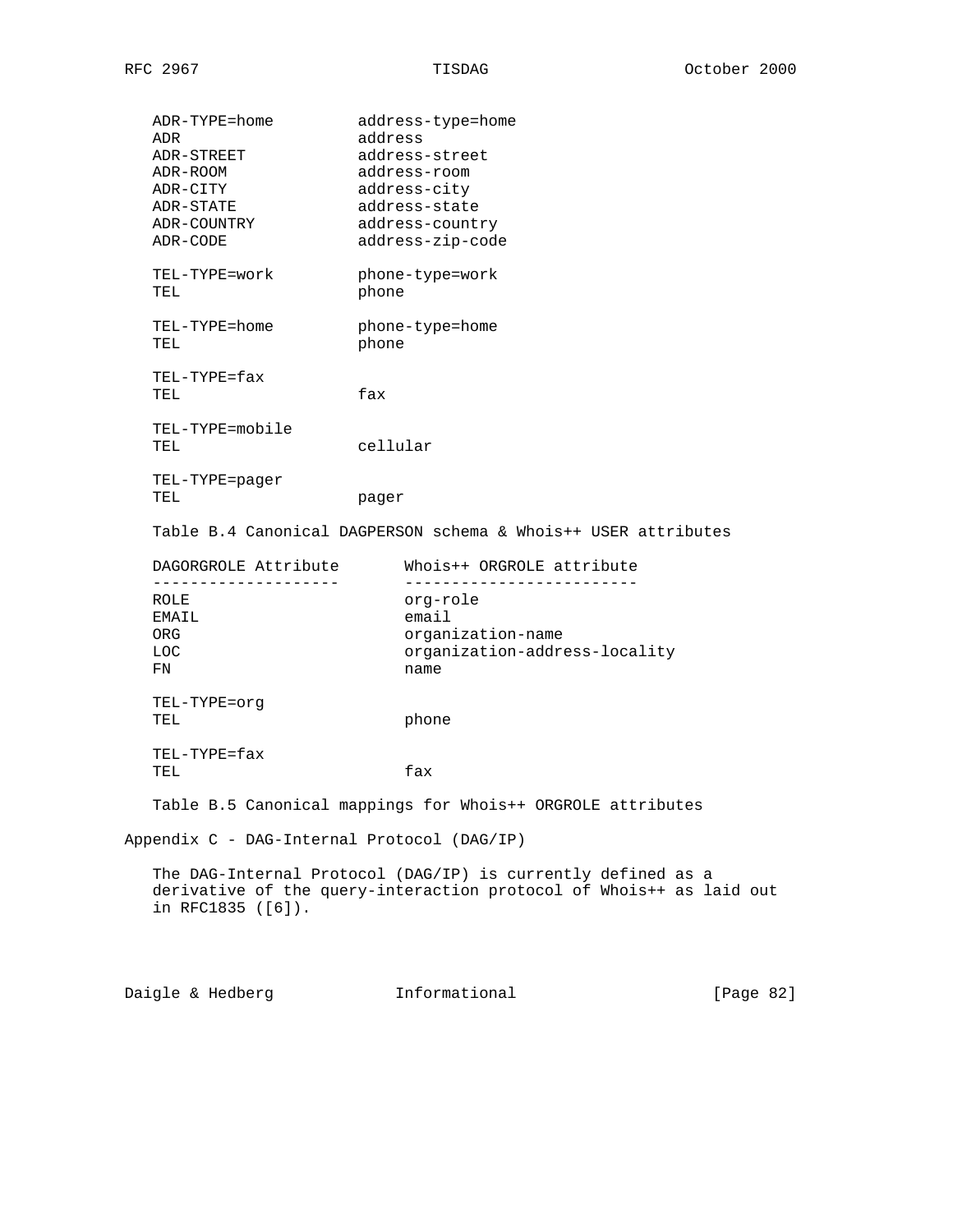| | |
|---|---|
| ADR-TYPE=home | address-type=home |
| ADR | address |
| ADR-STREET | address-street |
| ADR-ROOM | address-room |
| ADR-CITY | address-city |
| ADR-STATE | address-state |
| ADR-COUNTRY | address-country |
| ADR-CODE | address-zip-code |
| | |
| TEL-TYPE=work | phone-type=work |
| TEL | phone |
| | |
| TEL-TYPE=home | phone-type=home |
| TEL | phone |
| | |
| TEL-TYPE=fax | |
| TEL | fax |
| | |
| TEL-TYPE=mobile | |
| TEL | cellular |
| | |
| TEL-TYPE=pager | |
| TEL | pager |

Table B.4 Canonical DAGPERSON schema & Whois++ USER attributes

| DAGORGROLE Attribute | Whois++ ORGROLE attribute |
|---|---|
| ROLE | org-role |
| EMAIL | email |
| ORG | organization-name |
| LOC | organization-address-locality |
| FN | name |
| | |
| TEL-TYPE=org | |
| TEL | phone |
| | |
| TEL-TYPE=fax | |
| TEL | fax |

Table B.5 Canonical mappings for Whois++ ORGROLE attributes

## Appendix C - DAG-Internal Protocol (DAG/IP)

The DAG-Internal Protocol (DAG/IP) is currently defined as a derivative of the query-interaction protocol of Whois++ as laid out in RFC1835 ([6]).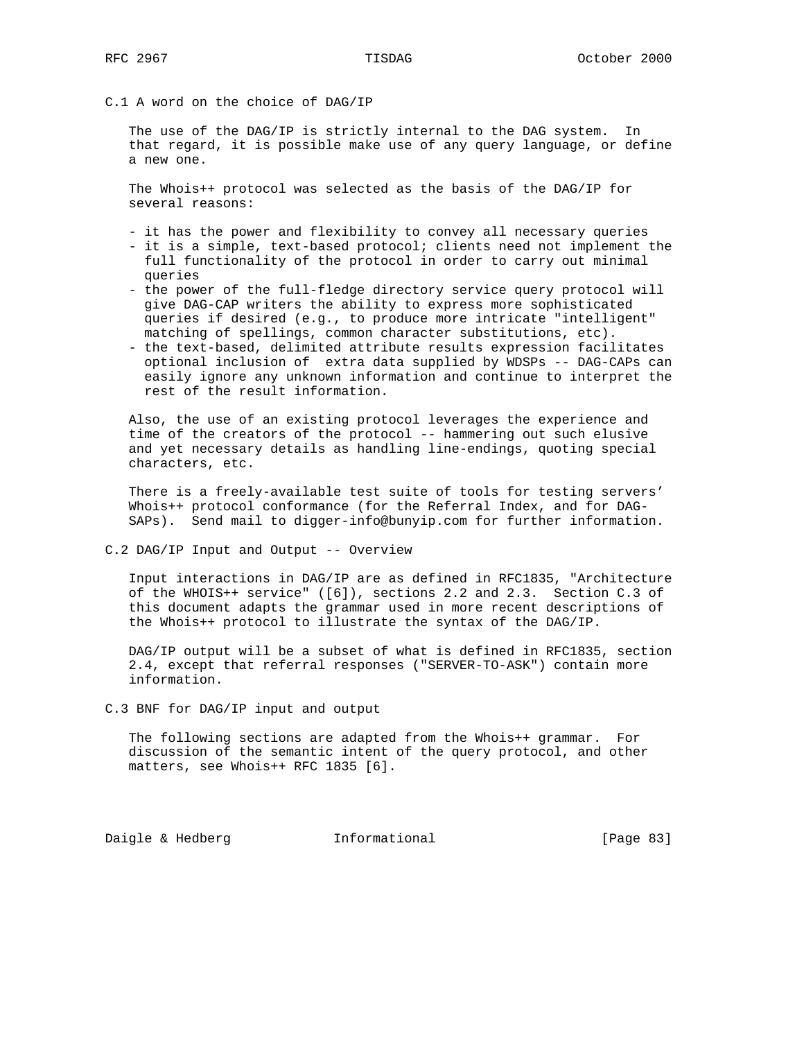## C.1 A word on the choice of DAG/IP

The use of the DAG/IP is strictly internal to the DAG system. In that regard, it is possible make use of any query language, or define a new one.

The Whois++ protocol was selected as the basis of the DAG/IP for several reasons:

- it has the power and flexibility to convey all necessary queries
- it is a simple, text-based protocol; clients need not implement the full functionality of the protocol in order to carry out minimal queries
- the power of the full-fledge directory service query protocol will give DAG-CAP writers the ability to express more sophisticated queries if desired (e.g., to produce more intricate "intelligent" matching of spellings, common character substitutions, etc).
- the text-based, delimited attribute results expression facilitates optional inclusion of extra data supplied by WDSPs -- DAG-CAPs can easily ignore any unknown information and continue to interpret the rest of the result information.

Also, the use of an existing protocol leverages the experience and time of the creators of the protocol -- hammering out such elusive and yet necessary details as handling line-endings, quoting special characters, etc.

There is a freely-available test suite of tools for testing servers' Whois++ protocol conformance (for the Referral Index, and for DAG-SAPs). Send mail to digger-info@bunyip.com for further information.

## C.2 DAG/IP Input and Output -- Overview

Input interactions in DAG/IP are as defined in RFC1835, "Architecture of the WHOIS++ service" ([6]), sections 2.2 and 2.3. Section C.3 of this document adapts the grammar used in more recent descriptions of the Whois++ protocol to illustrate the syntax of the DAG/IP.

DAG/IP output will be a subset of what is defined in RFC1835, section 2.4, except that referral responses ("SERVER-TO-ASK") contain more information.

## C.3 BNF for DAG/IP input and output

The following sections are adapted from the Whois++ grammar. For discussion of the semantic intent of the query protocol, and other matters, see Whois++ RFC 1835 [6].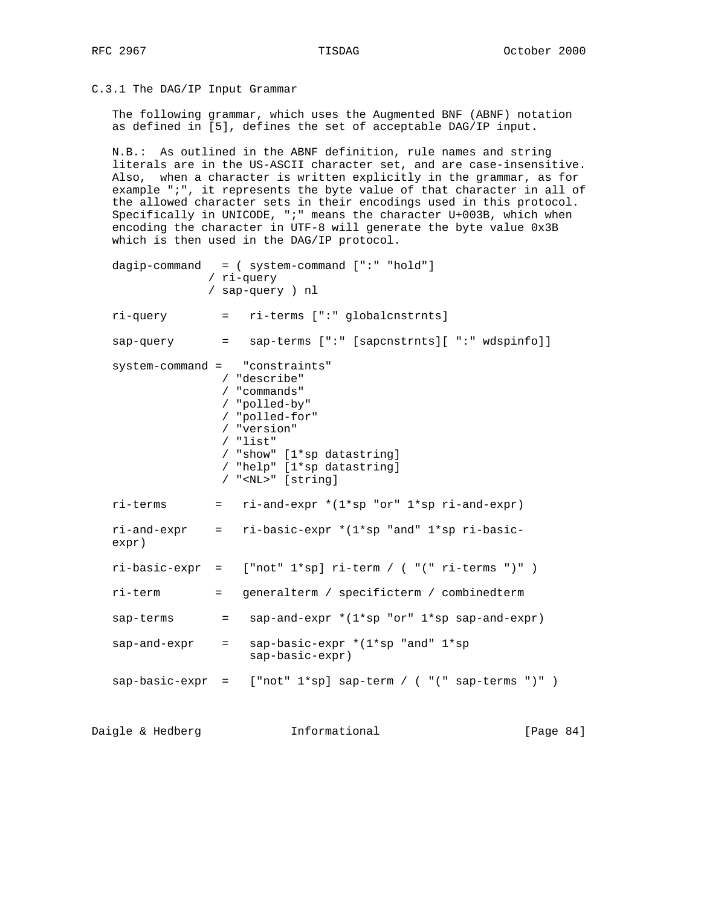### C.3.1 The DAG/IP Input Grammar

The following grammar, which uses the Augmented BNF (ABNF) notation as defined in [5], defines the set of acceptable DAG/IP input.

N.B.: As outlined in the ABNF definition, rule names and string literals are in the US-ASCII character set, and are case-insensitive. Also, when a character is written explicitly in the grammar, as for example ";", it represents the byte value of that character in all of the allowed character sets in their encodings used in this protocol. Specifically in UNICODE, ";" means the character U+003B, which when encoding the character in UTF-8 will generate the byte value 0x3B which is then used in the DAG/IP protocol.

```
dagip-command   = ( system-command [":" "hold"]
              / ri-query
              / sap-query ) nl

ri-query        =   ri-terms [":" globalcnstrnts]

sap-query       =   sap-terms [":" [sapcnstrnts][ ":" wdspinfo]]

system-command =   "constraints"
                / "describe"
                / "commands"
                / "polled-by"
                / "polled-for"
                / "version"
                / "list"
                / "show" [1*sp datastring]
                / "help" [1*sp datastring]
                / "<NL>" [string]

ri-terms       =   ri-and-expr *(1*sp "or" 1*sp ri-and-expr)

ri-and-expr    =   ri-basic-expr *(1*sp "and" 1*sp ri-basic-
expr)

ri-basic-expr  =   ["not" 1*sp] ri-term / ( "(" ri-terms ")" )

ri-term        =   generalterm / specificterm / combinedterm

sap-terms       =   sap-and-expr *(1*sp "or" 1*sp sap-and-expr)

sap-and-expr    =   sap-basic-expr *(1*sp "and" 1*sp
                    sap-basic-expr)

sap-basic-expr  =   ["not" 1*sp] sap-term / ( "(" sap-terms ")" )
```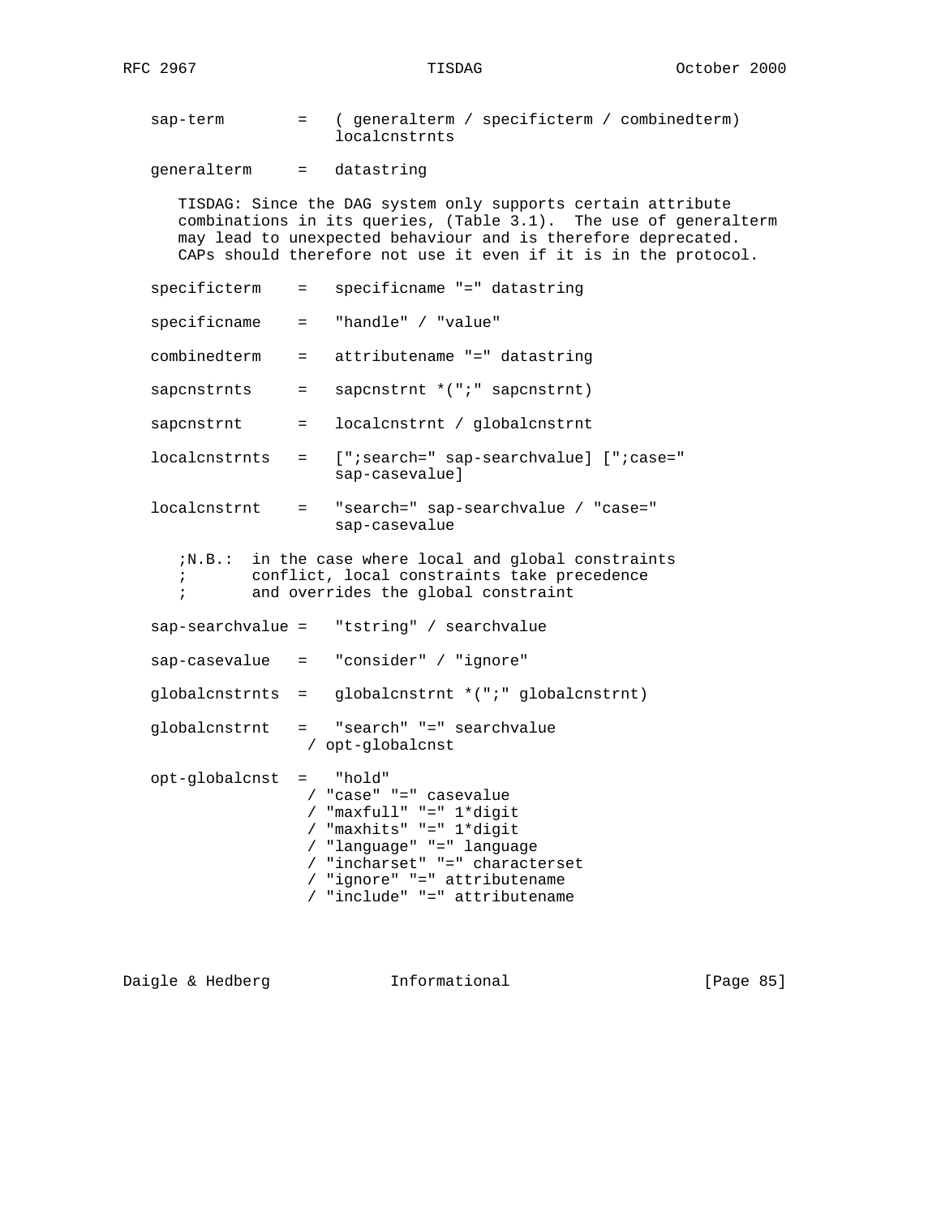```
   sap-term        =   ( generalterm / specificterm / combinedterm)
                       localcnstrnts

   generalterm     =   datastring

      TISDAG: Since the DAG system only supports certain attribute
      combinations in its queries, (Table 3.1).  The use of generalterm
      may lead to unexpected behaviour and is therefore deprecated.
      CAPs should therefore not use it even if it is in the protocol.

   specificterm    =   specificname "=" datastring

   specificname    =   "handle" / "value"

   combinedterm    =   attributename "=" datastring

   sapcnstrnts     =   sapcnstrnt *(";" sapcnstrnt)

   sapcnstrnt      =   localcnstrnt / globalcnstrnt

   localcnstrnts   =   [";search=" sap-searchvalue] [";case="
                       sap-casevalue]

   localcnstrnt    =   "search=" sap-searchvalue / "case="
                       sap-casevalue

      ;N.B.:  in the case where local and global constraints
      ;       conflict, local constraints take precedence
      ;       and overrides the global constraint

   sap-searchvalue =   "tstring" / searchvalue

   sap-casevalue   =   "consider" / "ignore"

   globalcnstrnts  =   globalcnstrnt *(";" globalcnstrnt)

   globalcnstrnt   =   "search" "=" searchvalue
                    / opt-globalcnst

   opt-globalcnst  =   "hold"
                    / "case" "=" casevalue
                    / "maxfull" "=" 1*digit
                    / "maxhits" "=" 1*digit
                    / "language" "=" language
                    / "incharset" "=" characterset
                    / "ignore" "=" attributename
                    / "include" "=" attributename
```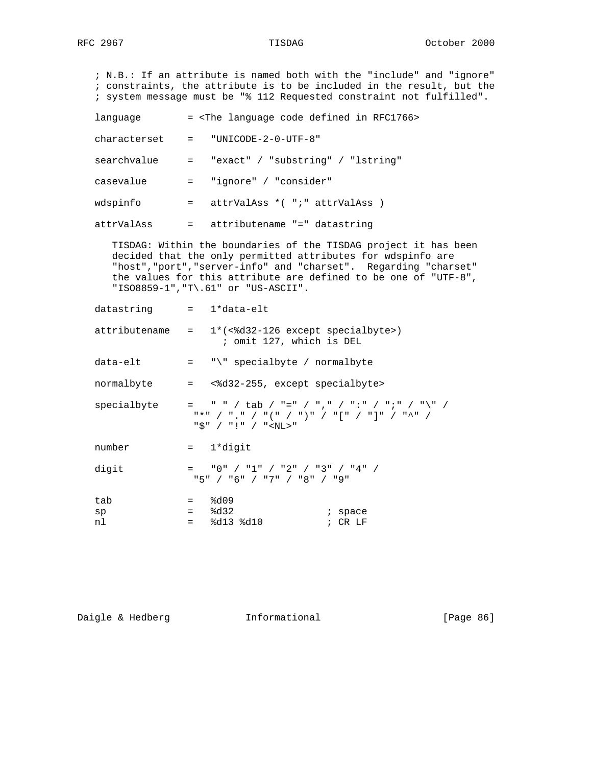```
   ; N.B.: If an attribute is named both with the "include" and "ignore"
   ; constraints, the attribute is to be included in the result, but the
   ; system message must be "% 112 Requested constraint not fulfilled".

   language        = <The language code defined in RFC1766>

   characterset    =   "UNICODE-2-0-UTF-8"

   searchvalue     =   "exact" / "substring" / "lstring"

   casevalue       =   "ignore" / "consider"

   wdspinfo        =   attrValAss *( ";" attrValAss )

   attrValAss      =   attributename "=" datastring

      TISDAG: Within the boundaries of the TISDAG project it has been
      decided that the only permitted attributes for wdspinfo are
      "host","port","server-info" and "charset".  Regarding "charset"
      the values for this attribute are defined to be one of "UTF-8",
      "ISO8859-1","T\.61" or "US-ASCII".

   datastring      =   1*data-elt

   attributename   =   1*(<%d32-126 except specialbyte>)
                         ; omit 127, which is DEL

   data-elt        =   "\" specialbyte / normalbyte

   normalbyte      =   <%d32-255, except specialbyte>

   specialbyte     =   " " / tab / "=" / "," / ":" / ";" / "\" /
                    "*" / "." / "(" / ")" / "[" / "]" / "^" /
                    "$" / "!" / "<NL>"

   number          =   1*digit

   digit           =   "0" / "1" / "2" / "3" / "4" /
                    "5" / "6" / "7" / "8" / "9"

   tab             =   %d09
   sp              =   %d32              ; space
   nl              =   %d13 %d10         ; CR LF
```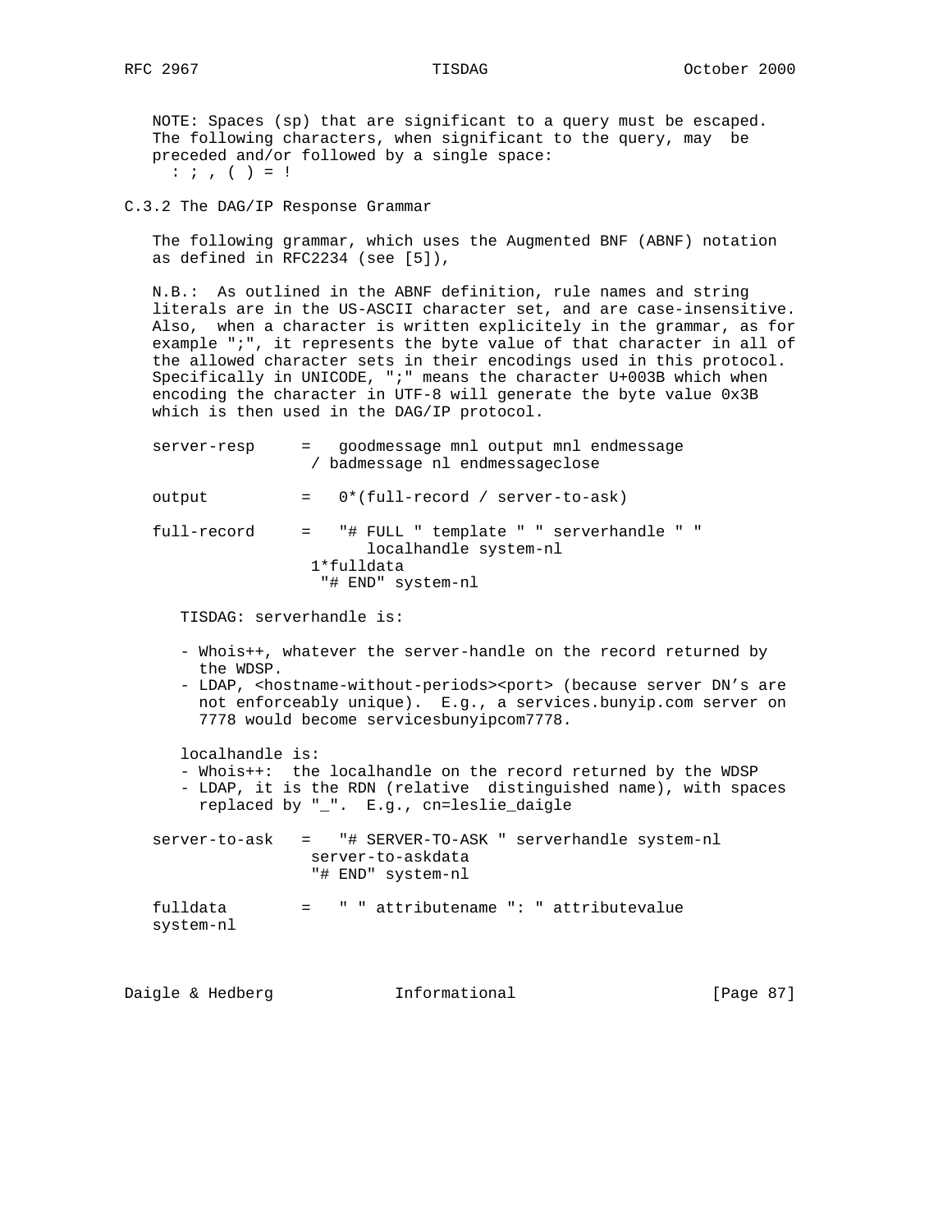NOTE: Spaces (sp) that are significant to a query must be escaped. The following characters, when significant to the query, may be preceded and/or followed by a single space:

```
: ; , ( ) = !
```

## C.3.2 The DAG/IP Response Grammar

The following grammar, which uses the Augmented BNF (ABNF) notation as defined in RFC2234 (see [5]),

N.B.: As outlined in the ABNF definition, rule names and string literals are in the US-ASCII character set, and are case-insensitive. Also, when a character is written explicitely in the grammar, as for example ";", it represents the byte value of that character in all of the allowed character sets in their encodings used in this protocol. Specifically in UNICODE, ";" means the character U+003B which when encoding the character in UTF-8 will generate the byte value 0x3B which is then used in the DAG/IP protocol.

```
server-resp     =   goodmessage mnl output mnl endmessage
                  / badmessage nl endmessageclose

output          =   0*(full-record / server-to-ask)

full-record     =   "# FULL " template " " serverhandle " "
                        localhandle system-nl
                  1*fulldata
                   "# END" system-nl
```

TISDAG: serverhandle is:

- Whois++, whatever the server-handle on the record returned by the WDSP.
- LDAP, <hostname-without-periods><port> (because server DN’s are not enforceably unique). E.g., a services.bunyip.com server on 7778 would become servicesbunyipcom7778.

localhandle is:
- Whois++: the localhandle on the record returned by the WDSP
- LDAP, it is the RDN (relative distinguished name), with spaces replaced by "_". E.g., cn=leslie_daigle

```
server-to-ask   =   "# SERVER-TO-ASK " serverhandle system-nl
                  server-to-askdata
                  "# END" system-nl

fulldata        =   " " attributename ": " attributevalue
system-nl
```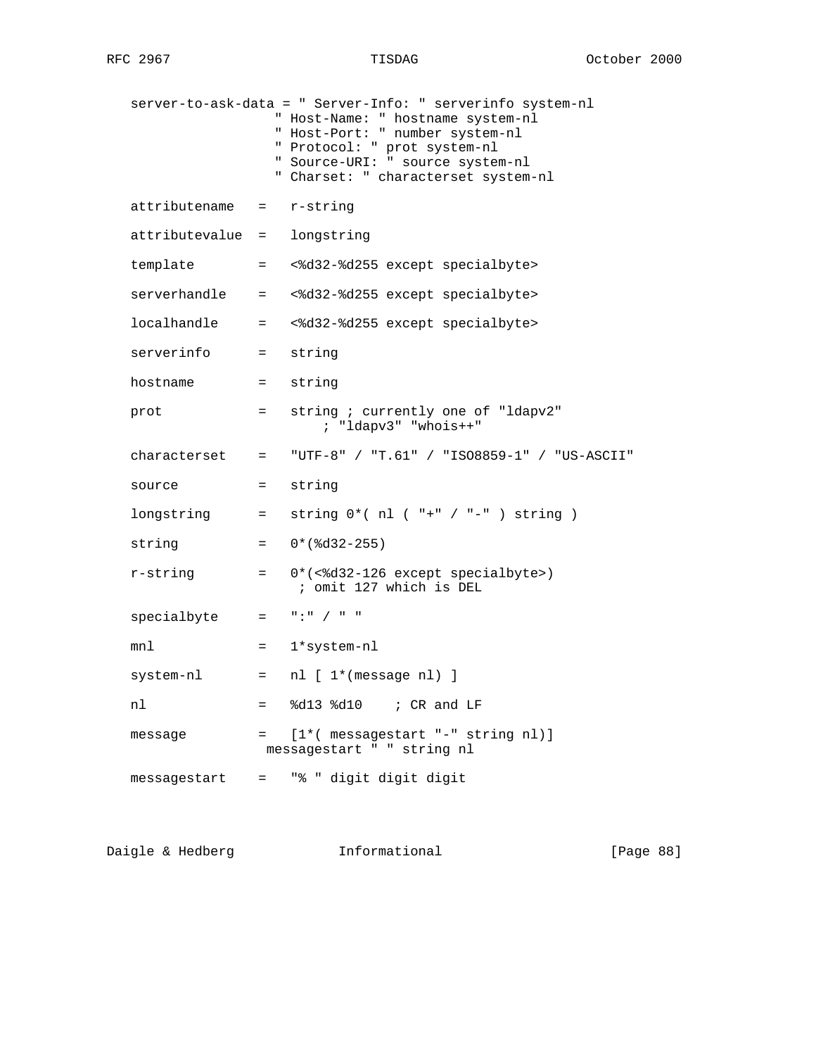```
   server-to-ask-data = " Server-Info: " serverinfo system-nl
                     " Host-Name: " hostname system-nl
                     " Host-Port: " number system-nl
                     " Protocol: " prot system-nl
                     " Source-URI: " source system-nl
                     " Charset: " characterset system-nl

   attributename   =   r-string

   attributevalue  =   longstring

   template        =   <%d32-%d255 except specialbyte>

   serverhandle    =   <%d32-%d255 except specialbyte>

   localhandle     =   <%d32-%d255 except specialbyte>

   serverinfo      =   string

   hostname        =   string

   prot            =   string ; currently one of "ldapv2"
                            ; "ldapv3" "whois++"

   characterset    =   "UTF-8" / "T.61" / "ISO8859-1" / "US-ASCII"

   source          =   string

   longstring      =   string 0*( nl ( "+" / "-" ) string )

   string          =   0*(%d32-255)

   r-string        =   0*(<%d32-126 except specialbyte>)
                        ; omit 127 which is DEL

   specialbyte     =   ":" / " "

   mnl             =   1*system-nl

   system-nl       =   nl [ 1*(message nl) ]

   nl              =   %d13 %d10    ; CR and LF

   message         =   [1*( messagestart "-" string nl)]
                    messagestart " " string nl

   messagestart    =   "% " digit digit digit
```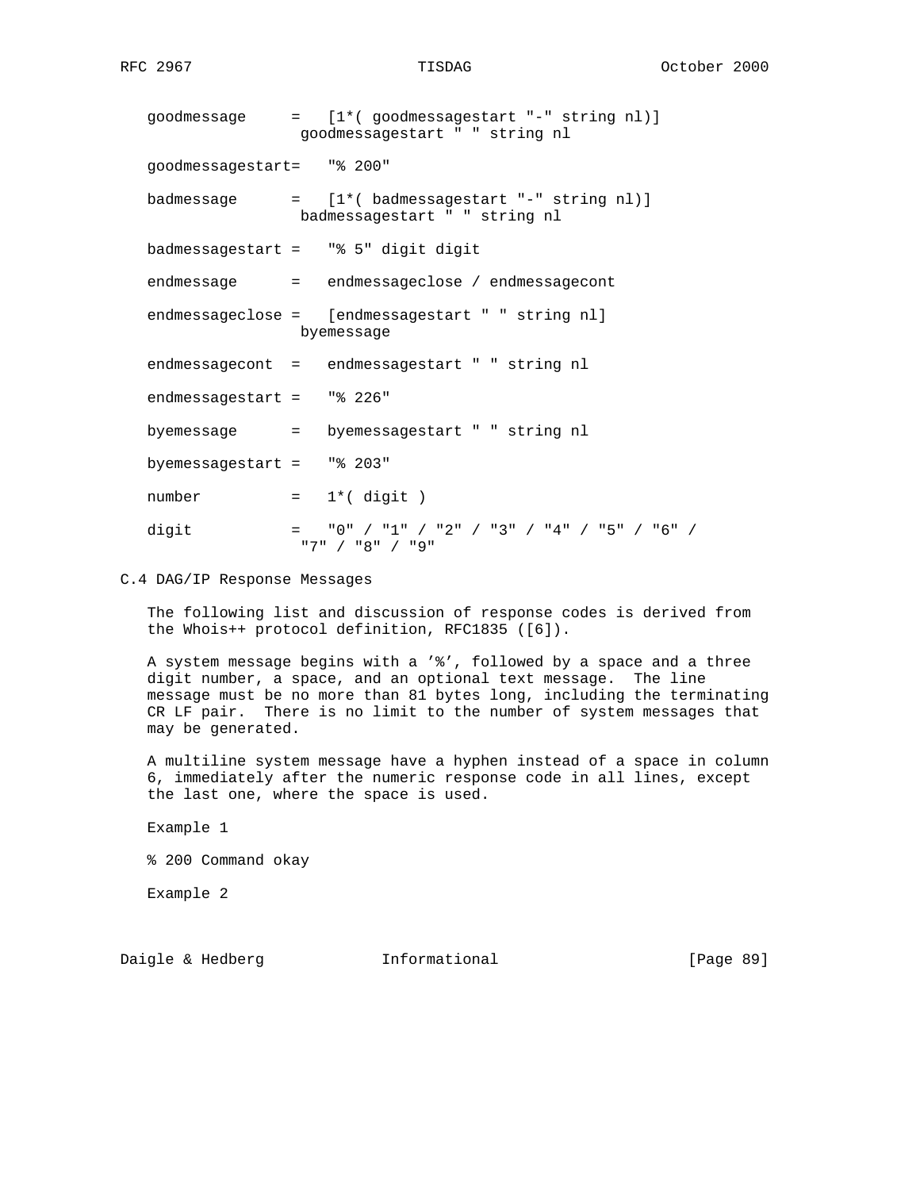```
goodmessage     =   [1*( goodmessagestart "-" string nl)]
                 goodmessagestart " " string nl

goodmessagestart=   "% 200"

badmessage      =   [1*( badmessagestart "-" string nl)]
                 badmessagestart " " string nl

badmessagestart =   "% 5" digit digit

endmessage      =   endmessageclose / endmessagecont

endmessageclose =   [endmessagestart " " string nl]
                 byemessage

endmessagecont  =   endmessagestart " " string nl

endmessagestart =   "% 226"

byemessage      =   byemessagestart " " string nl

byemessagestart =   "% 203"

number          =   1*( digit )

digit           =   "0" / "1" / "2" / "3" / "4" / "5" / "6" /
                 "7" / "8" / "9"
```

## C.4 DAG/IP Response Messages

The following list and discussion of response codes is derived from the Whois++ protocol definition, RFC1835 ([6]).

A system message begins with a '%', followed by a space and a three digit number, a space, and an optional text message. The line message must be no more than 81 bytes long, including the terminating CR LF pair. There is no limit to the number of system messages that may be generated.

A multiline system message have a hyphen instead of a space in column 6, immediately after the numeric response code in all lines, except the last one, where the space is used.

Example 1

```
% 200 Command okay
```

Example 2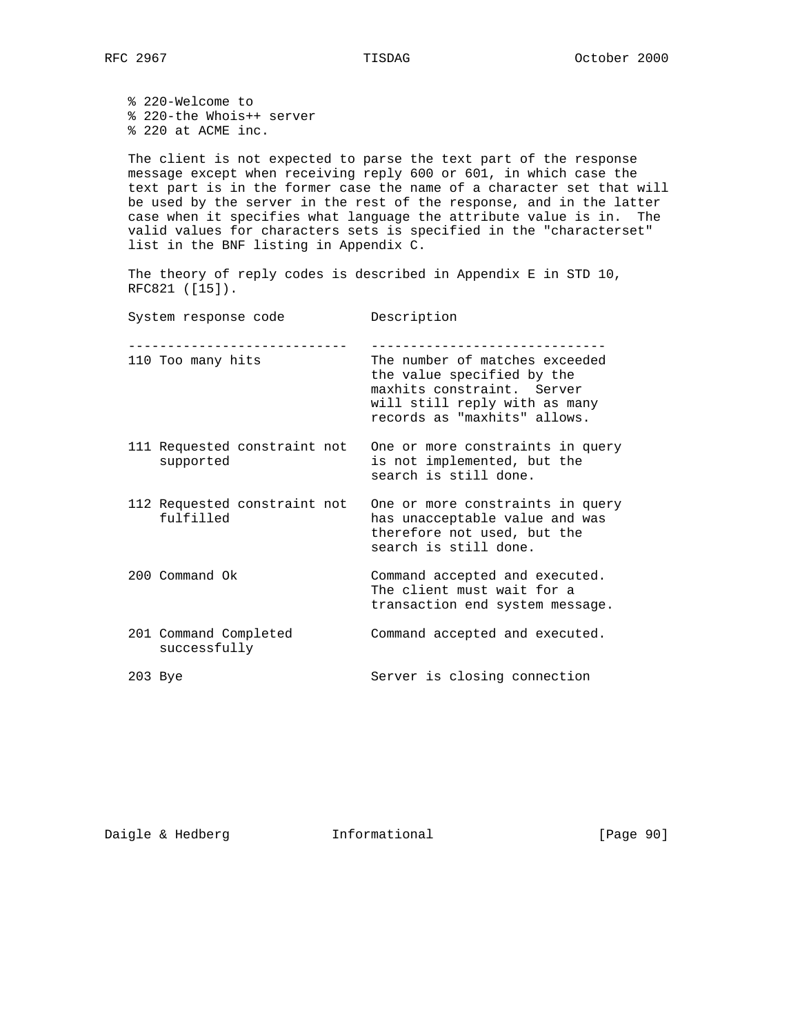```
% 220-Welcome to
% 220-the Whois++ server
% 220 at ACME inc.
```

The client is not expected to parse the text part of the response message except when receiving reply 600 or 601, in which case the text part is in the former case the name of a character set that will be used by the server in the rest of the response, and in the latter case when it specifies what language the attribute value is in. The valid values for characters sets is specified in the "characterset" list in the BNF listing in Appendix C.

The theory of reply codes is described in Appendix E in STD 10, RFC821 ([15]).

| System response code | Description |
| --- | --- |
| 110 Too many hits | The number of matches exceeded the value specified by the maxhits constraint. Server will still reply with as many records as "maxhits" allows. |
| 111 Requested constraint not supported | One or more constraints in query is not implemented, but the search is still done. |
| 112 Requested constraint not fulfilled | One or more constraints in query has unacceptable value and was therefore not used, but the search is still done. |
| 200 Command Ok | Command accepted and executed. The client must wait for a transaction end system message. |
| 201 Command Completed successfully | Command accepted and executed. |
| 203 Bye | Server is closing connection |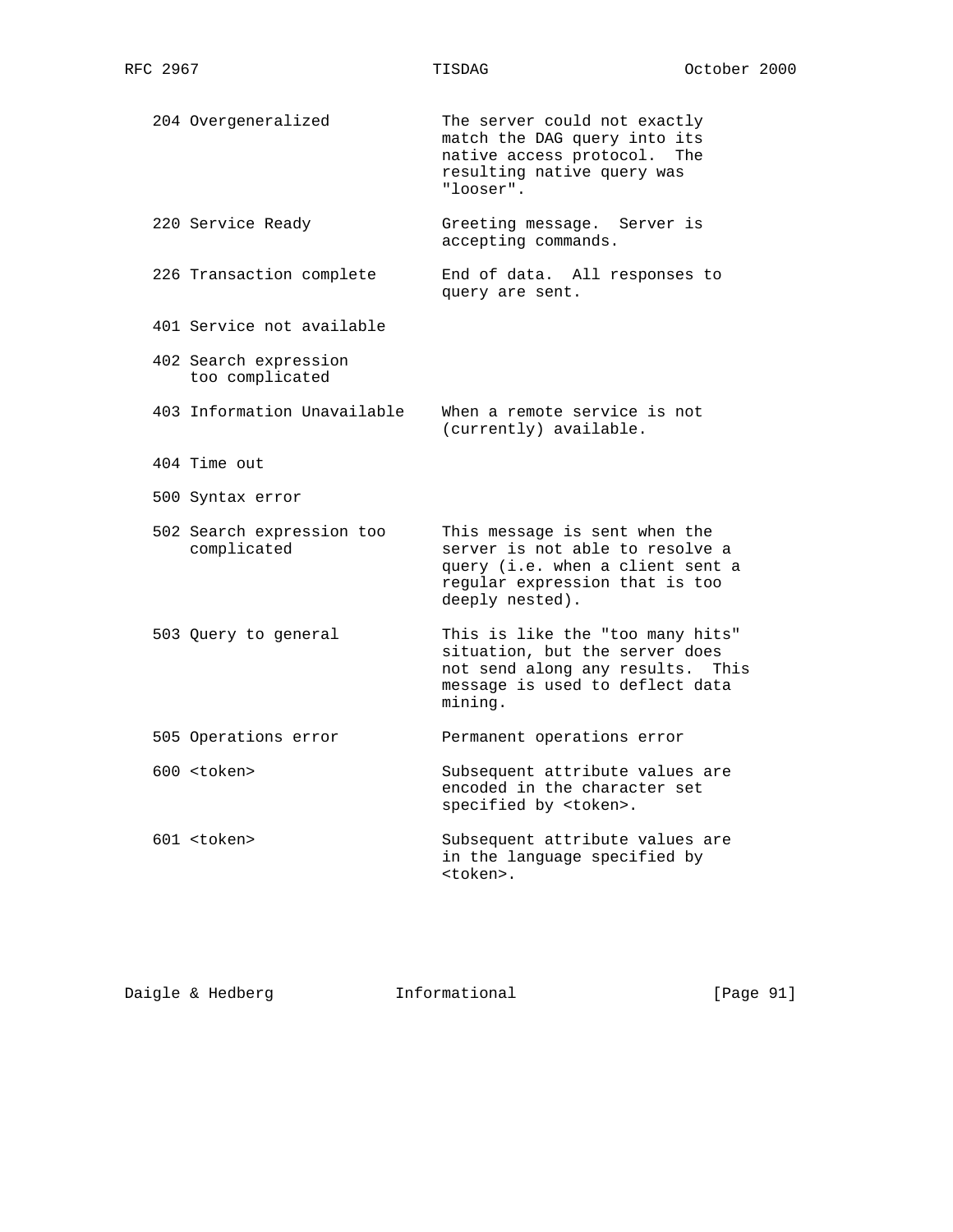| Code | Description |
|---|---|
| 204 Overgeneralized | The server could not exactly match the DAG query into its native access protocol. The resulting native query was "looser". |
| 220 Service Ready | Greeting message. Server is accepting commands. |
| 226 Transaction complete | End of data. All responses to query are sent. |
| 401 Service not available | |
| 402 Search expression too complicated | |
| 403 Information Unavailable | When a remote service is not (currently) available. |
| 404 Time out | |
| 500 Syntax error | |
| 502 Search expression too complicated | This message is sent when the server is not able to resolve a query (i.e. when a client sent a regular expression that is too deeply nested). |
| 503 Query to general | This is like the "too many hits" situation, but the server does not send along any results. This message is used to deflect data mining. |
| 505 Operations error | Permanent operations error |
| 600 <token> | Subsequent attribute values are encoded in the character set specified by <token>. |
| 601 <token> | Subsequent attribute values are in the language specified by <token>. |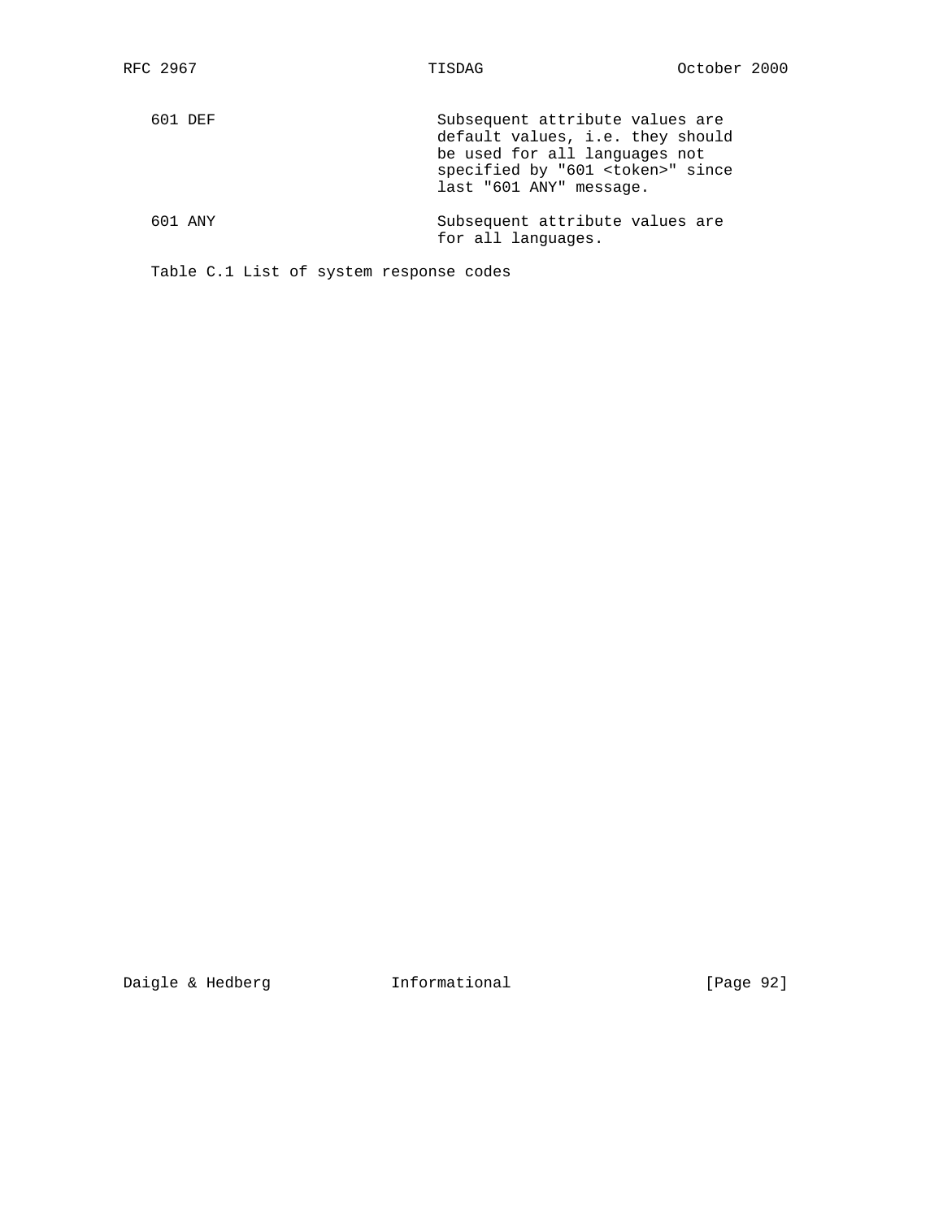| Code | Description |
| --- | --- |
| 601 DEF | Subsequent attribute values are default values, i.e. they should be used for all languages not specified by "601 <token>" since last "601 ANY" message. |
| 601 ANY | Subsequent attribute values are for all languages. |

Table C.1 List of system response codes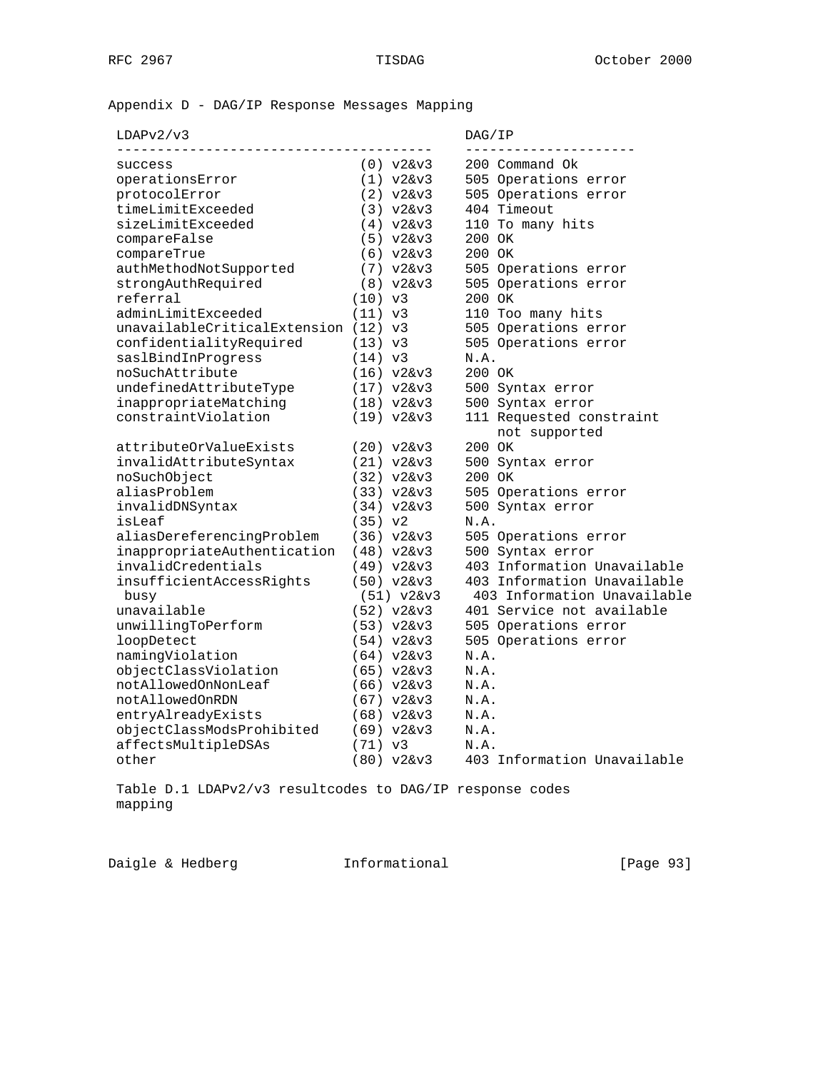## Appendix D - DAG/IP Response Messages Mapping

| LDAPv2/v3 | | DAG/IP |
|---|---|---|
| success | (0) v2&v3 | 200 Command Ok |
| operationsError | (1) v2&v3 | 505 Operations error |
| protocolError | (2) v2&v3 | 505 Operations error |
| timeLimitExceeded | (3) v2&v3 | 404 Timeout |
| sizeLimitExceeded | (4) v2&v3 | 110 To many hits |
| compareFalse | (5) v2&v3 | 200 OK |
| compareTrue | (6) v2&v3 | 200 OK |
| authMethodNotSupported | (7) v2&v3 | 505 Operations error |
| strongAuthRequired | (8) v2&v3 | 505 Operations error |
| referral | (10) v3 | 200 OK |
| adminLimitExceeded | (11) v3 | 110 Too many hits |
| unavailableCriticalExtension | (12) v3 | 505 Operations error |
| confidentialityRequired | (13) v3 | 505 Operations error |
| saslBindInProgress | (14) v3 | N.A. |
| noSuchAttribute | (16) v2&v3 | 200 OK |
| undefinedAttributeType | (17) v2&v3 | 500 Syntax error |
| inappropriateMatching | (18) v2&v3 | 500 Syntax error |
| constraintViolation | (19) v2&v3 | 111 Requested constraint not supported |
| attributeOrValueExists | (20) v2&v3 | 200 OK |
| invalidAttributeSyntax | (21) v2&v3 | 500 Syntax error |
| noSuchObject | (32) v2&v3 | 200 OK |
| aliasProblem | (33) v2&v3 | 505 Operations error |
| invalidDNSyntax | (34) v2&v3 | 500 Syntax error |
| isLeaf | (35) v2 | N.A. |
| aliasDereferencingProblem | (36) v2&v3 | 505 Operations error |
| inappropriateAuthentication | (48) v2&v3 | 500 Syntax error |
| invalidCredentials | (49) v2&v3 | 403 Information Unavailable |
| insufficientAccessRights | (50) v2&v3 | 403 Information Unavailable |
| busy | (51) v2&v3 | 403 Information Unavailable |
| unavailable | (52) v2&v3 | 401 Service not available |
| unwillingToPerform | (53) v2&v3 | 505 Operations error |
| loopDetect | (54) v2&v3 | 505 Operations error |
| namingViolation | (64) v2&v3 | N.A. |
| objectClassViolation | (65) v2&v3 | N.A. |
| notAllowedOnNonLeaf | (66) v2&v3 | N.A. |
| notAllowedOnRDN | (67) v2&v3 | N.A. |
| entryAlreadyExists | (68) v2&v3 | N.A. |
| objectClassModsProhibited | (69) v2&v3 | N.A. |
| affectsMultipleDSAs | (71) v3 | N.A. |
| other | (80) v2&v3 | 403 Information Unavailable |

Table D.1 LDAPv2/v3 resultcodes to DAG/IP response codes mapping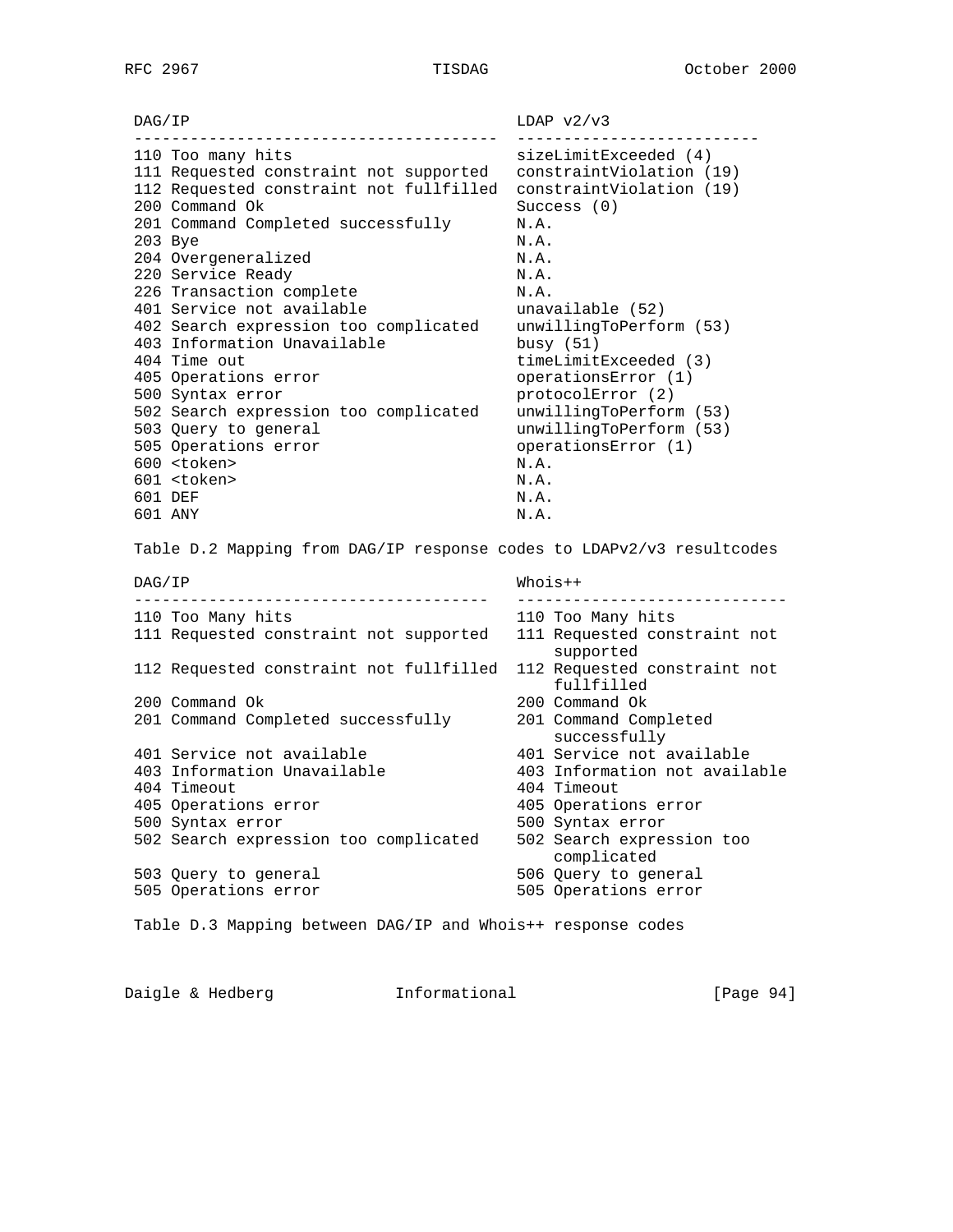| DAG/IP | LDAP v2/v3 |
|---|---|
| 110 Too many hits | sizeLimitExceeded (4) |
| 111 Requested constraint not supported | constraintViolation (19) |
| 112 Requested constraint not fullfilled | constraintViolation (19) |
| 200 Command Ok | Success (0) |
| 201 Command Completed successfully | N.A. |
| 203 Bye | N.A. |
| 204 Overgeneralized | N.A. |
| 220 Service Ready | N.A. |
| 226 Transaction complete | N.A. |
| 401 Service not available | unavailable (52) |
| 402 Search expression too complicated | unwillingToPerform (53) |
| 403 Information Unavailable | busy (51) |
| 404 Time out | timeLimitExceeded (3) |
| 405 Operations error | operationsError (1) |
| 500 Syntax error | protocolError (2) |
| 502 Search expression too complicated | unwillingToPerform (53) |
| 503 Query to general | unwillingToPerform (53) |
| 505 Operations error | operationsError (1) |
| 600 <token> | N.A. |
| 601 <token> | N.A. |
| 601 DEF | N.A. |
| 601 ANY | N.A. |

Table D.2 Mapping from DAG/IP response codes to LDAPv2/v3 resultcodes

| DAG/IP | Whois++ |
|---|---|
| 110 Too Many hits | 110 Too Many hits |
| 111 Requested constraint not supported | 111 Requested constraint not supported |
| 112 Requested constraint not fullfilled | 112 Requested constraint not fullfilled |
| 200 Command Ok | 200 Command Ok |
| 201 Command Completed successfully | 201 Command Completed successfully |
| 401 Service not available | 401 Service not available |
| 403 Information Unavailable | 403 Information not available |
| 404 Timeout | 404 Timeout |
| 405 Operations error | 405 Operations error |
| 500 Syntax error | 500 Syntax error |
| 502 Search expression too complicated | 502 Search expression too complicated |
| 503 Query to general | 506 Query to general |
| 505 Operations error | 505 Operations error |

Table D.3 Mapping between DAG/IP and Whois++ response codes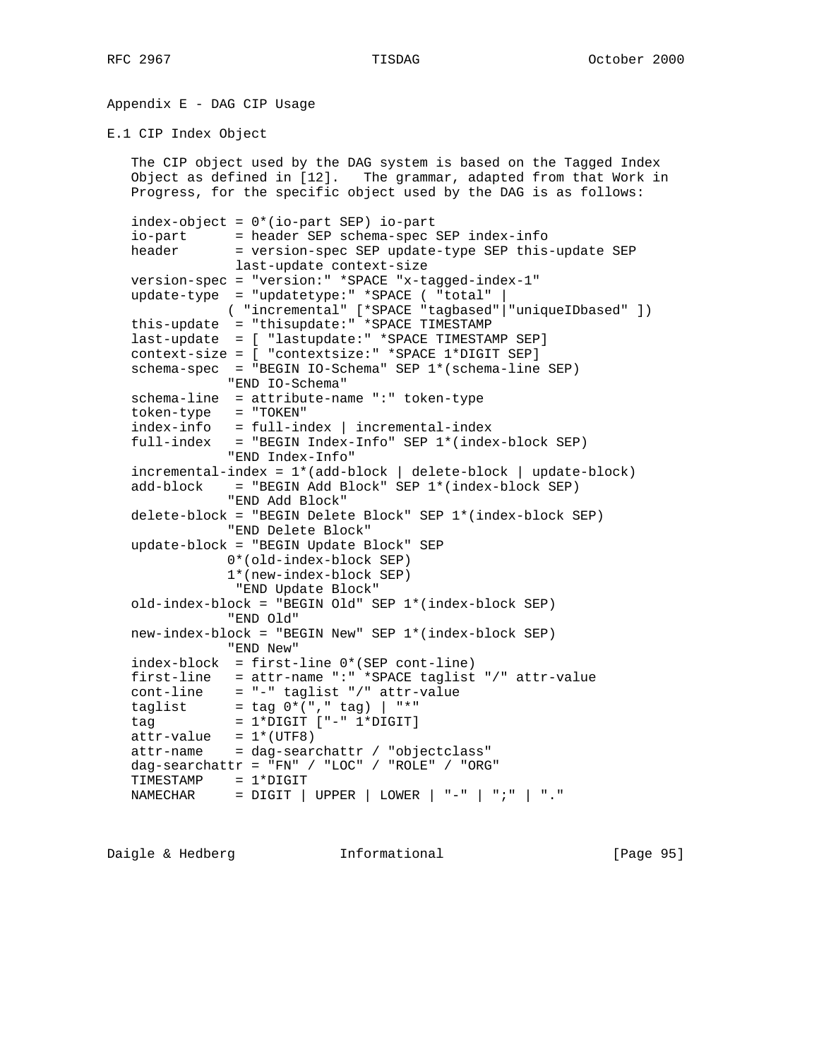# Appendix E - DAG CIP Usage

## E.1 CIP Index Object

The CIP object used by the DAG system is based on the Tagged Index Object as defined in [12]. The grammar, adapted from that Work in Progress, for the specific object used by the DAG is as follows:

```
index-object = 0*(io-part SEP) io-part
io-part      = header SEP schema-spec SEP index-info
header       = version-spec SEP update-type SEP this-update SEP
               last-update context-size
version-spec = "version:" *SPACE "x-tagged-index-1"
update-type  = "updatetype:" *SPACE ( "total" |
             ( "incremental" [*SPACE "tagbased"|"uniqueIDbased" ])
this-update  = "thisupdate:" *SPACE TIMESTAMP
last-update  = [ "lastupdate:" *SPACE TIMESTAMP SEP]
context-size = [ "contextsize:" *SPACE 1*DIGIT SEP]
schema-spec  = "BEGIN IO-Schema" SEP 1*(schema-line SEP)
             "END IO-Schema"
schema-line  = attribute-name ":" token-type
token-type   = "TOKEN"
index-info   = full-index | incremental-index
full-index   = "BEGIN Index-Info" SEP 1*(index-block SEP)
             "END Index-Info"
incremental-index = 1*(add-block | delete-block | update-block)
add-block    = "BEGIN Add Block" SEP 1*(index-block SEP)
             "END Add Block"
delete-block = "BEGIN Delete Block" SEP 1*(index-block SEP)
             "END Delete Block"
update-block = "BEGIN Update Block" SEP
             0*(old-index-block SEP)
             1*(new-index-block SEP)
              "END Update Block"
old-index-block = "BEGIN Old" SEP 1*(index-block SEP)
             "END Old"
new-index-block = "BEGIN New" SEP 1*(index-block SEP)
             "END New"
index-block  = first-line 0*(SEP cont-line)
first-line   = attr-name ":" *SPACE taglist "/" attr-value
cont-line    = "-" taglist "/" attr-value
taglist      = tag 0*("," tag) | "*"
tag          = 1*DIGIT ["-" 1*DIGIT]
attr-value   = 1*(UTF8)
attr-name    = dag-searchattr / "objectclass"
dag-searchattr = "FN" / "LOC" / "ROLE" / "ORG"
TIMESTAMP    = 1*DIGIT
NAMECHAR     = DIGIT | UPPER | LOWER | "-" | ";" | "."
```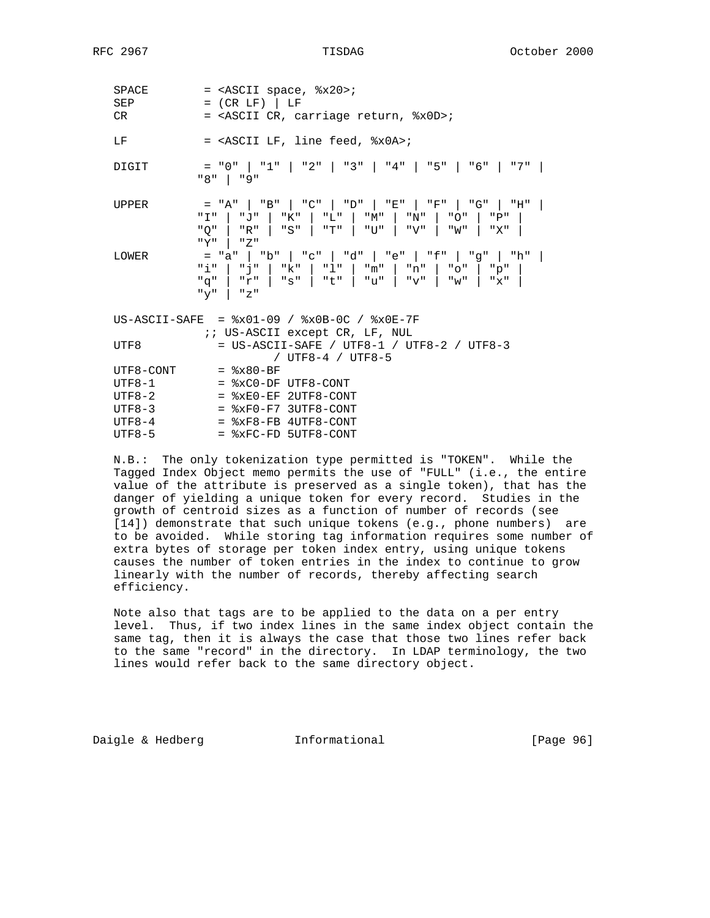```
   SPACE        = <ASCII space, %x20>;
   SEP          = (CR LF) | LF
   CR           = <ASCII CR, carriage return, %x0D>;

   LF           = <ASCII LF, line feed, %x0A>;

   DIGIT        = "0" | "1" | "2" | "3" | "4" | "5" | "6" | "7" |
                "8" | "9"

   UPPER        = "A" | "B" | "C" | "D" | "E" | "F" | "G" | "H" |
                "I" | "J" | "K" | "L" | "M" | "N" | "O" | "P" |
                "Q" | "R" | "S" | "T" | "U" | "V" | "W" | "X" |
                "Y" | "Z"
   LOWER        = "a" | "b" | "c" | "d" | "e" | "f" | "g" | "h" |
                "i" | "j" | "k" | "l" | "m" | "n" | "o" | "p" |
                "q" | "r" | "s" | "t" | "u" | "v" | "w" | "x" |
                "y" | "z"

   US-ASCII-SAFE  = %x01-09 / %x0B-0C / %x0E-7F
                ;; US-ASCII except CR, LF, NUL
   UTF8           = US-ASCII-SAFE / UTF8-1 / UTF8-2 / UTF8-3
                          / UTF8-4 / UTF8-5
   UTF8-CONT      = %x80-BF
   UTF8-1         = %xC0-DF UTF8-CONT
   UTF8-2         = %xE0-EF 2UTF8-CONT
   UTF8-3         = %xF0-F7 3UTF8-CONT
   UTF8-4         = %xF8-FB 4UTF8-CONT
   UTF8-5         = %xFC-FD 5UTF8-CONT
```

N.B.: The only tokenization type permitted is "TOKEN". While the Tagged Index Object memo permits the use of "FULL" (i.e., the entire value of the attribute is preserved as a single token), that has the danger of yielding a unique token for every record. Studies in the growth of centroid sizes as a function of number of records (see [14]) demonstrate that such unique tokens (e.g., phone numbers) are to be avoided. While storing tag information requires some number of extra bytes of storage per token index entry, using unique tokens causes the number of token entries in the index to continue to grow linearly with the number of records, thereby affecting search efficiency.

Note also that tags are to be applied to the data on a per entry level. Thus, if two index lines in the same index object contain the same tag, then it is always the case that those two lines refer back to the same "record" in the directory. In LDAP terminology, the two lines would refer back to the same directory object.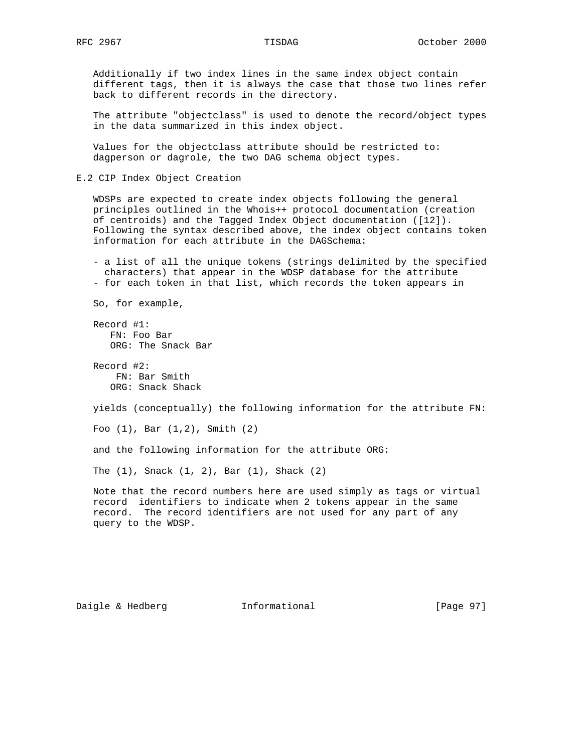Additionally if two index lines in the same index object contain different tags, then it is always the case that those two lines refer back to different records in the directory.

The attribute "objectclass" is used to denote the record/object types in the data summarized in this index object.

Values for the objectclass attribute should be restricted to: dagperson or dagrole, the two DAG schema object types.

## E.2 CIP Index Object Creation

WDSPs are expected to create index objects following the general principles outlined in the Whois++ protocol documentation (creation of centroids) and the Tagged Index Object documentation ([12]). Following the syntax described above, the index object contains token information for each attribute in the DAGSchema:

- a list of all the unique tokens (strings delimited by the specified characters) that appear in the WDSP database for the attribute
- for each token in that list, which records the token appears in

So, for example,

```
Record #1:
   FN: Foo Bar
   ORG: The Snack Bar

Record #2:
    FN: Bar Smith
   ORG: Snack Shack
```

yields (conceptually) the following information for the attribute FN:

Foo (1), Bar (1,2), Smith (2)

and the following information for the attribute ORG:

The (1), Snack (1, 2), Bar (1), Shack (2)

Note that the record numbers here are used simply as tags or virtual record identifiers to indicate when 2 tokens appear in the same record. The record identifiers are not used for any part of any query to the WDSP.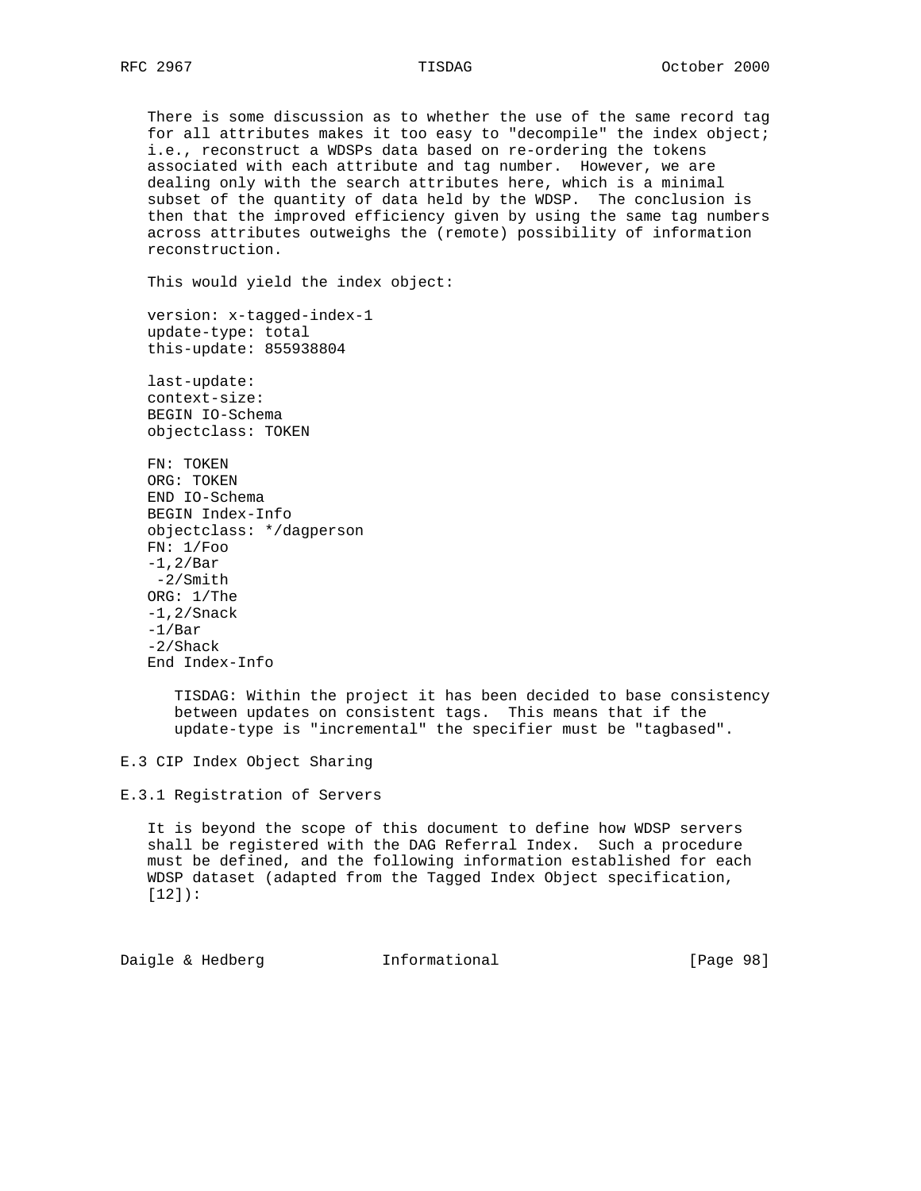There is some discussion as to whether the use of the same record tag for all attributes makes it too easy to "decompile" the index object; i.e., reconstruct a WDSPs data based on re-ordering the tokens associated with each attribute and tag number. However, we are dealing only with the search attributes here, which is a minimal subset of the quantity of data held by the WDSP. The conclusion is then that the improved efficiency given by using the same tag numbers across attributes outweighs the (remote) possibility of information reconstruction.

This would yield the index object:

```
version: x-tagged-index-1
update-type: total
this-update: 855938804

last-update:
context-size:
BEGIN IO-Schema
objectclass: TOKEN

FN: TOKEN
ORG: TOKEN
END IO-Schema
BEGIN Index-Info
objectclass: */dagperson
FN: 1/Foo
-1,2/Bar
 -2/Smith
ORG: 1/The
-1,2/Snack
-1/Bar
-2/Shack
End Index-Info
```

TISDAG: Within the project it has been decided to base consistency between updates on consistent tags. This means that if the update-type is "incremental" the specifier must be "tagbased".

## E.3 CIP Index Object Sharing

### E.3.1 Registration of Servers

It is beyond the scope of this document to define how WDSP servers shall be registered with the DAG Referral Index. Such a procedure must be defined, and the following information established for each WDSP dataset (adapted from the Tagged Index Object specification, [12]):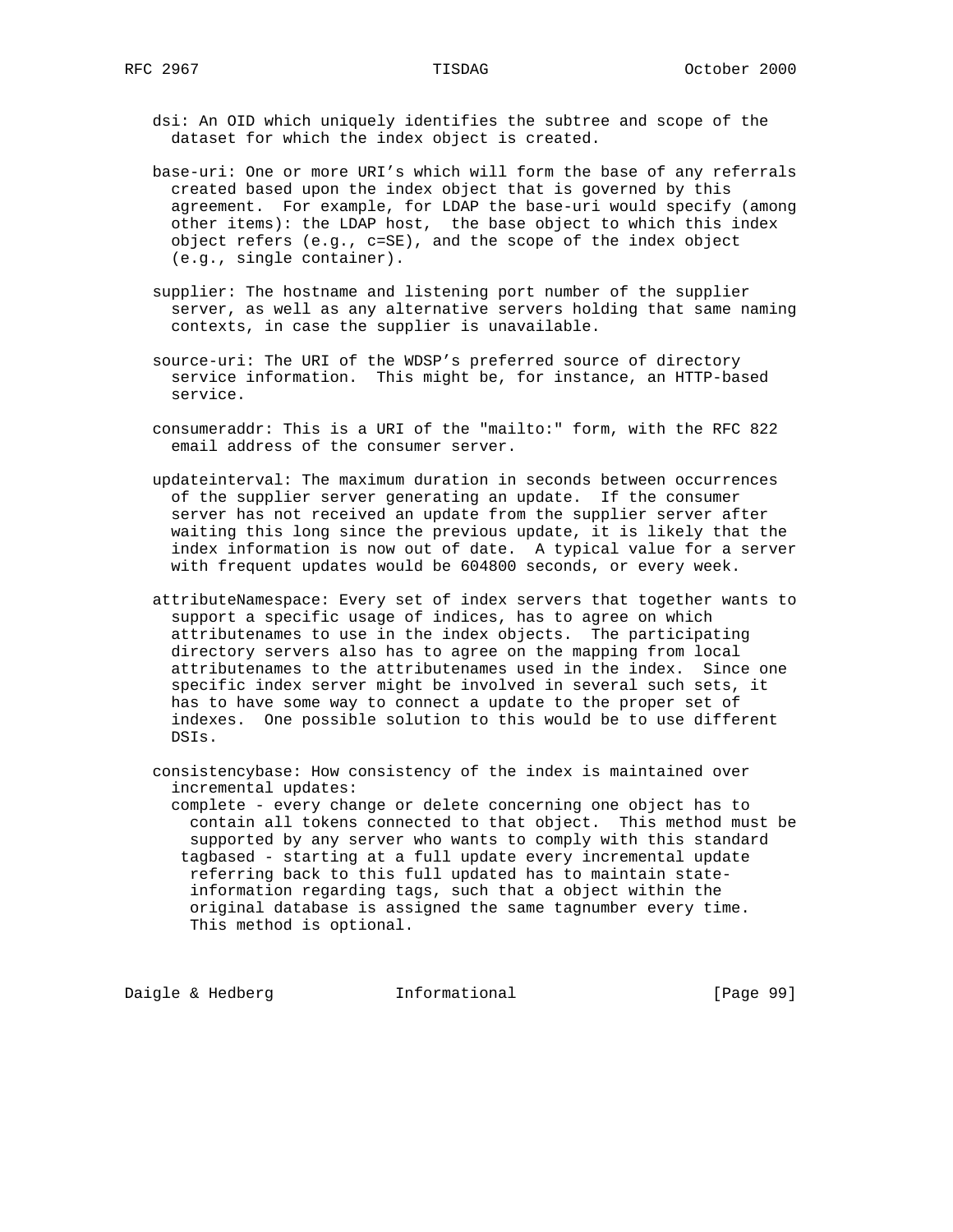dsi: An OID which uniquely identifies the subtree and scope of the dataset for which the index object is created.

base-uri: One or more URI's which will form the base of any referrals created based upon the index object that is governed by this agreement. For example, for LDAP the base-uri would specify (among other items): the LDAP host, the base object to which this index object refers (e.g., c=SE), and the scope of the index object (e.g., single container).

supplier: The hostname and listening port number of the supplier server, as well as any alternative servers holding that same naming contexts, in case the supplier is unavailable.

source-uri: The URI of the WDSP's preferred source of directory service information. This might be, for instance, an HTTP-based service.

consumeraddr: This is a URI of the "mailto:" form, with the RFC 822 email address of the consumer server.

updateinterval: The maximum duration in seconds between occurrences of the supplier server generating an update. If the consumer server has not received an update from the supplier server after waiting this long since the previous update, it is likely that the index information is now out of date. A typical value for a server with frequent updates would be 604800 seconds, or every week.

attributeNamespace: Every set of index servers that together wants to support a specific usage of indices, has to agree on which attributenames to use in the index objects. The participating directory servers also has to agree on the mapping from local attributenames to the attributenames used in the index. Since one specific index server might be involved in several such sets, it has to have some way to connect a update to the proper set of indexes. One possible solution to this would be to use different DSIs.

consistencybase: How consistency of the index is maintained over incremental updates:
- complete - every change or delete concerning one object has to contain all tokens connected to that object. This method must be supported by any server who wants to comply with this standard
- tagbased - starting at a full update every incremental update referring back to this full updated has to maintain state-information regarding tags, such that a object within the original database is assigned the same tagnumber every time. This method is optional.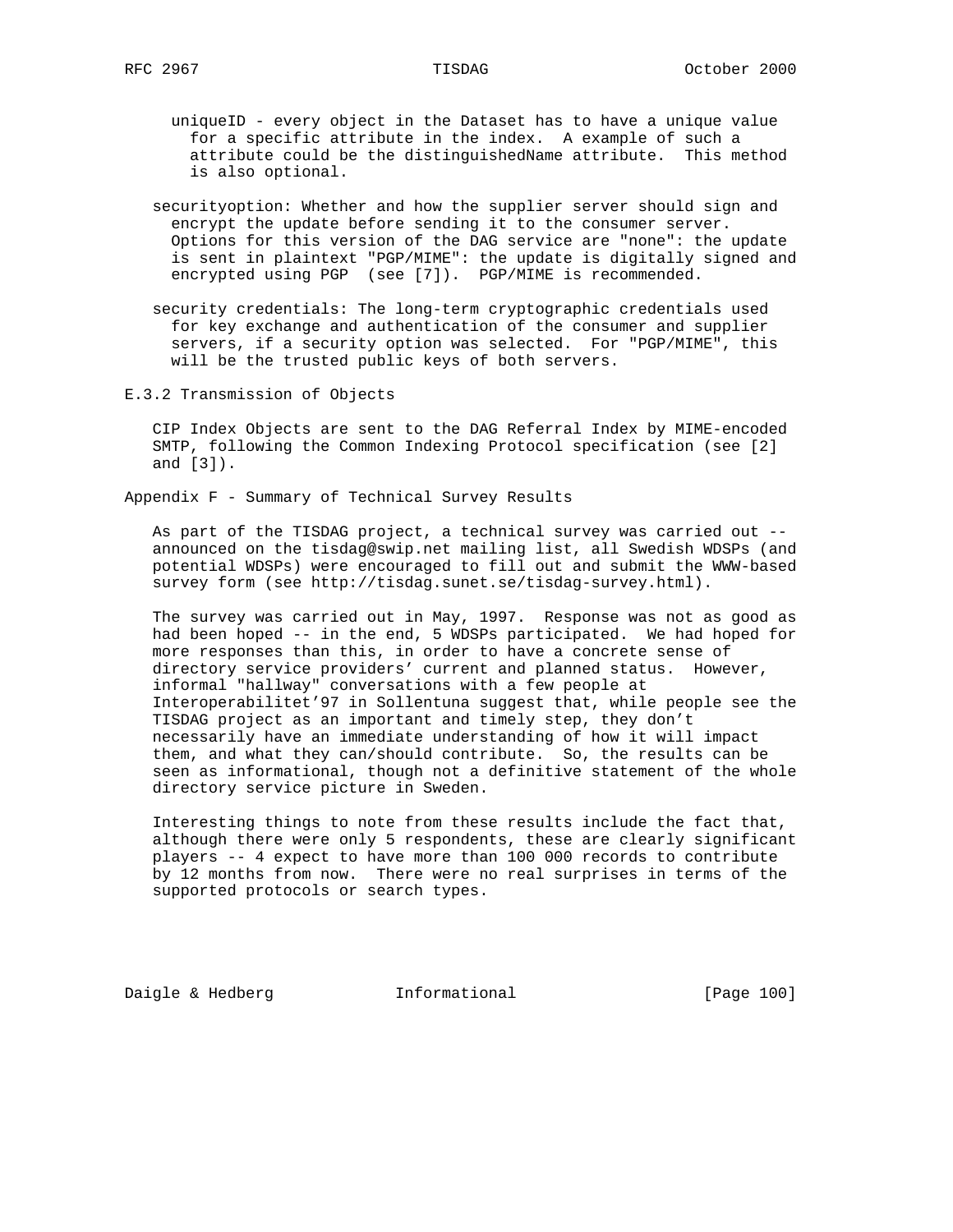uniqueID - every object in the Dataset has to have a unique value for a specific attribute in the index. A example of such a attribute could be the distinguishedName attribute. This method is also optional.

securityoption: Whether and how the supplier server should sign and encrypt the update before sending it to the consumer server. Options for this version of the DAG service are "none": the update is sent in plaintext "PGP/MIME": the update is digitally signed and encrypted using PGP (see [7]). PGP/MIME is recommended.

security credentials: The long-term cryptographic credentials used for key exchange and authentication of the consumer and supplier servers, if a security option was selected. For "PGP/MIME", this will be the trusted public keys of both servers.

### E.3.2 Transmission of Objects

CIP Index Objects are sent to the DAG Referral Index by MIME-encoded SMTP, following the Common Indexing Protocol specification (see [2] and [3]).

## Appendix F - Summary of Technical Survey Results

As part of the TISDAG project, a technical survey was carried out -- announced on the tisdag@swip.net mailing list, all Swedish WDSPs (and potential WDSPs) were encouraged to fill out and submit the WWW-based survey form (see http://tisdag.sunet.se/tisdag-survey.html).

The survey was carried out in May, 1997. Response was not as good as had been hoped -- in the end, 5 WDSPs participated. We had hoped for more responses than this, in order to have a concrete sense of directory service providers' current and planned status. However, informal "hallway" conversations with a few people at Interoperabilitet'97 in Sollentuna suggest that, while people see the TISDAG project as an important and timely step, they don't necessarily have an immediate understanding of how it will impact them, and what they can/should contribute. So, the results can be seen as informational, though not a definitive statement of the whole directory service picture in Sweden.

Interesting things to note from these results include the fact that, although there were only 5 respondents, these are clearly significant players -- 4 expect to have more than 100 000 records to contribute by 12 months from now. There were no real surprises in terms of the supported protocols or search types.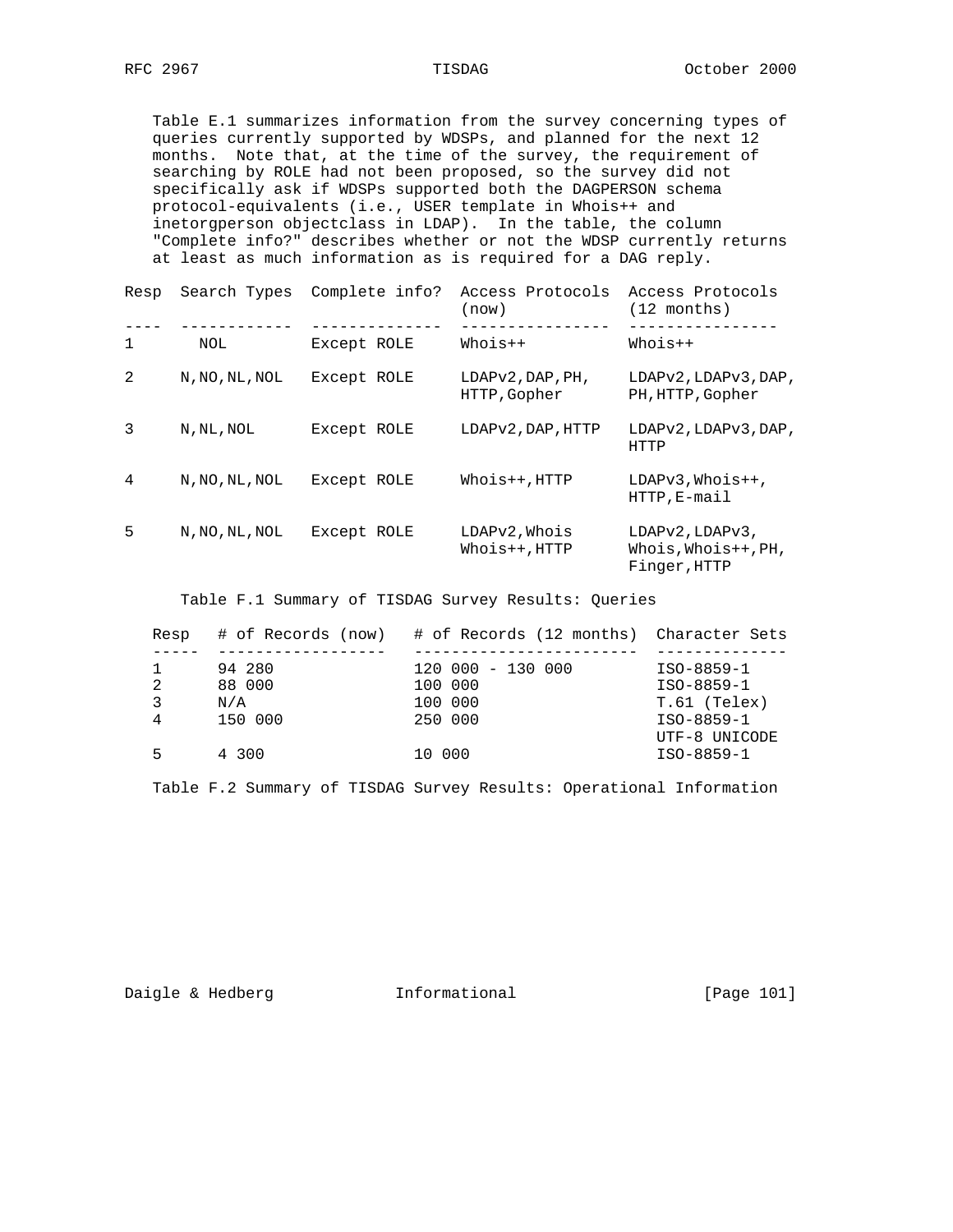Table E.1 summarizes information from the survey concerning types of queries currently supported by WDSPs, and planned for the next 12 months. Note that, at the time of the survey, the requirement of searching by ROLE had not been proposed, so the survey did not specifically ask if WDSPs supported both the DAGPERSON schema protocol-equivalents (i.e., USER template in Whois++ and inetorgperson objectclass in LDAP). In the table, the column "Complete info?" describes whether or not the WDSP currently returns at least as much information as is required for a DAG reply.

| Resp | Search Types | Complete info? | Access Protocols (now) | Access Protocols (12 months) |
|---|---|---|---|---|
| 1 | NOL | Except ROLE | Whois++ | Whois++ |
| 2 | N,NO,NL,NOL | Except ROLE | LDAPv2,DAP,PH, HTTP,Gopher | LDAPv2,LDAPv3,DAP, PH,HTTP,Gopher |
| 3 | N,NL,NOL | Except ROLE | LDAPv2,DAP,HTTP | LDAPv2,LDAPv3,DAP, HTTP |
| 4 | N,NO,NL,NOL | Except ROLE | Whois++,HTTP | LDAPv3,Whois++, HTTP,E-mail |
| 5 | N,NO,NL,NOL | Except ROLE | LDAPv2,Whois Whois++,HTTP | LDAPv2,LDAPv3, Whois,Whois++,PH, Finger,HTTP |

Table F.1 Summary of TISDAG Survey Results: Queries

| Resp | # of Records (now) | # of Records (12 months) | Character Sets |
|---|---|---|---|
| 1 | 94 280 | 120 000 - 130 000 | ISO-8859-1 |
| 2 | 88 000 | 100 000 | ISO-8859-1 |
| 3 | N/A | 100 000 | T.61 (Telex) |
| 4 | 150 000 | 250 000 | ISO-8859-1 UTF-8 UNICODE |
| 5 | 4 300 | 10 000 | ISO-8859-1 |

Table F.2 Summary of TISDAG Survey Results: Operational Information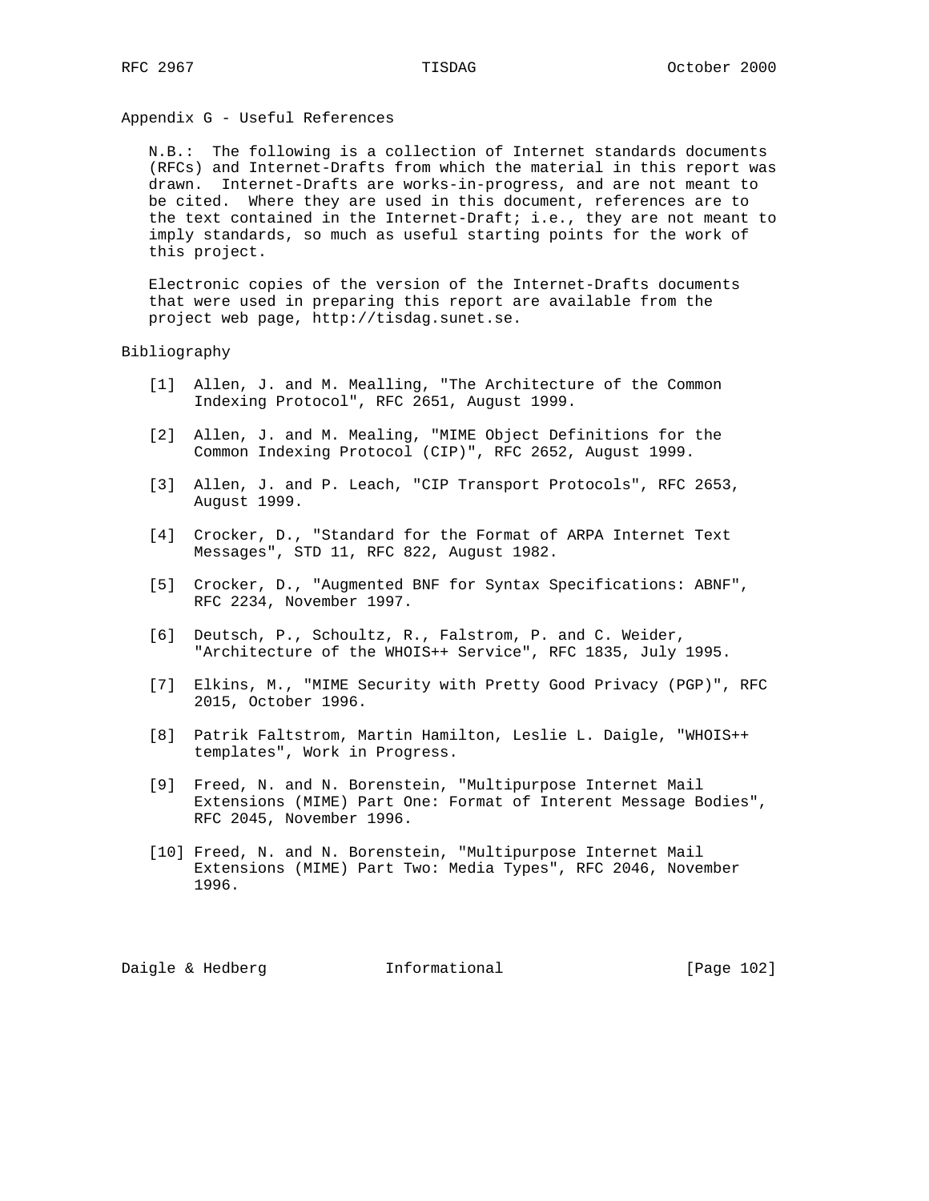## Appendix G - Useful References

N.B.: The following is a collection of Internet standards documents (RFCs) and Internet-Drafts from which the material in this report was drawn. Internet-Drafts are works-in-progress, and are not meant to be cited. Where they are used in this document, references are to the text contained in the Internet-Draft; i.e., they are not meant to imply standards, so much as useful starting points for the work of this project.

Electronic copies of the version of the Internet-Drafts documents that were used in preparing this report are available from the project web page, http://tisdag.sunet.se.

### Bibliography

[1] Allen, J. and M. Mealling, "The Architecture of the Common Indexing Protocol", RFC 2651, August 1999.

[2] Allen, J. and M. Mealing, "MIME Object Definitions for the Common Indexing Protocol (CIP)", RFC 2652, August 1999.

[3] Allen, J. and P. Leach, "CIP Transport Protocols", RFC 2653, August 1999.

[4] Crocker, D., "Standard for the Format of ARPA Internet Text Messages", STD 11, RFC 822, August 1982.

[5] Crocker, D., "Augmented BNF for Syntax Specifications: ABNF", RFC 2234, November 1997.

[6] Deutsch, P., Schoultz, R., Falstrom, P. and C. Weider, "Architecture of the WHOIS++ Service", RFC 1835, July 1995.

[7] Elkins, M., "MIME Security with Pretty Good Privacy (PGP)", RFC 2015, October 1996.

[8] Patrik Faltstrom, Martin Hamilton, Leslie L. Daigle, "WHOIS++ templates", Work in Progress.

[9] Freed, N. and N. Borenstein, "Multipurpose Internet Mail Extensions (MIME) Part One: Format of Interent Message Bodies", RFC 2045, November 1996.

[10] Freed, N. and N. Borenstein, "Multipurpose Internet Mail Extensions (MIME) Part Two: Media Types", RFC 2046, November 1996.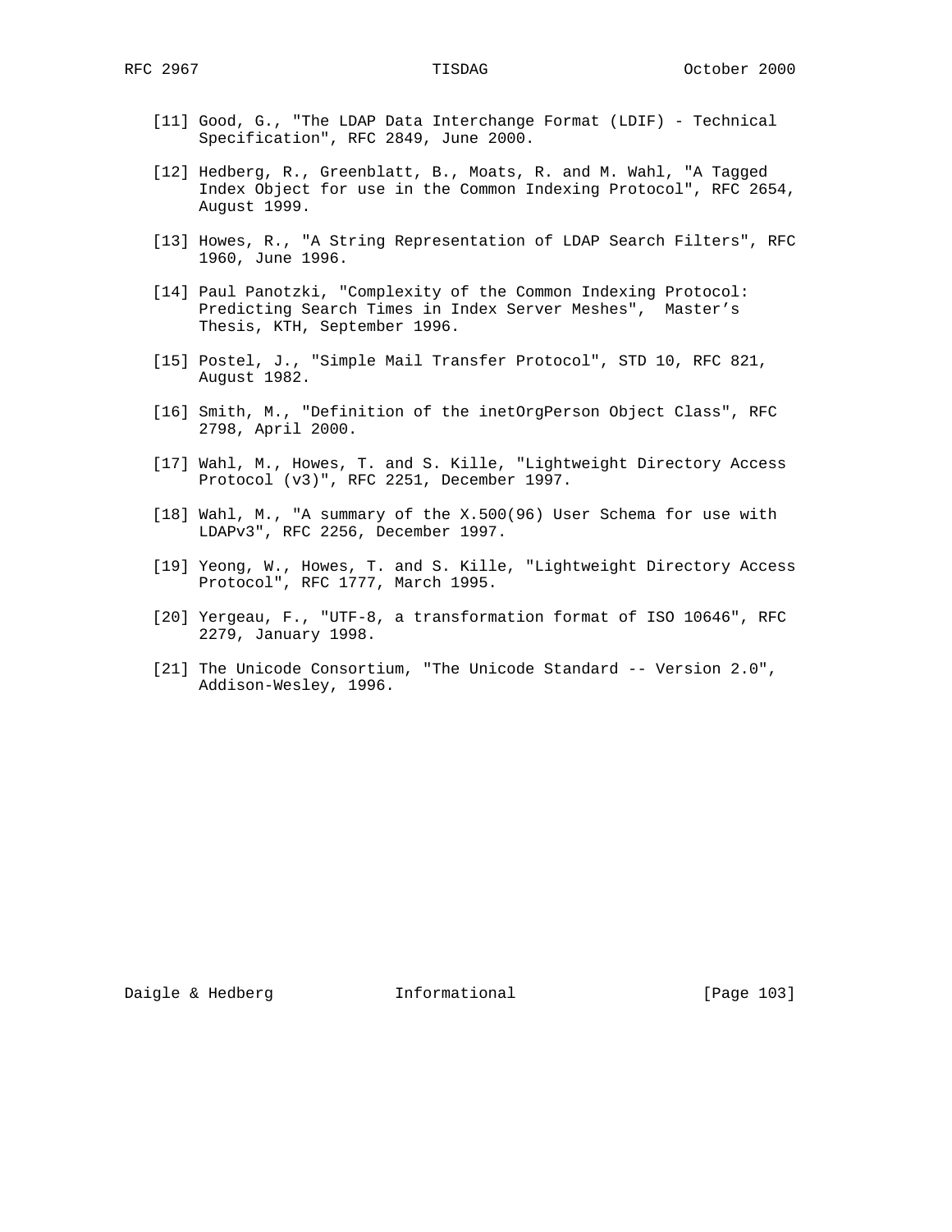[11] Good, G., "The LDAP Data Interchange Format (LDIF) - Technical Specification", RFC 2849, June 2000.

[12] Hedberg, R., Greenblatt, B., Moats, R. and M. Wahl, "A Tagged Index Object for use in the Common Indexing Protocol", RFC 2654, August 1999.

[13] Howes, R., "A String Representation of LDAP Search Filters", RFC 1960, June 1996.

[14] Paul Panotzki, "Complexity of the Common Indexing Protocol: Predicting Search Times in Index Server Meshes", Master's Thesis, KTH, September 1996.

[15] Postel, J., "Simple Mail Transfer Protocol", STD 10, RFC 821, August 1982.

[16] Smith, M., "Definition of the inetOrgPerson Object Class", RFC 2798, April 2000.

[17] Wahl, M., Howes, T. and S. Kille, "Lightweight Directory Access Protocol (v3)", RFC 2251, December 1997.

[18] Wahl, M., "A summary of the X.500(96) User Schema for use with LDAPv3", RFC 2256, December 1997.

[19] Yeong, W., Howes, T. and S. Kille, "Lightweight Directory Access Protocol", RFC 1777, March 1995.

[20] Yergeau, F., "UTF-8, a transformation format of ISO 10646", RFC 2279, January 1998.

[21] The Unicode Consortium, "The Unicode Standard -- Version 2.0", Addison-Wesley, 1996.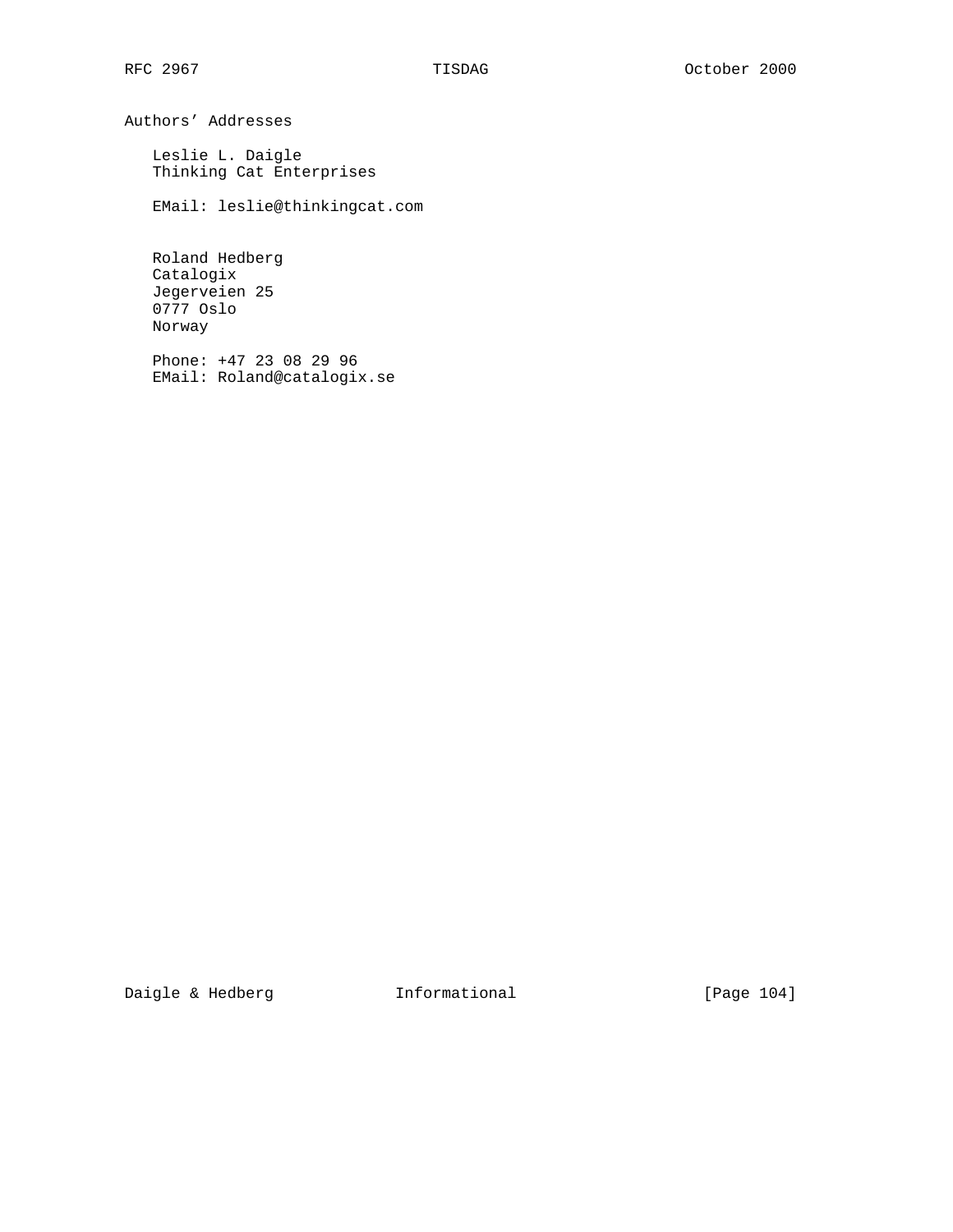# Authors' Addresses

Leslie L. Daigle
Thinking Cat Enterprises

EMail: leslie@thinkingcat.com

Roland Hedberg
Catalogix
Jegerveien 25
0777 Oslo
Norway

Phone: +47 23 08 29 96
EMail: Roland@catalogix.se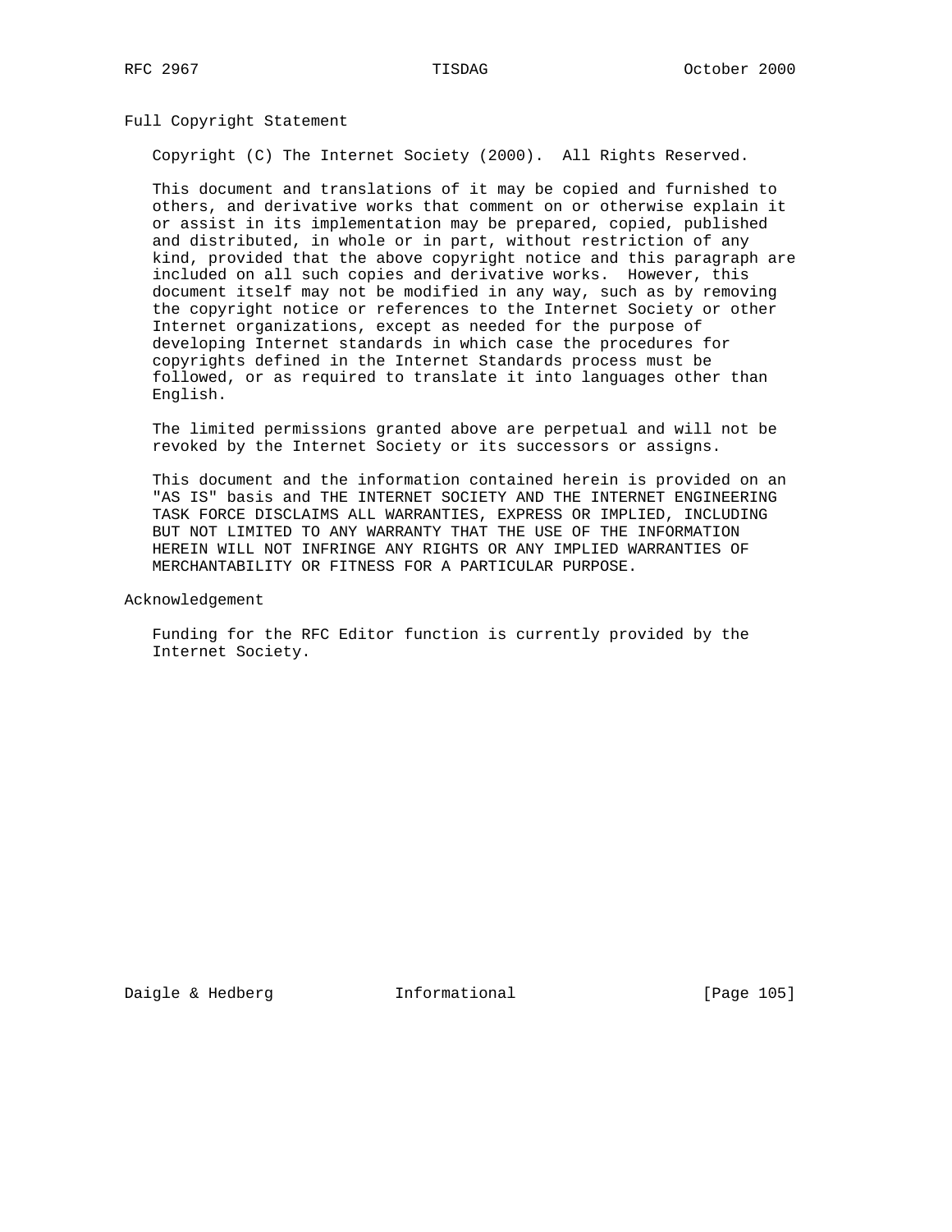## Full Copyright Statement

Copyright (C) The Internet Society (2000). All Rights Reserved.

This document and translations of it may be copied and furnished to others, and derivative works that comment on or otherwise explain it or assist in its implementation may be prepared, copied, published and distributed, in whole or in part, without restriction of any kind, provided that the above copyright notice and this paragraph are included on all such copies and derivative works. However, this document itself may not be modified in any way, such as by removing the copyright notice or references to the Internet Society or other Internet organizations, except as needed for the purpose of developing Internet standards in which case the procedures for copyrights defined in the Internet Standards process must be followed, or as required to translate it into languages other than English.

The limited permissions granted above are perpetual and will not be revoked by the Internet Society or its successors or assigns.

This document and the information contained herein is provided on an "AS IS" basis and THE INTERNET SOCIETY AND THE INTERNET ENGINEERING TASK FORCE DISCLAIMS ALL WARRANTIES, EXPRESS OR IMPLIED, INCLUDING BUT NOT LIMITED TO ANY WARRANTY THAT THE USE OF THE INFORMATION HEREIN WILL NOT INFRINGE ANY RIGHTS OR ANY IMPLIED WARRANTIES OF MERCHANTABILITY OR FITNESS FOR A PARTICULAR PURPOSE.

## Acknowledgement

Funding for the RFC Editor function is currently provided by the Internet Society.